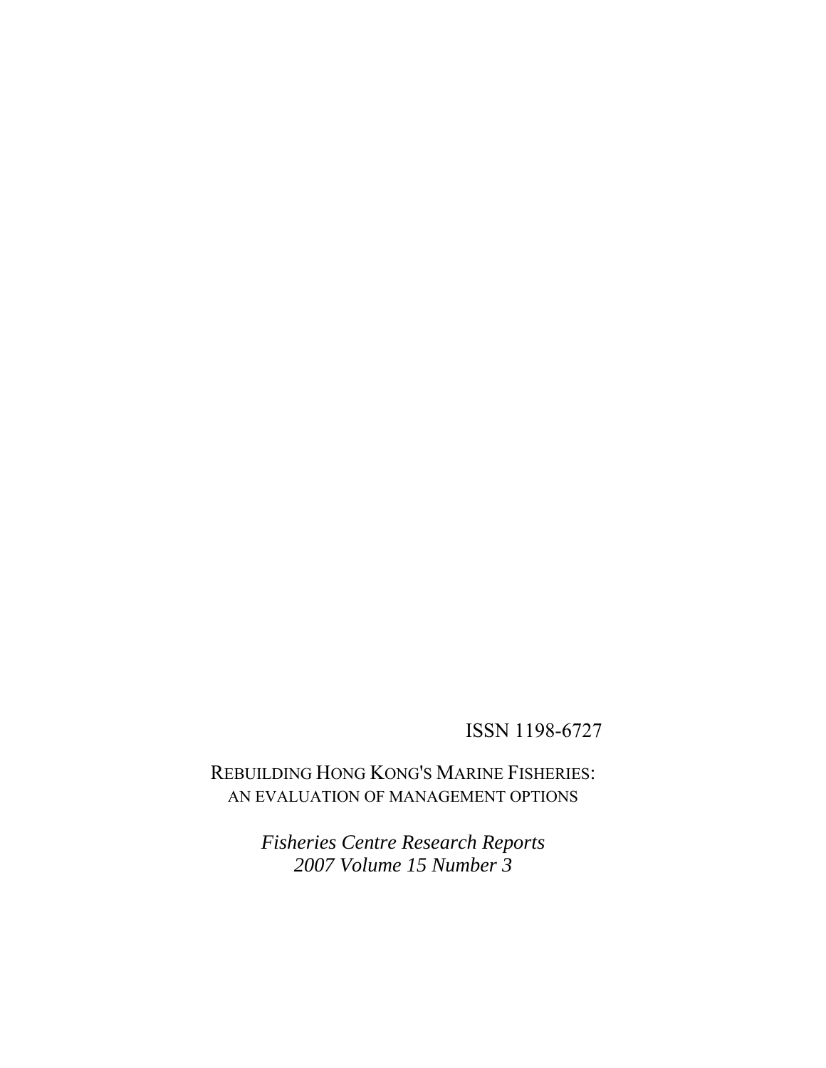ISSN 1198-6727

# REBUILDING HONG KONG'S MARINE FISHERIES:
## AN EVALUATION OF MANAGEMENT OPTIONS

*Fisheries Centre Research Reports*
*2007 Volume 15 Number 3*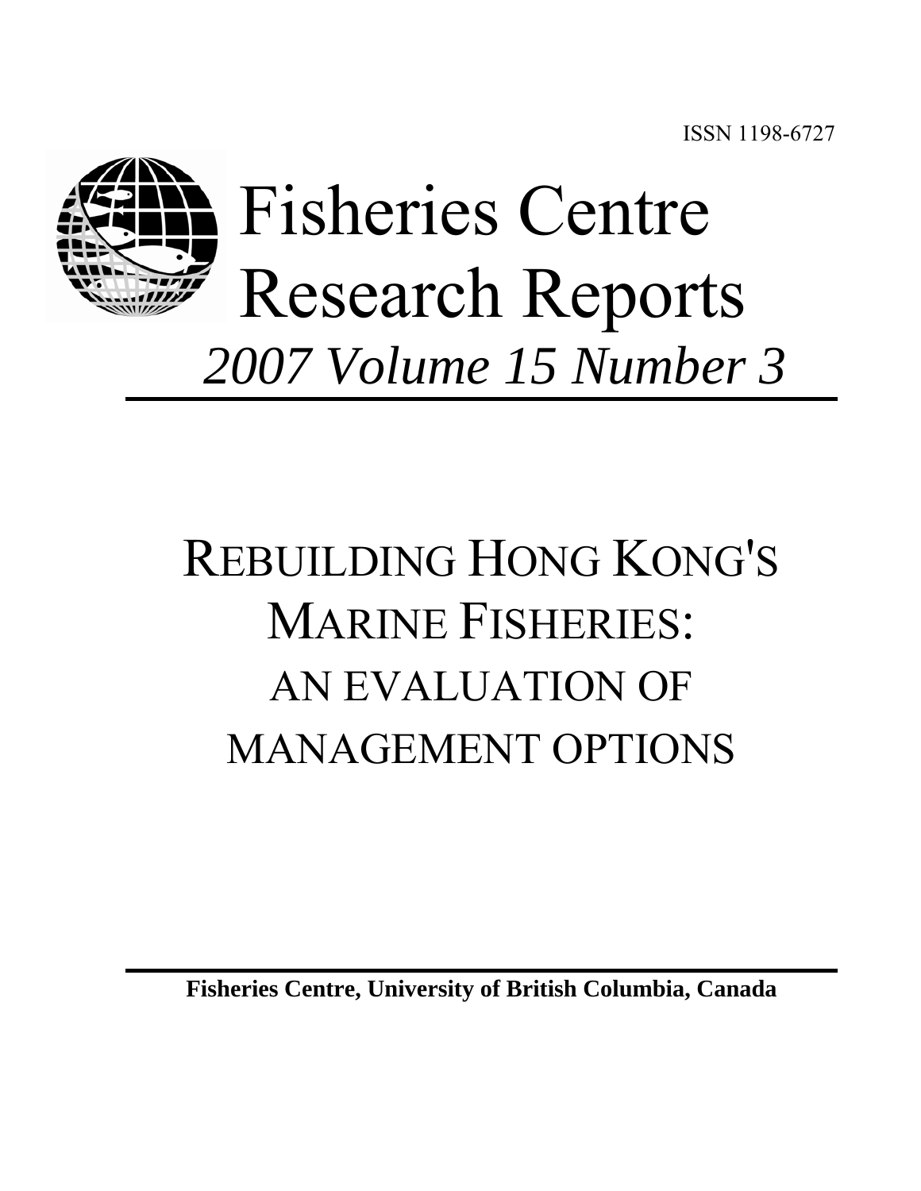ISSN 1198-6727

# Fisheries Centre Research Reports

*2007 Volume 15 Number 3*

# REBUILDING HONG KONG'S MARINE FISHERIES: AN EVALUATION OF MANAGEMENT OPTIONS

**Fisheries Centre, University of British Columbia, Canada**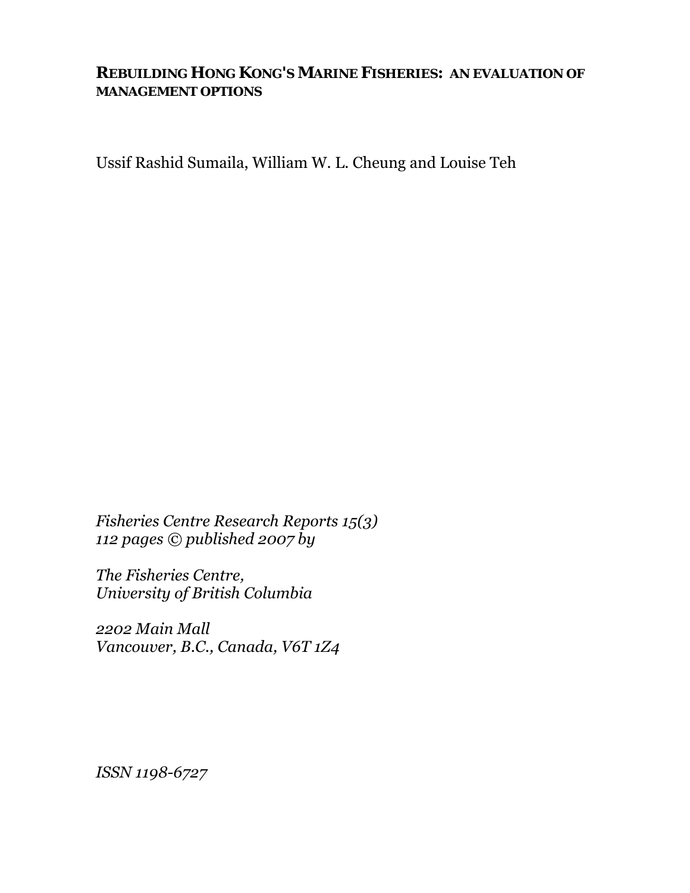# REBUILDING HONG KONG'S MARINE FISHERIES: AN EVALUATION OF MANAGEMENT OPTIONS

Ussif Rashid Sumaila, William W. L. Cheung and Louise Teh

*Fisheries Centre Research Reports 15(3)*
*112 pages © published 2007 by*

*The Fisheries Centre,*
*University of British Columbia*

*2202 Main Mall*
*Vancouver, B.C., Canada, V6T 1Z4*

*ISSN 1198-6727*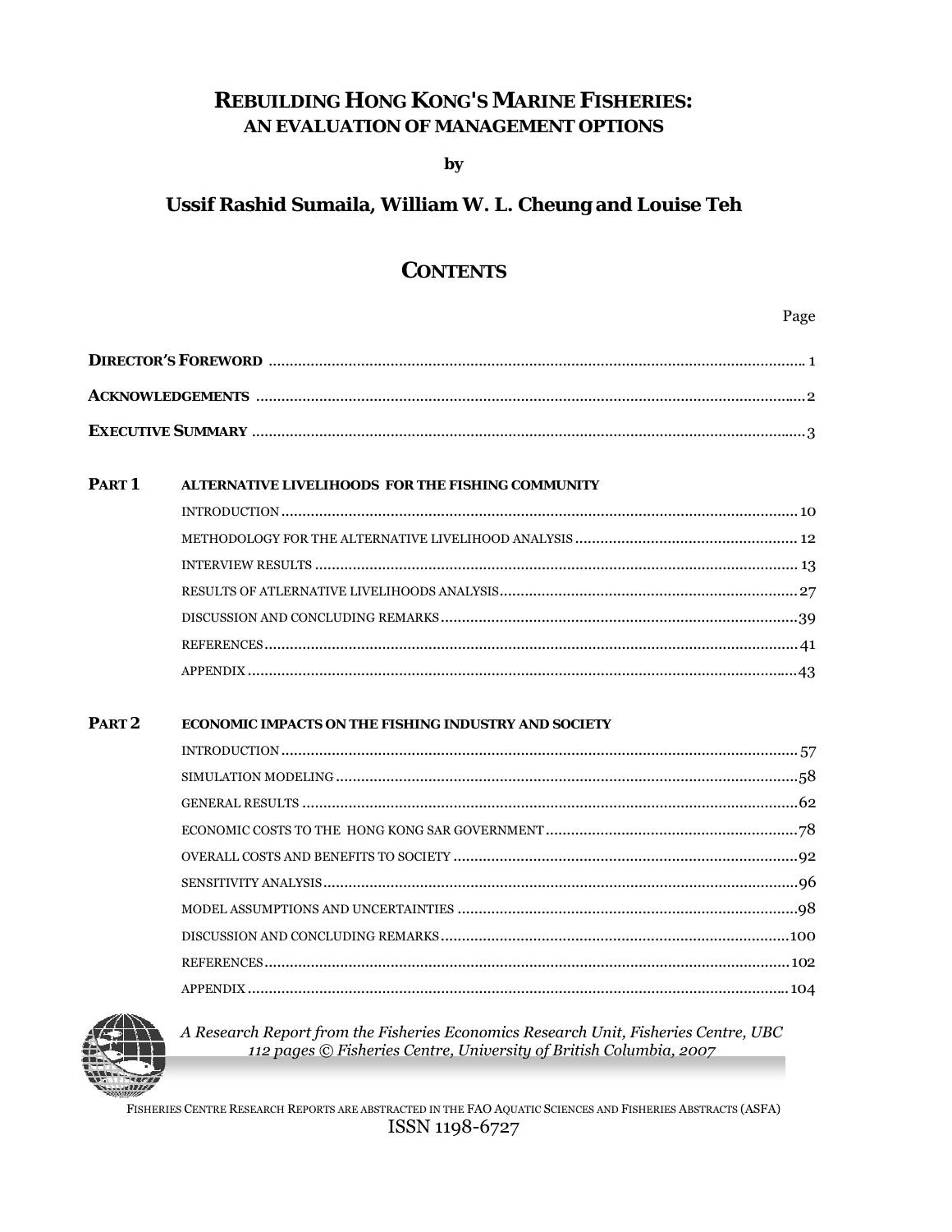# REBUILDING HONG KONG'S MARINE FISHERIES:
## AN EVALUATION OF MANAGEMENT OPTIONS

**by**

**Ussif Rashid Sumaila, William W. L. Cheung and Louise Teh**

## CONTENTS

| | | Page |
|---|---|---|
| **DIRECTOR'S FOREWORD** | | 1 |
| **ACKNOWLEDGEMENTS** | | 2 |
| **EXECUTIVE SUMMARY** | | 3 |
| **PART 1** | **ALTERNATIVE LIVELIHOODS FOR THE FISHING COMMUNITY** | |
| | INTRODUCTION | 10 |
| | METHODOLOGY FOR THE ALTERNATIVE LIVELIHOOD ANALYSIS | 12 |
| | INTERVIEW RESULTS | 13 |
| | RESULTS OF ATLERNATIVE LIVELIHOODS ANALYSIS | 27 |
| | DISCUSSION AND CONCLUDING REMARKS | 39 |
| | REFERENCES | 41 |
| | APPENDIX | 43 |
| **PART 2** | **ECONOMIC IMPACTS ON THE FISHING INDUSTRY AND SOCIETY** | |
| | INTRODUCTION | 57 |
| | SIMULATION MODELING | 58 |
| | GENERAL RESULTS | 62 |
| | ECONOMIC COSTS TO THE HONG KONG SAR GOVERNMENT | 78 |
| | OVERALL COSTS AND BENEFITS TO SOCIETY | 92 |
| | SENSITIVITY ANALYSIS | 96 |
| | MODEL ASSUMPTIONS AND UNCERTAINTIES | 98 |
| | DISCUSSION AND CONCLUDING REMARKS | 100 |
| | REFERENCES | 102 |
| | APPENDIX | 104 |

*A Research Report from the Fisheries Economics Research Unit, Fisheries Centre, UBC*
*112 pages © Fisheries Centre, University of British Columbia, 2007*

FISHERIES CENTRE RESEARCH REPORTS ARE ABSTRACTED IN THE FAO AQUATIC SCIENCES AND FISHERIES ABSTRACTS (ASFA)
ISSN 1198-6727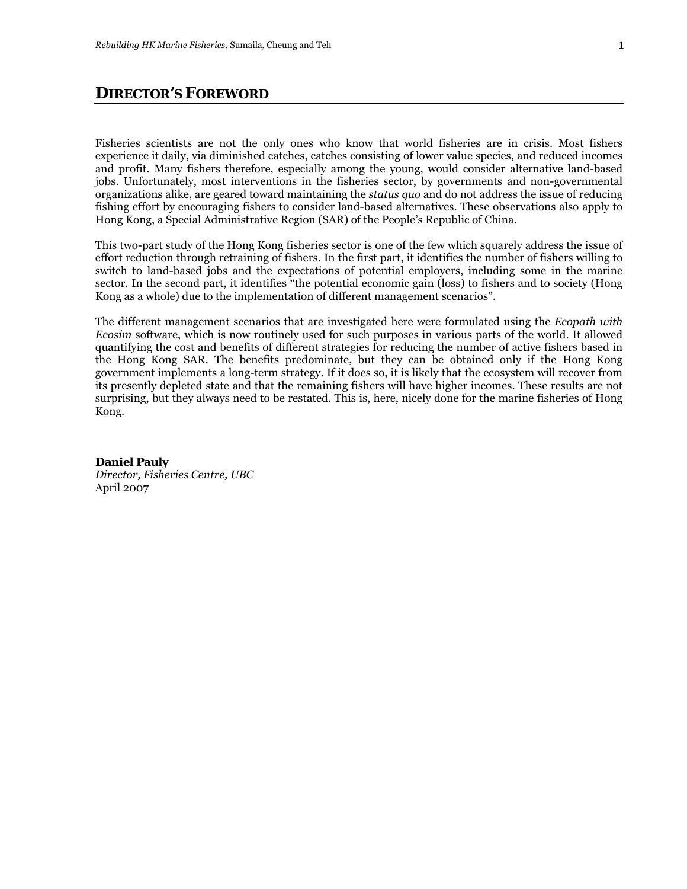# DIRECTOR'S FOREWORD

Fisheries scientists are not the only ones who know that world fisheries are in crisis. Most fishers experience it daily, via diminished catches, catches consisting of lower value species, and reduced incomes and profit. Many fishers therefore, especially among the young, would consider alternative land-based jobs. Unfortunately, most interventions in the fisheries sector, by governments and non-governmental organizations alike, are geared toward maintaining the *status quo* and do not address the issue of reducing fishing effort by encouraging fishers to consider land-based alternatives. These observations also apply to Hong Kong, a Special Administrative Region (SAR) of the People's Republic of China.

This two-part study of the Hong Kong fisheries sector is one of the few which squarely address the issue of effort reduction through retraining of fishers. In the first part, it identifies the number of fishers willing to switch to land-based jobs and the expectations of potential employers, including some in the marine sector. In the second part, it identifies "the potential economic gain (loss) to fishers and to society (Hong Kong as a whole) due to the implementation of different management scenarios".

The different management scenarios that are investigated here were formulated using the *Ecopath with Ecosim* software, which is now routinely used for such purposes in various parts of the world. It allowed quantifying the cost and benefits of different strategies for reducing the number of active fishers based in the Hong Kong SAR. The benefits predominate, but they can be obtained only if the Hong Kong government implements a long-term strategy. If it does so, it is likely that the ecosystem will recover from its presently depleted state and that the remaining fishers will have higher incomes. These results are not surprising, but they always need to be restated. This is, here, nicely done for the marine fisheries of Hong Kong.

**Daniel Pauly**
*Director, Fisheries Centre, UBC*
April 2007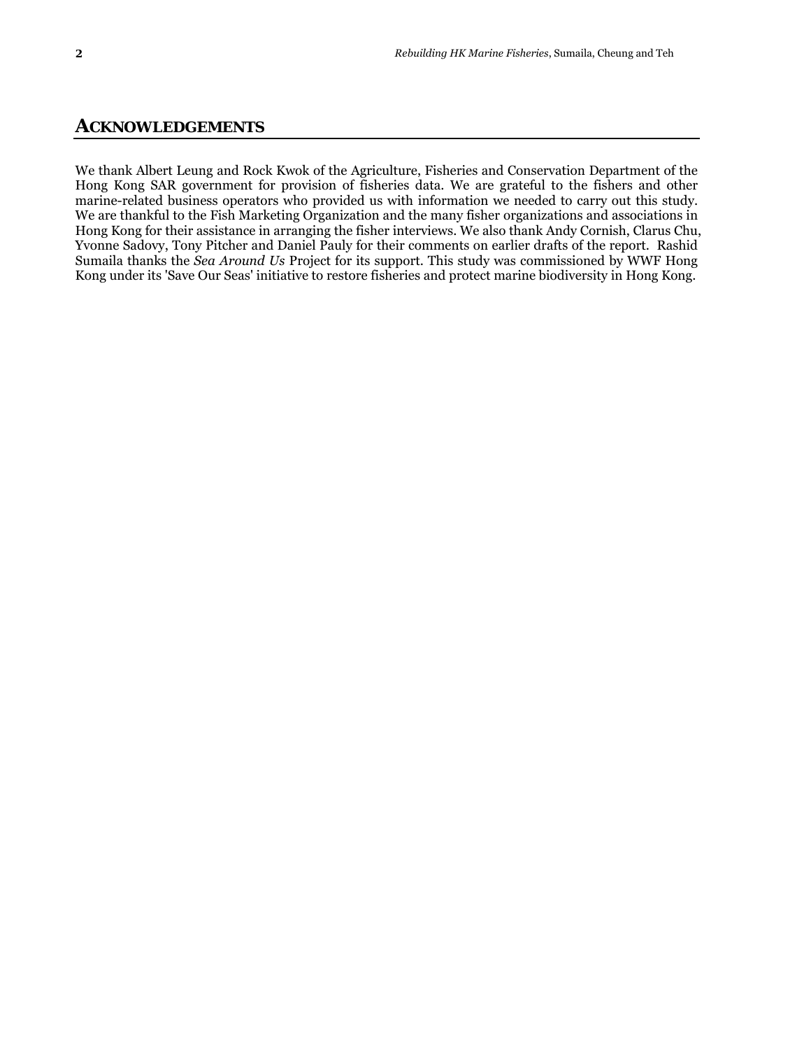## ACKNOWLEDGEMENTS

We thank Albert Leung and Rock Kwok of the Agriculture, Fisheries and Conservation Department of the Hong Kong SAR government for provision of fisheries data. We are grateful to the fishers and other marine-related business operators who provided us with information we needed to carry out this study. We are thankful to the Fish Marketing Organization and the many fisher organizations and associations in Hong Kong for their assistance in arranging the fisher interviews. We also thank Andy Cornish, Clarus Chu, Yvonne Sadovy, Tony Pitcher and Daniel Pauly for their comments on earlier drafts of the report. Rashid Sumaila thanks the *Sea Around Us* Project for its support. This study was commissioned by WWF Hong Kong under its 'Save Our Seas' initiative to restore fisheries and protect marine biodiversity in Hong Kong.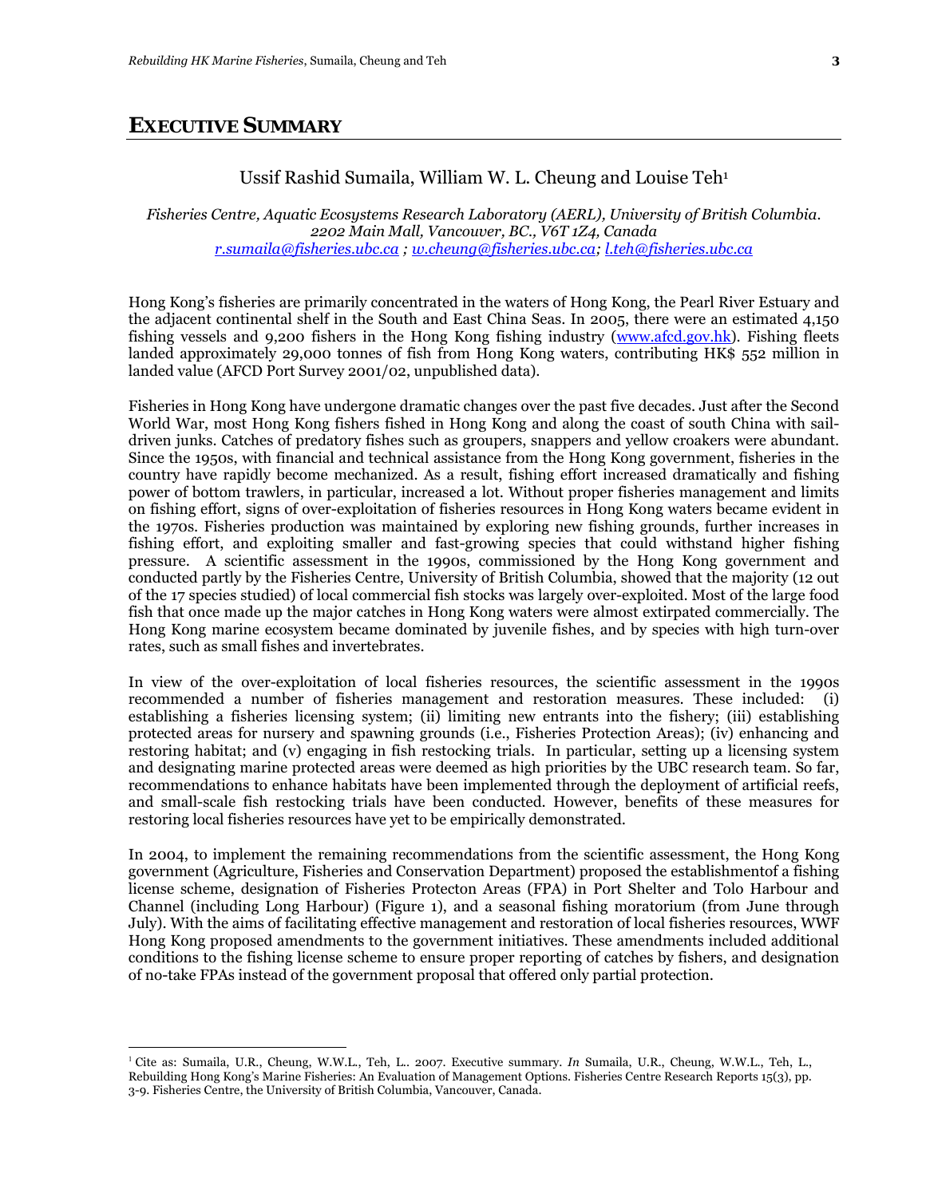# EXECUTIVE SUMMARY

Ussif Rashid Sumaila, William W. L. Cheung and Louise Teh[1]

*Fisheries Centre, Aquatic Ecosystems Research Laboratory (AERL), University of British Columbia. 2202 Main Mall, Vancouver, BC., V6T 1Z4, Canada*
*r.sumaila@fisheries.ubc.ca ; w.cheung@fisheries.ubc.ca; l.teh@fisheries.ubc.ca*

Hong Kong's fisheries are primarily concentrated in the waters of Hong Kong, the Pearl River Estuary and the adjacent continental shelf in the South and East China Seas. In 2005, there were an estimated 4,150 fishing vessels and 9,200 fishers in the Hong Kong fishing industry (www.afcd.gov.hk). Fishing fleets landed approximately 29,000 tonnes of fish from Hong Kong waters, contributing HK$ 552 million in landed value (AFCD Port Survey 2001/02, unpublished data).

Fisheries in Hong Kong have undergone dramatic changes over the past five decades. Just after the Second World War, most Hong Kong fishers fished in Hong Kong and along the coast of south China with sail-driven junks. Catches of predatory fishes such as groupers, snappers and yellow croakers were abundant. Since the 1950s, with financial and technical assistance from the Hong Kong government, fisheries in the country have rapidly become mechanized. As a result, fishing effort increased dramatically and fishing power of bottom trawlers, in particular, increased a lot. Without proper fisheries management and limits on fishing effort, signs of over-exploitation of fisheries resources in Hong Kong waters became evident in the 1970s. Fisheries production was maintained by exploring new fishing grounds, further increases in fishing effort, and exploiting smaller and fast-growing species that could withstand higher fishing pressure. A scientific assessment in the 1990s, commissioned by the Hong Kong government and conducted partly by the Fisheries Centre, University of British Columbia, showed that the majority (12 out of the 17 species studied) of local commercial fish stocks was largely over-exploited. Most of the large food fish that once made up the major catches in Hong Kong waters were almost extirpated commercially. The Hong Kong marine ecosystem became dominated by juvenile fishes, and by species with high turn-over rates, such as small fishes and invertebrates.

In view of the over-exploitation of local fisheries resources, the scientific assessment in the 1990s recommended a number of fisheries management and restoration measures. These included: (i) establishing a fisheries licensing system; (ii) limiting new entrants into the fishery; (iii) establishing protected areas for nursery and spawning grounds (i.e., Fisheries Protection Areas); (iv) enhancing and restoring habitat; and (v) engaging in fish restocking trials. In particular, setting up a licensing system and designating marine protected areas were deemed as high priorities by the UBC research team. So far, recommendations to enhance habitats have been implemented through the deployment of artificial reefs, and small-scale fish restocking trials have been conducted. However, benefits of these measures for restoring local fisheries resources have yet to be empirically demonstrated.

In 2004, to implement the remaining recommendations from the scientific assessment, the Hong Kong government (Agriculture, Fisheries and Conservation Department) proposed the establishmentof a fishing license scheme, designation of Fisheries Protecton Areas (FPA) in Port Shelter and Tolo Harbour and Channel (including Long Harbour) (Figure 1), and a seasonal fishing moratorium (from June through July). With the aims of facilitating effective management and restoration of local fisheries resources, WWF Hong Kong proposed amendments to the government initiatives. These amendments included additional conditions to the fishing license scheme to ensure proper reporting of catches by fishers, and designation of no-take FPAs instead of the government proposal that offered only partial protection.

[1] Cite as: Sumaila, U.R., Cheung, W.W.L., Teh, L.. 2007. Executive summary. *In* Sumaila, U.R., Cheung, W.W.L., Teh, L., Rebuilding Hong Kong's Marine Fisheries: An Evaluation of Management Options. Fisheries Centre Research Reports 15(3), pp. 3-9. Fisheries Centre, the University of British Columbia, Vancouver, Canada.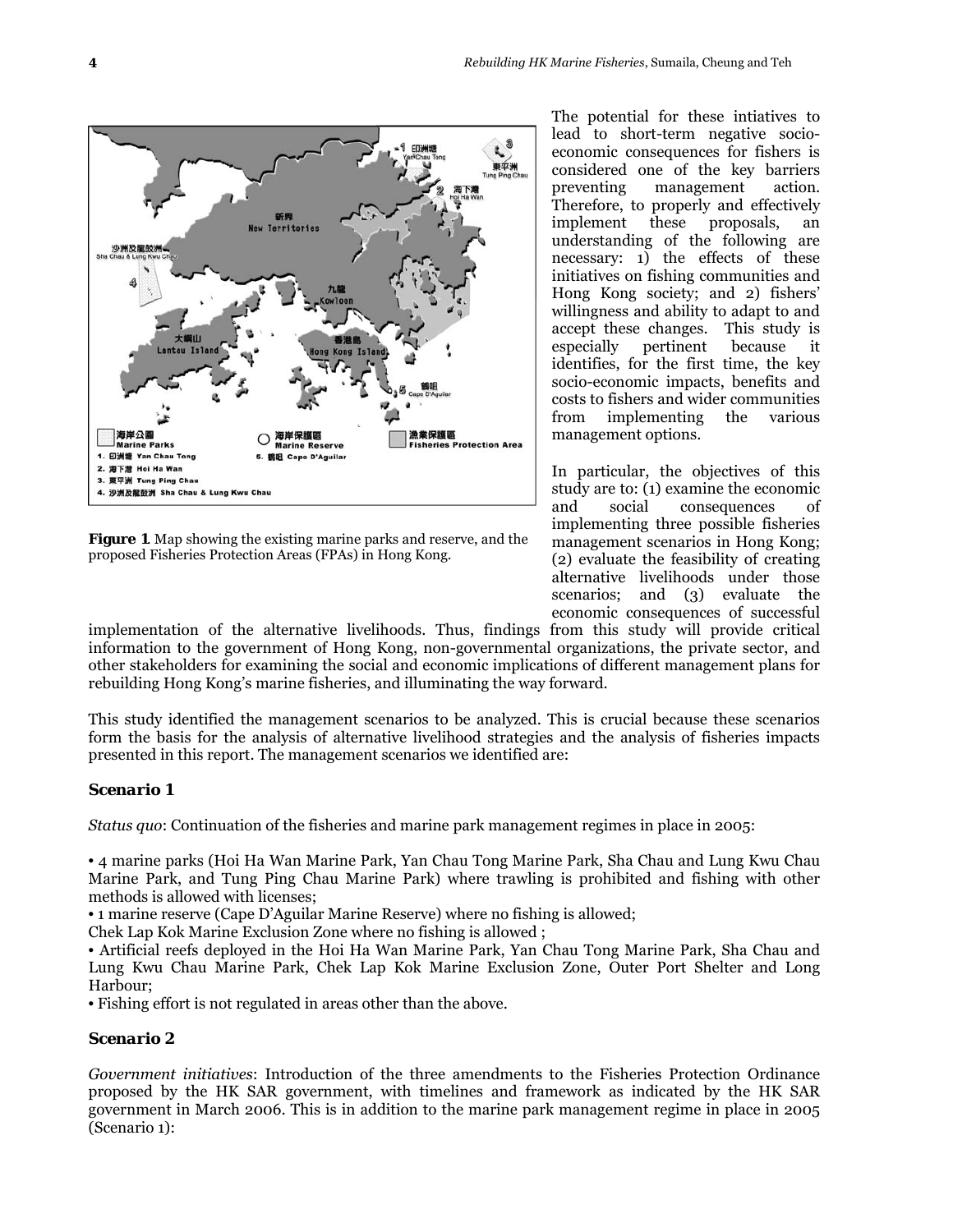**Figure 1**. Map showing the existing marine parks and reserve, and the proposed Fisheries Protection Areas (FPAs) in Hong Kong.

The potential for these intiatives to lead to short-term negative socio-economic consequences for fishers is considered one of the key barriers preventing management action. Therefore, to properly and effectively implement these proposals, an understanding of the following are necessary: 1) the effects of these initiatives on fishing communities and Hong Kong society; and 2) fishers' willingness and ability to adapt to and accept these changes. This study is especially pertinent because it identifies, for the first time, the key socio-economic impacts, benefits and costs to fishers and wider communities from implementing the various management options.

In particular, the objectives of this study are to: (1) examine the economic and social consequences of implementing three possible fisheries management scenarios in Hong Kong; (2) evaluate the feasibility of creating alternative livelihoods under those scenarios; and (3) evaluate the economic consequences of successful implementation of the alternative livelihoods. Thus, findings from this study will provide critical information to the government of Hong Kong, non-governmental organizations, the private sector, and other stakeholders for examining the social and economic implications of different management plans for rebuilding Hong Kong's marine fisheries, and illuminating the way forward.

This study identified the management scenarios to be analyzed. This is crucial because these scenarios form the basis for the analysis of alternative livelihood strategies and the analysis of fisheries impacts presented in this report. The management scenarios we identified are:

### *Scenario 1*

*Status quo*: Continuation of the fisheries and marine park management regimes in place in 2005:

• 4 marine parks (Hoi Ha Wan Marine Park, Yan Chau Tong Marine Park, Sha Chau and Lung Kwu Chau Marine Park, and Tung Ping Chau Marine Park) where trawling is prohibited and fishing with other methods is allowed with licenses;
• 1 marine reserve (Cape D'Aguilar Marine Reserve) where no fishing is allowed;
Chek Lap Kok Marine Exclusion Zone where no fishing is allowed ;
• Artificial reefs deployed in the Hoi Ha Wan Marine Park, Yan Chau Tong Marine Park, Sha Chau and Lung Kwu Chau Marine Park, Chek Lap Kok Marine Exclusion Zone, Outer Port Shelter and Long Harbour;
• Fishing effort is not regulated in areas other than the above.

### *Scenario 2*

*Government initiatives*: Introduction of the three amendments to the Fisheries Protection Ordinance proposed by the HK SAR government, with timelines and framework as indicated by the HK SAR government in March 2006. This is in addition to the marine park management regime in place in 2005 (Scenario 1):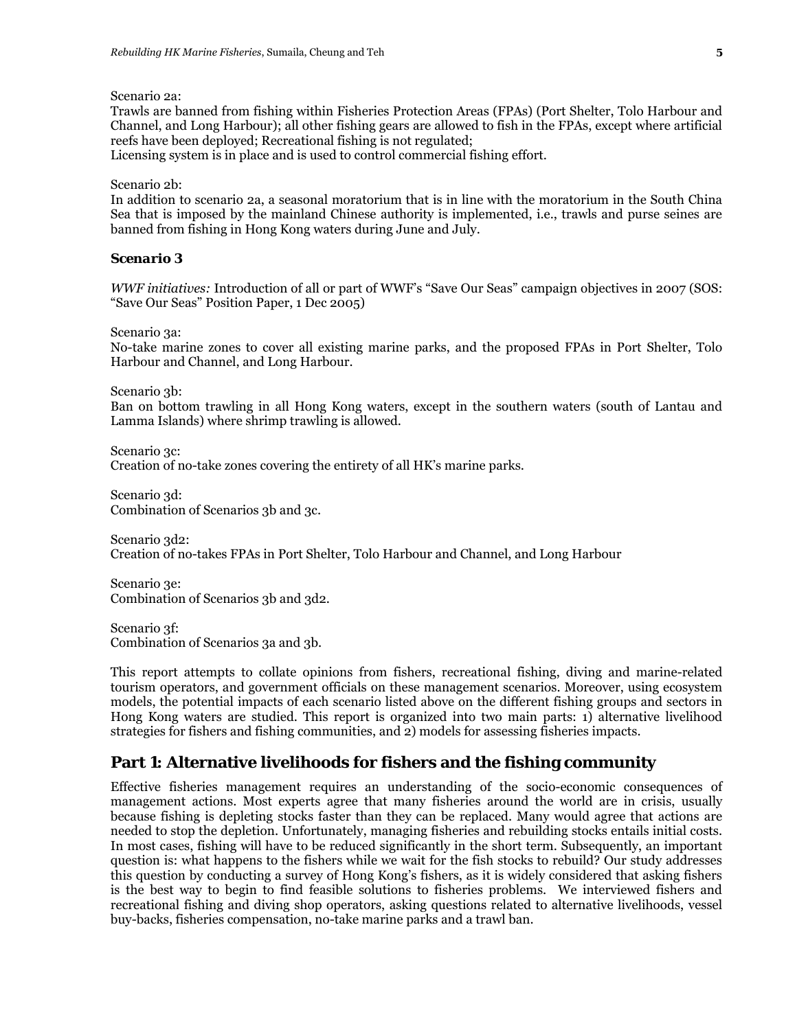Scenario 2a:
Trawls are banned from fishing within Fisheries Protection Areas (FPAs) (Port Shelter, Tolo Harbour and Channel, and Long Harbour); all other fishing gears are allowed to fish in the FPAs, except where artificial reefs have been deployed; Recreational fishing is not regulated;
Licensing system is in place and is used to control commercial fishing effort.

Scenario 2b:
In addition to scenario 2a, a seasonal moratorium that is in line with the moratorium in the South China Sea that is imposed by the mainland Chinese authority is implemented, i.e., trawls and purse seines are banned from fishing in Hong Kong waters during June and July.

### *Scenario 3*

*WWF initiatives:* Introduction of all or part of WWF's "Save Our Seas" campaign objectives in 2007 (SOS: "Save Our Seas" Position Paper, 1 Dec 2005)

Scenario 3a:
No-take marine zones to cover all existing marine parks, and the proposed FPAs in Port Shelter, Tolo Harbour and Channel, and Long Harbour.

Scenario 3b:
Ban on bottom trawling in all Hong Kong waters, except in the southern waters (south of Lantau and Lamma Islands) where shrimp trawling is allowed.

Scenario 3c:
Creation of no-take zones covering the entirety of all HK's marine parks.

Scenario 3d:
Combination of Scenarios 3b and 3c.

Scenario 3d2:
Creation of no-takes FPAs in Port Shelter, Tolo Harbour and Channel, and Long Harbour

Scenario 3e:
Combination of Scenarios 3b and 3d2.

Scenario 3f:
Combination of Scenarios 3a and 3b.

This report attempts to collate opinions from fishers, recreational fishing, diving and marine-related tourism operators, and government officials on these management scenarios. Moreover, using ecosystem models, the potential impacts of each scenario listed above on the different fishing groups and sectors in Hong Kong waters are studied. This report is organized into two main parts: 1) alternative livelihood strategies for fishers and fishing communities, and 2) models for assessing fisheries impacts.

## Part 1: Alternative livelihoods for fishers and the fishing community

Effective fisheries management requires an understanding of the socio-economic consequences of management actions. Most experts agree that many fisheries around the world are in crisis, usually because fishing is depleting stocks faster than they can be replaced. Many would agree that actions are needed to stop the depletion. Unfortunately, managing fisheries and rebuilding stocks entails initial costs. In most cases, fishing will have to be reduced significantly in the short term. Subsequently, an important question is: what happens to the fishers while we wait for the fish stocks to rebuild? Our study addresses this question by conducting a survey of Hong Kong's fishers, as it is widely considered that asking fishers is the best way to begin to find feasible solutions to fisheries problems. We interviewed fishers and recreational fishing and diving shop operators, asking questions related to alternative livelihoods, vessel buy-backs, fisheries compensation, no-take marine parks and a trawl ban.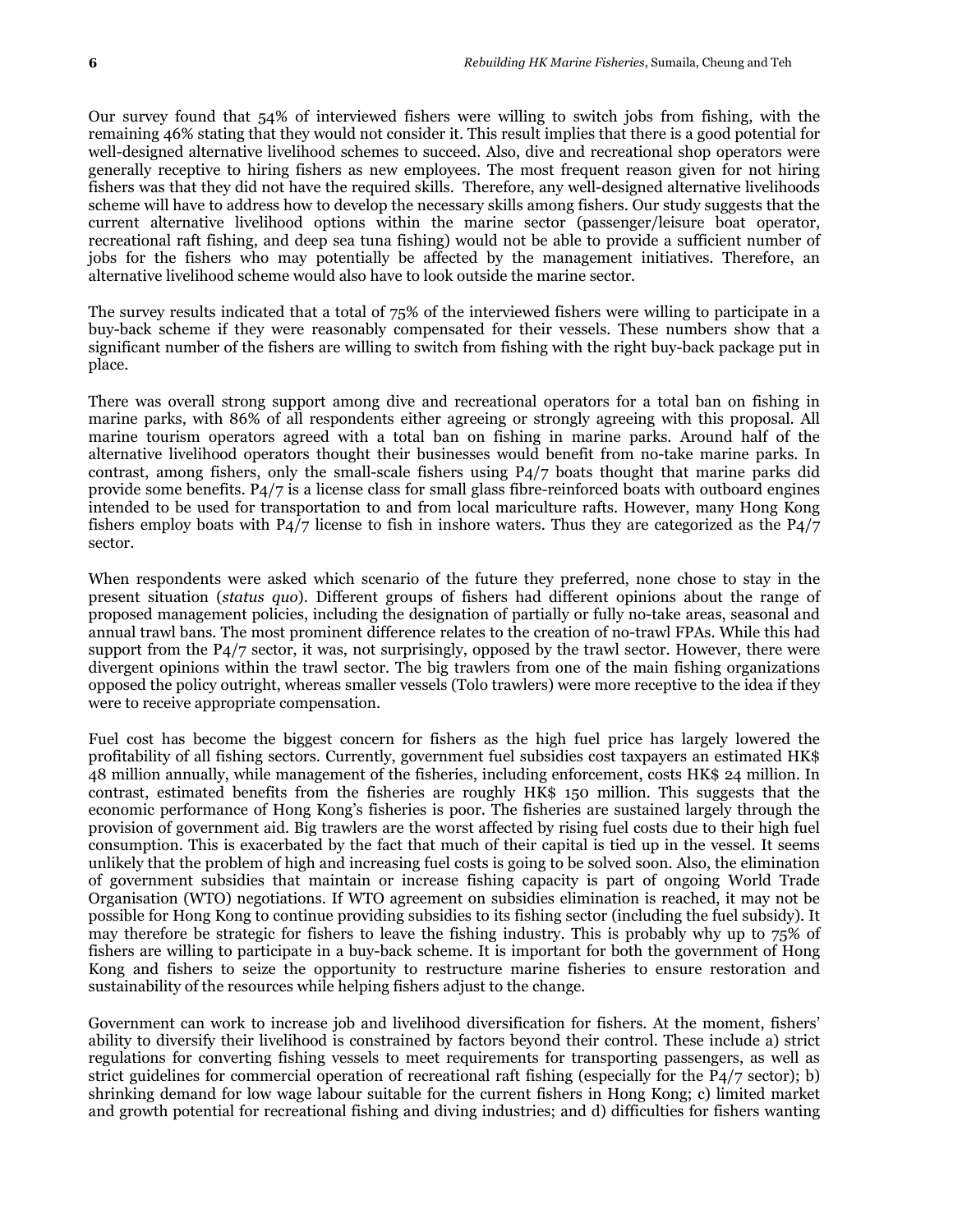Our survey found that 54% of interviewed fishers were willing to switch jobs from fishing, with the remaining 46% stating that they would not consider it. This result implies that there is a good potential for well-designed alternative livelihood schemes to succeed. Also, dive and recreational shop operators were generally receptive to hiring fishers as new employees. The most frequent reason given for not hiring fishers was that they did not have the required skills. Therefore, any well-designed alternative livelihoods scheme will have to address how to develop the necessary skills among fishers. Our study suggests that the current alternative livelihood options within the marine sector (passenger/leisure boat operator, recreational raft fishing, and deep sea tuna fishing) would not be able to provide a sufficient number of jobs for the fishers who may potentially be affected by the management initiatives. Therefore, an alternative livelihood scheme would also have to look outside the marine sector.

The survey results indicated that a total of 75% of the interviewed fishers were willing to participate in a buy-back scheme if they were reasonably compensated for their vessels. These numbers show that a significant number of the fishers are willing to switch from fishing with the right buy-back package put in place.

There was overall strong support among dive and recreational operators for a total ban on fishing in marine parks, with 86% of all respondents either agreeing or strongly agreeing with this proposal. All marine tourism operators agreed with a total ban on fishing in marine parks. Around half of the alternative livelihood operators thought their businesses would benefit from no-take marine parks. In contrast, among fishers, only the small-scale fishers using P4/7 boats thought that marine parks did provide some benefits. P4/7 is a license class for small glass fibre-reinforced boats with outboard engines intended to be used for transportation to and from local mariculture rafts. However, many Hong Kong fishers employ boats with P4/7 license to fish in inshore waters. Thus they are categorized as the P4/7 sector.

When respondents were asked which scenario of the future they preferred, none chose to stay in the present situation (*status quo*). Different groups of fishers had different opinions about the range of proposed management policies, including the designation of partially or fully no-take areas, seasonal and annual trawl bans. The most prominent difference relates to the creation of no-trawl FPAs. While this had support from the P4/7 sector, it was, not surprisingly, opposed by the trawl sector. However, there were divergent opinions within the trawl sector. The big trawlers from one of the main fishing organizations opposed the policy outright, whereas smaller vessels (Tolo trawlers) were more receptive to the idea if they were to receive appropriate compensation.

Fuel cost has become the biggest concern for fishers as the high fuel price has largely lowered the profitability of all fishing sectors. Currently, government fuel subsidies cost taxpayers an estimated HK$ 48 million annually, while management of the fisheries, including enforcement, costs HK$ 24 million. In contrast, estimated benefits from the fisheries are roughly HK$ 150 million. This suggests that the economic performance of Hong Kong's fisheries is poor. The fisheries are sustained largely through the provision of government aid. Big trawlers are the worst affected by rising fuel costs due to their high fuel consumption. This is exacerbated by the fact that much of their capital is tied up in the vessel. It seems unlikely that the problem of high and increasing fuel costs is going to be solved soon. Also, the elimination of government subsidies that maintain or increase fishing capacity is part of ongoing World Trade Organisation (WTO) negotiations. If WTO agreement on subsidies elimination is reached, it may not be possible for Hong Kong to continue providing subsidies to its fishing sector (including the fuel subsidy). It may therefore be strategic for fishers to leave the fishing industry. This is probably why up to 75% of fishers are willing to participate in a buy-back scheme. It is important for both the government of Hong Kong and fishers to seize the opportunity to restructure marine fisheries to ensure restoration and sustainability of the resources while helping fishers adjust to the change.

Government can work to increase job and livelihood diversification for fishers. At the moment, fishers' ability to diversify their livelihood is constrained by factors beyond their control. These include a) strict regulations for converting fishing vessels to meet requirements for transporting passengers, as well as strict guidelines for commercial operation of recreational raft fishing (especially for the P4/7 sector); b) shrinking demand for low wage labour suitable for the current fishers in Hong Kong; c) limited market and growth potential for recreational fishing and diving industries; and d) difficulties for fishers wanting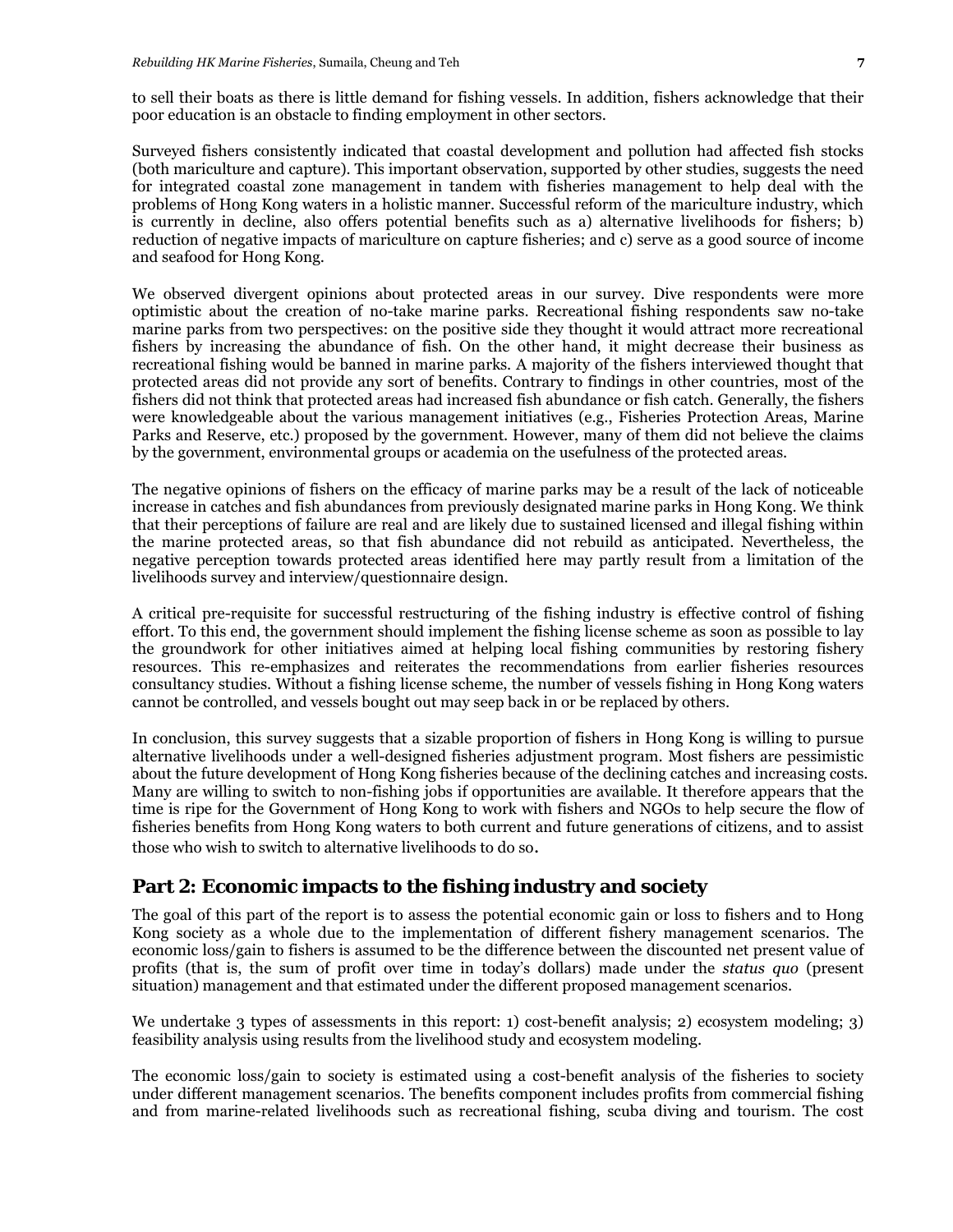to sell their boats as there is little demand for fishing vessels. In addition, fishers acknowledge that their poor education is an obstacle to finding employment in other sectors.

Surveyed fishers consistently indicated that coastal development and pollution had affected fish stocks (both mariculture and capture). This important observation, supported by other studies, suggests the need for integrated coastal zone management in tandem with fisheries management to help deal with the problems of Hong Kong waters in a holistic manner. Successful reform of the mariculture industry, which is currently in decline, also offers potential benefits such as a) alternative livelihoods for fishers; b) reduction of negative impacts of mariculture on capture fisheries; and c) serve as a good source of income and seafood for Hong Kong.

We observed divergent opinions about protected areas in our survey. Dive respondents were more optimistic about the creation of no-take marine parks. Recreational fishing respondents saw no-take marine parks from two perspectives: on the positive side they thought it would attract more recreational fishers by increasing the abundance of fish. On the other hand, it might decrease their business as recreational fishing would be banned in marine parks. A majority of the fishers interviewed thought that protected areas did not provide any sort of benefits. Contrary to findings in other countries, most of the fishers did not think that protected areas had increased fish abundance or fish catch. Generally, the fishers were knowledgeable about the various management initiatives (e.g., Fisheries Protection Areas, Marine Parks and Reserve, etc.) proposed by the government. However, many of them did not believe the claims by the government, environmental groups or academia on the usefulness of the protected areas.

The negative opinions of fishers on the efficacy of marine parks may be a result of the lack of noticeable increase in catches and fish abundances from previously designated marine parks in Hong Kong. We think that their perceptions of failure are real and are likely due to sustained licensed and illegal fishing within the marine protected areas, so that fish abundance did not rebuild as anticipated. Nevertheless, the negative perception towards protected areas identified here may partly result from a limitation of the livelihoods survey and interview/questionnaire design.

A critical pre-requisite for successful restructuring of the fishing industry is effective control of fishing effort. To this end, the government should implement the fishing license scheme as soon as possible to lay the groundwork for other initiatives aimed at helping local fishing communities by restoring fishery resources. This re-emphasizes and reiterates the recommendations from earlier fisheries resources consultancy studies. Without a fishing license scheme, the number of vessels fishing in Hong Kong waters cannot be controlled, and vessels bought out may seep back in or be replaced by others.

In conclusion, this survey suggests that a sizable proportion of fishers in Hong Kong is willing to pursue alternative livelihoods under a well-designed fisheries adjustment program. Most fishers are pessimistic about the future development of Hong Kong fisheries because of the declining catches and increasing costs. Many are willing to switch to non-fishing jobs if opportunities are available. It therefore appears that the time is ripe for the Government of Hong Kong to work with fishers and NGOs to help secure the flow of fisheries benefits from Hong Kong waters to both current and future generations of citizens, and to assist those who wish to switch to alternative livelihoods to do so.

## Part 2: Economic impacts to the fishing industry and society

The goal of this part of the report is to assess the potential economic gain or loss to fishers and to Hong Kong society as a whole due to the implementation of different fishery management scenarios. The economic loss/gain to fishers is assumed to be the difference between the discounted net present value of profits (that is, the sum of profit over time in today's dollars) made under the *status quo* (present situation) management and that estimated under the different proposed management scenarios.

We undertake 3 types of assessments in this report: 1) cost-benefit analysis; 2) ecosystem modeling; 3) feasibility analysis using results from the livelihood study and ecosystem modeling.

The economic loss/gain to society is estimated using a cost-benefit analysis of the fisheries to society under different management scenarios. The benefits component includes profits from commercial fishing and from marine-related livelihoods such as recreational fishing, scuba diving and tourism. The cost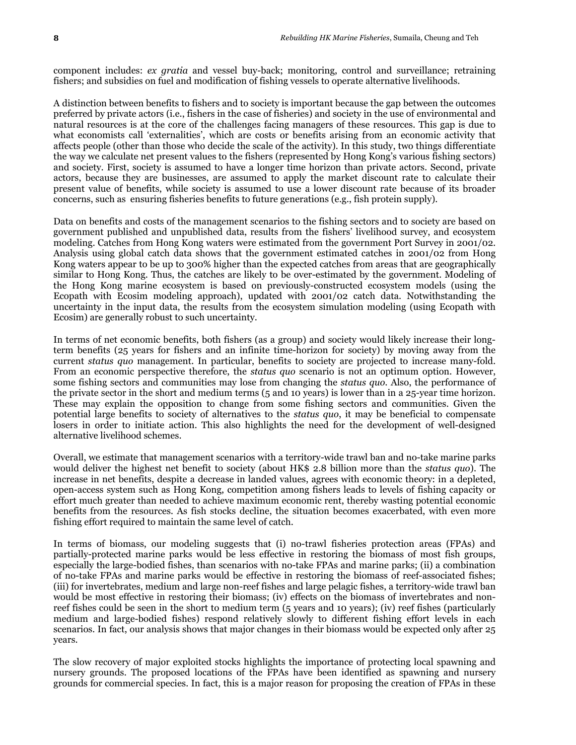component includes: *ex gratia* and vessel buy-back; monitoring, control and surveillance; retraining fishers; and subsidies on fuel and modification of fishing vessels to operate alternative livelihoods.

A distinction between benefits to fishers and to society is important because the gap between the outcomes preferred by private actors (i.e., fishers in the case of fisheries) and society in the use of environmental and natural resources is at the core of the challenges facing managers of these resources. This gap is due to what economists call 'externalities', which are costs or benefits arising from an economic activity that affects people (other than those who decide the scale of the activity). In this study, two things differentiate the way we calculate net present values to the fishers (represented by Hong Kong's various fishing sectors) and society. First, society is assumed to have a longer time horizon than private actors. Second, private actors, because they are businesses, are assumed to apply the market discount rate to calculate their present value of benefits, while society is assumed to use a lower discount rate because of its broader concerns, such as ensuring fisheries benefits to future generations (e.g., fish protein supply).

Data on benefits and costs of the management scenarios to the fishing sectors and to society are based on government published and unpublished data, results from the fishers' livelihood survey, and ecosystem modeling. Catches from Hong Kong waters were estimated from the government Port Survey in 2001/02. Analysis using global catch data shows that the government estimated catches in 2001/02 from Hong Kong waters appear to be up to 300% higher than the expected catches from areas that are geographically similar to Hong Kong. Thus, the catches are likely to be over-estimated by the government. Modeling of the Hong Kong marine ecosystem is based on previously-constructed ecosystem models (using the Ecopath with Ecosim modeling approach), updated with 2001/02 catch data. Notwithstanding the uncertainty in the input data, the results from the ecosystem simulation modeling (using Ecopath with Ecosim) are generally robust to such uncertainty.

In terms of net economic benefits, both fishers (as a group) and society would likely increase their long-term benefits (25 years for fishers and an infinite time-horizon for society) by moving away from the current *status quo* management. In particular, benefits to society are projected to increase many-fold. From an economic perspective therefore, the *status quo* scenario is not an optimum option. However, some fishing sectors and communities may lose from changing the *status quo*. Also, the performance of the private sector in the short and medium terms (5 and 10 years) is lower than in a 25-year time horizon. These may explain the opposition to change from some fishing sectors and communities. Given the potential large benefits to society of alternatives to the *status quo*, it may be beneficial to compensate losers in order to initiate action. This also highlights the need for the development of well-designed alternative livelihood schemes.

Overall, we estimate that management scenarios with a territory-wide trawl ban and no-take marine parks would deliver the highest net benefit to society (about HK$ 2.8 billion more than the *status quo*). The increase in net benefits, despite a decrease in landed values, agrees with economic theory: in a depleted, open-access system such as Hong Kong, competition among fishers leads to levels of fishing capacity or effort much greater than needed to achieve maximum economic rent, thereby wasting potential economic benefits from the resources. As fish stocks decline, the situation becomes exacerbated, with even more fishing effort required to maintain the same level of catch.

In terms of biomass, our modeling suggests that (i) no-trawl fisheries protection areas (FPAs) and partially-protected marine parks would be less effective in restoring the biomass of most fish groups, especially the large-bodied fishes, than scenarios with no-take FPAs and marine parks; (ii) a combination of no-take FPAs and marine parks would be effective in restoring the biomass of reef-associated fishes; (iii) for invertebrates, medium and large non-reef fishes and large pelagic fishes, a territory-wide trawl ban would be most effective in restoring their biomass; (iv) effects on the biomass of invertebrates and non-reef fishes could be seen in the short to medium term (5 years and 10 years); (iv) reef fishes (particularly medium and large-bodied fishes) respond relatively slowly to different fishing effort levels in each scenarios. In fact, our analysis shows that major changes in their biomass would be expected only after 25 years.

The slow recovery of major exploited stocks highlights the importance of protecting local spawning and nursery grounds. The proposed locations of the FPAs have been identified as spawning and nursery grounds for commercial species. In fact, this is a major reason for proposing the creation of FPAs in these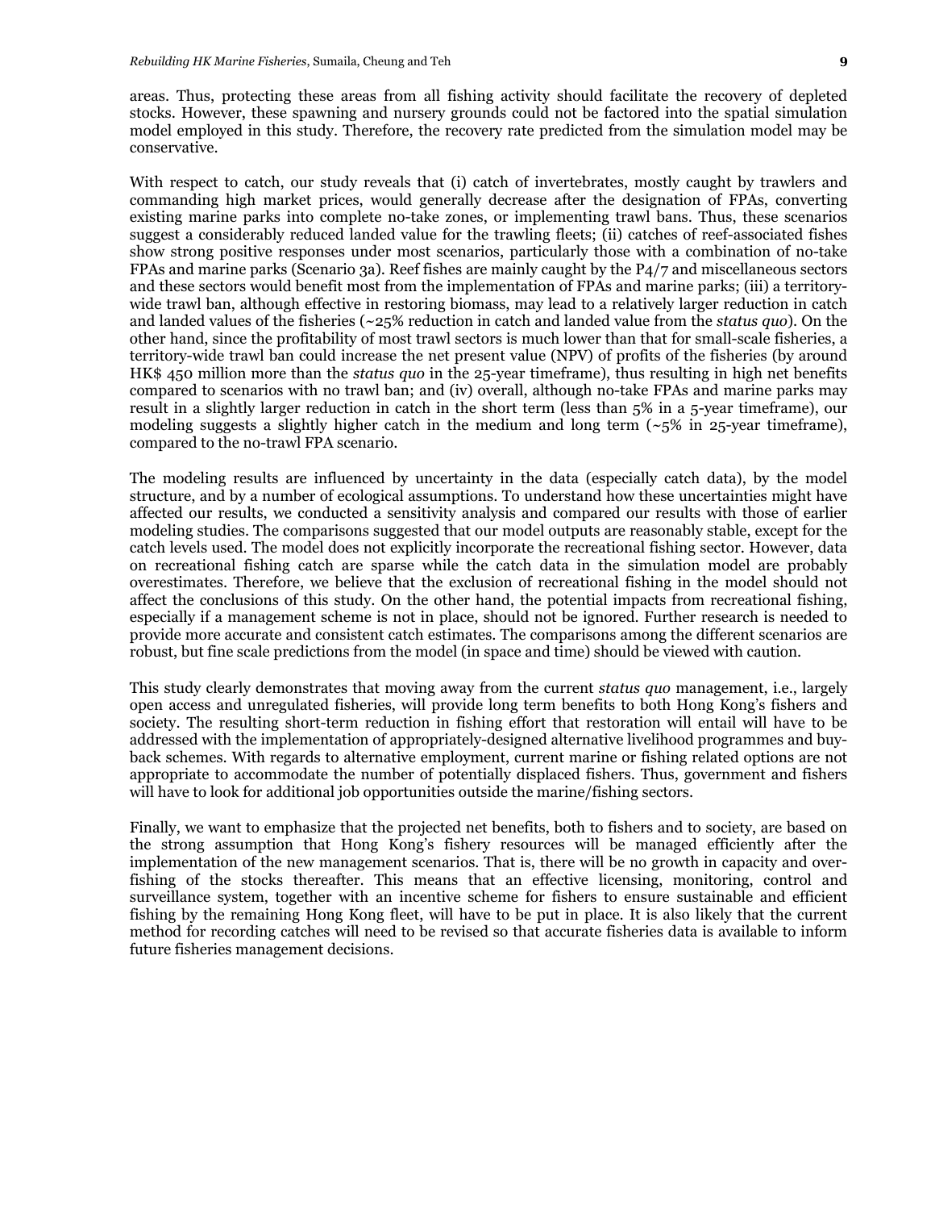areas. Thus, protecting these areas from all fishing activity should facilitate the recovery of depleted stocks. However, these spawning and nursery grounds could not be factored into the spatial simulation model employed in this study. Therefore, the recovery rate predicted from the simulation model may be conservative.

With respect to catch, our study reveals that (i) catch of invertebrates, mostly caught by trawlers and commanding high market prices, would generally decrease after the designation of FPAs, converting existing marine parks into complete no-take zones, or implementing trawl bans. Thus, these scenarios suggest a considerably reduced landed value for the trawling fleets; (ii) catches of reef-associated fishes show strong positive responses under most scenarios, particularly those with a combination of no-take FPAs and marine parks (Scenario 3a). Reef fishes are mainly caught by the P4/7 and miscellaneous sectors and these sectors would benefit most from the implementation of FPAs and marine parks; (iii) a territory-wide trawl ban, although effective in restoring biomass, may lead to a relatively larger reduction in catch and landed values of the fisheries (~25% reduction in catch and landed value from the *status quo*). On the other hand, since the profitability of most trawl sectors is much lower than that for small-scale fisheries, a territory-wide trawl ban could increase the net present value (NPV) of profits of the fisheries (by around HK$ 450 million more than the *status quo* in the 25-year timeframe), thus resulting in high net benefits compared to scenarios with no trawl ban; and (iv) overall, although no-take FPAs and marine parks may result in a slightly larger reduction in catch in the short term (less than 5% in a 5-year timeframe), our modeling suggests a slightly higher catch in the medium and long term (~5% in 25-year timeframe), compared to the no-trawl FPA scenario.

The modeling results are influenced by uncertainty in the data (especially catch data), by the model structure, and by a number of ecological assumptions. To understand how these uncertainties might have affected our results, we conducted a sensitivity analysis and compared our results with those of earlier modeling studies. The comparisons suggested that our model outputs are reasonably stable, except for the catch levels used. The model does not explicitly incorporate the recreational fishing sector. However, data on recreational fishing catch are sparse while the catch data in the simulation model are probably overestimates. Therefore, we believe that the exclusion of recreational fishing in the model should not affect the conclusions of this study. On the other hand, the potential impacts from recreational fishing, especially if a management scheme is not in place, should not be ignored. Further research is needed to provide more accurate and consistent catch estimates. The comparisons among the different scenarios are robust, but fine scale predictions from the model (in space and time) should be viewed with caution.

This study clearly demonstrates that moving away from the current *status quo* management, i.e., largely open access and unregulated fisheries, will provide long term benefits to both Hong Kong's fishers and society. The resulting short-term reduction in fishing effort that restoration will entail will have to be addressed with the implementation of appropriately-designed alternative livelihood programmes and buy-back schemes. With regards to alternative employment, current marine or fishing related options are not appropriate to accommodate the number of potentially displaced fishers. Thus, government and fishers will have to look for additional job opportunities outside the marine/fishing sectors.

Finally, we want to emphasize that the projected net benefits, both to fishers and to society, are based on the strong assumption that Hong Kong's fishery resources will be managed efficiently after the implementation of the new management scenarios. That is, there will be no growth in capacity and over-fishing of the stocks thereafter. This means that an effective licensing, monitoring, control and surveillance system, together with an incentive scheme for fishers to ensure sustainable and efficient fishing by the remaining Hong Kong fleet, will have to be put in place. It is also likely that the current method for recording catches will need to be revised so that accurate fisheries data is available to inform future fisheries management decisions.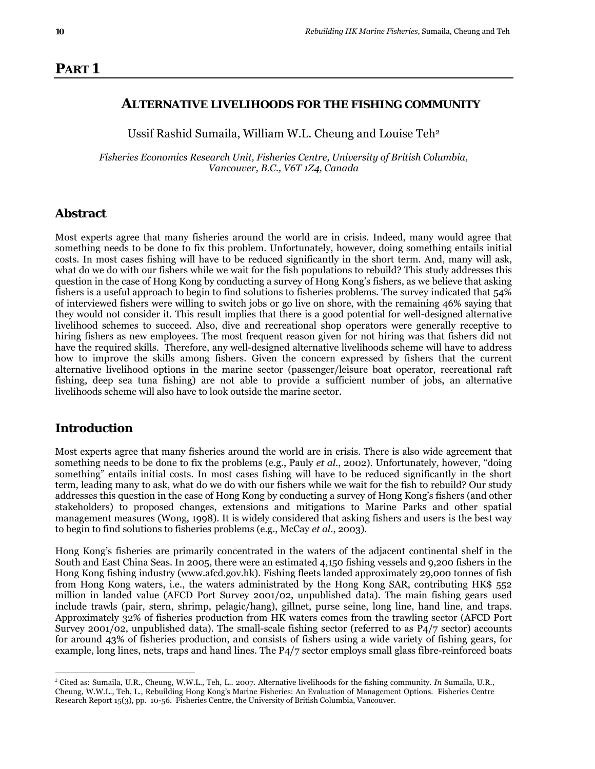# PART 1

## ALTERNATIVE LIVELIHOODS FOR THE FISHING COMMUNITY

Ussif Rashid Sumaila, William W.L. Cheung and Louise Teh[2]

*Fisheries Economics Research Unit, Fisheries Centre, University of British Columbia, Vancouver, B.C., V6T 1Z4, Canada*

## Abstract

Most experts agree that many fisheries around the world are in crisis. Indeed, many would agree that something needs to be done to fix this problem. Unfortunately, however, doing something entails initial costs. In most cases fishing will have to be reduced significantly in the short term. And, many will ask, what do we do with our fishers while we wait for the fish populations to rebuild? This study addresses this question in the case of Hong Kong by conducting a survey of Hong Kong's fishers, as we believe that asking fishers is a useful approach to begin to find solutions to fisheries problems. The survey indicated that 54% of interviewed fishers were willing to switch jobs or go live on shore, with the remaining 46% saying that they would not consider it. This result implies that there is a good potential for well-designed alternative livelihood schemes to succeed. Also, dive and recreational shop operators were generally receptive to hiring fishers as new employees. The most frequent reason given for not hiring was that fishers did not have the required skills. Therefore, any well-designed alternative livelihoods scheme will have to address how to improve the skills among fishers. Given the concern expressed by fishers that the current alternative livelihood options in the marine sector (passenger/leisure boat operator, recreational raft fishing, deep sea tuna fishing) are not able to provide a sufficient number of jobs, an alternative livelihoods scheme will also have to look outside the marine sector.

## Introduction

Most experts agree that many fisheries around the world are in crisis. There is also wide agreement that something needs to be done to fix the problems (e.g., Pauly *et al.*, 2002). Unfortunately, however, "doing something" entails initial costs. In most cases fishing will have to be reduced significantly in the short term, leading many to ask, what do we do with our fishers while we wait for the fish to rebuild? Our study addresses this question in the case of Hong Kong by conducting a survey of Hong Kong's fishers (and other stakeholders) to proposed changes, extensions and mitigations to Marine Parks and other spatial management measures (Wong, 1998). It is widely considered that asking fishers and users is the best way to begin to find solutions to fisheries problems (e.g., McCay *et al.*, 2003).

Hong Kong's fisheries are primarily concentrated in the waters of the adjacent continental shelf in the South and East China Seas. In 2005, there were an estimated 4,150 fishing vessels and 9,200 fishers in the Hong Kong fishing industry (www.afcd.gov.hk). Fishing fleets landed approximately 29,000 tonnes of fish from Hong Kong waters, i.e., the waters administrated by the Hong Kong SAR, contributing HK$ 552 million in landed value (AFCD Port Survey 2001/02, unpublished data). The main fishing gears used include trawls (pair, stern, shrimp, pelagic/hang), gillnet, purse seine, long line, hand line, and traps. Approximately 32% of fisheries production from HK waters comes from the trawling sector (AFCD Port Survey 2001/02, unpublished data). The small-scale fishing sector (referred to as P4/7 sector) accounts for around 43% of fisheries production, and consists of fishers using a wide variety of fishing gears, for example, long lines, nets, traps and hand lines. The P4/7 sector employs small glass fibre-reinforced boats

[2] Cited as: Sumaila, U.R., Cheung, W.W.L., Teh, L.. 2007. Alternative livelihoods for the fishing community. *In* Sumaila, U.R., Cheung, W.W.L., Teh, L., Rebuilding Hong Kong's Marine Fisheries: An Evaluation of Management Options. Fisheries Centre Research Report 15(3), pp. 10-56. Fisheries Centre, the University of British Columbia, Vancouver.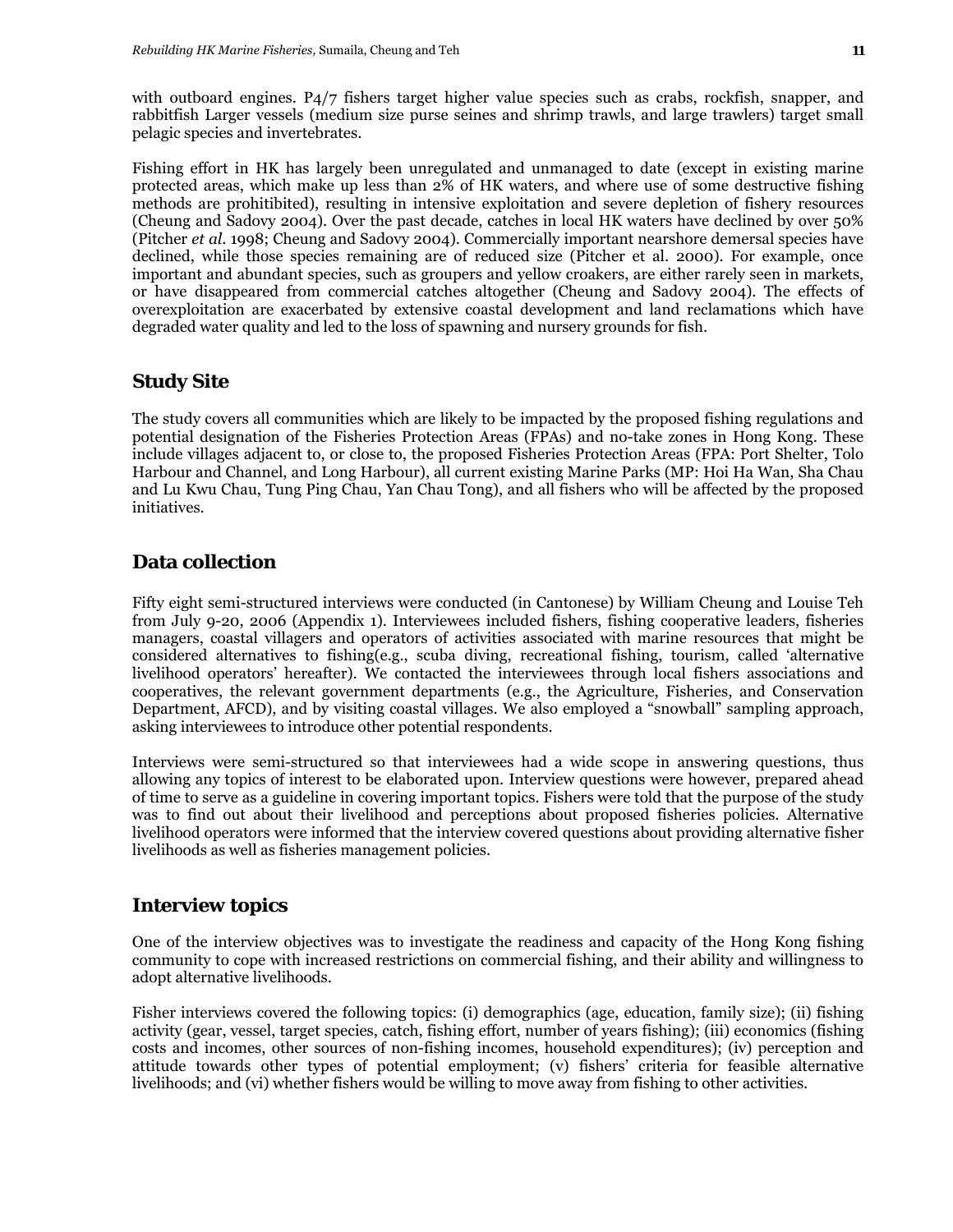with outboard engines. P4/7 fishers target higher value species such as crabs, rockfish, snapper, and rabbitfish Larger vessels (medium size purse seines and shrimp trawls, and large trawlers) target small pelagic species and invertebrates.

Fishing effort in HK has largely been unregulated and unmanaged to date (except in existing marine protected areas, which make up less than 2% of HK waters, and where use of some destructive fishing methods are prohibitited), resulting in intensive exploitation and severe depletion of fishery resources (Cheung and Sadovy 2004). Over the past decade, catches in local HK waters have declined by over 50% (Pitcher *et al*. 1998; Cheung and Sadovy 2004). Commercially important nearshore demersal species have declined, while those species remaining are of reduced size (Pitcher et al. 2000). For example, once important and abundant species, such as groupers and yellow croakers, are either rarely seen in markets, or have disappeared from commercial catches altogether (Cheung and Sadovy 2004). The effects of overexploitation are exacerbated by extensive coastal development and land reclamations which have degraded water quality and led to the loss of spawning and nursery grounds for fish.

## Study Site

The study covers all communities which are likely to be impacted by the proposed fishing regulations and potential designation of the Fisheries Protection Areas (FPAs) and no-take zones in Hong Kong. These include villages adjacent to, or close to, the proposed Fisheries Protection Areas (FPA: Port Shelter, Tolo Harbour and Channel, and Long Harbour), all current existing Marine Parks (MP: Hoi Ha Wan, Sha Chau and Lu Kwu Chau, Tung Ping Chau, Yan Chau Tong), and all fishers who will be affected by the proposed initiatives.

## Data collection

Fifty eight semi-structured interviews were conducted (in Cantonese) by William Cheung and Louise Teh from July 9-20, 2006 (Appendix 1). Interviewees included fishers, fishing cooperative leaders, fisheries managers, coastal villagers and operators of activities associated with marine resources that might be considered alternatives to fishing(e.g., scuba diving, recreational fishing, tourism, called 'alternative livelihood operators' hereafter). We contacted the interviewees through local fishers associations and cooperatives, the relevant government departments (e.g., the Agriculture, Fisheries, and Conservation Department, AFCD), and by visiting coastal villages. We also employed a "snowball" sampling approach, asking interviewees to introduce other potential respondents.

Interviews were semi-structured so that interviewees had a wide scope in answering questions, thus allowing any topics of interest to be elaborated upon. Interview questions were however, prepared ahead of time to serve as a guideline in covering important topics. Fishers were told that the purpose of the study was to find out about their livelihood and perceptions about proposed fisheries policies. Alternative livelihood operators were informed that the interview covered questions about providing alternative fisher livelihoods as well as fisheries management policies.

## Interview topics

One of the interview objectives was to investigate the readiness and capacity of the Hong Kong fishing community to cope with increased restrictions on commercial fishing, and their ability and willingness to adopt alternative livelihoods.

Fisher interviews covered the following topics: (i) demographics (age, education, family size); (ii) fishing activity (gear, vessel, target species, catch, fishing effort, number of years fishing); (iii) economics (fishing costs and incomes, other sources of non-fishing incomes, household expenditures); (iv) perception and attitude towards other types of potential employment; (v) fishers' criteria for feasible alternative livelihoods; and (vi) whether fishers would be willing to move away from fishing to other activities.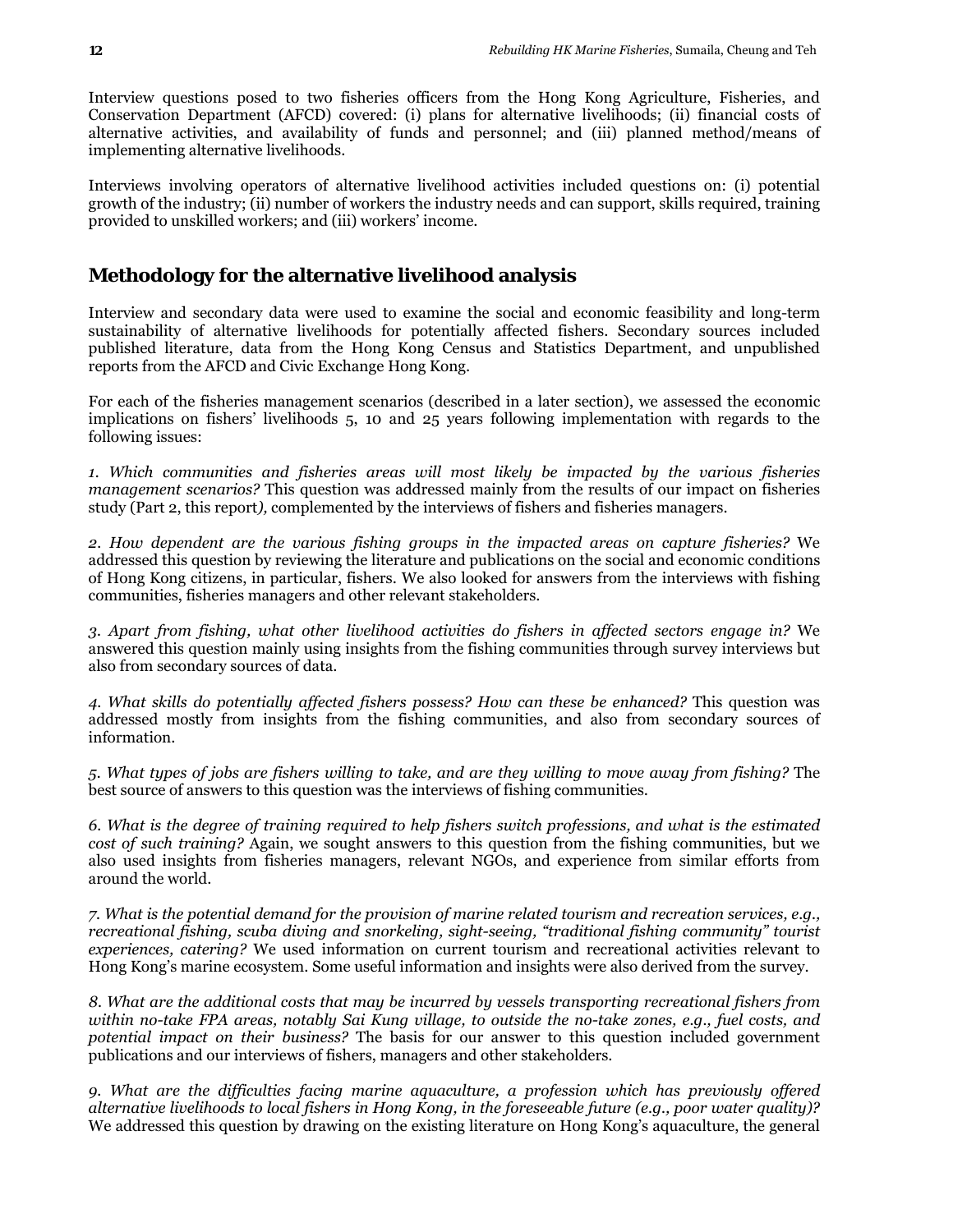Interview questions posed to two fisheries officers from the Hong Kong Agriculture, Fisheries, and Conservation Department (AFCD) covered: (i) plans for alternative livelihoods; (ii) financial costs of alternative activities, and availability of funds and personnel; and (iii) planned method/means of implementing alternative livelihoods.

Interviews involving operators of alternative livelihood activities included questions on: (i) potential growth of the industry; (ii) number of workers the industry needs and can support, skills required, training provided to unskilled workers; and (iii) workers' income.

## Methodology for the alternative livelihood analysis

Interview and secondary data were used to examine the social and economic feasibility and long-term sustainability of alternative livelihoods for potentially affected fishers. Secondary sources included published literature, data from the Hong Kong Census and Statistics Department, and unpublished reports from the AFCD and Civic Exchange Hong Kong.

For each of the fisheries management scenarios (described in a later section), we assessed the economic implications on fishers' livelihoods 5, 10 and 25 years following implementation with regards to the following issues:

*1. Which communities and fisheries areas will most likely be impacted by the various fisheries management scenarios?* This question was addressed mainly from the results of our impact on fisheries study (Part 2, this report*)*, complemented by the interviews of fishers and fisheries managers.

*2. How dependent are the various fishing groups in the impacted areas on capture fisheries?* We addressed this question by reviewing the literature and publications on the social and economic conditions of Hong Kong citizens, in particular, fishers. We also looked for answers from the interviews with fishing communities, fisheries managers and other relevant stakeholders.

*3. Apart from fishing, what other livelihood activities do fishers in affected sectors engage in?* We answered this question mainly using insights from the fishing communities through survey interviews but also from secondary sources of data.

*4. What skills do potentially affected fishers possess? How can these be enhanced?* This question was addressed mostly from insights from the fishing communities, and also from secondary sources of information.

*5. What types of jobs are fishers willing to take, and are they willing to move away from fishing?* The best source of answers to this question was the interviews of fishing communities.

*6. What is the degree of training required to help fishers switch professions, and what is the estimated cost of such training?* Again, we sought answers to this question from the fishing communities, but we also used insights from fisheries managers, relevant NGOs, and experience from similar efforts from around the world.

*7. What is the potential demand for the provision of marine related tourism and recreation services, e.g., recreational fishing, scuba diving and snorkeling, sight-seeing, "traditional fishing community" tourist experiences, catering?* We used information on current tourism and recreational activities relevant to Hong Kong's marine ecosystem. Some useful information and insights were also derived from the survey.

*8. What are the additional costs that may be incurred by vessels transporting recreational fishers from within no-take FPA areas, notably Sai Kung village, to outside the no-take zones, e.g., fuel costs, and potential impact on their business?* The basis for our answer to this question included government publications and our interviews of fishers, managers and other stakeholders.

*9. What are the difficulties facing marine aquaculture, a profession which has previously offered alternative livelihoods to local fishers in Hong Kong, in the foreseeable future (e.g., poor water quality)?* We addressed this question by drawing on the existing literature on Hong Kong's aquaculture, the general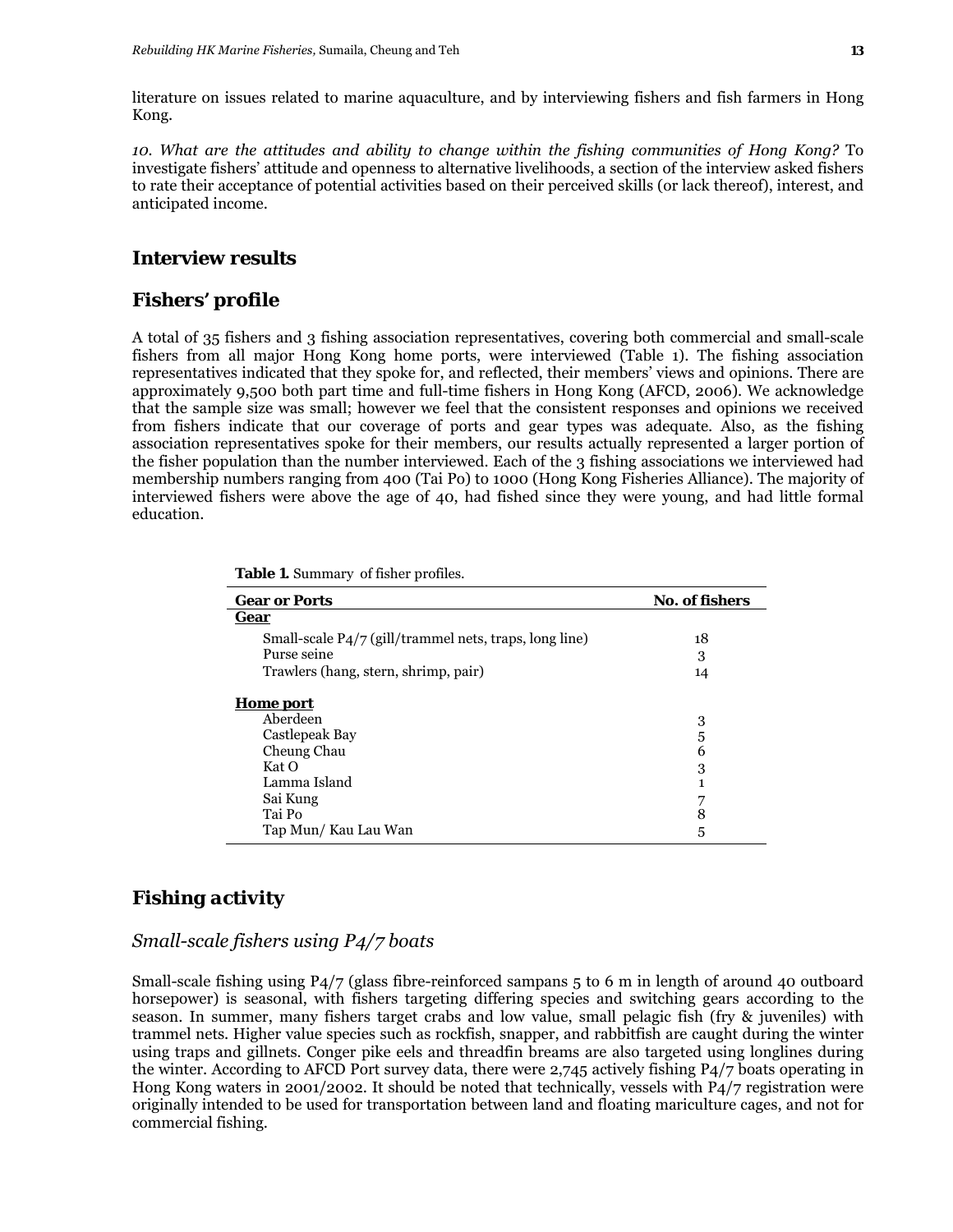literature on issues related to marine aquaculture, and by interviewing fishers and fish farmers in Hong Kong.

*10. What are the attitudes and ability to change within the fishing communities of Hong Kong?* To investigate fishers' attitude and openness to alternative livelihoods, a section of the interview asked fishers to rate their acceptance of potential activities based on their perceived skills (or lack thereof), interest, and anticipated income.

## Interview results

## Fishers' profile

A total of 35 fishers and 3 fishing association representatives, covering both commercial and small-scale fishers from all major Hong Kong home ports, were interviewed (Table 1). The fishing association representatives indicated that they spoke for, and reflected, their members' views and opinions. There are approximately 9,500 both part time and full-time fishers in Hong Kong (AFCD, 2006). We acknowledge that the sample size was small; however we feel that the consistent responses and opinions we received from fishers indicate that our coverage of ports and gear types was adequate. Also, as the fishing association representatives spoke for their members, our results actually represented a larger portion of the fisher population than the number interviewed. Each of the 3 fishing associations we interviewed had membership numbers ranging from 400 (Tai Po) to 1000 (Hong Kong Fisheries Alliance). The majority of interviewed fishers were above the age of 40, had fished since they were young, and had little formal education.

**Table 1.** Summary of fisher profiles.

| Gear or Ports | No. of fishers |
|---|---|
| **Gear** | |
| Small-scale P4/7 (gill/trammel nets, traps, long line) | 18 |
| Purse seine | 3 |
| Trawlers (hang, stern, shrimp, pair) | 14 |
| **Home port** | |
| Aberdeen | 3 |
| Castlepeak Bay | 5 |
| Cheung Chau | 6 |
| Kat O | 3 |
| Lamma Island | 1 |
| Sai Kung | 7 |
| Tai Po | 8 |
| Tap Mun/ Kau Lau Wan | 5 |

## Fishing activity

### *Small-scale fishers using P4/7 boats*

Small-scale fishing using P4/7 (glass fibre-reinforced sampans 5 to 6 m in length of around 40 outboard horsepower) is seasonal, with fishers targeting differing species and switching gears according to the season. In summer, many fishers target crabs and low value, small pelagic fish (fry & juveniles) with trammel nets. Higher value species such as rockfish, snapper, and rabbitfish are caught during the winter using traps and gillnets. Conger pike eels and threadfin breams are also targeted using longlines during the winter. According to AFCD Port survey data, there were 2,745 actively fishing P4/7 boats operating in Hong Kong waters in 2001/2002. It should be noted that technically, vessels with P4/7 registration were originally intended to be used for transportation between land and floating mariculture cages, and not for commercial fishing.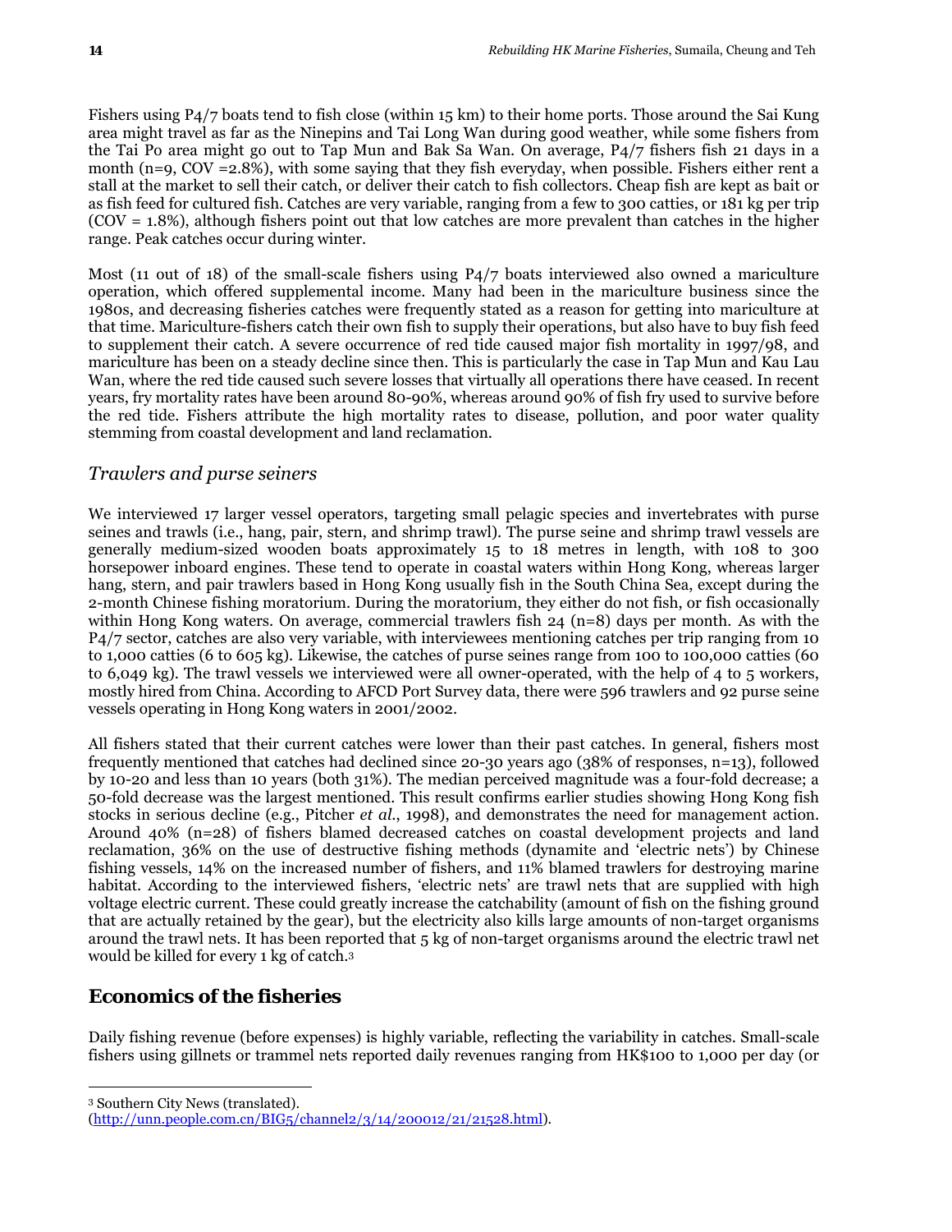Fishers using P4/7 boats tend to fish close (within 15 km) to their home ports. Those around the Sai Kung area might travel as far as the Ninepins and Tai Long Wan during good weather, while some fishers from the Tai Po area might go out to Tap Mun and Bak Sa Wan. On average, P4/7 fishers fish 21 days in a month (n=9, COV =2.8%), with some saying that they fish everyday, when possible. Fishers either rent a stall at the market to sell their catch, or deliver their catch to fish collectors. Cheap fish are kept as bait or as fish feed for cultured fish. Catches are very variable, ranging from a few to 300 catties, or 181 kg per trip (COV = 1.8%), although fishers point out that low catches are more prevalent than catches in the higher range. Peak catches occur during winter.

Most (11 out of 18) of the small-scale fishers using P4/7 boats interviewed also owned a mariculture operation, which offered supplemental income. Many had been in the mariculture business since the 1980s, and decreasing fisheries catches were frequently stated as a reason for getting into mariculture at that time. Mariculture-fishers catch their own fish to supply their operations, but also have to buy fish feed to supplement their catch. A severe occurrence of red tide caused major fish mortality in 1997/98, and mariculture has been on a steady decline since then. This is particularly the case in Tap Mun and Kau Lau Wan, where the red tide caused such severe losses that virtually all operations there have ceased. In recent years, fry mortality rates have been around 80-90%, whereas around 90% of fish fry used to survive before the red tide. Fishers attribute the high mortality rates to disease, pollution, and poor water quality stemming from coastal development and land reclamation.

### *Trawlers and purse seiners*

We interviewed 17 larger vessel operators, targeting small pelagic species and invertebrates with purse seines and trawls (i.e., hang, pair, stern, and shrimp trawl). The purse seine and shrimp trawl vessels are generally medium-sized wooden boats approximately 15 to 18 metres in length, with 108 to 300 horsepower inboard engines. These tend to operate in coastal waters within Hong Kong, whereas larger hang, stern, and pair trawlers based in Hong Kong usually fish in the South China Sea, except during the 2-month Chinese fishing moratorium. During the moratorium, they either do not fish, or fish occasionally within Hong Kong waters. On average, commercial trawlers fish 24 (n=8) days per month. As with the P4/7 sector, catches are also very variable, with interviewees mentioning catches per trip ranging from 10 to 1,000 catties (6 to 605 kg). Likewise, the catches of purse seines range from 100 to 100,000 catties (60 to 6,049 kg). The trawl vessels we interviewed were all owner-operated, with the help of 4 to 5 workers, mostly hired from China. According to AFCD Port Survey data, there were 596 trawlers and 92 purse seine vessels operating in Hong Kong waters in 2001/2002.

All fishers stated that their current catches were lower than their past catches. In general, fishers most frequently mentioned that catches had declined since 20-30 years ago (38% of responses, n=13), followed by 10-20 and less than 10 years (both 31%). The median perceived magnitude was a four-fold decrease; a 50-fold decrease was the largest mentioned. This result confirms earlier studies showing Hong Kong fish stocks in serious decline (e.g., Pitcher *et al.*, 1998), and demonstrates the need for management action. Around 40% (n=28) of fishers blamed decreased catches on coastal development projects and land reclamation, 36% on the use of destructive fishing methods (dynamite and 'electric nets') by Chinese fishing vessels, 14% on the increased number of fishers, and 11% blamed trawlers for destroying marine habitat. According to the interviewed fishers, 'electric nets' are trawl nets that are supplied with high voltage electric current. These could greatly increase the catchability (amount of fish on the fishing ground that are actually retained by the gear), but the electricity also kills large amounts of non-target organisms around the trawl nets. It has been reported that 5 kg of non-target organisms around the electric trawl net would be killed for every 1 kg of catch.[3]

## Economics of the fisheries

Daily fishing revenue (before expenses) is highly variable, reflecting the variability in catches. Small-scale fishers using gillnets or trammel nets reported daily revenues ranging from HK$100 to 1,000 per day (or

[3] Southern City News (translated).
(http://unn.people.com.cn/BIG5/channel2/3/14/200012/21/21528.html).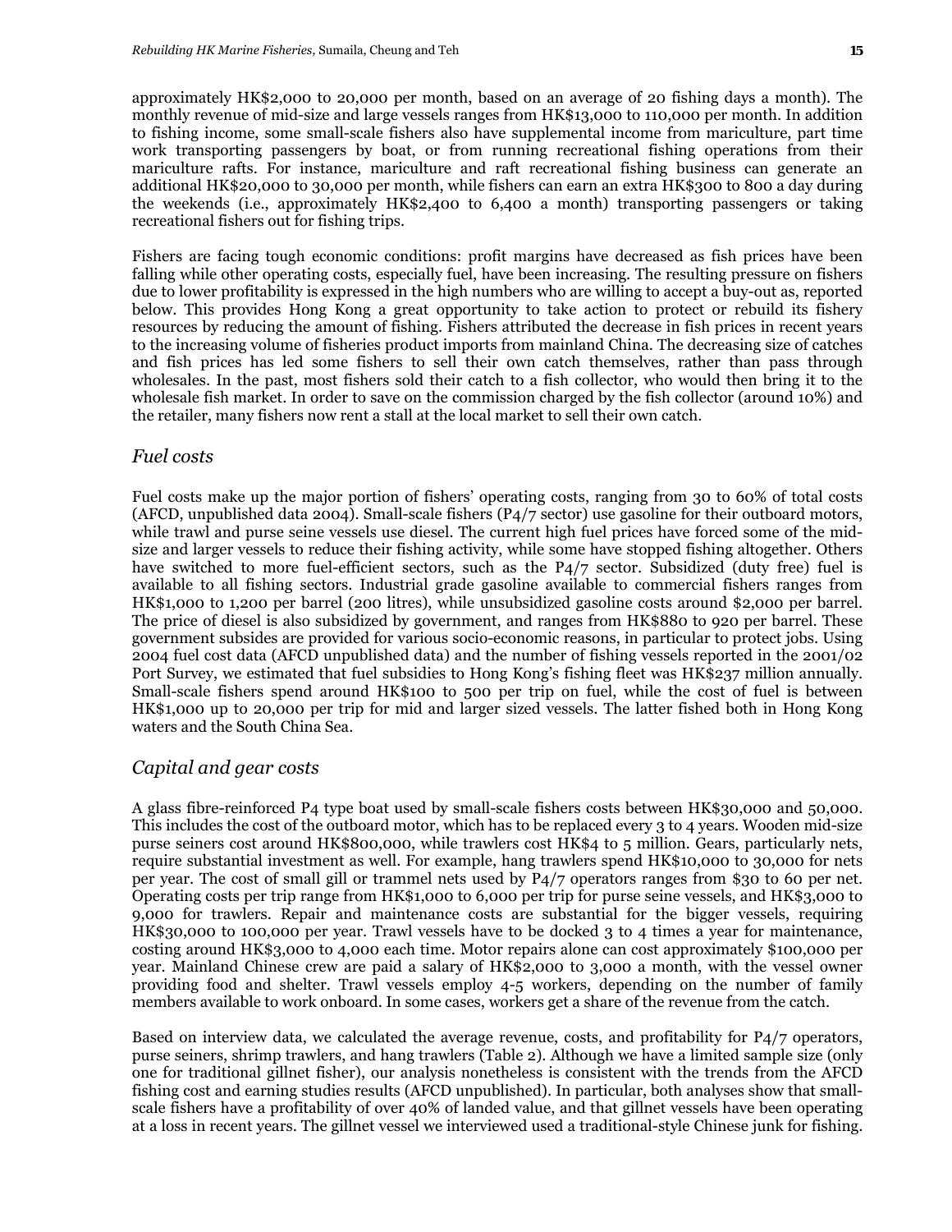approximately HK$2,000 to 20,000 per month, based on an average of 20 fishing days a month). The monthly revenue of mid-size and large vessels ranges from HK$13,000 to 110,000 per month. In addition to fishing income, some small-scale fishers also have supplemental income from mariculture, part time work transporting passengers by boat, or from running recreational fishing operations from their mariculture rafts. For instance, mariculture and raft recreational fishing business can generate an additional HK$20,000 to 30,000 per month, while fishers can earn an extra HK$300 to 800 a day during the weekends (i.e., approximately HK$2,400 to 6,400 a month) transporting passengers or taking recreational fishers out for fishing trips.

Fishers are facing tough economic conditions: profit margins have decreased as fish prices have been falling while other operating costs, especially fuel, have been increasing. The resulting pressure on fishers due to lower profitability is expressed in the high numbers who are willing to accept a buy-out as, reported below. This provides Hong Kong a great opportunity to take action to protect or rebuild its fishery resources by reducing the amount of fishing. Fishers attributed the decrease in fish prices in recent years to the increasing volume of fisheries product imports from mainland China. The decreasing size of catches and fish prices has led some fishers to sell their own catch themselves, rather than pass through wholesales. In the past, most fishers sold their catch to a fish collector, who would then bring it to the wholesale fish market. In order to save on the commission charged by the fish collector (around 10%) and the retailer, many fishers now rent a stall at the local market to sell their own catch.

## *Fuel costs*

Fuel costs make up the major portion of fishers' operating costs, ranging from 30 to 60% of total costs (AFCD, unpublished data 2004). Small-scale fishers (P4/7 sector) use gasoline for their outboard motors, while trawl and purse seine vessels use diesel. The current high fuel prices have forced some of the mid-size and larger vessels to reduce their fishing activity, while some have stopped fishing altogether. Others have switched to more fuel-efficient sectors, such as the P4/7 sector. Subsidized (duty free) fuel is available to all fishing sectors. Industrial grade gasoline available to commercial fishers ranges from HK$1,000 to 1,200 per barrel (200 litres), while unsubsidized gasoline costs around $2,000 per barrel. The price of diesel is also subsidized by government, and ranges from HK$880 to 920 per barrel. These government subsides are provided for various socio-economic reasons, in particular to protect jobs. Using 2004 fuel cost data (AFCD unpublished data) and the number of fishing vessels reported in the 2001/02 Port Survey, we estimated that fuel subsidies to Hong Kong's fishing fleet was HK$237 million annually. Small-scale fishers spend around HK$100 to 500 per trip on fuel, while the cost of fuel is between HK$1,000 up to 20,000 per trip for mid and larger sized vessels. The latter fished both in Hong Kong waters and the South China Sea.

## *Capital and gear costs*

A glass fibre-reinforced P4 type boat used by small-scale fishers costs between HK$30,000 and 50,000. This includes the cost of the outboard motor, which has to be replaced every 3 to 4 years. Wooden mid-size purse seiners cost around HK$800,000, while trawlers cost HK$4 to 5 million. Gears, particularly nets, require substantial investment as well. For example, hang trawlers spend HK$10,000 to 30,000 for nets per year. The cost of small gill or trammel nets used by P4/7 operators ranges from $30 to 60 per net. Operating costs per trip range from HK$1,000 to 6,000 per trip for purse seine vessels, and HK$3,000 to 9,000 for trawlers. Repair and maintenance costs are substantial for the bigger vessels, requiring HK$30,000 to 100,000 per year. Trawl vessels have to be docked 3 to 4 times a year for maintenance, costing around HK$3,000 to 4,000 each time. Motor repairs alone can cost approximately $100,000 per year. Mainland Chinese crew are paid a salary of HK$2,000 to 3,000 a month, with the vessel owner providing food and shelter. Trawl vessels employ 4-5 workers, depending on the number of family members available to work onboard. In some cases, workers get a share of the revenue from the catch.

Based on interview data, we calculated the average revenue, costs, and profitability for P4/7 operators, purse seiners, shrimp trawlers, and hang trawlers (Table 2). Although we have a limited sample size (only one for traditional gillnet fisher), our analysis nonetheless is consistent with the trends from the AFCD fishing cost and earning studies results (AFCD unpublished). In particular, both analyses show that small-scale fishers have a profitability of over 40% of landed value, and that gillnet vessels have been operating at a loss in recent years. The gillnet vessel we interviewed used a traditional-style Chinese junk for fishing.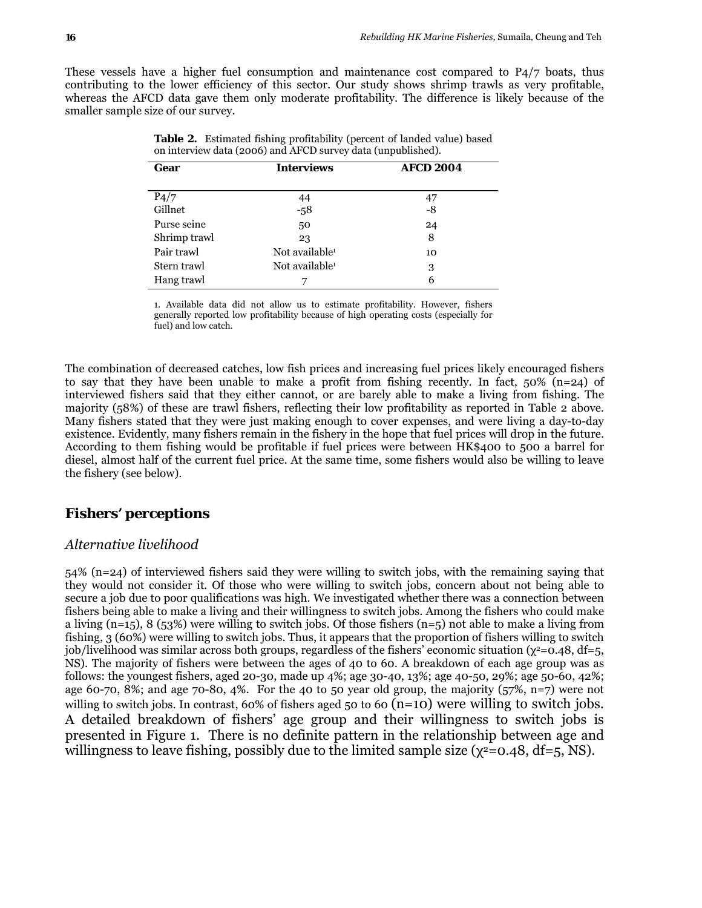These vessels have a higher fuel consumption and maintenance cost compared to P4/7 boats, thus contributing to the lower efficiency of this sector. Our study shows shrimp trawls as very profitable, whereas the AFCD data gave them only moderate profitability. The difference is likely because of the smaller sample size of our survey.

**Table 2.** Estimated fishing profitability (percent of landed value) based on interview data (2006) and AFCD survey data (unpublished).

| Gear | Interviews | AFCD 2004 |
|---|---|---|
| P4/7 | 44 | 47 |
| Gillnet | -58 | -8 |
| Purse seine | 50 | 24 |
| Shrimp trawl | 23 | 8 |
| Pair trawl | Not available[1] | 10 |
| Stern trawl | Not available[1] | 3 |
| Hang trawl | 7 | 6 |

1. Available data did not allow us to estimate profitability. However, fishers generally reported low profitability because of high operating costs (especially for fuel) and low catch.

The combination of decreased catches, low fish prices and increasing fuel prices likely encouraged fishers to say that they have been unable to make a profit from fishing recently. In fact, 50% (n=24) of interviewed fishers said that they either cannot, or are barely able to make a living from fishing. The majority (58%) of these are trawl fishers, reflecting their low profitability as reported in Table 2 above. Many fishers stated that they were just making enough to cover expenses, and were living a day-to-day existence. Evidently, many fishers remain in the fishery in the hope that fuel prices will drop in the future. According to them fishing would be profitable if fuel prices were between HK$400 to 500 a barrel for diesel, almost half of the current fuel price. At the same time, some fishers would also be willing to leave the fishery (see below).

## Fishers' perceptions

### *Alternative livelihood*

54% (n=24) of interviewed fishers said they were willing to switch jobs, with the remaining saying that they would not consider it. Of those who were willing to switch jobs, concern about not being able to secure a job due to poor qualifications was high. We investigated whether there was a connection between fishers being able to make a living and their willingness to switch jobs. Among the fishers who could make a living (n=15), 8 (53%) were willing to switch jobs. Of those fishers (n=5) not able to make a living from fishing, 3 (60%) were willing to switch jobs. Thus, it appears that the proportion of fishers willing to switch job/livelihood was similar across both groups, regardless of the fishers' economic situation ($\chi^2$=0.48, df=5, NS). The majority of fishers were between the ages of 40 to 60. A breakdown of each age group was as follows: the youngest fishers, aged 20-30, made up 4%; age 30-40, 13%; age 40-50, 29%; age 50-60, 42%; age 60-70, 8%; and age 70-80, 4%. For the 40 to 50 year old group, the majority (57%, n=7) were not willing to switch jobs. In contrast, 60% of fishers aged 50 to 60 (n=10) were willing to switch jobs. A detailed breakdown of fishers' age group and their willingness to switch jobs is presented in Figure 1. There is no definite pattern in the relationship between age and willingness to leave fishing, possibly due to the limited sample size ($\chi^2$=0.48, df=5, NS).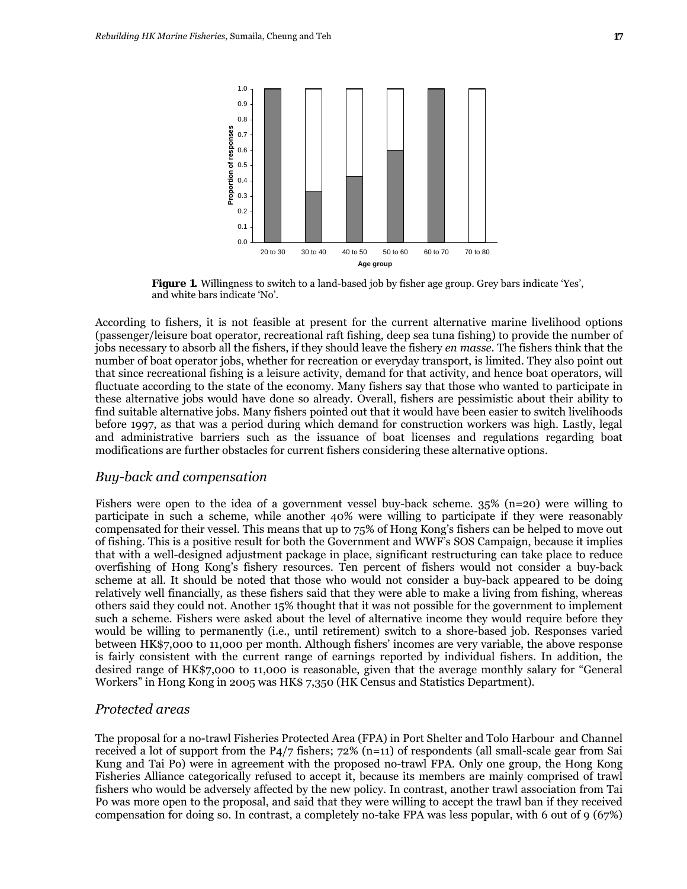**Figure 1.** Willingness to switch to a land-based job by fisher age group. Grey bars indicate 'Yes', and white bars indicate 'No'.

According to fishers, it is not feasible at present for the current alternative marine livelihood options (passenger/leisure boat operator, recreational raft fishing, deep sea tuna fishing) to provide the number of jobs necessary to absorb all the fishers, if they should leave the fishery *en masse*. The fishers think that the number of boat operator jobs, whether for recreation or everyday transport, is limited. They also point out that since recreational fishing is a leisure activity, demand for that activity, and hence boat operators, will fluctuate according to the state of the economy. Many fishers say that those who wanted to participate in these alternative jobs would have done so already. Overall, fishers are pessimistic about their ability to find suitable alternative jobs. Many fishers pointed out that it would have been easier to switch livelihoods before 1997, as that was a period during which demand for construction workers was high. Lastly, legal and administrative barriers such as the issuance of boat licenses and regulations regarding boat modifications are further obstacles for current fishers considering these alternative options.

## *Buy-back and compensation*

Fishers were open to the idea of a government vessel buy-back scheme. 35% (n=20) were willing to participate in such a scheme, while another 40% were willing to participate if they were reasonably compensated for their vessel. This means that up to 75% of Hong Kong's fishers can be helped to move out of fishing. This is a positive result for both the Government and WWF's SOS Campaign, because it implies that with a well-designed adjustment package in place, significant restructuring can take place to reduce overfishing of Hong Kong's fishery resources. Ten percent of fishers would not consider a buy-back scheme at all. It should be noted that those who would not consider a buy-back appeared to be doing relatively well financially, as these fishers said that they were able to make a living from fishing, whereas others said they could not. Another 15% thought that it was not possible for the government to implement such a scheme. Fishers were asked about the level of alternative income they would require before they would be willing to permanently (i.e., until retirement) switch to a shore-based job. Responses varied between HK$7,000 to 11,000 per month. Although fishers' incomes are very variable, the above response is fairly consistent with the current range of earnings reported by individual fishers. In addition, the desired range of HK$7,000 to 11,000 is reasonable, given that the average monthly salary for "General Workers" in Hong Kong in 2005 was HK$ 7,350 (HK Census and Statistics Department).

## *Protected areas*

The proposal for a no-trawl Fisheries Protected Area (FPA) in Port Shelter and Tolo Harbour and Channel received a lot of support from the P4/7 fishers; 72% (n=11) of respondents (all small-scale gear from Sai Kung and Tai Po) were in agreement with the proposed no-trawl FPA. Only one group, the Hong Kong Fisheries Alliance categorically refused to accept it, because its members are mainly comprised of trawl fishers who would be adversely affected by the new policy. In contrast, another trawl association from Tai Po was more open to the proposal, and said that they were willing to accept the trawl ban if they received compensation for doing so. In contrast, a completely no-take FPA was less popular, with 6 out of 9 (67%)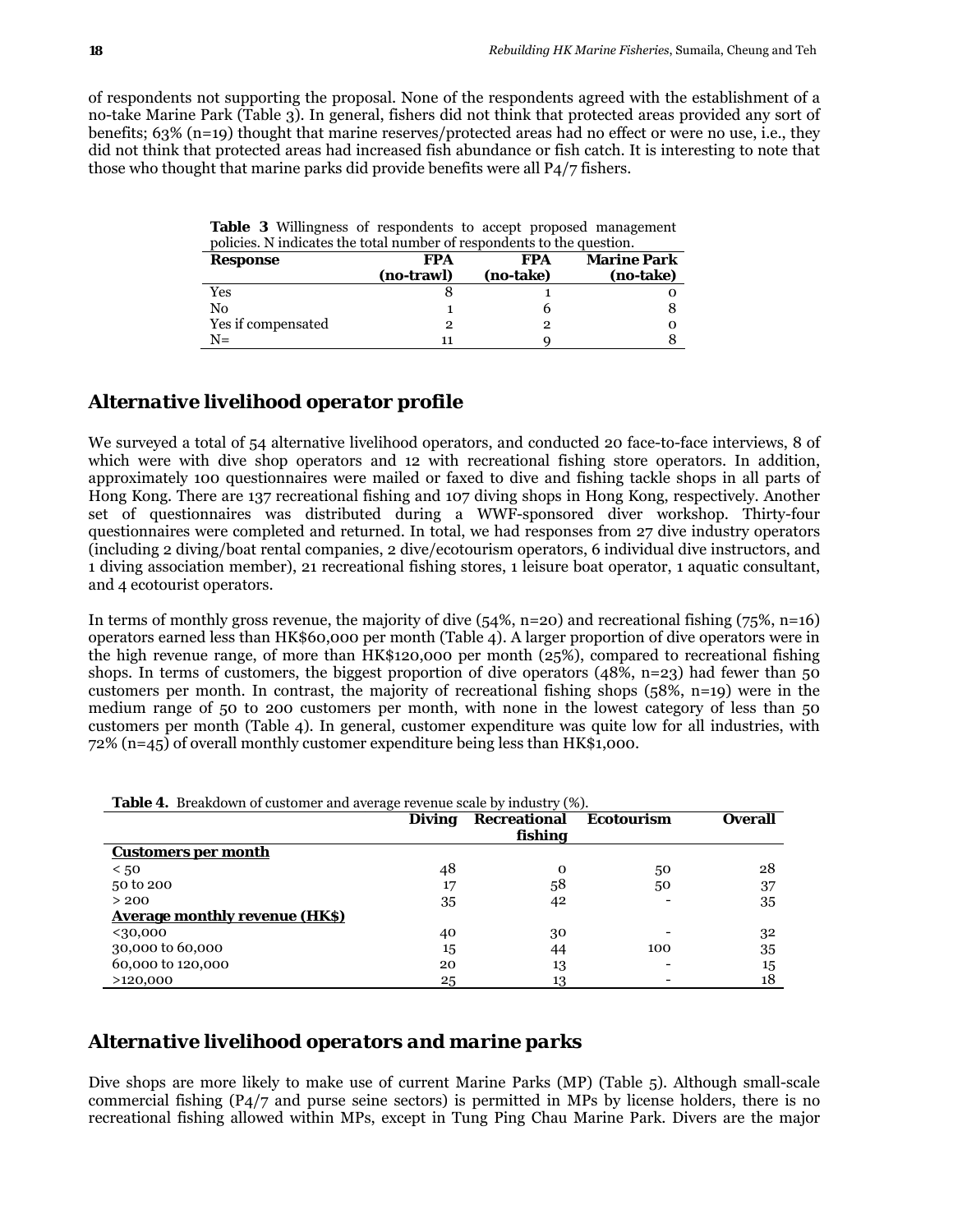of respondents not supporting the proposal. None of the respondents agreed with the establishment of a no-take Marine Park (Table 3). In general, fishers did not think that protected areas provided any sort of benefits; 63% (n=19) thought that marine reserves/protected areas had no effect or were no use, i.e., they did not think that protected areas had increased fish abundance or fish catch. It is interesting to note that those who thought that marine parks did provide benefits were all P4/7 fishers.

**Table 3** Willingness of respondents to accept proposed management policies. N indicates the total number of respondents to the question.

| Response | FPA (no-trawl) | FPA (no-take) | Marine Park (no-take) |
|---|---|---|---|
| Yes | 8 | 1 | 0 |
| No | 1 | 6 | 8 |
| Yes if compensated | 2 | 2 | 0 |
| N= | 11 | 9 | 8 |

## Alternative livelihood operator profile

We surveyed a total of 54 alternative livelihood operators, and conducted 20 face-to-face interviews, 8 of which were with dive shop operators and 12 with recreational fishing store operators. In addition, approximately 100 questionnaires were mailed or faxed to dive and fishing tackle shops in all parts of Hong Kong. There are 137 recreational fishing and 107 diving shops in Hong Kong, respectively. Another set of questionnaires was distributed during a WWF-sponsored diver workshop. Thirty-four questionnaires were completed and returned. In total, we had responses from 27 dive industry operators (including 2 diving/boat rental companies, 2 dive/ecotourism operators, 6 individual dive instructors, and 1 diving association member), 21 recreational fishing stores, 1 leisure boat operator, 1 aquatic consultant, and 4 ecotourist operators.

In terms of monthly gross revenue, the majority of dive (54%, n=20) and recreational fishing (75%, n=16) operators earned less than HK$60,000 per month (Table 4). A larger proportion of dive operators were in the high revenue range, of more than HK$120,000 per month (25%), compared to recreational fishing shops. In terms of customers, the biggest proportion of dive operators (48%, n=23) had fewer than 50 customers per month. In contrast, the majority of recreational fishing shops (58%, n=19) were in the medium range of 50 to 200 customers per month, with none in the lowest category of less than 50 customers per month (Table 4). In general, customer expenditure was quite low for all industries, with 72% (n=45) of overall monthly customer expenditure being less than HK$1,000.

**Table 4.** Breakdown of customer and average revenue scale by industry (%).

| | Diving | Recreational fishing | Ecotourism | Overall |
|---|---|---|---|---|
| **Customers per month** | | | | |
| < 50 | 48 | 0 | 50 | 28 |
| 50 to 200 | 17 | 58 | 50 | 37 |
| > 200 | 35 | 42 | - | 35 |
| **Average monthly revenue (HK$)** | | | | |
| <30,000 | 40 | 30 | - | 32 |
| 30,000 to 60,000 | 15 | 44 | 100 | 35 |
| 60,000 to 120,000 | 20 | 13 | - | 15 |
| >120,000 | 25 | 13 | - | 18 |

## Alternative livelihood operators and marine parks

Dive shops are more likely to make use of current Marine Parks (MP) (Table 5). Although small-scale commercial fishing (P4/7 and purse seine sectors) is permitted in MPs by license holders, there is no recreational fishing allowed within MPs, except in Tung Ping Chau Marine Park. Divers are the major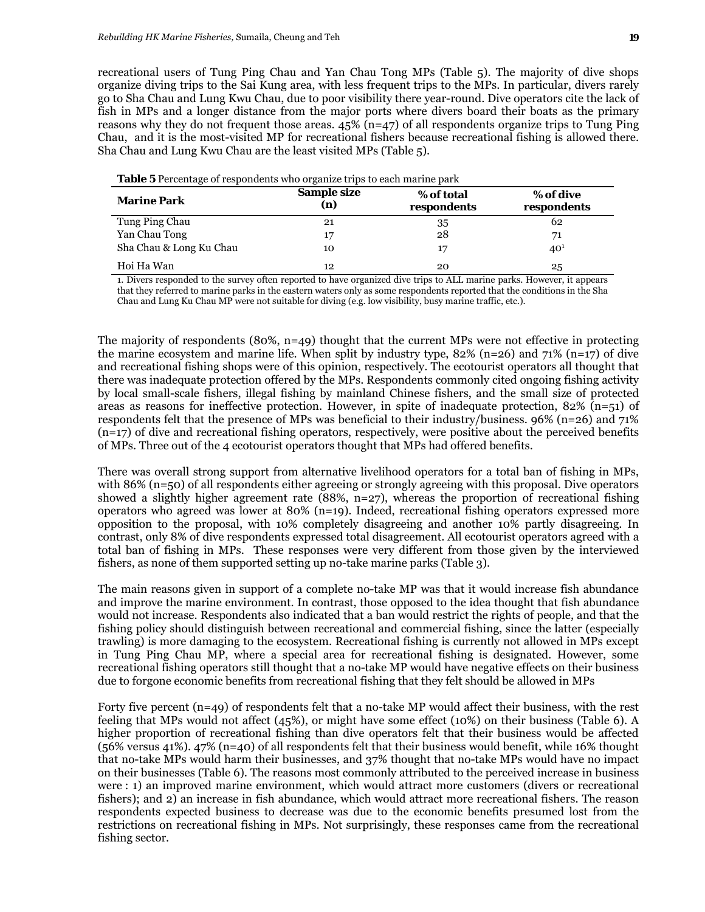recreational users of Tung Ping Chau and Yan Chau Tong MPs (Table 5). The majority of dive shops organize diving trips to the Sai Kung area, with less frequent trips to the MPs. In particular, divers rarely go to Sha Chau and Lung Kwu Chau, due to poor visibility there year-round. Dive operators cite the lack of fish in MPs and a longer distance from the major ports where divers board their boats as the primary reasons why they do not frequent those areas. 45% (n=47) of all respondents organize trips to Tung Ping Chau, and it is the most-visited MP for recreational fishers because recreational fishing is allowed there. Sha Chau and Lung Kwu Chau are the least visited MPs (Table 5).

**Table 5** Percentage of respondents who organize trips to each marine park

| Marine Park | Sample size (n) | % of total respondents | % of dive respondents |
|---|---|---|---|
| Tung Ping Chau | 21 | 35 | 62 |
| Yan Chau Tong | 17 | 28 | 71 |
| Sha Chau & Long Ku Chau | 10 | 17 | 40[1] |
| Hoi Ha Wan | 12 | 20 | 25 |

1. Divers responded to the survey often reported to have organized dive trips to ALL marine parks. However, it appears that they referred to marine parks in the eastern waters only as some respondents reported that the conditions in the Sha Chau and Lung Ku Chau MP were not suitable for diving (e.g. low visibility, busy marine traffic, etc.).

The majority of respondents (80%, n=49) thought that the current MPs were not effective in protecting the marine ecosystem and marine life. When split by industry type, 82% (n=26) and 71% (n=17) of dive and recreational fishing shops were of this opinion, respectively. The ecotourist operators all thought that there was inadequate protection offered by the MPs. Respondents commonly cited ongoing fishing activity by local small-scale fishers, illegal fishing by mainland Chinese fishers, and the small size of protected areas as reasons for ineffective protection. However, in spite of inadequate protection, 82% (n=51) of respondents felt that the presence of MPs was beneficial to their industry/business. 96% (n=26) and 71% (n=17) of dive and recreational fishing operators, respectively, were positive about the perceived benefits of MPs. Three out of the 4 ecotourist operators thought that MPs had offered benefits.

There was overall strong support from alternative livelihood operators for a total ban of fishing in MPs, with 86% (n=50) of all respondents either agreeing or strongly agreeing with this proposal. Dive operators showed a slightly higher agreement rate (88%, n=27), whereas the proportion of recreational fishing operators who agreed was lower at 80% (n=19). Indeed, recreational fishing operators expressed more opposition to the proposal, with 10% completely disagreeing and another 10% partly disagreeing. In contrast, only 8% of dive respondents expressed total disagreement. All ecotourist operators agreed with a total ban of fishing in MPs. These responses were very different from those given by the interviewed fishers, as none of them supported setting up no-take marine parks (Table 3).

The main reasons given in support of a complete no-take MP was that it would increase fish abundance and improve the marine environment. In contrast, those opposed to the idea thought that fish abundance would not increase. Respondents also indicated that a ban would restrict the rights of people, and that the fishing policy should distinguish between recreational and commercial fishing, since the latter (especially trawling) is more damaging to the ecosystem. Recreational fishing is currently not allowed in MPs except in Tung Ping Chau MP, where a special area for recreational fishing is designated. However, some recreational fishing operators still thought that a no-take MP would have negative effects on their business due to forgone economic benefits from recreational fishing that they felt should be allowed in MPs

Forty five percent (n=49) of respondents felt that a no-take MP would affect their business, with the rest feeling that MPs would not affect (45%), or might have some effect (10%) on their business (Table 6). A higher proportion of recreational fishing than dive operators felt that their business would be affected (56% versus 41%). 47% (n=40) of all respondents felt that their business would benefit, while 16% thought that no-take MPs would harm their businesses, and 37% thought that no-take MPs would have no impact on their businesses (Table 6). The reasons most commonly attributed to the perceived increase in business were : 1) an improved marine environment, which would attract more customers (divers or recreational fishers); and 2) an increase in fish abundance, which would attract more recreational fishers. The reason respondents expected business to decrease was due to the economic benefits presumed lost from the restrictions on recreational fishing in MPs. Not surprisingly, these responses came from the recreational fishing sector.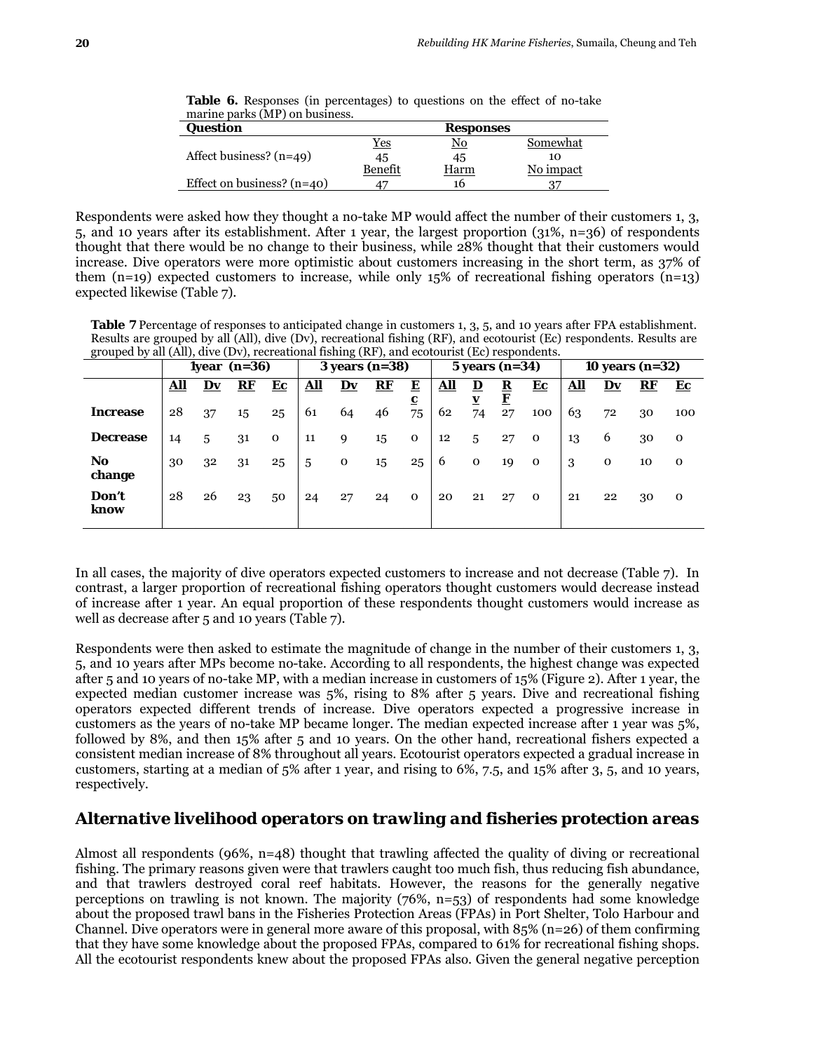**Table 6.** Responses (in percentages) to questions on the effect of no-take marine parks (MP) on business.

| Question | Responses | | |
|---|---|---|---|
| | Yes | No | Somewhat |
| Affect business? (n=49) | 45 | 45 | 10 |
| | Benefit | Harm | No impact |
| Effect on business? (n=40) | 47 | 16 | 37 |

Respondents were asked how they thought a no-take MP would affect the number of their customers 1, 3, 5, and 10 years after its establishment. After 1 year, the largest proportion (31%, n=36) of respondents thought that there would be no change to their business, while 28% thought that their customers would increase. Dive operators were more optimistic about customers increasing in the short term, as 37% of them (n=19) expected customers to increase, while only 15% of recreational fishing operators (n=13) expected likewise (Table 7).

**Table 7** Percentage of responses to anticipated change in customers 1, 3, 5, and 10 years after FPA establishment. Results are grouped by all (All), dive (Dv), recreational fishing (RF), and ecotourist (Ec) respondents. Results are grouped by all (All), dive (Dv), recreational fishing (RF), and ecotourist (Ec) respondents.

| | 1year (n=36) | | | | 3 years (n=38) | | | | 5 years (n=34) | | | | 10 years (n=32) | | | |
|---|---|---|---|---|---|---|---|---|---|---|---|---|---|---|---|---|
| | All | Dv | RF | Ec | All | Dv | RF | Ec | All | Dv | RF | Ec | All | Dv | RF | Ec |
| **Increase** | 28 | 37 | 15 | 25 | 61 | 64 | 46 | 75 | 62 | 74 | 27 | 100 | 63 | 72 | 30 | 100 |
| **Decrease** | 14 | 5 | 31 | 0 | 11 | 9 | 15 | 0 | 12 | 5 | 27 | 0 | 13 | 6 | 30 | 0 |
| **No change** | 30 | 32 | 31 | 25 | 5 | 0 | 15 | 25 | 6 | 0 | 19 | 0 | 3 | 0 | 10 | 0 |
| **Don't know** | 28 | 26 | 23 | 50 | 24 | 27 | 24 | 0 | 20 | 21 | 27 | 0 | 21 | 22 | 30 | 0 |

In all cases, the majority of dive operators expected customers to increase and not decrease (Table 7). In contrast, a larger proportion of recreational fishing operators thought customers would decrease instead of increase after 1 year. An equal proportion of these respondents thought customers would increase as well as decrease after 5 and 10 years (Table 7).

Respondents were then asked to estimate the magnitude of change in the number of their customers 1, 3, 5, and 10 years after MPs become no-take. According to all respondents, the highest change was expected after 5 and 10 years of no-take MP, with a median increase in customers of 15% (Figure 2). After 1 year, the expected median customer increase was 5%, rising to 8% after 5 years. Dive and recreational fishing operators expected different trends of increase. Dive operators expected a progressive increase in customers as the years of no-take MP became longer. The median expected increase after 1 year was 5%, followed by 8%, and then 15% after 5 and 10 years. On the other hand, recreational fishers expected a consistent median increase of 8% throughout all years. Ecotourist operators expected a gradual increase in customers, starting at a median of 5% after 1 year, and rising to 6%, 7.5, and 15% after 3, 5, and 10 years, respectively.

## Alternative livelihood operators on trawling and fisheries protection areas

Almost all respondents (96%, n=48) thought that trawling affected the quality of diving or recreational fishing. The primary reasons given were that trawlers caught too much fish, thus reducing fish abundance, and that trawlers destroyed coral reef habitats. However, the reasons for the generally negative perceptions on trawling is not known. The majority (76%, n=53) of respondents had some knowledge about the proposed trawl bans in the Fisheries Protection Areas (FPAs) in Port Shelter, Tolo Harbour and Channel. Dive operators were in general more aware of this proposal, with 85% (n=26) of them confirming that they have some knowledge about the proposed FPAs, compared to 61% for recreational fishing shops. All the ecotourist respondents knew about the proposed FPAs also. Given the general negative perception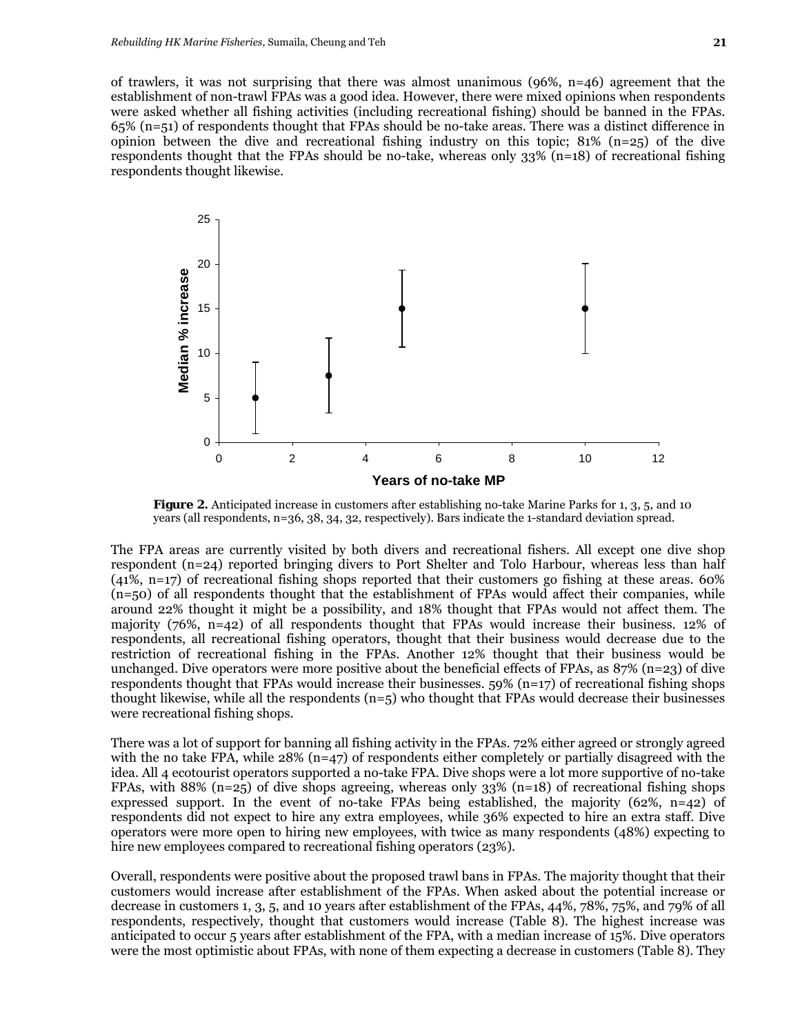of trawlers, it was not surprising that there was almost unanimous (96%, n=46) agreement that the establishment of non-trawl FPAs was a good idea. However, there were mixed opinions when respondents were asked whether all fishing activities (including recreational fishing) should be banned in the FPAs. 65% (n=51) of respondents thought that FPAs should be no-take areas. There was a distinct difference in opinion between the dive and recreational fishing industry on this topic; 81% (n=25) of the dive respondents thought that the FPAs should be no-take, whereas only 33% (n=18) of recreational fishing respondents thought likewise.

**Figure 2.** Anticipated increase in customers after establishing no-take Marine Parks for 1, 3, 5, and 10 years (all respondents, n=36, 38, 34, 32, respectively). Bars indicate the 1-standard deviation spread.

The FPA areas are currently visited by both divers and recreational fishers. All except one dive shop respondent (n=24) reported bringing divers to Port Shelter and Tolo Harbour, whereas less than half (41%, n=17) of recreational fishing shops reported that their customers go fishing at these areas. 60% (n=50) of all respondents thought that the establishment of FPAs would affect their companies, while around 22% thought it might be a possibility, and 18% thought that FPAs would not affect them. The majority (76%, n=42) of all respondents thought that FPAs would increase their business. 12% of respondents, all recreational fishing operators, thought that their business would decrease due to the restriction of recreational fishing in the FPAs. Another 12% thought that their business would be unchanged. Dive operators were more positive about the beneficial effects of FPAs, as 87% (n=23) of dive respondents thought that FPAs would increase their businesses. 59% (n=17) of recreational fishing shops thought likewise, while all the respondents (n=5) who thought that FPAs would decrease their businesses were recreational fishing shops.

There was a lot of support for banning all fishing activity in the FPAs. 72% either agreed or strongly agreed with the no take FPA, while 28% (n=47) of respondents either completely or partially disagreed with the idea. All 4 ecotourist operators supported a no-take FPA. Dive shops were a lot more supportive of no-take FPAs, with 88% (n=25) of dive shops agreeing, whereas only 33% (n=18) of recreational fishing shops expressed support. In the event of no-take FPAs being established, the majority (62%, n=42) of respondents did not expect to hire any extra employees, while 36% expected to hire an extra staff. Dive operators were more open to hiring new employees, with twice as many respondents (48%) expecting to hire new employees compared to recreational fishing operators (23%).

Overall, respondents were positive about the proposed trawl bans in FPAs. The majority thought that their customers would increase after establishment of the FPAs. When asked about the potential increase or decrease in customers 1, 3, 5, and 10 years after establishment of the FPAs, 44%, 78%, 75%, and 79% of all respondents, respectively, thought that customers would increase (Table 8). The highest increase was anticipated to occur 5 years after establishment of the FPA, with a median increase of 15%. Dive operators were the most optimistic about FPAs, with none of them expecting a decrease in customers (Table 8). They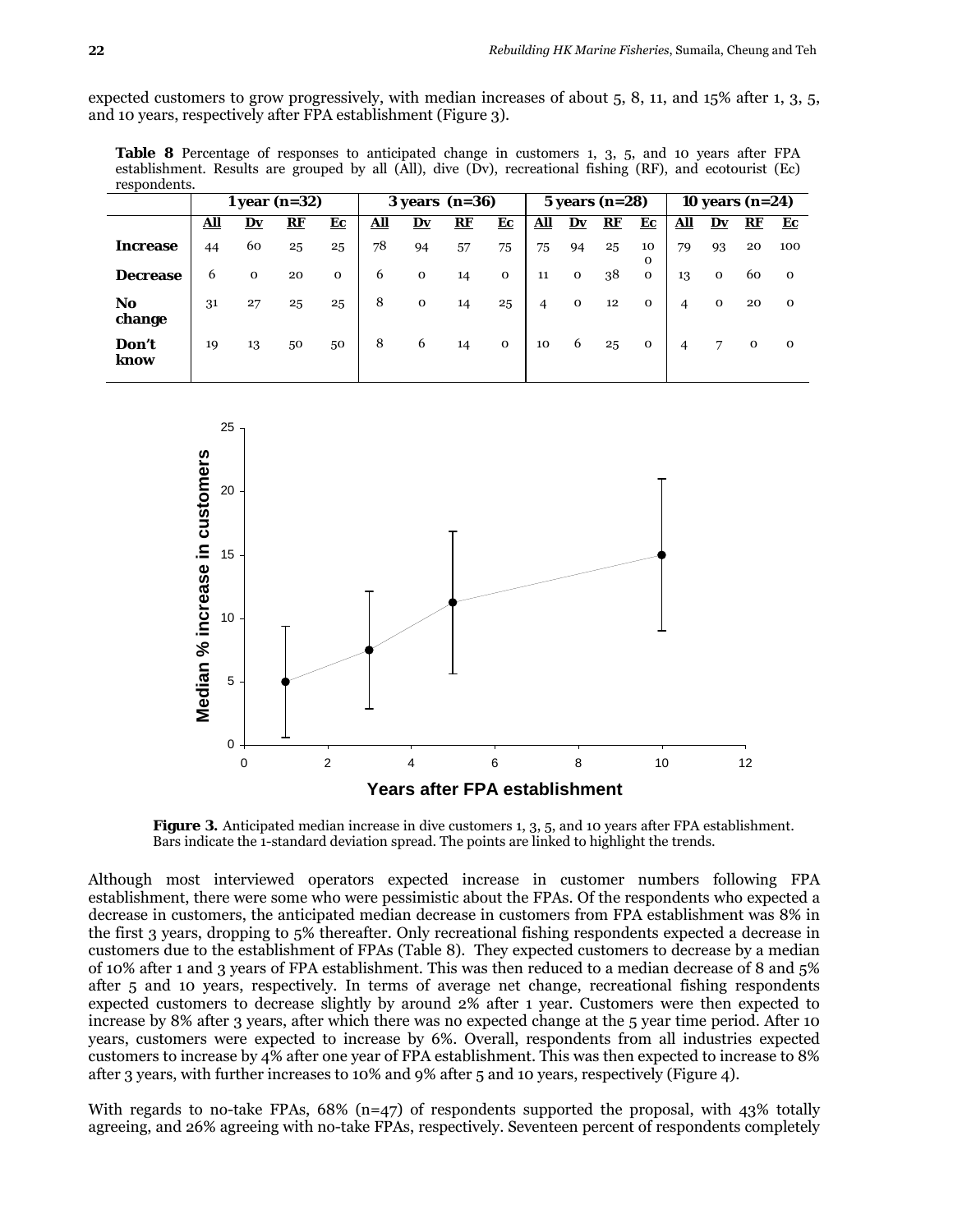expected customers to grow progressively, with median increases of about 5, 8, 11, and 15% after 1, 3, 5, and 10 years, respectively after FPA establishment (Figure 3).

**Table 8** Percentage of responses to anticipated change in customers 1, 3, 5, and 10 years after FPA establishment. Results are grouped by all (All), dive (Dv), recreational fishing (RF), and ecotourist (Ec) respondents.

| | 1 year (n=32) | | | | 3 years (n=36) | | | | 5 years (n=28) | | | | 10 years (n=24) | | | |
|---|---|---|---|---|---|---|---|---|---|---|---|---|---|---|---|---|
| | All | Dv | RF | Ec | All | Dv | RF | Ec | All | Dv | RF | Ec | All | Dv | RF | Ec |
| **Increase** | 44 | 60 | 25 | 25 | 78 | 94 | 57 | 75 | 75 | 94 | 25 | 100 | 79 | 93 | 20 | 100 |
| **Decrease** | 6 | 0 | 20 | 0 | 6 | 0 | 14 | 0 | 11 | 0 | 38 | 0 | 13 | 0 | 60 | 0 |
| **No change** | 31 | 27 | 25 | 25 | 8 | 0 | 14 | 25 | 4 | 0 | 12 | 0 | 4 | 0 | 20 | 0 |
| **Don't know** | 19 | 13 | 50 | 50 | 8 | 6 | 14 | 0 | 10 | 6 | 25 | 0 | 4 | 7 | 0 | 0 |

**Figure 3.** Anticipated median increase in dive customers 1, 3, 5, and 10 years after FPA establishment. Bars indicate the 1-standard deviation spread. The points are linked to highlight the trends.

Although most interviewed operators expected increase in customer numbers following FPA establishment, there were some who were pessimistic about the FPAs. Of the respondents who expected a decrease in customers, the anticipated median decrease in customers from FPA establishment was 8% in the first 3 years, dropping to 5% thereafter. Only recreational fishing respondents expected a decrease in customers due to the establishment of FPAs (Table 8). They expected customers to decrease by a median of 10% after 1 and 3 years of FPA establishment. This was then reduced to a median decrease of 8 and 5% after 5 and 10 years, respectively. In terms of average net change, recreational fishing respondents expected customers to decrease slightly by around 2% after 1 year. Customers were then expected to increase by 8% after 3 years, after which there was no expected change at the 5 year time period. After 10 years, customers were expected to increase by 6%. Overall, respondents from all industries expected customers to increase by 4% after one year of FPA establishment. This was then expected to increase to 8% after 3 years, with further increases to 10% and 9% after 5 and 10 years, respectively (Figure 4).

With regards to no-take FPAs, 68% (n=47) of respondents supported the proposal, with 43% totally agreeing, and 26% agreeing with no-take FPAs, respectively. Seventeen percent of respondents completely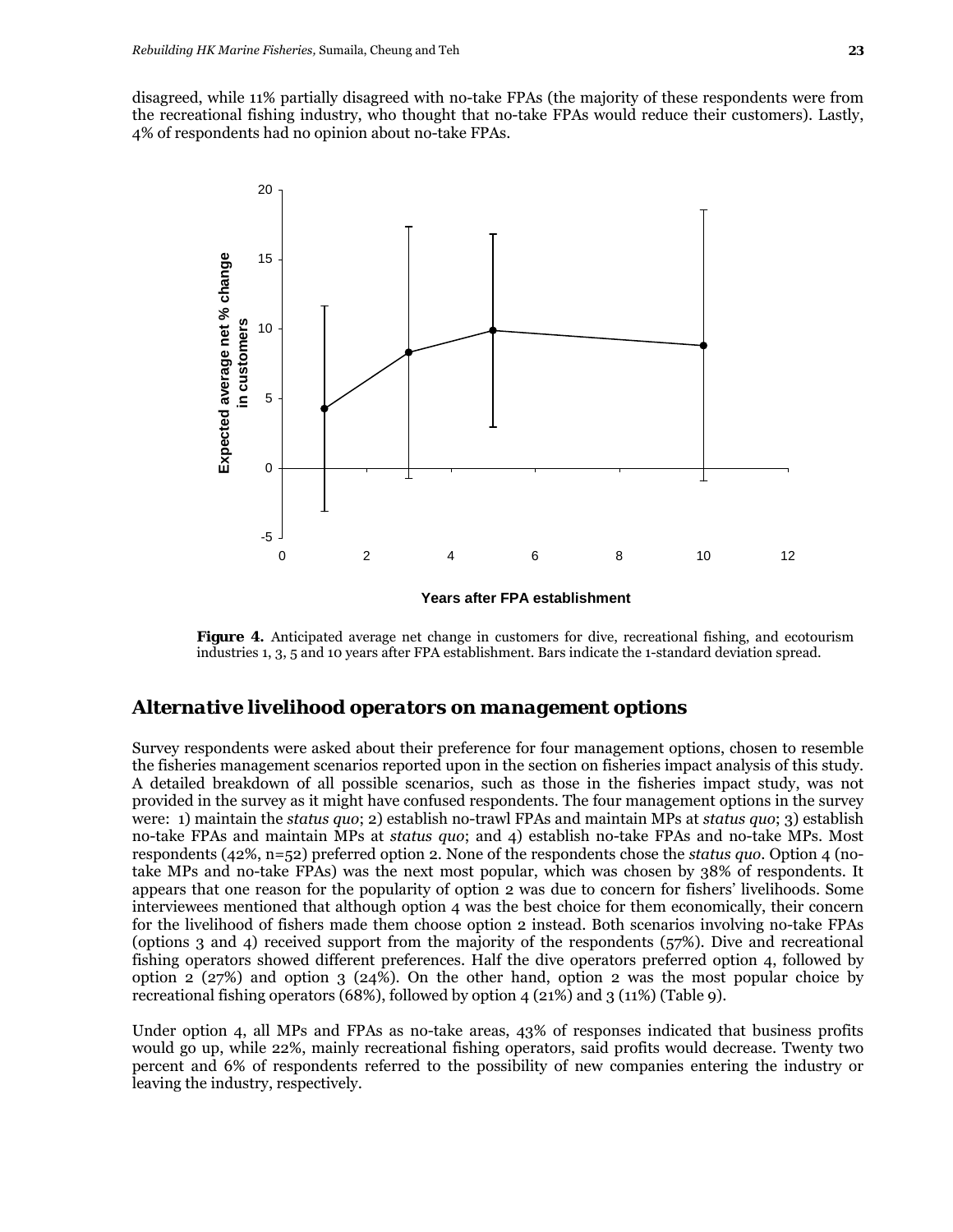disagreed, while 11% partially disagreed with no-take FPAs (the majority of these respondents were from the recreational fishing industry, who thought that no-take FPAs would reduce their customers). Lastly, 4% of respondents had no opinion about no-take FPAs.

**Figure 4.** Anticipated average net change in customers for dive, recreational fishing, and ecotourism industries 1, 3, 5 and 10 years after FPA establishment. Bars indicate the 1-standard deviation spread.

## *Alternative livelihood operators on management options*

Survey respondents were asked about their preference for four management options, chosen to resemble the fisheries management scenarios reported upon in the section on fisheries impact analysis of this study. A detailed breakdown of all possible scenarios, such as those in the fisheries impact study, was not provided in the survey as it might have confused respondents. The four management options in the survey were: 1) maintain the *status quo*; 2) establish no-trawl FPAs and maintain MPs at *status quo*; 3) establish no-take FPAs and maintain MPs at *status quo*; and 4) establish no-take FPAs and no-take MPs. Most respondents (42%, n=52) preferred option 2. None of the respondents chose the *status quo*. Option 4 (no-take MPs and no-take FPAs) was the next most popular, which was chosen by 38% of respondents. It appears that one reason for the popularity of option 2 was due to concern for fishers' livelihoods. Some interviewees mentioned that although option 4 was the best choice for them economically, their concern for the livelihood of fishers made them choose option 2 instead. Both scenarios involving no-take FPAs (options 3 and 4) received support from the majority of the respondents (57%). Dive and recreational fishing operators showed different preferences. Half the dive operators preferred option 4, followed by option 2 (27%) and option 3 (24%). On the other hand, option 2 was the most popular choice by recreational fishing operators (68%), followed by option 4 (21%) and 3 (11%) (Table 9).

Under option 4, all MPs and FPAs as no-take areas, 43% of responses indicated that business profits would go up, while 22%, mainly recreational fishing operators, said profits would decrease. Twenty two percent and 6% of respondents referred to the possibility of new companies entering the industry or leaving the industry, respectively.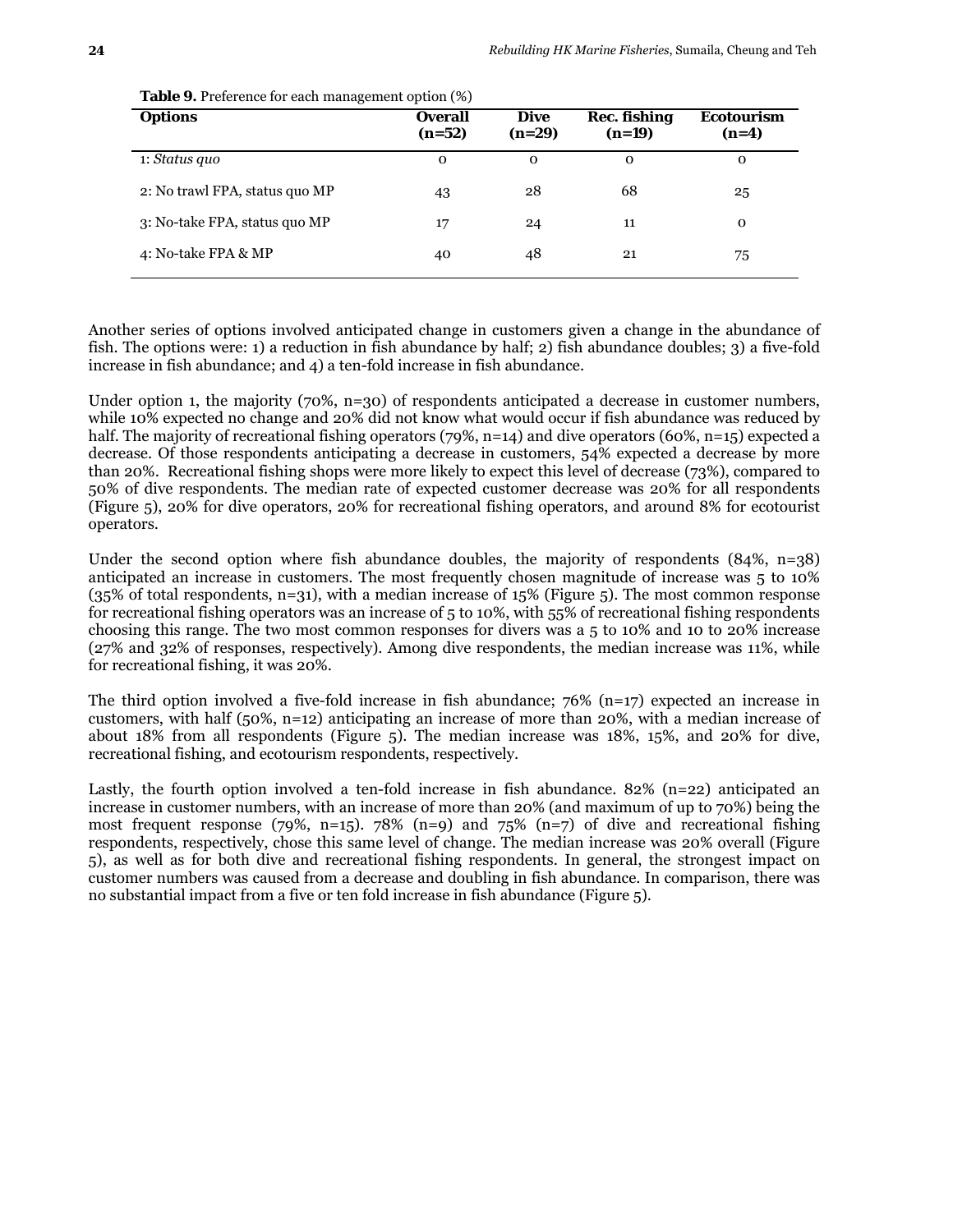**Table 9.** Preference for each management option (%)

| Options | Overall (n=52) | Dive (n=29) | Rec. fishing (n=19) | Ecotourism (n=4) |
|---|---|---|---|---|
| 1: *Status quo* | 0 | 0 | 0 | 0 |
| 2: No trawl FPA, status quo MP | 43 | 28 | 68 | 25 |
| 3: No-take FPA, status quo MP | 17 | 24 | 11 | 0 |
| 4: No-take FPA & MP | 40 | 48 | 21 | 75 |

Another series of options involved anticipated change in customers given a change in the abundance of fish. The options were: 1) a reduction in fish abundance by half; 2) fish abundance doubles; 3) a five-fold increase in fish abundance; and 4) a ten-fold increase in fish abundance.

Under option 1, the majority (70%, n=30) of respondents anticipated a decrease in customer numbers, while 10% expected no change and 20% did not know what would occur if fish abundance was reduced by half. The majority of recreational fishing operators (79%, n=14) and dive operators (60%, n=15) expected a decrease. Of those respondents anticipating a decrease in customers, 54% expected a decrease by more than 20%. Recreational fishing shops were more likely to expect this level of decrease (73%), compared to 50% of dive respondents. The median rate of expected customer decrease was 20% for all respondents (Figure 5), 20% for dive operators, 20% for recreational fishing operators, and around 8% for ecotourist operators.

Under the second option where fish abundance doubles, the majority of respondents (84%, n=38) anticipated an increase in customers. The most frequently chosen magnitude of increase was 5 to 10% (35% of total respondents, n=31), with a median increase of 15% (Figure 5). The most common response for recreational fishing operators was an increase of 5 to 10%, with 55% of recreational fishing respondents choosing this range. The two most common responses for divers was a 5 to 10% and 10 to 20% increase (27% and 32% of responses, respectively). Among dive respondents, the median increase was 11%, while for recreational fishing, it was 20%.

The third option involved a five-fold increase in fish abundance; 76% (n=17) expected an increase in customers, with half (50%, n=12) anticipating an increase of more than 20%, with a median increase of about 18% from all respondents (Figure 5). The median increase was 18%, 15%, and 20% for dive, recreational fishing, and ecotourism respondents, respectively.

Lastly, the fourth option involved a ten-fold increase in fish abundance. 82% (n=22) anticipated an increase in customer numbers, with an increase of more than 20% (and maximum of up to 70%) being the most frequent response (79%, n=15). 78% (n=9) and 75% (n=7) of dive and recreational fishing respondents, respectively, chose this same level of change. The median increase was 20% overall (Figure 5), as well as for both dive and recreational fishing respondents. In general, the strongest impact on customer numbers was caused from a decrease and doubling in fish abundance. In comparison, there was no substantial impact from a five or ten fold increase in fish abundance (Figure 5).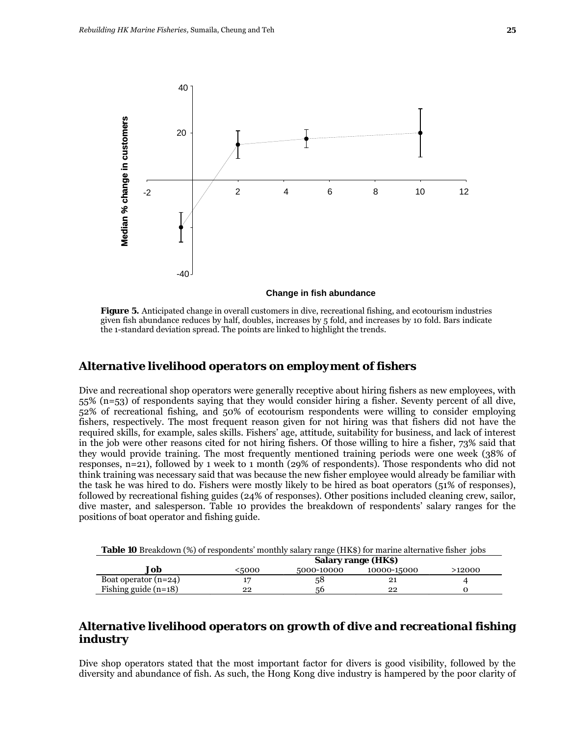**Figure 5.** Anticipated change in overall customers in dive, recreational fishing, and ecotourism industries given fish abundance reduces by half, doubles, increases by 5 fold, and increases by 10 fold. Bars indicate the 1-standard deviation spread. The points are linked to highlight the trends.

## Alternative livelihood operators on employment of fishers

Dive and recreational shop operators were generally receptive about hiring fishers as new employees, with 55% (n=53) of respondents saying that they would consider hiring a fisher. Seventy percent of all dive, 52% of recreational fishing, and 50% of ecotourism respondents were willing to consider employing fishers, respectively. The most frequent reason given for not hiring was that fishers did not have the required skills, for example, sales skills. Fishers' age, attitude, suitability for business, and lack of interest in the job were other reasons cited for not hiring fishers. Of those willing to hire a fisher, 73% said that they would provide training. The most frequently mentioned training periods were one week (38% of responses, n=21), followed by 1 week to 1 month (29% of respondents). Those respondents who did not think training was necessary said that was because the new fisher employee would already be familiar with the task he was hired to do. Fishers were mostly likely to be hired as boat operators (51% of responses), followed by recreational fishing guides (24% of responses). Other positions included cleaning crew, sailor, dive master, and salesperson. Table 10 provides the breakdown of respondents' salary ranges for the positions of boat operator and fishing guide.

**Table 10** Breakdown (%) of respondents' monthly salary range (HK$) for marine alternative fisher jobs

| Job | Salary range (HK$) | | | |
|---|---|---|---|---|
| | <5000 | 5000-10000 | 10000-15000 | >12000 |
| Boat operator (n=24) | 17 | 58 | 21 | 4 |
| Fishing guide (n=18) | 22 | 56 | 22 | 0 |

## Alternative livelihood operators on growth of dive and recreational fishing industry

Dive shop operators stated that the most important factor for divers is good visibility, followed by the diversity and abundance of fish. As such, the Hong Kong dive industry is hampered by the poor clarity of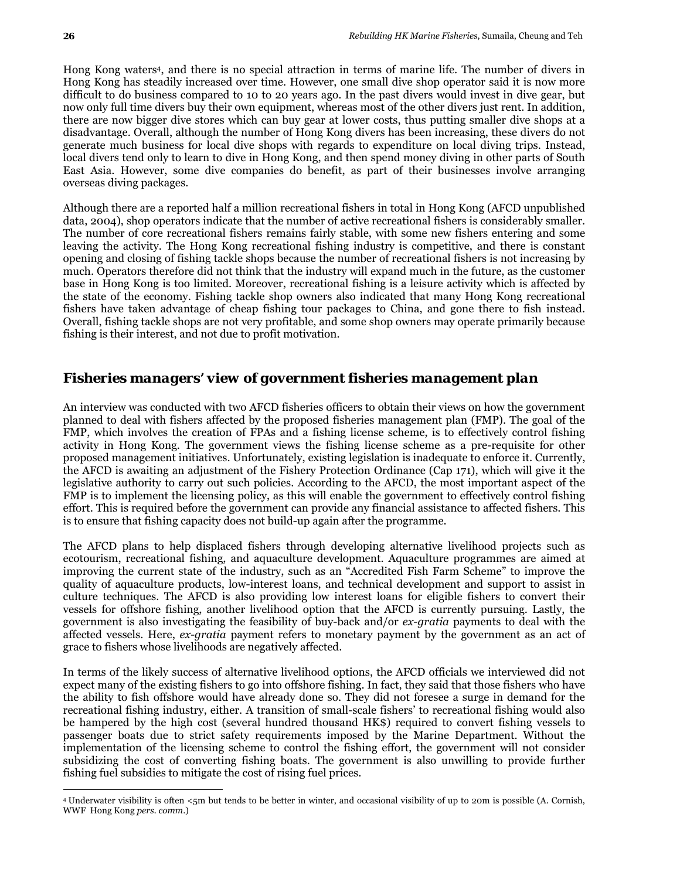Hong Kong waters[4], and there is no special attraction in terms of marine life. The number of divers in Hong Kong has steadily increased over time. However, one small dive shop operator said it is now more difficult to do business compared to 10 to 20 years ago. In the past divers would invest in dive gear, but now only full time divers buy their own equipment, whereas most of the other divers just rent. In addition, there are now bigger dive stores which can buy gear at lower costs, thus putting smaller dive shops at a disadvantage. Overall, although the number of Hong Kong divers has been increasing, these divers do not generate much business for local dive shops with regards to expenditure on local diving trips. Instead, local divers tend only to learn to dive in Hong Kong, and then spend money diving in other parts of South East Asia. However, some dive companies do benefit, as part of their businesses involve arranging overseas diving packages.

Although there are a reported half a million recreational fishers in total in Hong Kong (AFCD unpublished data, 2004), shop operators indicate that the number of active recreational fishers is considerably smaller. The number of core recreational fishers remains fairly stable, with some new fishers entering and some leaving the activity. The Hong Kong recreational fishing industry is competitive, and there is constant opening and closing of fishing tackle shops because the number of recreational fishers is not increasing by much. Operators therefore did not think that the industry will expand much in the future, as the customer base in Hong Kong is too limited. Moreover, recreational fishing is a leisure activity which is affected by the state of the economy. Fishing tackle shop owners also indicated that many Hong Kong recreational fishers have taken advantage of cheap fishing tour packages to China, and gone there to fish instead. Overall, fishing tackle shops are not very profitable, and some shop owners may operate primarily because fishing is their interest, and not due to profit motivation.

## *Fisheries managers' view of government fisheries management plan*

An interview was conducted with two AFCD fisheries officers to obtain their views on how the government planned to deal with fishers affected by the proposed fisheries management plan (FMP). The goal of the FMP, which involves the creation of FPAs and a fishing license scheme, is to effectively control fishing activity in Hong Kong. The government views the fishing license scheme as a pre-requisite for other proposed management initiatives. Unfortunately, existing legislation is inadequate to enforce it. Currently, the AFCD is awaiting an adjustment of the Fishery Protection Ordinance (Cap 171), which will give it the legislative authority to carry out such policies. According to the AFCD, the most important aspect of the FMP is to implement the licensing policy, as this will enable the government to effectively control fishing effort. This is required before the government can provide any financial assistance to affected fishers. This is to ensure that fishing capacity does not build-up again after the programme.

The AFCD plans to help displaced fishers through developing alternative livelihood projects such as ecotourism, recreational fishing, and aquaculture development. Aquaculture programmes are aimed at improving the current state of the industry, such as an "Accredited Fish Farm Scheme" to improve the quality of aquaculture products, low-interest loans, and technical development and support to assist in culture techniques. The AFCD is also providing low interest loans for eligible fishers to convert their vessels for offshore fishing, another livelihood option that the AFCD is currently pursuing. Lastly, the government is also investigating the feasibility of buy-back and/or *ex-gratia* payments to deal with the affected vessels. Here, *ex-gratia* payment refers to monetary payment by the government as an act of grace to fishers whose livelihoods are negatively affected.

In terms of the likely success of alternative livelihood options, the AFCD officials we interviewed did not expect many of the existing fishers to go into offshore fishing. In fact, they said that those fishers who have the ability to fish offshore would have already done so. They did not foresee a surge in demand for the recreational fishing industry, either. A transition of small-scale fishers' to recreational fishing would also be hampered by the high cost (several hundred thousand HK$) required to convert fishing vessels to passenger boats due to strict safety requirements imposed by the Marine Department. Without the implementation of the licensing scheme to control the fishing effort, the government will not consider subsidizing the cost of converting fishing boats. The government is also unwilling to provide further fishing fuel subsidies to mitigate the cost of rising fuel prices.

[4] Underwater visibility is often <5m but tends to be better in winter, and occasional visibility of up to 20m is possible (A. Cornish, WWF Hong Kong *pers. comm.*)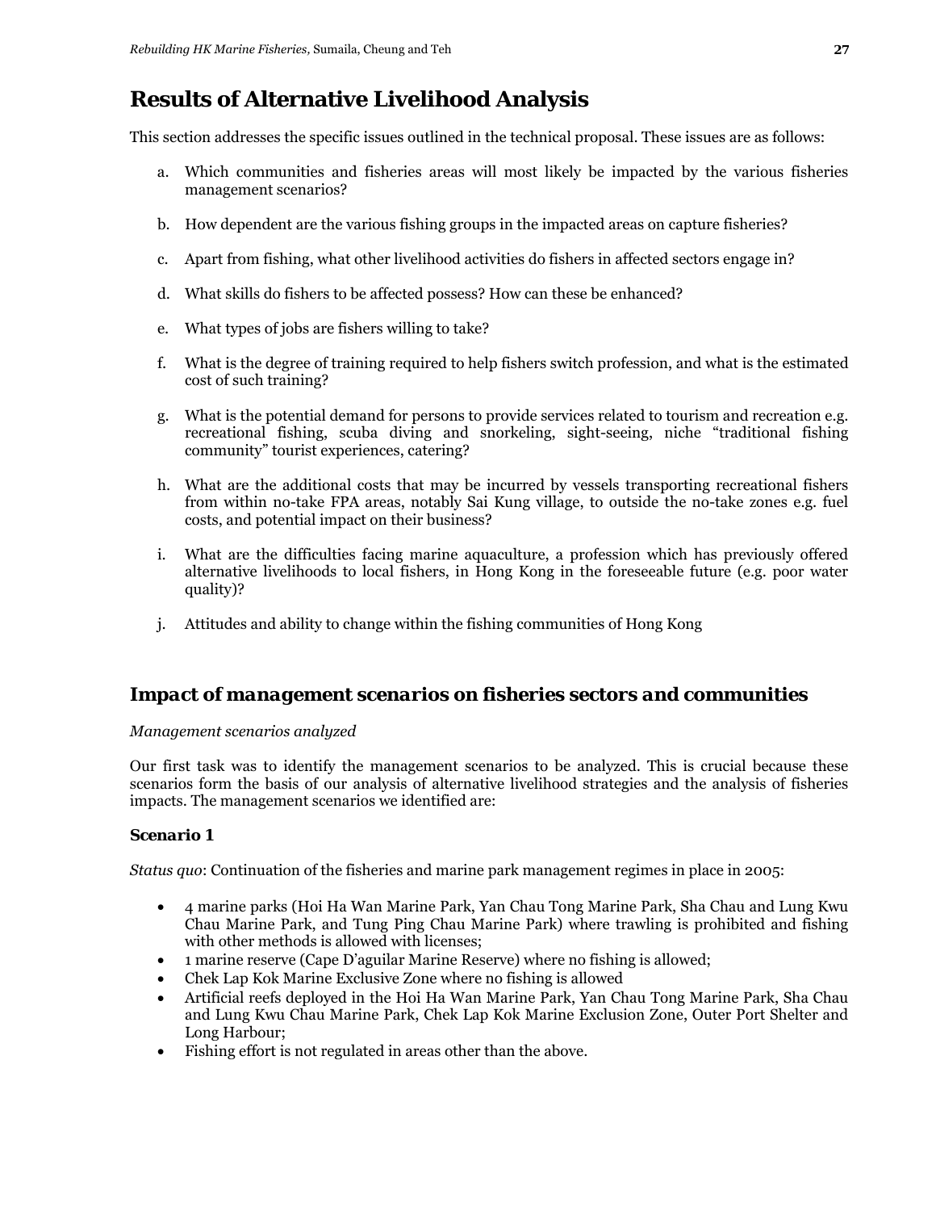# Results of Alternative Livelihood Analysis

This section addresses the specific issues outlined in the technical proposal. These issues are as follows:

a. Which communities and fisheries areas will most likely be impacted by the various fisheries management scenarios?

b. How dependent are the various fishing groups in the impacted areas on capture fisheries?

c. Apart from fishing, what other livelihood activities do fishers in affected sectors engage in?

d. What skills do fishers to be affected possess? How can these be enhanced?

e. What types of jobs are fishers willing to take?

f. What is the degree of training required to help fishers switch profession, and what is the estimated cost of such training?

g. What is the potential demand for persons to provide services related to tourism and recreation e.g. recreational fishing, scuba diving and snorkeling, sight-seeing, niche "traditional fishing community" tourist experiences, catering?

h. What are the additional costs that may be incurred by vessels transporting recreational fishers from within no-take FPA areas, notably Sai Kung village, to outside the no-take zones e.g. fuel costs, and potential impact on their business?

i. What are the difficulties facing marine aquaculture, a profession which has previously offered alternative livelihoods to local fishers, in Hong Kong in the foreseeable future (e.g. poor water quality)?

j. Attitudes and ability to change within the fishing communities of Hong Kong

## *Impact of management scenarios on fisheries sectors and communities*

*Management scenarios analyzed*

Our first task was to identify the management scenarios to be analyzed. This is crucial because these scenarios form the basis of our analysis of alternative livelihood strategies and the analysis of fisheries impacts. The management scenarios we identified are:

### *Scenario 1*

*Status quo*: Continuation of the fisheries and marine park management regimes in place in 2005:

- 4 marine parks (Hoi Ha Wan Marine Park, Yan Chau Tong Marine Park, Sha Chau and Lung Kwu Chau Marine Park, and Tung Ping Chau Marine Park) where trawling is prohibited and fishing with other methods is allowed with licenses;
- 1 marine reserve (Cape D'aguilar Marine Reserve) where no fishing is allowed;
- Chek Lap Kok Marine Exclusive Zone where no fishing is allowed
- Artificial reefs deployed in the Hoi Ha Wan Marine Park, Yan Chau Tong Marine Park, Sha Chau and Lung Kwu Chau Marine Park, Chek Lap Kok Marine Exclusion Zone, Outer Port Shelter and Long Harbour;
- Fishing effort is not regulated in areas other than the above.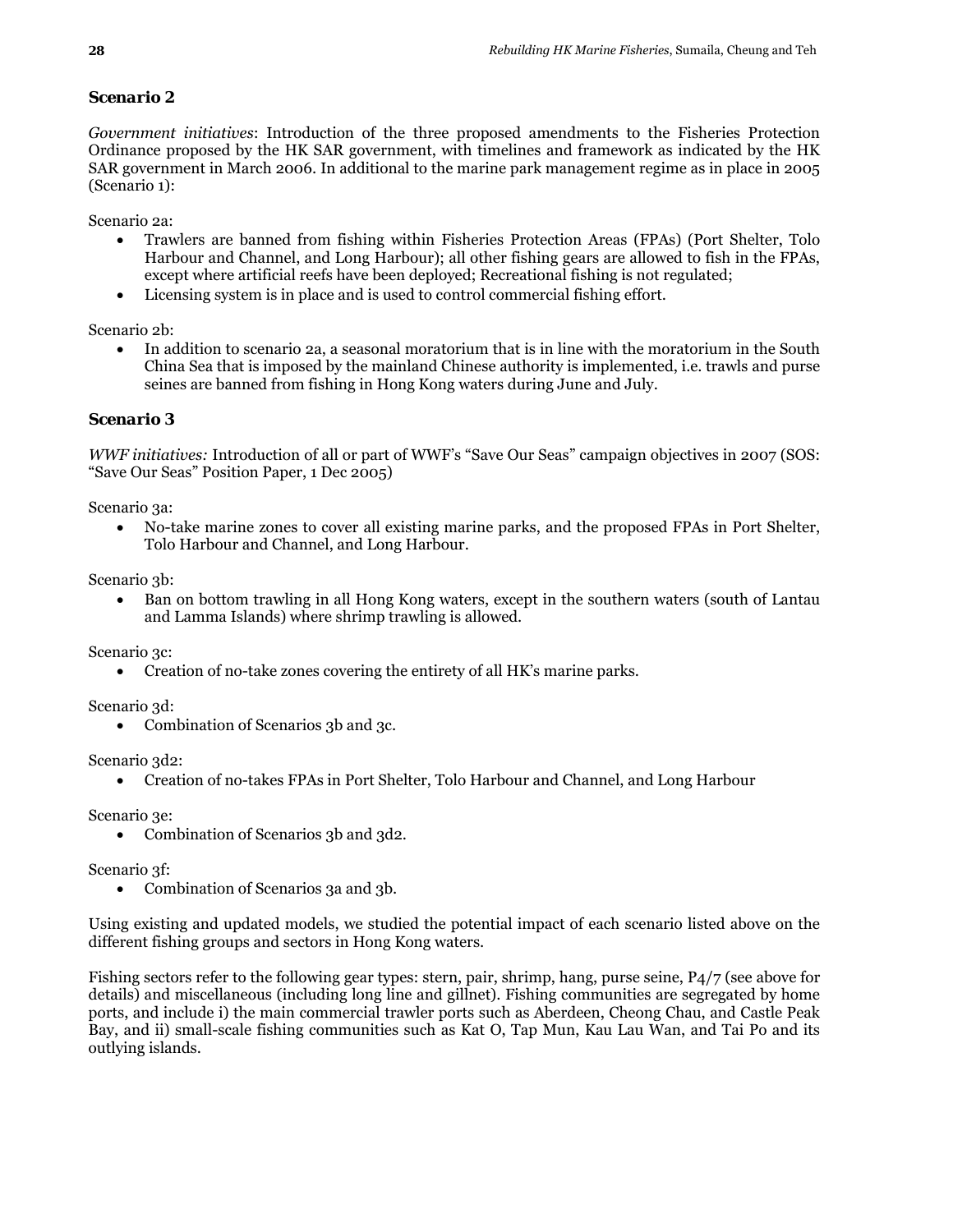### *Scenario 2*

*Government initiatives*: Introduction of the three proposed amendments to the Fisheries Protection Ordinance proposed by the HK SAR government, with timelines and framework as indicated by the HK SAR government in March 2006. In additional to the marine park management regime as in place in 2005 (Scenario 1):

Scenario 2a:

- Trawlers are banned from fishing within Fisheries Protection Areas (FPAs) (Port Shelter, Tolo Harbour and Channel, and Long Harbour); all other fishing gears are allowed to fish in the FPAs, except where artificial reefs have been deployed; Recreational fishing is not regulated;
- Licensing system is in place and is used to control commercial fishing effort.

Scenario 2b:

- In addition to scenario 2a, a seasonal moratorium that is in line with the moratorium in the South China Sea that is imposed by the mainland Chinese authority is implemented, i.e. trawls and purse seines are banned from fishing in Hong Kong waters during June and July.

### *Scenario 3*

*WWF initiatives:* Introduction of all or part of WWF's "Save Our Seas" campaign objectives in 2007 (SOS: "Save Our Seas" Position Paper, 1 Dec 2005)

Scenario 3a:

- No-take marine zones to cover all existing marine parks, and the proposed FPAs in Port Shelter, Tolo Harbour and Channel, and Long Harbour.

Scenario 3b:

- Ban on bottom trawling in all Hong Kong waters, except in the southern waters (south of Lantau and Lamma Islands) where shrimp trawling is allowed.

Scenario 3c:

- Creation of no-take zones covering the entirety of all HK's marine parks.

Scenario 3d:

- Combination of Scenarios 3b and 3c.

Scenario 3d2:

- Creation of no-takes FPAs in Port Shelter, Tolo Harbour and Channel, and Long Harbour

Scenario 3e:

- Combination of Scenarios 3b and 3d2.

Scenario 3f:

- Combination of Scenarios 3a and 3b.

Using existing and updated models, we studied the potential impact of each scenario listed above on the different fishing groups and sectors in Hong Kong waters.

Fishing sectors refer to the following gear types: stern, pair, shrimp, hang, purse seine, P4/7 (see above for details) and miscellaneous (including long line and gillnet). Fishing communities are segregated by home ports, and include i) the main commercial trawler ports such as Aberdeen, Cheong Chau, and Castle Peak Bay, and ii) small-scale fishing communities such as Kat O, Tap Mun, Kau Lau Wan, and Tai Po and its outlying islands.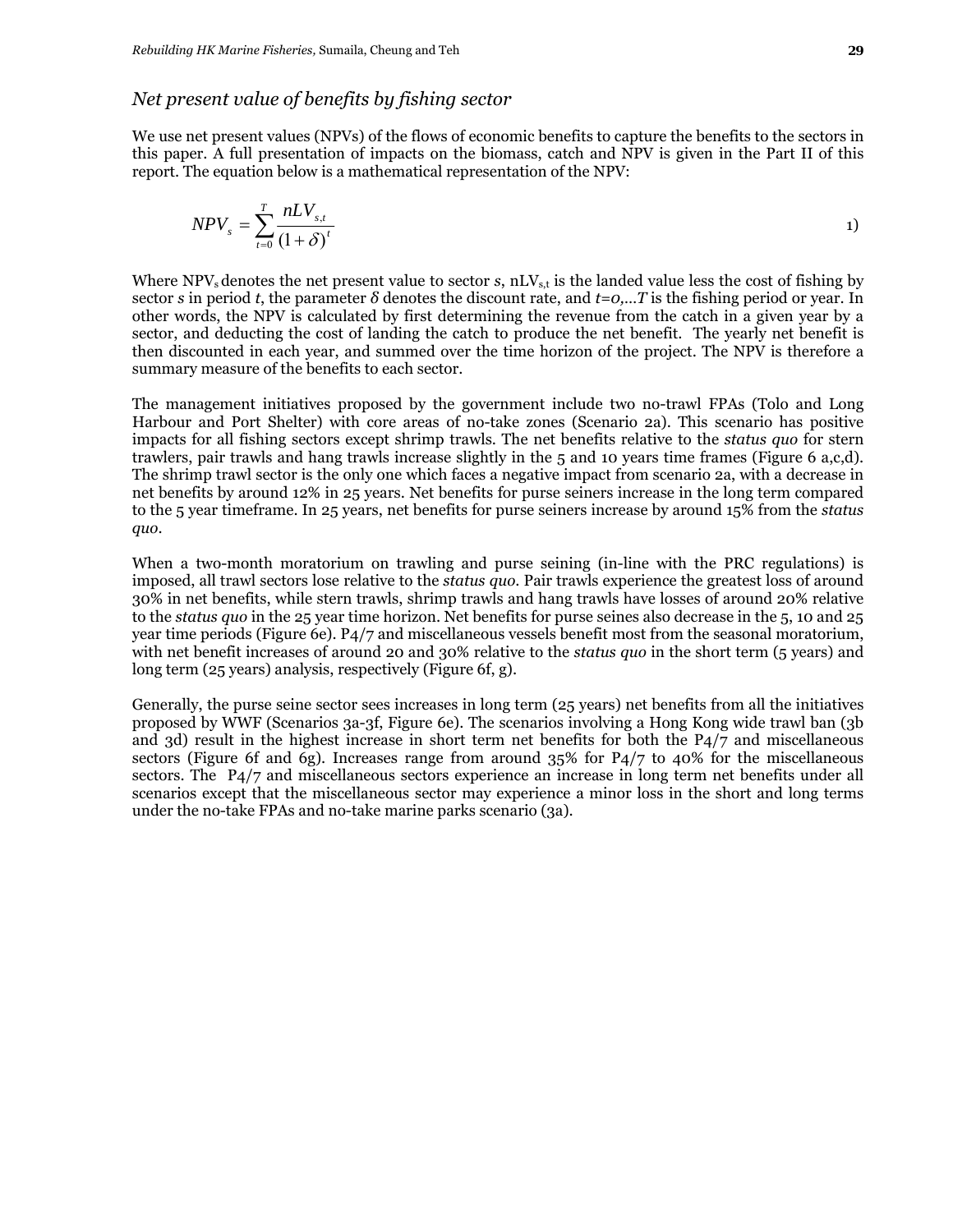### *Net present value of benefits by fishing sector*

We use net present values (NPVs) of the flows of economic benefits to capture the benefits to the sectors in this paper. A full presentation of impacts on the biomass, catch and NPV is given in the Part II of this report. The equation below is a mathematical representation of the NPV:

$$NPV_s = \sum_{t=0}^{T} \frac{nLV_{s,t}}{(1+\delta)^t} \qquad 1)$$

Where $NPV_s$ denotes the net present value to sector *s*, $nLV_{s,t}$ is the landed value less the cost of fishing by sector *s* in period *t*, the parameter $\delta$ denotes the discount rate, and $t=0,\ldots T$ is the fishing period or year. In other words, the NPV is calculated by first determining the revenue from the catch in a given year by a sector, and deducting the cost of landing the catch to produce the net benefit. The yearly net benefit is then discounted in each year, and summed over the time horizon of the project. The NPV is therefore a summary measure of the benefits to each sector.

The management initiatives proposed by the government include two no-trawl FPAs (Tolo and Long Harbour and Port Shelter) with core areas of no-take zones (Scenario 2a). This scenario has positive impacts for all fishing sectors except shrimp trawls. The net benefits relative to the *status quo* for stern trawlers, pair trawls and hang trawls increase slightly in the 5 and 10 years time frames (Figure 6 a,c,d). The shrimp trawl sector is the only one which faces a negative impact from scenario 2a, with a decrease in net benefits by around 12% in 25 years. Net benefits for purse seiners increase in the long term compared to the 5 year timeframe. In 25 years, net benefits for purse seiners increase by around 15% from the *status quo*.

When a two-month moratorium on trawling and purse seining (in-line with the PRC regulations) is imposed, all trawl sectors lose relative to the *status quo*. Pair trawls experience the greatest loss of around 30% in net benefits, while stern trawls, shrimp trawls and hang trawls have losses of around 20% relative to the *status quo* in the 25 year time horizon. Net benefits for purse seines also decrease in the 5, 10 and 25 year time periods (Figure 6e). P4/7 and miscellaneous vessels benefit most from the seasonal moratorium, with net benefit increases of around 20 and 30% relative to the *status quo* in the short term (5 years) and long term (25 years) analysis, respectively (Figure 6f, g).

Generally, the purse seine sector sees increases in long term (25 years) net benefits from all the initiatives proposed by WWF (Scenarios 3a-3f, Figure 6e). The scenarios involving a Hong Kong wide trawl ban (3b and 3d) result in the highest increase in short term net benefits for both the P4/7 and miscellaneous sectors (Figure 6f and 6g). Increases range from around 35% for P4/7 to 40% for the miscellaneous sectors. The P4/7 and miscellaneous sectors experience an increase in long term net benefits under all scenarios except that the miscellaneous sector may experience a minor loss in the short and long terms under the no-take FPAs and no-take marine parks scenario (3a).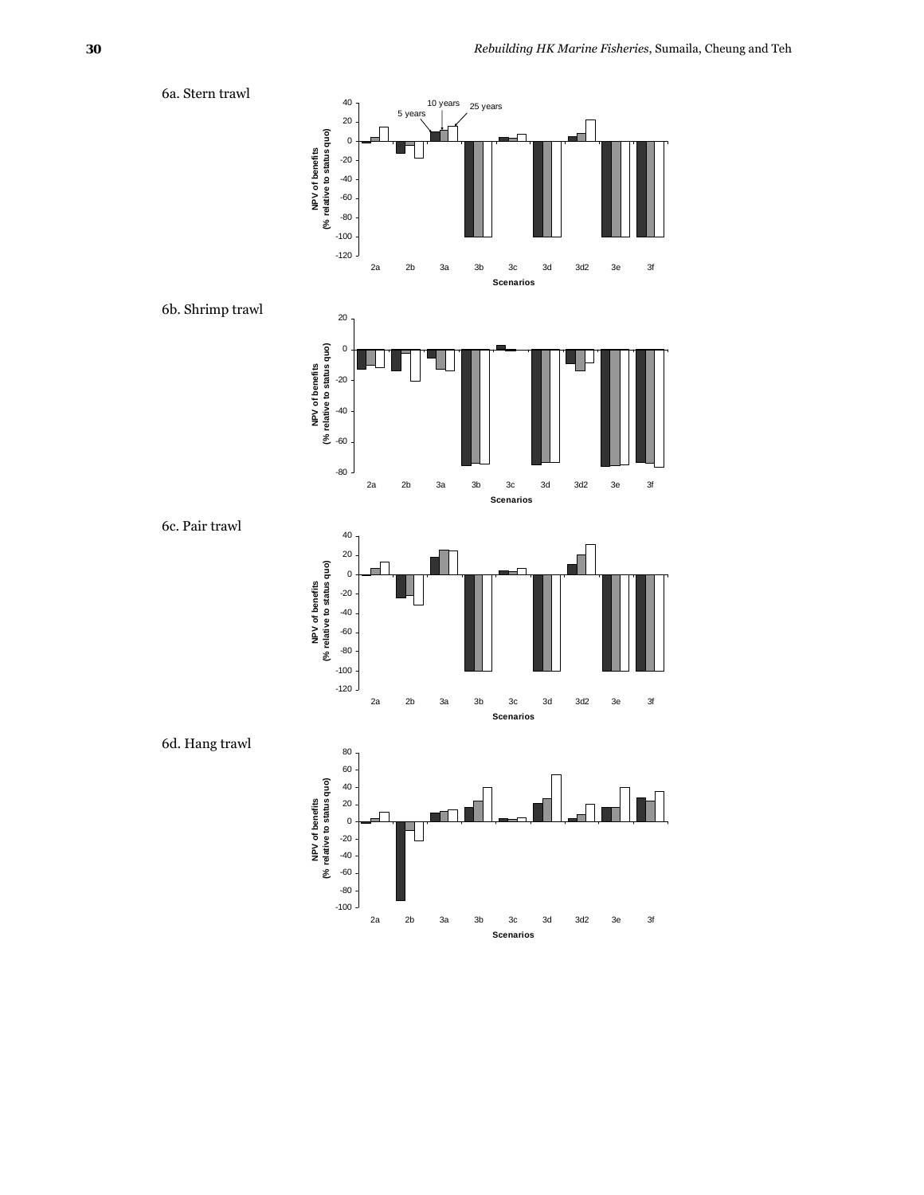6a. Stern trawl

6b. Shrimp trawl

6c. Pair trawl

6d. Hang trawl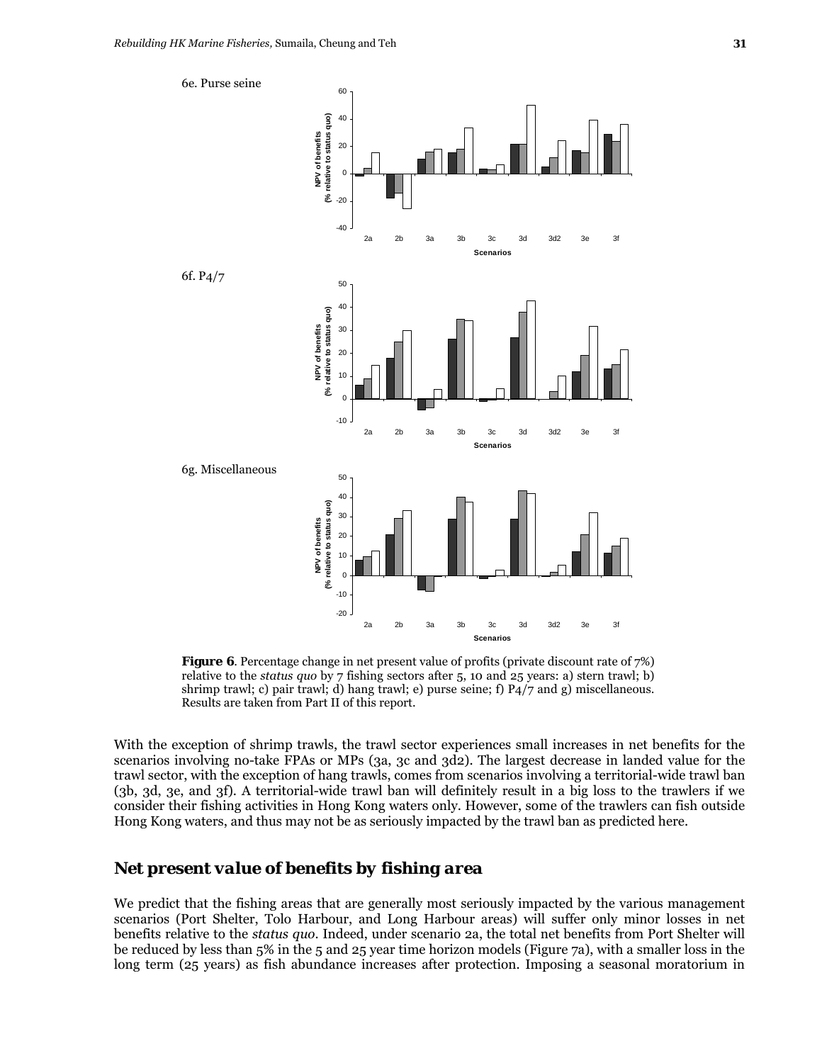6e. Purse seine

6f. P4/7

6g. Miscellaneous

**Figure 6**. Percentage change in net present value of profits (private discount rate of 7%) relative to the *status quo* by 7 fishing sectors after 5, 10 and 25 years: a) stern trawl; b) shrimp trawl; c) pair trawl; d) hang trawl; e) purse seine; f) P4/7 and g) miscellaneous. Results are taken from Part II of this report.

With the exception of shrimp trawls, the trawl sector experiences small increases in net benefits for the scenarios involving no-take FPAs or MPs (3a, 3c and 3d2). The largest decrease in landed value for the trawl sector, with the exception of hang trawls, comes from scenarios involving a territorial-wide trawl ban (3b, 3d, 3e, and 3f). A territorial-wide trawl ban will definitely result in a big loss to the trawlers if we consider their fishing activities in Hong Kong waters only. However, some of the trawlers can fish outside Hong Kong waters, and thus may not be as seriously impacted by the trawl ban as predicted here.

## Net present value of benefits by fishing area

We predict that the fishing areas that are generally most seriously impacted by the various management scenarios (Port Shelter, Tolo Harbour, and Long Harbour areas) will suffer only minor losses in net benefits relative to the *status quo*. Indeed, under scenario 2a, the total net benefits from Port Shelter will be reduced by less than 5% in the 5 and 25 year time horizon models (Figure 7a), with a smaller loss in the long term (25 years) as fish abundance increases after protection. Imposing a seasonal moratorium in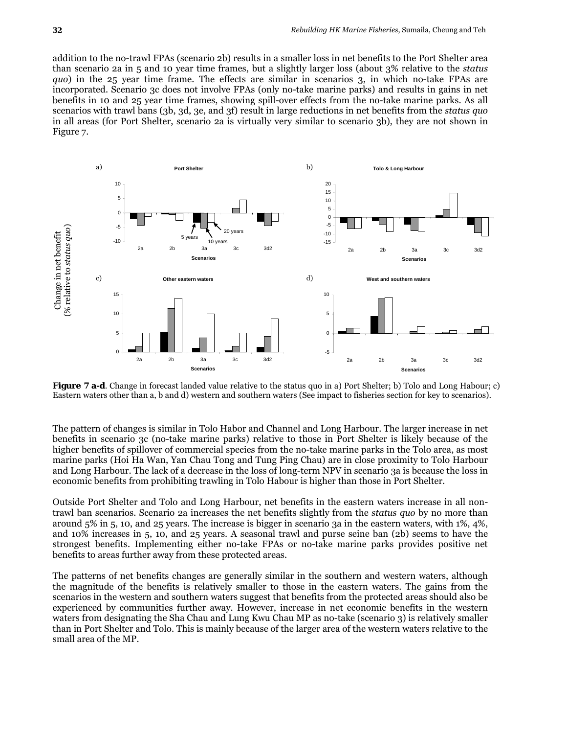addition to the no-trawl FPAs (scenario 2b) results in a smaller loss in net benefits to the Port Shelter area than scenario 2a in 5 and 10 year time frames, but a slightly larger loss (about 3% relative to the *status quo*) in the 25 year time frame. The effects are similar in scenarios 3, in which no-take FPAs are incorporated. Scenario 3c does not involve FPAs (only no-take marine parks) and results in gains in net benefits in 10 and 25 year time frames, showing spill-over effects from the no-take marine parks. As all scenarios with trawl bans (3b, 3d, 3e, and 3f) result in large reductions in net benefits from the *status quo* in all areas (for Port Shelter, scenario 2a is virtually very similar to scenario 3b), they are not shown in Figure 7.

**Figure 7 a-d**. Change in forecast landed value relative to the status quo in a) Port Shelter; b) Tolo and Long Habour; c) Eastern waters other than a, b and d) western and southern waters (See impact to fisheries section for key to scenarios).

The pattern of changes is similar in Tolo Habor and Channel and Long Harbour. The larger increase in net benefits in scenario 3c (no-take marine parks) relative to those in Port Shelter is likely because of the higher benefits of spillover of commercial species from the no-take marine parks in the Tolo area, as most marine parks (Hoi Ha Wan, Yan Chau Tong and Tung Ping Chau) are in close proximity to Tolo Harbour and Long Harbour. The lack of a decrease in the loss of long-term NPV in scenario 3a is because the loss in economic benefits from prohibiting trawling in Tolo Habour is higher than those in Port Shelter.

Outside Port Shelter and Tolo and Long Harbour, net benefits in the eastern waters increase in all non-trawl ban scenarios. Scenario 2a increases the net benefits slightly from the *status quo* by no more than around 5% in 5, 10, and 25 years. The increase is bigger in scenario 3a in the eastern waters, with 1%, 4%, and 10% increases in 5, 10, and 25 years. A seasonal trawl and purse seine ban (2b) seems to have the strongest benefits. Implementing either no-take FPAs or no-take marine parks provides positive net benefits to areas further away from these protected areas.

The patterns of net benefits changes are generally similar in the southern and western waters, although the magnitude of the benefits is relatively smaller to those in the eastern waters. The gains from the scenarios in the western and southern waters suggest that benefits from the protected areas should also be experienced by communities further away. However, increase in net economic benefits in the western waters from designating the Sha Chau and Lung Kwu Chau MP as no-take (scenario 3) is relatively smaller than in Port Shelter and Tolo. This is mainly because of the larger area of the western waters relative to the small area of the MP.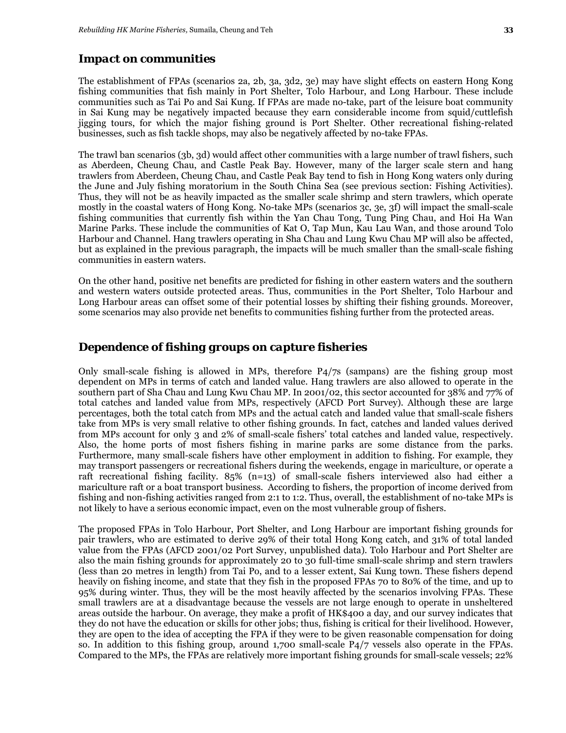## *Impact on communities*

The establishment of FPAs (scenarios 2a, 2b, 3a, 3d2, 3e) may have slight effects on eastern Hong Kong fishing communities that fish mainly in Port Shelter, Tolo Harbour, and Long Harbour. These include communities such as Tai Po and Sai Kung. If FPAs are made no-take, part of the leisure boat community in Sai Kung may be negatively impacted because they earn considerable income from squid/cuttlefish jigging tours, for which the major fishing ground is Port Shelter. Other recreational fishing-related businesses, such as fish tackle shops, may also be negatively affected by no-take FPAs.

The trawl ban scenarios (3b, 3d) would affect other communities with a large number of trawl fishers, such as Aberdeen, Cheung Chau, and Castle Peak Bay. However, many of the larger scale stern and hang trawlers from Aberdeen, Cheung Chau, and Castle Peak Bay tend to fish in Hong Kong waters only during the June and July fishing moratorium in the South China Sea (see previous section: Fishing Activities). Thus, they will not be as heavily impacted as the smaller scale shrimp and stern trawlers, which operate mostly in the coastal waters of Hong Kong. No-take MPs (scenarios 3c, 3e, 3f) will impact the small-scale fishing communities that currently fish within the Yan Chau Tong, Tung Ping Chau, and Hoi Ha Wan Marine Parks. These include the communities of Kat O, Tap Mun, Kau Lau Wan, and those around Tolo Harbour and Channel. Hang trawlers operating in Sha Chau and Lung Kwu Chau MP will also be affected, but as explained in the previous paragraph, the impacts will be much smaller than the small-scale fishing communities in eastern waters.

On the other hand, positive net benefits are predicted for fishing in other eastern waters and the southern and western waters outside protected areas. Thus, communities in the Port Shelter, Tolo Harbour and Long Harbour areas can offset some of their potential losses by shifting their fishing grounds. Moreover, some scenarios may also provide net benefits to communities fishing further from the protected areas.

## *Dependence of fishing groups on capture fisheries*

Only small-scale fishing is allowed in MPs, therefore P4/7s (sampans) are the fishing group most dependent on MPs in terms of catch and landed value. Hang trawlers are also allowed to operate in the southern part of Sha Chau and Lung Kwu Chau MP. In 2001/02, this sector accounted for 38% and 77% of total catches and landed value from MPs, respectively (AFCD Port Survey). Although these are large percentages, both the total catch from MPs and the actual catch and landed value that small-scale fishers take from MPs is very small relative to other fishing grounds. In fact, catches and landed values derived from MPs account for only 3 and 2% of small-scale fishers' total catches and landed value, respectively. Also, the home ports of most fishers fishing in marine parks are some distance from the parks. Furthermore, many small-scale fishers have other employment in addition to fishing. For example, they may transport passengers or recreational fishers during the weekends, engage in mariculture, or operate a raft recreational fishing facility. 85% (n=13) of small-scale fishers interviewed also had either a mariculture raft or a boat transport business. According to fishers, the proportion of income derived from fishing and non-fishing activities ranged from 2:1 to 1:2. Thus, overall, the establishment of no-take MPs is not likely to have a serious economic impact, even on the most vulnerable group of fishers.

The proposed FPAs in Tolo Harbour, Port Shelter, and Long Harbour are important fishing grounds for pair trawlers, who are estimated to derive 29% of their total Hong Kong catch, and 31% of total landed value from the FPAs (AFCD 2001/02 Port Survey, unpublished data). Tolo Harbour and Port Shelter are also the main fishing grounds for approximately 20 to 30 full-time small-scale shrimp and stern trawlers (less than 20 metres in length) from Tai Po, and to a lesser extent, Sai Kung town. These fishers depend heavily on fishing income, and state that they fish in the proposed FPAs 70 to 80% of the time, and up to 95% during winter. Thus, they will be the most heavily affected by the scenarios involving FPAs. These small trawlers are at a disadvantage because the vessels are not large enough to operate in unsheltered areas outside the harbour. On average, they make a profit of HK$400 a day, and our survey indicates that they do not have the education or skills for other jobs; thus, fishing is critical for their livelihood. However, they are open to the idea of accepting the FPA if they were to be given reasonable compensation for doing so. In addition to this fishing group, around 1,700 small-scale P4/7 vessels also operate in the FPAs. Compared to the MPs, the FPAs are relatively more important fishing grounds for small-scale vessels; 22%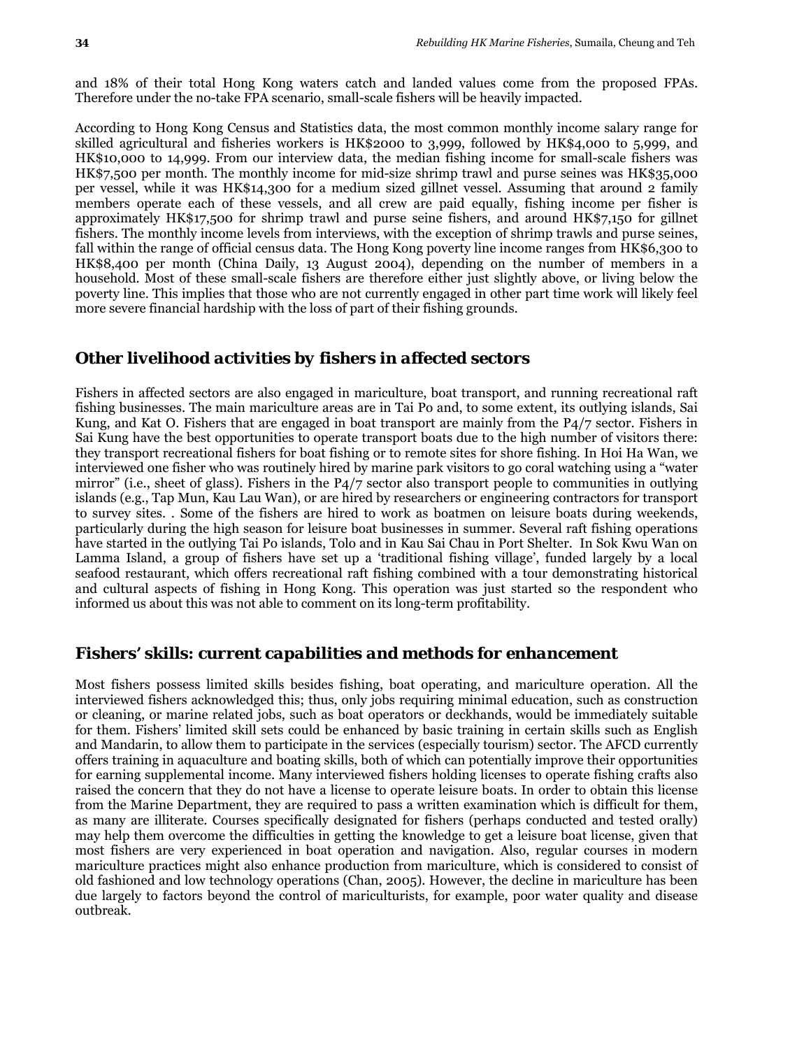and 18% of their total Hong Kong waters catch and landed values come from the proposed FPAs. Therefore under the no-take FPA scenario, small-scale fishers will be heavily impacted.

According to Hong Kong Census and Statistics data, the most common monthly income salary range for skilled agricultural and fisheries workers is HK$2000 to 3,999, followed by HK$4,000 to 5,999, and HK$10,000 to 14,999. From our interview data, the median fishing income for small-scale fishers was HK$7,500 per month. The monthly income for mid-size shrimp trawl and purse seines was HK$35,000 per vessel, while it was HK$14,300 for a medium sized gillnet vessel. Assuming that around 2 family members operate each of these vessels, and all crew are paid equally, fishing income per fisher is approximately HK$17,500 for shrimp trawl and purse seine fishers, and around HK$7,150 for gillnet fishers. The monthly income levels from interviews, with the exception of shrimp trawls and purse seines, fall within the range of official census data. The Hong Kong poverty line income ranges from HK$6,300 to HK$8,400 per month (China Daily, 13 August 2004), depending on the number of members in a household. Most of these small-scale fishers are therefore either just slightly above, or living below the poverty line. This implies that those who are not currently engaged in other part time work will likely feel more severe financial hardship with the loss of part of their fishing grounds.

## Other livelihood activities by fishers in affected sectors

Fishers in affected sectors are also engaged in mariculture, boat transport, and running recreational raft fishing businesses. The main mariculture areas are in Tai Po and, to some extent, its outlying islands, Sai Kung, and Kat O. Fishers that are engaged in boat transport are mainly from the P4/7 sector. Fishers in Sai Kung have the best opportunities to operate transport boats due to the high number of visitors there: they transport recreational fishers for boat fishing or to remote sites for shore fishing. In Hoi Ha Wan, we interviewed one fisher who was routinely hired by marine park visitors to go coral watching using a “water mirror” (i.e., sheet of glass). Fishers in the P4/7 sector also transport people to communities in outlying islands (e.g., Tap Mun, Kau Lau Wan), or are hired by researchers or engineering contractors for transport to survey sites. . Some of the fishers are hired to work as boatmen on leisure boats during weekends, particularly during the high season for leisure boat businesses in summer. Several raft fishing operations have started in the outlying Tai Po islands, Tolo and in Kau Sai Chau in Port Shelter. In Sok Kwu Wan on Lamma Island, a group of fishers have set up a ‘traditional fishing village’, funded largely by a local seafood restaurant, which offers recreational raft fishing combined with a tour demonstrating historical and cultural aspects of fishing in Hong Kong. This operation was just started so the respondent who informed us about this was not able to comment on its long-term profitability.

## Fishers’ skills: current capabilities and methods for enhancement

Most fishers possess limited skills besides fishing, boat operating, and mariculture operation. All the interviewed fishers acknowledged this; thus, only jobs requiring minimal education, such as construction or cleaning, or marine related jobs, such as boat operators or deckhands, would be immediately suitable for them. Fishers’ limited skill sets could be enhanced by basic training in certain skills such as English and Mandarin, to allow them to participate in the services (especially tourism) sector. The AFCD currently offers training in aquaculture and boating skills, both of which can potentially improve their opportunities for earning supplemental income. Many interviewed fishers holding licenses to operate fishing crafts also raised the concern that they do not have a license to operate leisure boats. In order to obtain this license from the Marine Department, they are required to pass a written examination which is difficult for them, as many are illiterate. Courses specifically designated for fishers (perhaps conducted and tested orally) may help them overcome the difficulties in getting the knowledge to get a leisure boat license, given that most fishers are very experienced in boat operation and navigation. Also, regular courses in modern mariculture practices might also enhance production from mariculture, which is considered to consist of old fashioned and low technology operations (Chan, 2005). However, the decline in mariculture has been due largely to factors beyond the control of mariculturists, for example, poor water quality and disease outbreak.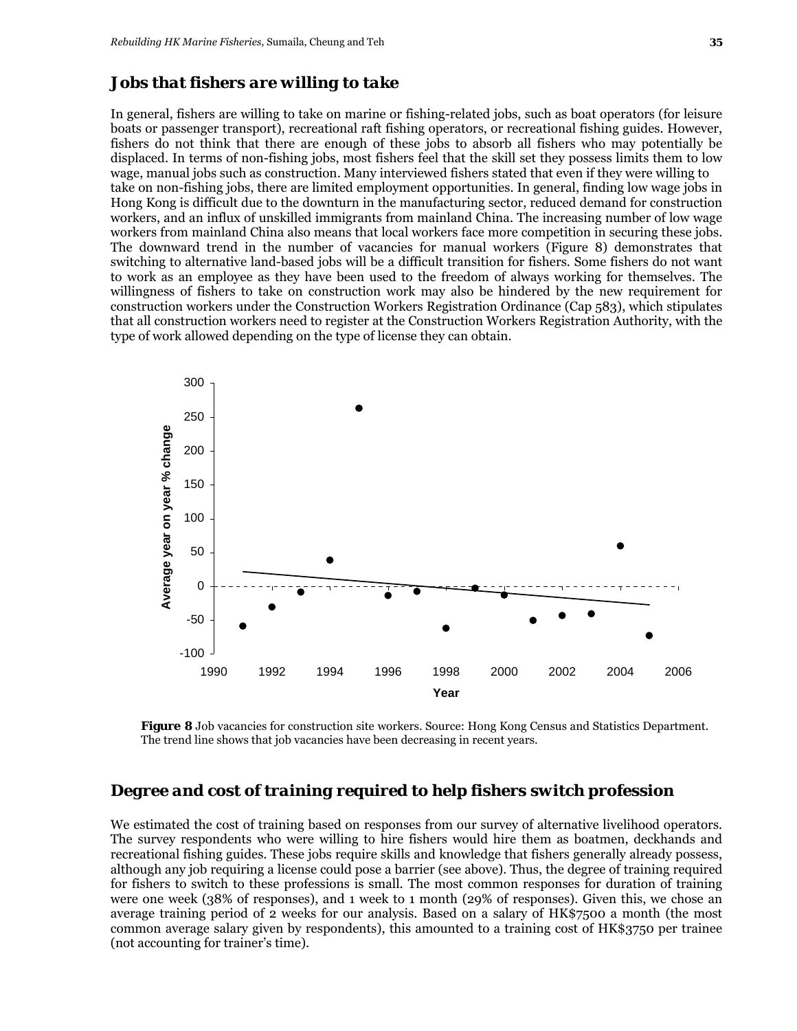## Jobs that fishers are willing to take

In general, fishers are willing to take on marine or fishing-related jobs, such as boat operators (for leisure boats or passenger transport), recreational raft fishing operators, or recreational fishing guides. However, fishers do not think that there are enough of these jobs to absorb all fishers who may potentially be displaced. In terms of non-fishing jobs, most fishers feel that the skill set they possess limits them to low wage, manual jobs such as construction. Many interviewed fishers stated that even if they were willing to take on non-fishing jobs, there are limited employment opportunities. In general, finding low wage jobs in Hong Kong is difficult due to the downturn in the manufacturing sector, reduced demand for construction workers, and an influx of unskilled immigrants from mainland China. The increasing number of low wage workers from mainland China also means that local workers face more competition in securing these jobs. The downward trend in the number of vacancies for manual workers (Figure 8) demonstrates that switching to alternative land-based jobs will be a difficult transition for fishers. Some fishers do not want to work as an employee as they have been used to the freedom of always working for themselves. The willingness of fishers to take on construction work may also be hindered by the new requirement for construction workers under the Construction Workers Registration Ordinance (Cap 583), which stipulates that all construction workers need to register at the Construction Workers Registration Authority, with the type of work allowed depending on the type of license they can obtain.

**Figure 8** Job vacancies for construction site workers. Source: Hong Kong Census and Statistics Department. The trend line shows that job vacancies have been decreasing in recent years.

## Degree and cost of training required to help fishers switch profession

We estimated the cost of training based on responses from our survey of alternative livelihood operators. The survey respondents who were willing to hire fishers would hire them as boatmen, deckhands and recreational fishing guides. These jobs require skills and knowledge that fishers generally already possess, although any job requiring a license could pose a barrier (see above). Thus, the degree of training required for fishers to switch to these professions is small. The most common responses for duration of training were one week (38% of responses), and 1 week to 1 month (29% of responses). Given this, we chose an average training period of 2 weeks for our analysis. Based on a salary of HK$7500 a month (the most common average salary given by respondents), this amounted to a training cost of HK$3750 per trainee (not accounting for trainer's time).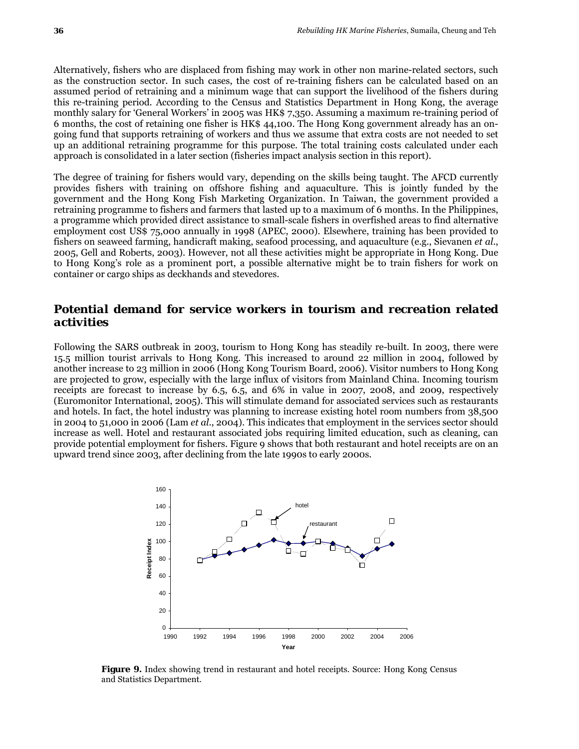Alternatively, fishers who are displaced from fishing may work in other non marine-related sectors, such as the construction sector. In such cases, the cost of re-training fishers can be calculated based on an assumed period of retraining and a minimum wage that can support the livelihood of the fishers during this re-training period. According to the Census and Statistics Department in Hong Kong, the average monthly salary for 'General Workers' in 2005 was HK$ 7,350. Assuming a maximum re-training period of 6 months, the cost of retaining one fisher is HK$ 44,100. The Hong Kong government already has an on-going fund that supports retraining of workers and thus we assume that extra costs are not needed to set up an additional retraining programme for this purpose. The total training costs calculated under each approach is consolidated in a later section (fisheries impact analysis section in this report).

The degree of training for fishers would vary, depending on the skills being taught. The AFCD currently provides fishers with training on offshore fishing and aquaculture. This is jointly funded by the government and the Hong Kong Fish Marketing Organization. In Taiwan, the government provided a retraining programme to fishers and farmers that lasted up to a maximum of 6 months. In the Philippines, a programme which provided direct assistance to small-scale fishers in overfished areas to find alternative employment cost US$ 75,000 annually in 1998 (APEC, 2000). Elsewhere, training has been provided to fishers on seaweed farming, handicraft making, seafood processing, and aquaculture (e.g., Sievanen *et al*., 2005, Gell and Roberts, 2003). However, not all these activities might be appropriate in Hong Kong. Due to Hong Kong's role as a prominent port, a possible alternative might be to train fishers for work on container or cargo ships as deckhands and stevedores.

## Potential demand for service workers in tourism and recreation related activities

Following the SARS outbreak in 2003, tourism to Hong Kong has steadily re-built. In 2003, there were 15.5 million tourist arrivals to Hong Kong. This increased to around 22 million in 2004, followed by another increase to 23 million in 2006 (Hong Kong Tourism Board, 2006). Visitor numbers to Hong Kong are projected to grow, especially with the large influx of visitors from Mainland China. Incoming tourism receipts are forecast to increase by 6.5, 6.5, and 6% in value in 2007, 2008, and 2009, respectively (Euromonitor International, 2005). This will stimulate demand for associated services such as restaurants and hotels. In fact, the hotel industry was planning to increase existing hotel room numbers from 38,500 in 2004 to 51,000 in 2006 (Lam *et al*., 2004). This indicates that employment in the services sector should increase as well. Hotel and restaurant associated jobs requiring limited education, such as cleaning, can provide potential employment for fishers. Figure 9 shows that both restaurant and hotel receipts are on an upward trend since 2003, after declining from the late 1990s to early 2000s.

**Figure 9.** Index showing trend in restaurant and hotel receipts. Source: Hong Kong Census and Statistics Department.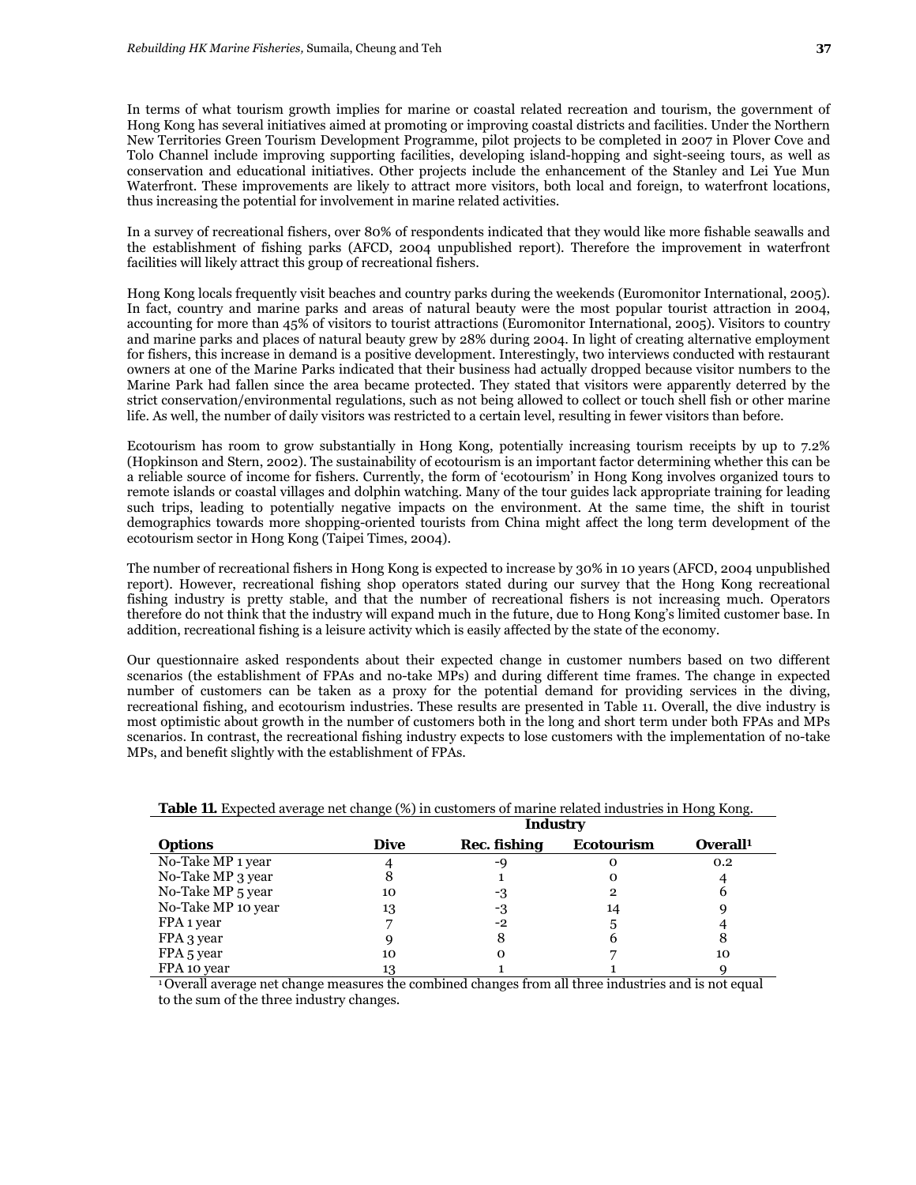In terms of what tourism growth implies for marine or coastal related recreation and tourism, the government of Hong Kong has several initiatives aimed at promoting or improving coastal districts and facilities. Under the Northern New Territories Green Tourism Development Programme, pilot projects to be completed in 2007 in Plover Cove and Tolo Channel include improving supporting facilities, developing island-hopping and sight-seeing tours, as well as conservation and educational initiatives. Other projects include the enhancement of the Stanley and Lei Yue Mun Waterfront. These improvements are likely to attract more visitors, both local and foreign, to waterfront locations, thus increasing the potential for involvement in marine related activities.

In a survey of recreational fishers, over 80% of respondents indicated that they would like more fishable seawalls and the establishment of fishing parks (AFCD, 2004 unpublished report). Therefore the improvement in waterfront facilities will likely attract this group of recreational fishers.

Hong Kong locals frequently visit beaches and country parks during the weekends (Euromonitor International, 2005). In fact, country and marine parks and areas of natural beauty were the most popular tourist attraction in 2004, accounting for more than 45% of visitors to tourist attractions (Euromonitor International, 2005). Visitors to country and marine parks and places of natural beauty grew by 28% during 2004. In light of creating alternative employment for fishers, this increase in demand is a positive development. Interestingly, two interviews conducted with restaurant owners at one of the Marine Parks indicated that their business had actually dropped because visitor numbers to the Marine Park had fallen since the area became protected. They stated that visitors were apparently deterred by the strict conservation/environmental regulations, such as not being allowed to collect or touch shell fish or other marine life. As well, the number of daily visitors was restricted to a certain level, resulting in fewer visitors than before.

Ecotourism has room to grow substantially in Hong Kong, potentially increasing tourism receipts by up to 7.2% (Hopkinson and Stern, 2002). The sustainability of ecotourism is an important factor determining whether this can be a reliable source of income for fishers. Currently, the form of 'ecotourism' in Hong Kong involves organized tours to remote islands or coastal villages and dolphin watching. Many of the tour guides lack appropriate training for leading such trips, leading to potentially negative impacts on the environment. At the same time, the shift in tourist demographics towards more shopping-oriented tourists from China might affect the long term development of the ecotourism sector in Hong Kong (Taipei Times, 2004).

The number of recreational fishers in Hong Kong is expected to increase by 30% in 10 years (AFCD, 2004 unpublished report). However, recreational fishing shop operators stated during our survey that the Hong Kong recreational fishing industry is pretty stable, and that the number of recreational fishers is not increasing much. Operators therefore do not think that the industry will expand much in the future, due to Hong Kong's limited customer base. In addition, recreational fishing is a leisure activity which is easily affected by the state of the economy.

Our questionnaire asked respondents about their expected change in customer numbers based on two different scenarios (the establishment of FPAs and no-take MPs) and during different time frames. The change in expected number of customers can be taken as a proxy for the potential demand for providing services in the diving, recreational fishing, and ecotourism industries. These results are presented in Table 11. Overall, the dive industry is most optimistic about growth in the number of customers both in the long and short term under both FPAs and MPs scenarios. In contrast, the recreational fishing industry expects to lose customers with the implementation of no-take MPs, and benefit slightly with the establishment of FPAs.

**Table 11.** Expected average net change (%) in customers of marine related industries in Hong Kong.

| | Industry | | | |
|---|---|---|---|---|
| **Options** | **Dive** | **Rec. fishing** | **Ecotourism** | **Overall[1]** |
| No-Take MP 1 year | 4 | -9 | 0 | 0.2 |
| No-Take MP 3 year | 8 | 1 | 0 | 4 |
| No-Take MP 5 year | 10 | -3 | 2 | 6 |
| No-Take MP 10 year | 13 | -3 | 14 | 9 |
| FPA 1 year | 7 | -2 | 5 | 4 |
| FPA 3 year | 9 | 8 | 6 | 8 |
| FPA 5 year | 10 | 0 | 7 | 10 |
| FPA 10 year | 13 | 1 | 1 | 9 |

[1] Overall average net change measures the combined changes from all three industries and is not equal to the sum of the three industry changes.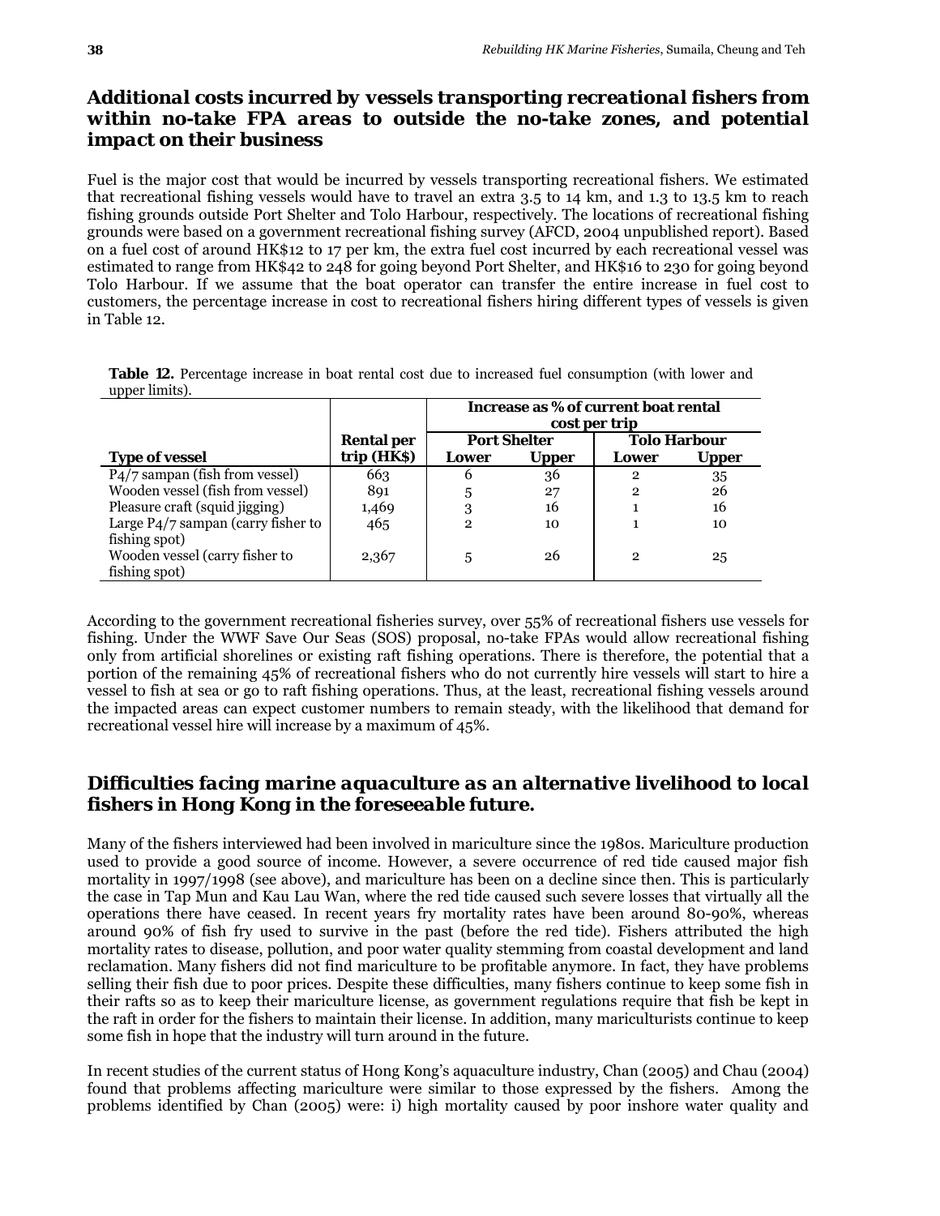## Additional costs incurred by vessels transporting recreational fishers from within no-take FPA areas to outside the no-take zones, and potential impact on their business

Fuel is the major cost that would be incurred by vessels transporting recreational fishers. We estimated that recreational fishing vessels would have to travel an extra 3.5 to 14 km, and 1.3 to 13.5 km to reach fishing grounds outside Port Shelter and Tolo Harbour, respectively. The locations of recreational fishing grounds were based on a government recreational fishing survey (AFCD, 2004 unpublished report). Based on a fuel cost of around HK$12 to 17 per km, the extra fuel cost incurred by each recreational vessel was estimated to range from HK$42 to 248 for going beyond Port Shelter, and HK$16 to 230 for going beyond Tolo Harbour. If we assume that the boat operator can transfer the entire increase in fuel cost to customers, the percentage increase in cost to recreational fishers hiring different types of vessels is given in Table 12.

**Table 12.** Percentage increase in boat rental cost due to increased fuel consumption (with lower and upper limits).

| | | Increase as % of current boat rental cost per trip | | | |
|---|---|---|---|---|---|
| | | Port Shelter | | Tolo Harbour | |
| **Type of vessel** | **Rental per trip (HK$)** | **Lower** | **Upper** | **Lower** | **Upper** |
| P4/7 sampan (fish from vessel) | 663 | 6 | 36 | 2 | 35 |
| Wooden vessel (fish from vessel) | 891 | 5 | 27 | 2 | 26 |
| Pleasure craft (squid jigging) | 1,469 | 3 | 16 | 1 | 16 |
| Large P4/7 sampan (carry fisher to fishing spot) | 465 | 2 | 10 | 1 | 10 |
| Wooden vessel (carry fisher to fishing spot) | 2,367 | 5 | 26 | 2 | 25 |

According to the government recreational fisheries survey, over 55% of recreational fishers use vessels for fishing. Under the WWF Save Our Seas (SOS) proposal, no-take FPAs would allow recreational fishing only from artificial shorelines or existing raft fishing operations. There is therefore, the potential that a portion of the remaining 45% of recreational fishers who do not currently hire vessels will start to hire a vessel to fish at sea or go to raft fishing operations. Thus, at the least, recreational fishing vessels around the impacted areas can expect customer numbers to remain steady, with the likelihood that demand for recreational vessel hire will increase by a maximum of 45%.

## Difficulties facing marine aquaculture as an alternative livelihood to local fishers in Hong Kong in the foreseeable future.

Many of the fishers interviewed had been involved in mariculture since the 1980s. Mariculture production used to provide a good source of income. However, a severe occurrence of red tide caused major fish mortality in 1997/1998 (see above), and mariculture has been on a decline since then. This is particularly the case in Tap Mun and Kau Lau Wan, where the red tide caused such severe losses that virtually all the operations there have ceased. In recent years fry mortality rates have been around 80-90%, whereas around 90% of fish fry used to survive in the past (before the red tide). Fishers attributed the high mortality rates to disease, pollution, and poor water quality stemming from coastal development and land reclamation. Many fishers did not find mariculture to be profitable anymore. In fact, they have problems selling their fish due to poor prices. Despite these difficulties, many fishers continue to keep some fish in their rafts so as to keep their mariculture license, as government regulations require that fish be kept in the raft in order for the fishers to maintain their license. In addition, many mariculturists continue to keep some fish in hope that the industry will turn around in the future.

In recent studies of the current status of Hong Kong's aquaculture industry, Chan (2005) and Chau (2004) found that problems affecting mariculture were similar to those expressed by the fishers. Among the problems identified by Chan (2005) were: i) high mortality caused by poor inshore water quality and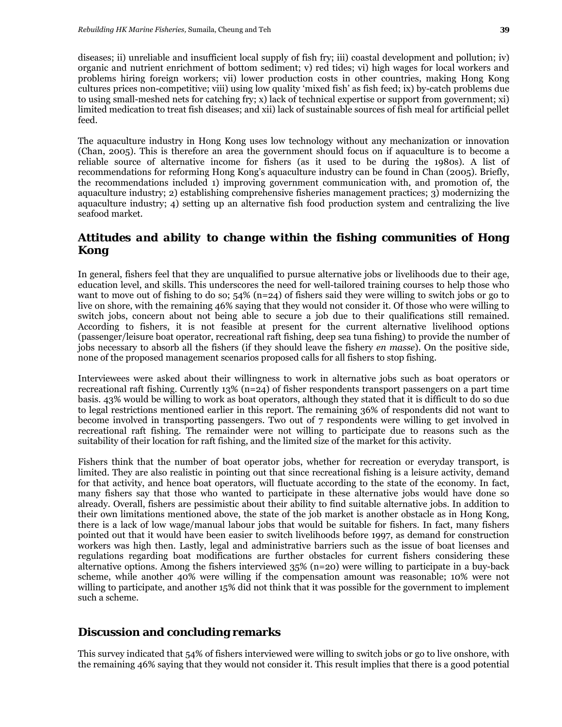diseases; ii) unreliable and insufficient local supply of fish fry; iii) coastal development and pollution; iv) organic and nutrient enrichment of bottom sediment; v) red tides; vi) high wages for local workers and problems hiring foreign workers; vii) lower production costs in other countries, making Hong Kong cultures prices non-competitive; viii) using low quality 'mixed fish' as fish feed; ix) by-catch problems due to using small-meshed nets for catching fry; x) lack of technical expertise or support from government; xi) limited medication to treat fish diseases; and xii) lack of sustainable sources of fish meal for artificial pellet feed.

The aquaculture industry in Hong Kong uses low technology without any mechanization or innovation (Chan, 2005). This is therefore an area the government should focus on if aquaculture is to become a reliable source of alternative income for fishers (as it used to be during the 1980s). A list of recommendations for reforming Hong Kong's aquaculture industry can be found in Chan (2005). Briefly, the recommendations included 1) improving government communication with, and promotion of, the aquaculture industry; 2) establishing comprehensive fisheries management practices; 3) modernizing the aquaculture industry; 4) setting up an alternative fish food production system and centralizing the live seafood market.

## Attitudes and ability to change within the fishing communities of Hong Kong

In general, fishers feel that they are unqualified to pursue alternative jobs or livelihoods due to their age, education level, and skills. This underscores the need for well-tailored training courses to help those who want to move out of fishing to do so; 54% (n=24) of fishers said they were willing to switch jobs or go to live on shore, with the remaining 46% saying that they would not consider it. Of those who were willing to switch jobs, concern about not being able to secure a job due to their qualifications still remained. According to fishers, it is not feasible at present for the current alternative livelihood options (passenger/leisure boat operator, recreational raft fishing, deep sea tuna fishing) to provide the number of jobs necessary to absorb all the fishers (if they should leave the fishery *en masse*). On the positive side, none of the proposed management scenarios proposed calls for all fishers to stop fishing.

Interviewees were asked about their willingness to work in alternative jobs such as boat operators or recreational raft fishing. Currently 13% (n=24) of fisher respondents transport passengers on a part time basis. 43% would be willing to work as boat operators, although they stated that it is difficult to do so due to legal restrictions mentioned earlier in this report. The remaining 36% of respondents did not want to become involved in transporting passengers. Two out of 7 respondents were willing to get involved in recreational raft fishing. The remainder were not willing to participate due to reasons such as the suitability of their location for raft fishing, and the limited size of the market for this activity.

Fishers think that the number of boat operator jobs, whether for recreation or everyday transport, is limited. They are also realistic in pointing out that since recreational fishing is a leisure activity, demand for that activity, and hence boat operators, will fluctuate according to the state of the economy. In fact, many fishers say that those who wanted to participate in these alternative jobs would have done so already. Overall, fishers are pessimistic about their ability to find suitable alternative jobs. In addition to their own limitations mentioned above, the state of the job market is another obstacle as in Hong Kong, there is a lack of low wage/manual labour jobs that would be suitable for fishers. In fact, many fishers pointed out that it would have been easier to switch livelihoods before 1997, as demand for construction workers was high then. Lastly, legal and administrative barriers such as the issue of boat licenses and regulations regarding boat modifications are further obstacles for current fishers considering these alternative options. Among the fishers interviewed 35% (n=20) were willing to participate in a buy-back scheme, while another 40% were willing if the compensation amount was reasonable; 10% were not willing to participate, and another 15% did not think that it was possible for the government to implement such a scheme.

## Discussion and concluding remarks

This survey indicated that 54% of fishers interviewed were willing to switch jobs or go to live onshore, with the remaining 46% saying that they would not consider it. This result implies that there is a good potential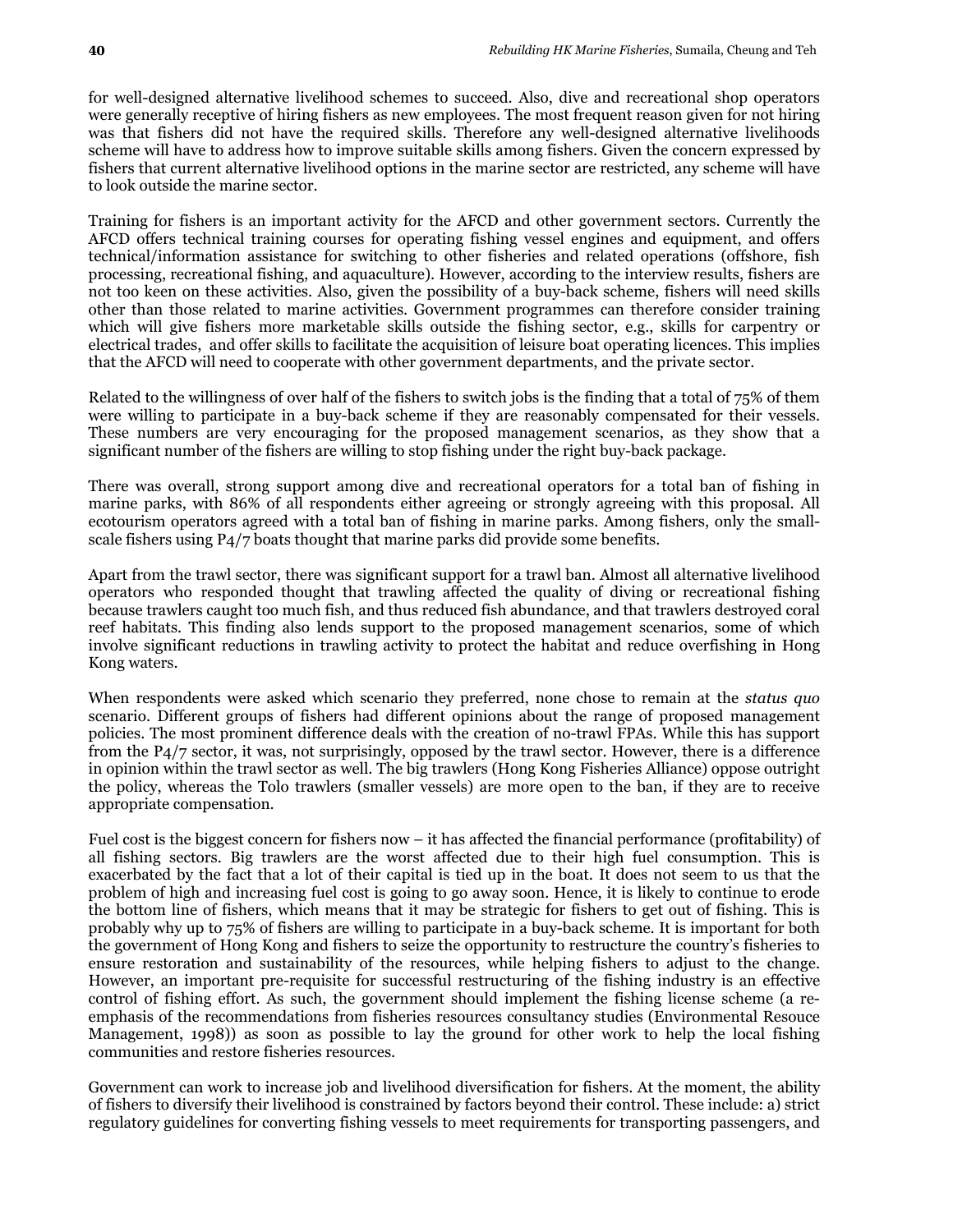for well-designed alternative livelihood schemes to succeed. Also, dive and recreational shop operators were generally receptive of hiring fishers as new employees. The most frequent reason given for not hiring was that fishers did not have the required skills. Therefore any well-designed alternative livelihoods scheme will have to address how to improve suitable skills among fishers. Given the concern expressed by fishers that current alternative livelihood options in the marine sector are restricted, any scheme will have to look outside the marine sector.

Training for fishers is an important activity for the AFCD and other government sectors. Currently the AFCD offers technical training courses for operating fishing vessel engines and equipment, and offers technical/information assistance for switching to other fisheries and related operations (offshore, fish processing, recreational fishing, and aquaculture). However, according to the interview results, fishers are not too keen on these activities. Also, given the possibility of a buy-back scheme, fishers will need skills other than those related to marine activities. Government programmes can therefore consider training which will give fishers more marketable skills outside the fishing sector, e.g., skills for carpentry or electrical trades, and offer skills to facilitate the acquisition of leisure boat operating licences. This implies that the AFCD will need to cooperate with other government departments, and the private sector.

Related to the willingness of over half of the fishers to switch jobs is the finding that a total of 75% of them were willing to participate in a buy-back scheme if they are reasonably compensated for their vessels. These numbers are very encouraging for the proposed management scenarios, as they show that a significant number of the fishers are willing to stop fishing under the right buy-back package.

There was overall, strong support among dive and recreational operators for a total ban of fishing in marine parks, with 86% of all respondents either agreeing or strongly agreeing with this proposal. All ecotourism operators agreed with a total ban of fishing in marine parks. Among fishers, only the small-scale fishers using P4/7 boats thought that marine parks did provide some benefits.

Apart from the trawl sector, there was significant support for a trawl ban. Almost all alternative livelihood operators who responded thought that trawling affected the quality of diving or recreational fishing because trawlers caught too much fish, and thus reduced fish abundance, and that trawlers destroyed coral reef habitats. This finding also lends support to the proposed management scenarios, some of which involve significant reductions in trawling activity to protect the habitat and reduce overfishing in Hong Kong waters.

When respondents were asked which scenario they preferred, none chose to remain at the *status quo* scenario. Different groups of fishers had different opinions about the range of proposed management policies. The most prominent difference deals with the creation of no-trawl FPAs. While this has support from the P4/7 sector, it was, not surprisingly, opposed by the trawl sector. However, there is a difference in opinion within the trawl sector as well. The big trawlers (Hong Kong Fisheries Alliance) oppose outright the policy, whereas the Tolo trawlers (smaller vessels) are more open to the ban, if they are to receive appropriate compensation.

Fuel cost is the biggest concern for fishers now – it has affected the financial performance (profitability) of all fishing sectors. Big trawlers are the worst affected due to their high fuel consumption. This is exacerbated by the fact that a lot of their capital is tied up in the boat. It does not seem to us that the problem of high and increasing fuel cost is going to go away soon. Hence, it is likely to continue to erode the bottom line of fishers, which means that it may be strategic for fishers to get out of fishing. This is probably why up to 75% of fishers are willing to participate in a buy-back scheme. It is important for both the government of Hong Kong and fishers to seize the opportunity to restructure the country's fisheries to ensure restoration and sustainability of the resources, while helping fishers to adjust to the change. However, an important pre-requisite for successful restructuring of the fishing industry is an effective control of fishing effort. As such, the government should implement the fishing license scheme (a re-emphasis of the recommendations from fisheries resources consultancy studies (Environmental Resouce Management, 1998)) as soon as possible to lay the ground for other work to help the local fishing communities and restore fisheries resources.

Government can work to increase job and livelihood diversification for fishers. At the moment, the ability of fishers to diversify their livelihood is constrained by factors beyond their control. These include: a) strict regulatory guidelines for converting fishing vessels to meet requirements for transporting passengers, and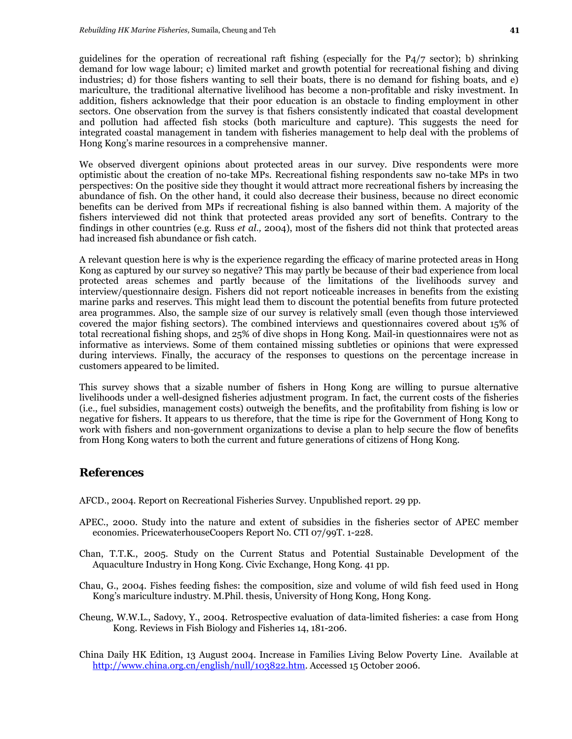guidelines for the operation of recreational raft fishing (especially for the P4/7 sector); b) shrinking demand for low wage labour; c) limited market and growth potential for recreational fishing and diving industries; d) for those fishers wanting to sell their boats, there is no demand for fishing boats, and e) mariculture, the traditional alternative livelihood has become a non-profitable and risky investment. In addition, fishers acknowledge that their poor education is an obstacle to finding employment in other sectors. One observation from the survey is that fishers consistently indicated that coastal development and pollution had affected fish stocks (both mariculture and capture). This suggests the need for integrated coastal management in tandem with fisheries management to help deal with the problems of Hong Kong's marine resources in a comprehensive manner.

We observed divergent opinions about protected areas in our survey. Dive respondents were more optimistic about the creation of no-take MPs. Recreational fishing respondents saw no-take MPs in two perspectives: On the positive side they thought it would attract more recreational fishers by increasing the abundance of fish. On the other hand, it could also decrease their business, because no direct economic benefits can be derived from MPs if recreational fishing is also banned within them. A majority of the fishers interviewed did not think that protected areas provided any sort of benefits. Contrary to the findings in other countries (e.g. Russ *et al.,* 2004), most of the fishers did not think that protected areas had increased fish abundance or fish catch.

A relevant question here is why is the experience regarding the efficacy of marine protected areas in Hong Kong as captured by our survey so negative? This may partly be because of their bad experience from local protected areas schemes and partly because of the limitations of the livelihoods survey and interview/questionnaire design. Fishers did not report noticeable increases in benefits from the existing marine parks and reserves. This might lead them to discount the potential benefits from future protected area programmes. Also, the sample size of our survey is relatively small (even though those interviewed covered the major fishing sectors). The combined interviews and questionnaires covered about 15% of total recreational fishing shops, and 25% of dive shops in Hong Kong. Mail-in questionnaires were not as informative as interviews. Some of them contained missing subtleties or opinions that were expressed during interviews. Finally, the accuracy of the responses to questions on the percentage increase in customers appeared to be limited.

This survey shows that a sizable number of fishers in Hong Kong are willing to pursue alternative livelihoods under a well-designed fisheries adjustment program. In fact, the current costs of the fisheries (i.e., fuel subsidies, management costs) outweigh the benefits, and the profitability from fishing is low or negative for fishers. It appears to us therefore, that the time is ripe for the Government of Hong Kong to work with fishers and non-government organizations to devise a plan to help secure the flow of benefits from Hong Kong waters to both the current and future generations of citizens of Hong Kong.

## References

AFCD., 2004. Report on Recreational Fisheries Survey. Unpublished report. 29 pp.

APEC., 2000. Study into the nature and extent of subsidies in the fisheries sector of APEC member economies. PricewaterhouseCoopers Report No. CTI 07/99T. 1-228.

Chan, T.T.K., 2005. Study on the Current Status and Potential Sustainable Development of the Aquaculture Industry in Hong Kong. Civic Exchange, Hong Kong. 41 pp.

Chau, G., 2004. Fishes feeding fishes: the composition, size and volume of wild fish feed used in Hong Kong's mariculture industry. M.Phil. thesis, University of Hong Kong, Hong Kong.

Cheung, W.W.L., Sadovy, Y., 2004. Retrospective evaluation of data-limited fisheries: a case from Hong Kong. Reviews in Fish Biology and Fisheries 14, 181-206.

China Daily HK Edition, 13 August 2004. Increase in Families Living Below Poverty Line. Available at http://www.china.org.cn/english/null/103822.htm. Accessed 15 October 2006.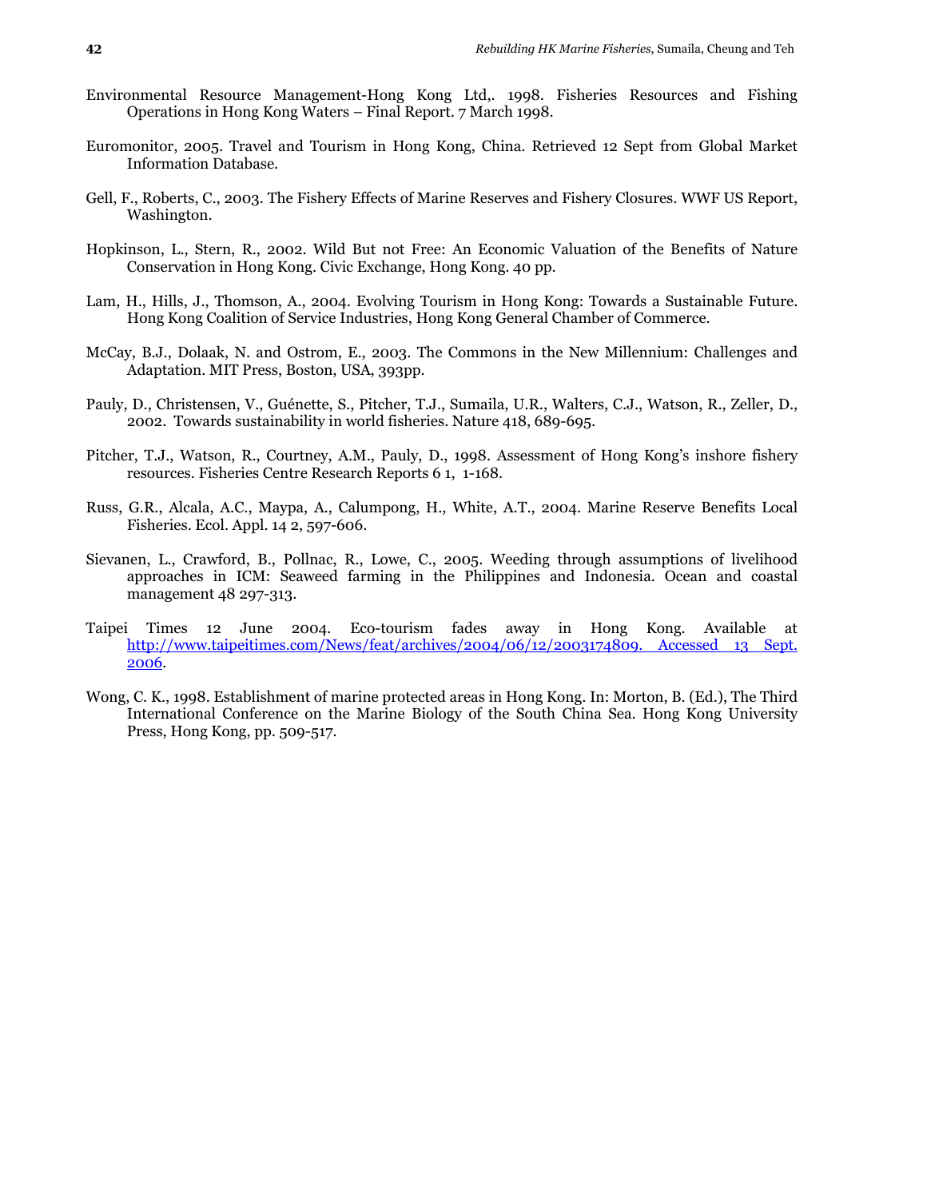Environmental Resource Management-Hong Kong Ltd,. 1998. Fisheries Resources and Fishing Operations in Hong Kong Waters – Final Report. 7 March 1998.

Euromonitor, 2005. Travel and Tourism in Hong Kong, China. Retrieved 12 Sept from Global Market Information Database.

Gell, F., Roberts, C., 2003. The Fishery Effects of Marine Reserves and Fishery Closures. WWF US Report, Washington.

Hopkinson, L., Stern, R., 2002. Wild But not Free: An Economic Valuation of the Benefits of Nature Conservation in Hong Kong. Civic Exchange, Hong Kong. 40 pp.

Lam, H., Hills, J., Thomson, A., 2004. Evolving Tourism in Hong Kong: Towards a Sustainable Future. Hong Kong Coalition of Service Industries, Hong Kong General Chamber of Commerce.

McCay, B.J., Dolaak, N. and Ostrom, E., 2003. The Commons in the New Millennium: Challenges and Adaptation. MIT Press, Boston, USA, 393pp.

Pauly, D., Christensen, V., Guénette, S., Pitcher, T.J., Sumaila, U.R., Walters, C.J., Watson, R., Zeller, D., 2002. Towards sustainability in world fisheries. Nature 418, 689-695.

Pitcher, T.J., Watson, R., Courtney, A.M., Pauly, D., 1998. Assessment of Hong Kong's inshore fishery resources. Fisheries Centre Research Reports 6 1, 1-168.

Russ, G.R., Alcala, A.C., Maypa, A., Calumpong, H., White, A.T., 2004. Marine Reserve Benefits Local Fisheries. Ecol. Appl. 14 2, 597-606.

Sievanen, L., Crawford, B., Pollnac, R., Lowe, C., 2005. Weeding through assumptions of livelihood approaches in ICM: Seaweed farming in the Philippines and Indonesia. Ocean and coastal management 48 297-313.

Taipei Times 12 June 2004. Eco-tourism fades away in Hong Kong. Available at http://www.taipeitimes.com/News/feat/archives/2004/06/12/2003174809. Accessed 13 Sept. 2006.

Wong, C. K., 1998. Establishment of marine protected areas in Hong Kong. In: Morton, B. (Ed.), The Third International Conference on the Marine Biology of the South China Sea. Hong Kong University Press, Hong Kong, pp. 509-517.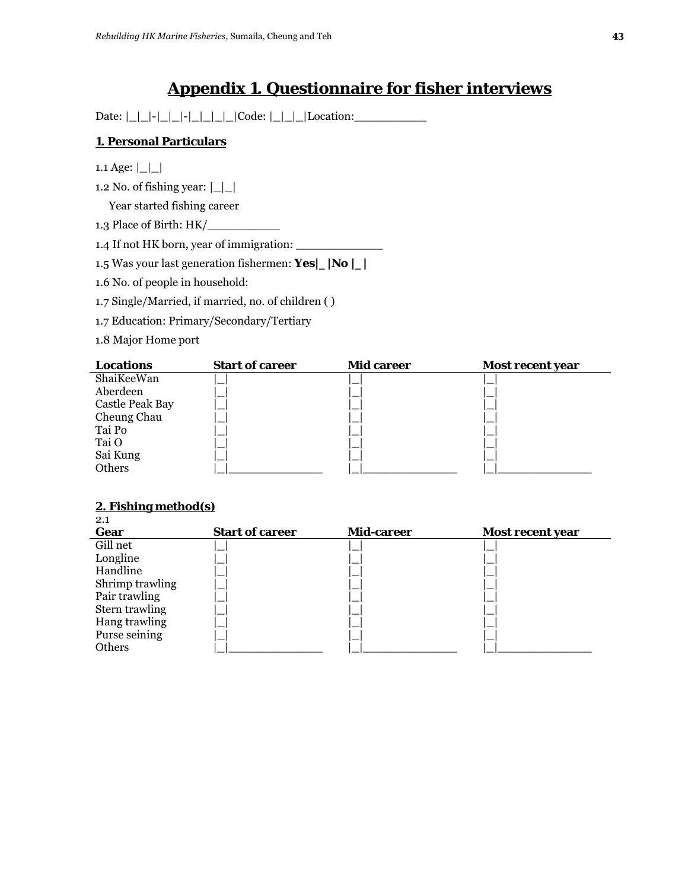# Appendix 1. Questionnaire for fisher interviews

Date: |_|_|-|_|_|-|_|_|_|_|Code: |_|_|_|Location:__________

## 1. Personal Particulars

1.1 Age: |_|_|

1.2 No. of fishing year: |_|_|

Year started fishing career

1.3 Place of Birth: HK/__________

1.4 If not HK born, year of immigration: ____________

1.5 Was your last generation fishermen: **Yes|_|No |_|**

1.6 No. of people in household:

1.7 Single/Married, if married, no. of children ( )

1.7 Education: Primary/Secondary/Tertiary

1.8 Major Home port

| Locations | Start of career | Mid career | Most recent year |
|---|---|---|---|
| ShaiKeeWan | |_| | |_| | |_| |
| Aberdeen | |_| | |_| | |_| |
| Castle Peak Bay | |_| | |_| | |_| |
| Cheung Chau | |_| | |_| | |_| |
| Tai Po | |_| | |_| | |_| |
| Tai O | |_| | |_| | |_| |
| Sai Kung | |_| | |_| | |_| |
| Others | |_|_____________ | |_|_____________ | |_|_____________ |

## 2. Fishing method(s)

2.1

| Gear | Start of career | Mid-career | Most recent year |
|---|---|---|---|
| Gill net | |_| | |_| | |_| |
| Longline | |_| | |_| | |_| |
| Handline | |_| | |_| | |_| |
| Shrimp trawling | |_| | |_| | |_| |
| Pair trawling | |_| | |_| | |_| |
| Stern trawling | |_| | |_| | |_| |
| Hang trawling | |_| | |_| | |_| |
| Purse seining | |_| | |_| | |_| |
| Others | |_|_____________ | |_|_____________ | |_|_____________ |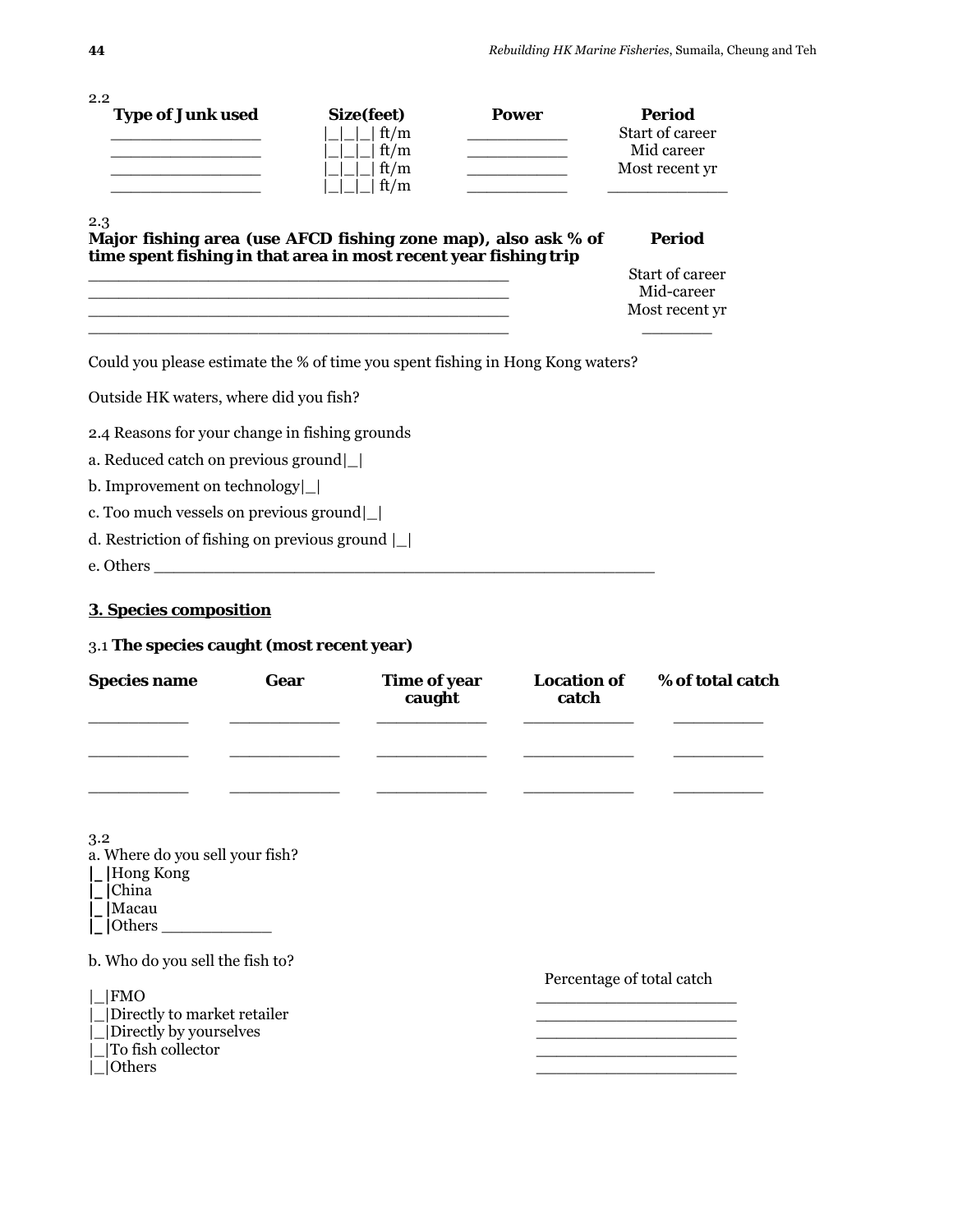2.2

| Type of Junk used | Size(feet) | Power | Period |
|---|---|---|---|
| _______________ | \|_\|_\|_\| ft/m | __________ | Start of career |
| _______________ | \|_\|_\|_\| ft/m | __________ | Mid career |
| _______________ | \|_\|_\|_\| ft/m | __________ | Most recent yr |
| _______________ | \|_\|_\|_\| ft/m | __________ | ____________ |

2.3

| Major fishing area (use AFCD fishing zone map), also ask % of time spent fishing in that area in most recent year fishing trip | Period |
|---|---|
| ___________________________________________ | Start of career |
| ___________________________________________ | Mid-career |
| ___________________________________________ | Most recent yr |
| ___________________________________________ | _______ |

Could you please estimate the % of time you spent fishing in Hong Kong waters?

Outside HK waters, where did you fish?

2.4 Reasons for your change in fishing grounds

a. Reduced catch on previous ground|_|

b. Improvement on technology|_|

c. Too much vessels on previous ground|_|

d. Restriction of fishing on previous ground |_|

e. Others ___________________________________________________

## 3. Species composition

3.1 **The species caught (most recent year)**

| Species name | Gear | Time of year caught | Location of catch | % of total catch |
|---|---|---|---|---|
| __________ | ___________ | ___________ | ___________ | _________ |
| __________ | ___________ | ___________ | ___________ | _________ |
| __________ | ___________ | ___________ | ___________ | _________ |

3.2

a. Where do you sell your fish?

|_|Hong Kong

|_|China

|_|Macau

|_|Others ___________

b. Who do you sell the fish to?

| | Percentage of total catch |
|---|---|
| \|_\|FMO | ____________________ |
| \|_\|Directly to market retailer | ____________________ |
| \|_\|Directly by yourselves | ____________________ |
| \|_\|To fish collector | ____________________ |
| \|_\|Others | ____________________ |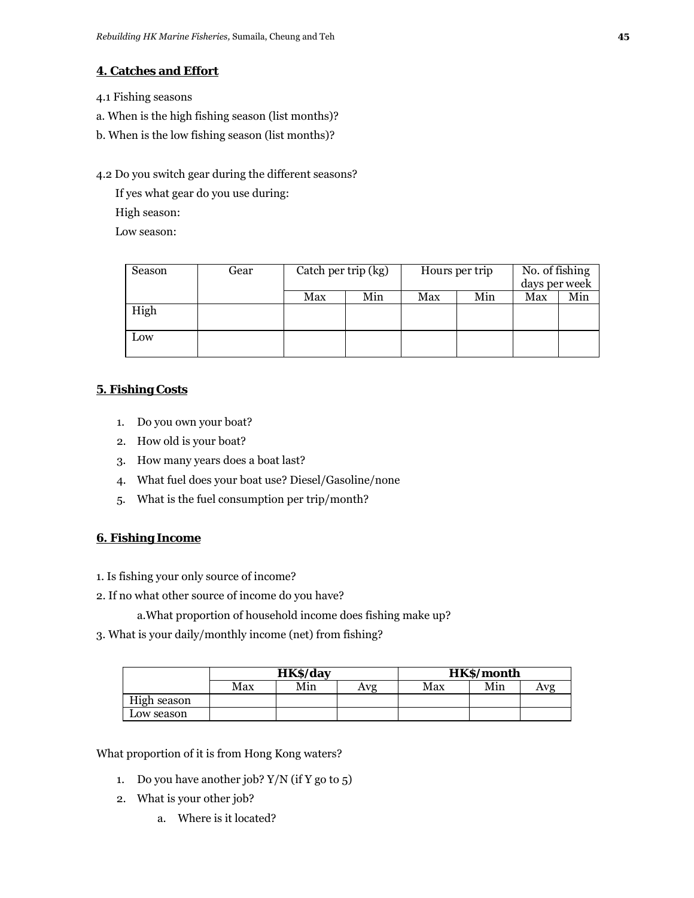## 4. Catches and Effort

4.1 Fishing seasons

a. When is the high fishing season (list months)?

b. When is the low fishing season (list months)?

4.2 Do you switch gear during the different seasons?

If yes what gear do you use during:

High season:

Low season:

| Season | Gear | Catch per trip (kg) | | Hours per trip | | No. of fishing days per week | |
|---|---|---|---|---|---|---|---|
| | | Max | Min | Max | Min | Max | Min |
| High | | | | | | | |
| Low | | | | | | | |

## 5. Fishing Costs

1. Do you own your boat?
2. How old is your boat?
3. How many years does a boat last?
4. What fuel does your boat use? Diesel/Gasoline/none
5. What is the fuel consumption per trip/month?

## 6. Fishing Income

1. Is fishing your only source of income?
2. If no what other source of income do you have?
   a. What proportion of household income does fishing make up?
3. What is your daily/monthly income (net) from fishing?

| | **HK$/day** | | | **HK$/month** | | |
|---|---|---|---|---|---|---|
| | Max | Min | Avg | Max | Min | Avg |
| High season | | | | | | |
| Low season | | | | | | |

What proportion of it is from Hong Kong waters?

1. Do you have another job? Y/N (if Y go to 5)
2. What is your other job?
   a. Where is it located?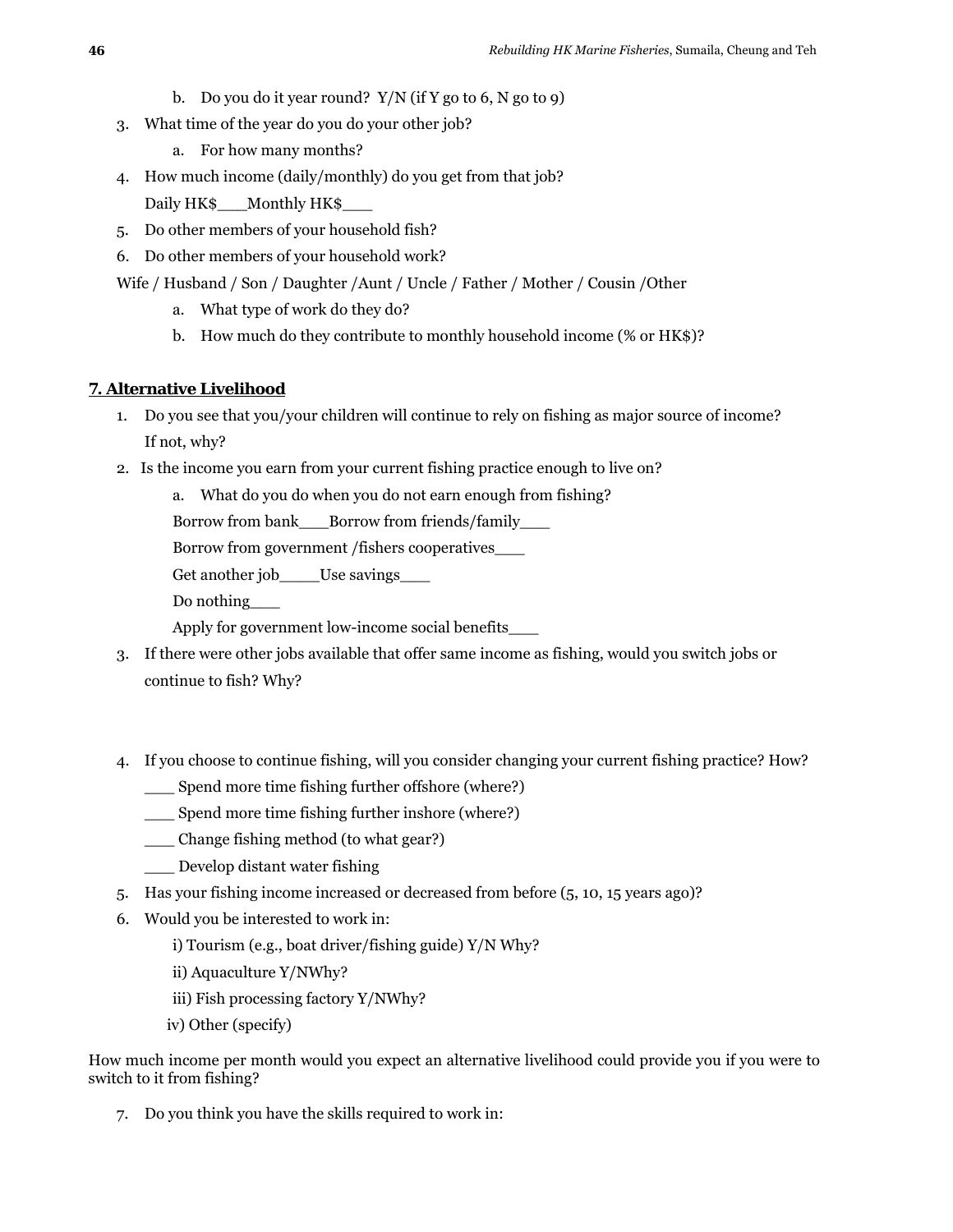b. Do you do it year round? Y/N (if Y go to 6, N go to 9)

3. What time of the year do you do your other job?
    a. For how many months?
4. How much income (daily/monthly) do you get from that job?
   Daily HK$___Monthly HK$___
5. Do other members of your household fish?
6. Do other members of your household work?

Wife / Husband / Son / Daughter /Aunt / Uncle / Father / Mother / Cousin /Other

   a. What type of work do they do?
   b. How much do they contribute to monthly household income (% or HK$)?

## 7. Alternative Livelihood

1. Do you see that you/your children will continue to rely on fishing as major source of income? If not, why?
2. Is the income you earn from your current fishing practice enough to live on?
    a. What do you do when you do not earn enough from fishing?
    
    Borrow from bank___Borrow from friends/family___
    
    Borrow from government /fishers cooperatives___
    
    Get another job____Use savings___
    
    Do nothing___
    
    Apply for government low-income social benefits___
3. If there were other jobs available that offer same income as fishing, would you switch jobs or continue to fish? Why?
4. If you choose to continue fishing, will you consider changing your current fishing practice? How?
   
   ___ Spend more time fishing further offshore (where?)
   
   ___ Spend more time fishing further inshore (where?)
   
   ___ Change fishing method (to what gear?)
   
   ___ Develop distant water fishing
5. Has your fishing income increased or decreased from before (5, 10, 15 years ago)?
6. Would you be interested to work in:
   
   i) Tourism (e.g., boat driver/fishing guide) Y/N Why?
   
   ii) Aquaculture Y/NWhy?
   
   iii) Fish processing factory Y/NWhy?
   
   iv) Other (specify)

How much income per month would you expect an alternative livelihood could provide you if you were to switch to it from fishing?

7. Do you think you have the skills required to work in: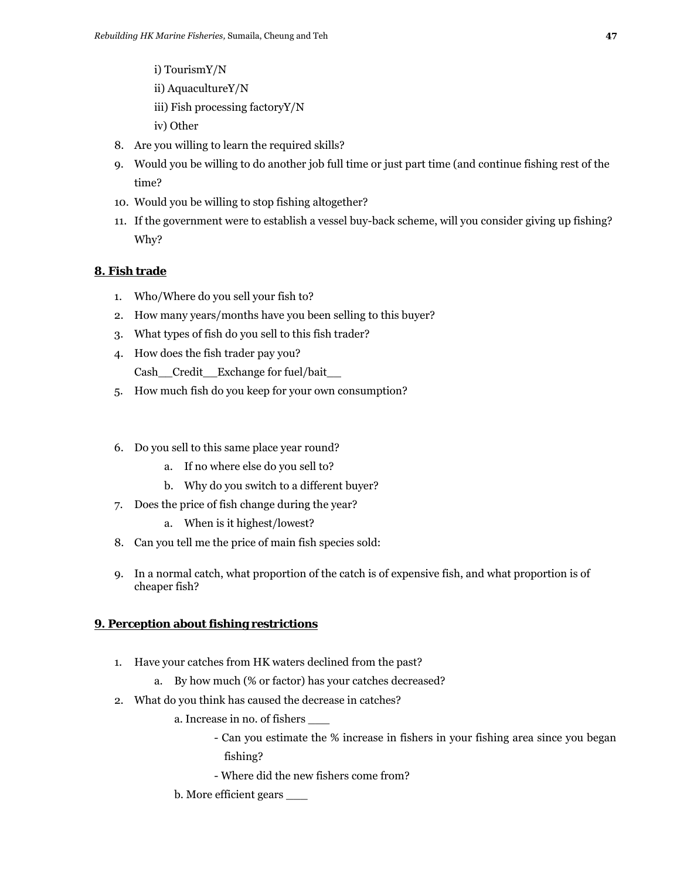i) TourismY/N

ii) AquacultureY/N

iii) Fish processing factoryY/N

iv) Other

8. Are you willing to learn the required skills?
9. Would you be willing to do another job full time or just part time (and continue fishing rest of the time?
10. Would you be willing to stop fishing altogether?
11. If the government were to establish a vessel buy-back scheme, will you consider giving up fishing? Why?

## 8. Fish trade

1. Who/Where do you sell your fish to?
2. How many years/months have you been selling to this buyer?
3. What types of fish do you sell to this fish trader?
4. How does the fish trader pay you?
   Cash__Credit__Exchange for fuel/bait__
5. How much fish do you keep for your own consumption?
6. Do you sell to this same place year round?
   a. If no where else do you sell to?
   b. Why do you switch to a different buyer?
7. Does the price of fish change during the year?
   a. When is it highest/lowest?
8. Can you tell me the price of main fish species sold:
9. In a normal catch, what proportion of the catch is of expensive fish, and what proportion is of cheaper fish?

## 9. Perception about fishing restrictions

1. Have your catches from HK waters declined from the past?
   a. By how much (% or factor) has your catches decreased?
2. What do you think has caused the decrease in catches?
   a. Increase in no. of fishers ___
      - Can you estimate the % increase in fishers in your fishing area since you began fishing?
      - Where did the new fishers come from?
   
   b. More efficient gears ___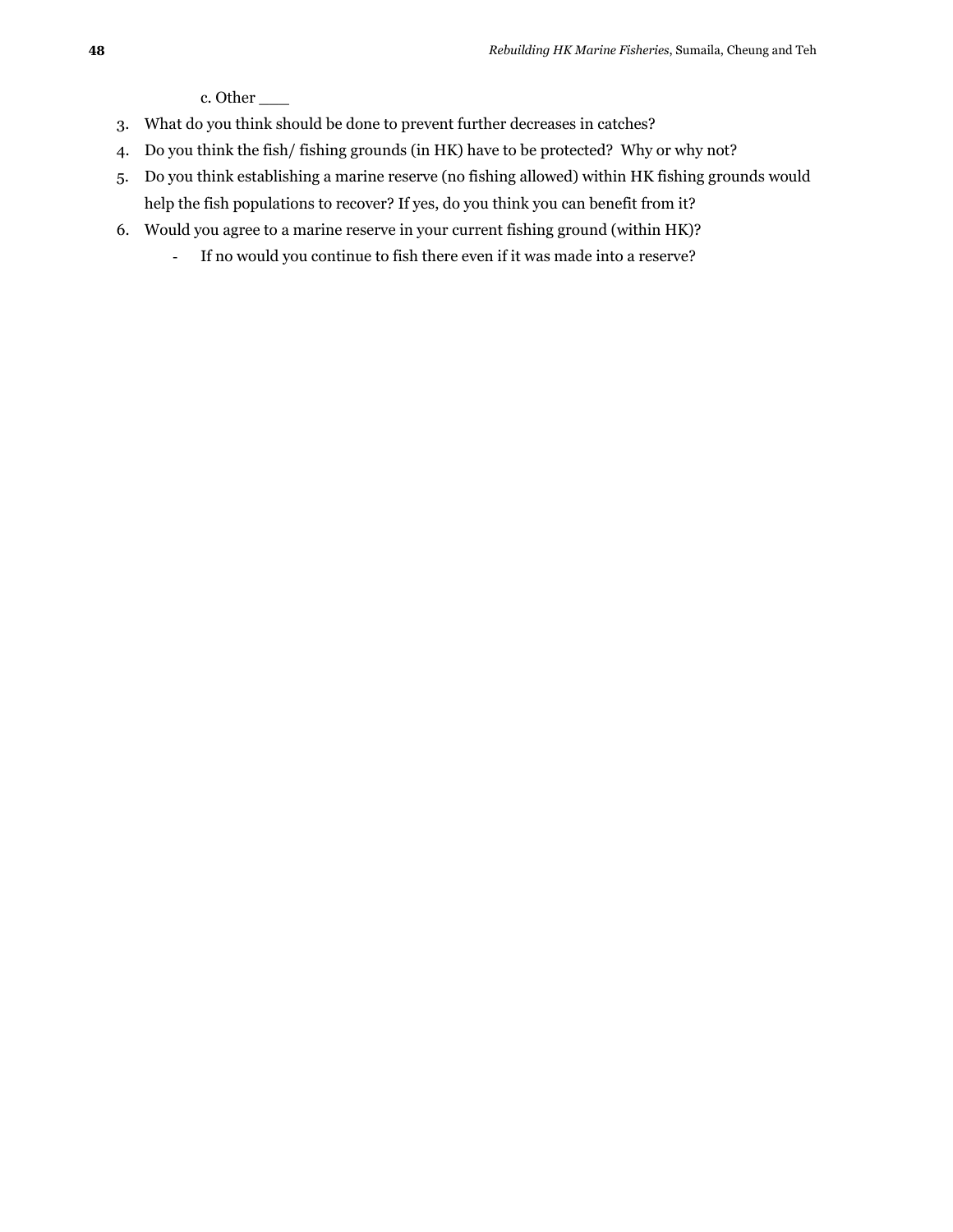c. Other ___

3. What do you think should be done to prevent further decreases in catches?
4. Do you think the fish/ fishing grounds (in HK) have to be protected?  Why or why not?
5. Do you think establishing a marine reserve (no fishing allowed) within HK fishing grounds would help the fish populations to recover? If yes, do you think you can benefit from it?
6. Would you agree to a marine reserve in your current fishing ground (within HK)?
    - If no would you continue to fish there even if it was made into a reserve?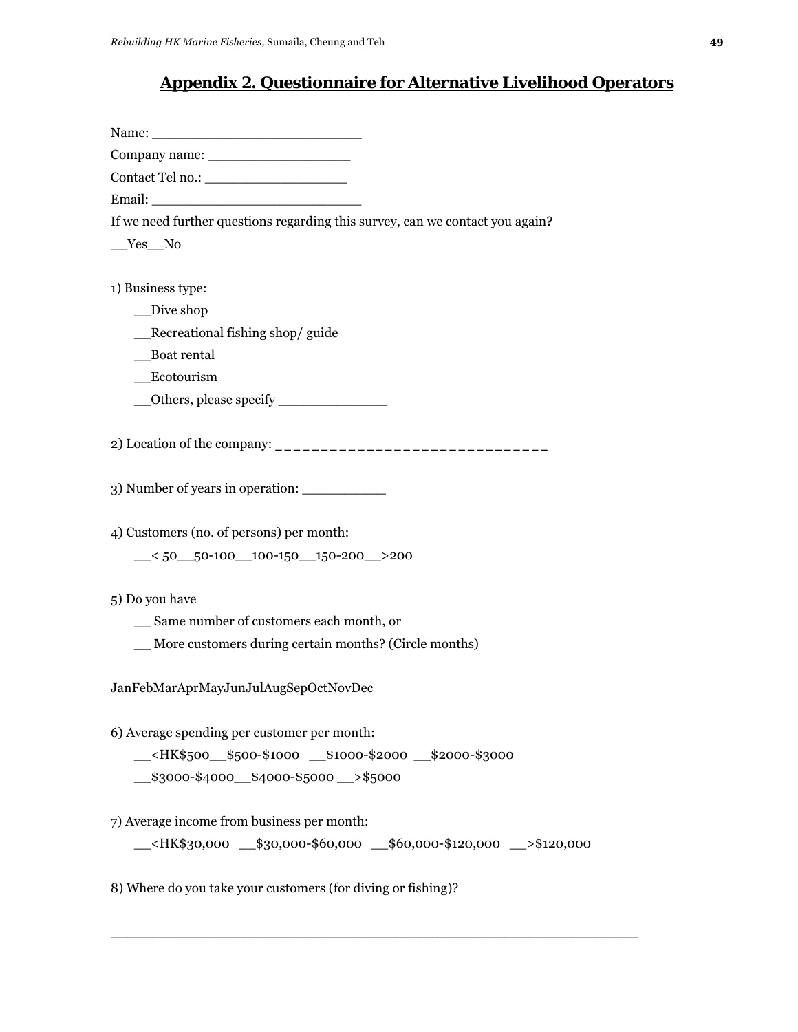# Appendix 2. Questionnaire for Alternative Livelihood Operators

Name: ___________________________

Company name: __________________

Contact Tel no.: __________________

Email: ___________________________

If we need further questions regarding this survey, can we contact you again?

__Yes__No

1) Business type:

__Dive shop

__Recreational fishing shop/ guide

__Boat rental

__Ecotourism

__Others, please specify ______________

2) Location of the company: ______________________________

3) Number of years in operation: __________

4) Customers (no. of persons) per month:

__< 50__50-100__100-150__150-200__>200

5) Do you have

__ Same number of customers each month, or

__ More customers during certain months? (Circle months)

JanFebMarAprMayJunJulAugSepOctNovDec

6) Average spending per customer per month:

__<HK$500__$500-$1000 __$1000-$2000 __$2000-$3000

__$3000-$4000__$4000-$5000 __>$5000

7) Average income from business per month:

__<HK$30,000 __$30,000-$60,000 __$60,000-$120,000 __>$120,000

8) Where do you take your customers (for diving or fishing)?

____________________________________________________________________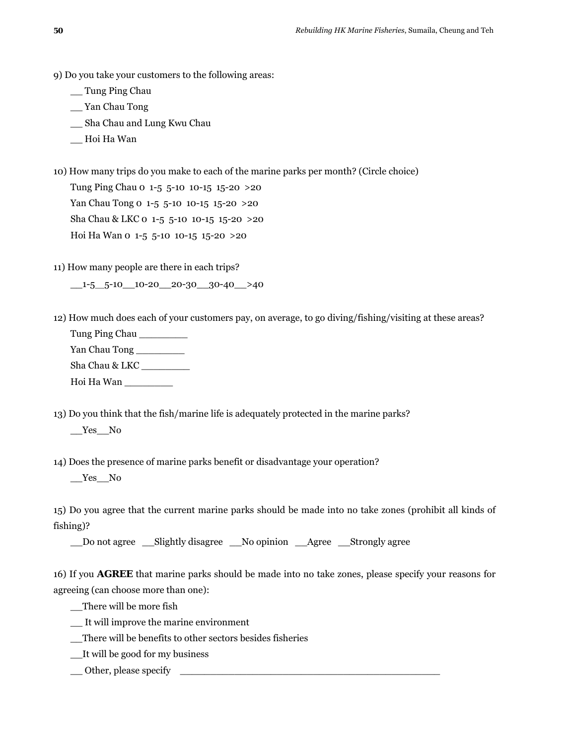9) Do you take your customers to the following areas:

__ Tung Ping Chau

__ Yan Chau Tong

__ Sha Chau and Lung Kwu Chau

__ Hoi Ha Wan

10) How many trips do you make to each of the marine parks per month? (Circle choice)

Tung Ping Chau 0 1-5 5-10 10-15 15-20 >20

Yan Chau Tong 0 1-5 5-10 10-15 15-20 >20

Sha Chau & LKC 0 1-5 5-10 10-15 15-20 >20

Hoi Ha Wan 0 1-5 5-10 10-15 15-20 >20

11) How many people are there in each trips?

__1-5__5-10__10-20__20-30__30-40__>40

12) How much does each of your customers pay, on average, to go diving/fishing/visiting at these areas?

Tung Ping Chau ________

Yan Chau Tong ________

Sha Chau & LKC ________

Hoi Ha Wan ________

13) Do you think that the fish/marine life is adequately protected in the marine parks?

__Yes__No

14) Does the presence of marine parks benefit or disadvantage your operation?

__Yes__No

15) Do you agree that the current marine parks should be made into no take zones (prohibit all kinds of fishing)?

__Do not agree __Slightly disagree __No opinion __Agree __Strongly agree

16) If you **AGREE** that marine parks should be made into no take zones, please specify your reasons for agreeing (can choose more than one):

__There will be more fish

__ It will improve the marine environment

__There will be benefits to other sectors besides fisheries

__It will be good for my business

__ Other, please specify ____________________________________________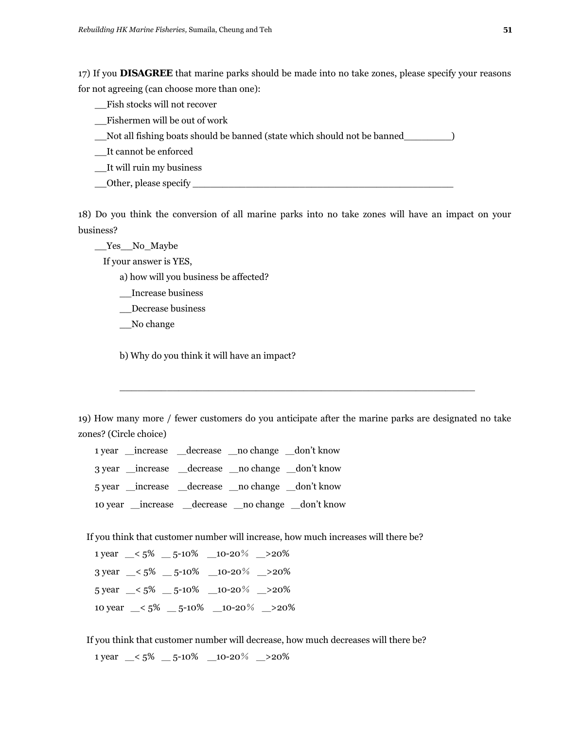17) If you **DISAGREE** that marine parks should be made into no take zones, please specify your reasons for not agreeing (can choose more than one):

__Fish stocks will not recover

__Fishermen will be out of work

__Not all fishing boats should be banned (state which should not be banned________)

__It cannot be enforced

__It will ruin my business

__Other, please specify ___________________________________________

18) Do you think the conversion of all marine parks into no take zones will have an impact on your business?

__Yes__No_Maybe

If your answer is YES,

a) how will you business be affected?

__Increase business

__Decrease business

__No change

b) Why do you think it will have an impact?

______________________________________________________

19) How many more / fewer customers do you anticipate after the marine parks are designated no take zones? (Circle choice)

1 year __increase __decrease __no change __don't know

3 year __increase __decrease __no change __don't know

5 year __increase __decrease __no change __don't know

10 year __increase __decrease __no change __don't know

If you think that customer number will increase, how much increases will there be?

1 year __< 5% __ 5-10% __10-20% __>20%

3 year __< 5% __ 5-10% __10-20% __>20%

5 year __< 5% __ 5-10% __10-20% __>20%

10 year __< 5% __ 5-10% __10-20% __>20%

If you think that customer number will decrease, how much decreases will there be?

1 year __< 5% __ 5-10% __10-20% __>20%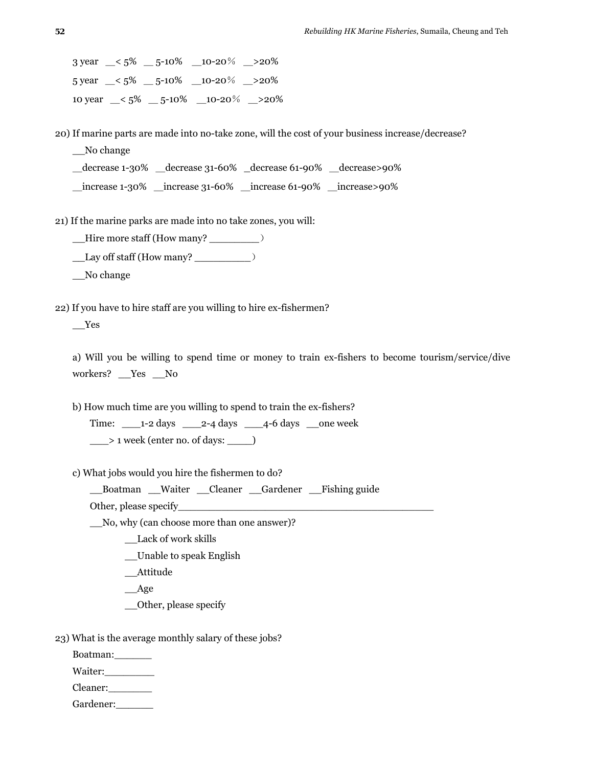3 year __< 5% __ 5-10% __10-20％ __>20%

5 year __< 5% __ 5-10% __10-20％ __>20%

10 year __< 5% __ 5-10% __10-20％ __>20%

20) If marine parts are made into no-take zone, will the cost of your business increase/decrease?

__No change

__decrease 1-30% __decrease 31-60% _decrease 61-90% __decrease>90%

__increase 1-30% __increase 31-60% __increase 61-90% __increase>90%

21) If the marine parks are made into no take zones, you will:

__Hire more staff (How many? ________）

__Lay off staff (How many? _________）

__No change

22) If you have to hire staff are you willing to hire ex-fishermen?

__Yes

a) Will you be willing to spend time or money to train ex-fishers to become tourism/service/dive workers? __Yes __No

b) How much time are you willing to spend to train the ex-fishers?

Time: ___1-2 days ___2-4 days ___4-6 days __one week

___> 1 week (enter no. of days: ____)

c) What jobs would you hire the fishermen to do?

__Boatman __Waiter __Cleaner __Gardener __Fishing guide

Other, please specify__________________________________________

__No, why (can choose more than one answer)?

__Lack of work skills

__Unable to speak English

__Attitude

__Age

__Other, please specify

23) What is the average monthly salary of these jobs?

Boatman:______

Waiter:________

Cleaner:_______

Gardener:______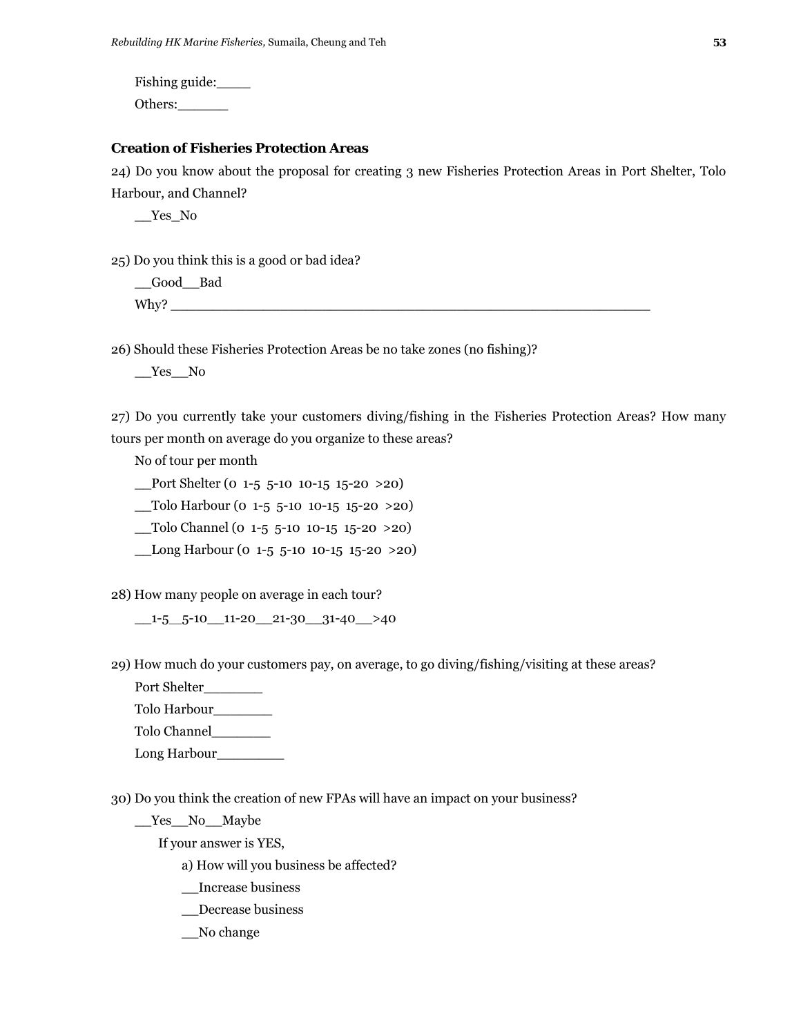Fishing guide:____

Others:______

**Creation of Fisheries Protection Areas**

24) Do you know about the proposal for creating 3 new Fisheries Protection Areas in Port Shelter, Tolo Harbour, and Channel?

__Yes_No

25) Do you think this is a good or bad idea?

__Good__Bad

Why? ___________________________________________________________

26) Should these Fisheries Protection Areas be no take zones (no fishing)?

__Yes__No

27) Do you currently take your customers diving/fishing in the Fisheries Protection Areas? How many tours per month on average do you organize to these areas?

No of tour per month

__Port Shelter (0 1-5 5-10 10-15 15-20 >20)

__Tolo Harbour (0 1-5 5-10 10-15 15-20 >20)

__Tolo Channel (0 1-5 5-10 10-15 15-20 >20)

__Long Harbour (0 1-5 5-10 10-15 15-20 >20)

28) How many people on average in each tour?

__1-5__5-10__11-20__21-30__31-40__>40

29) How much do your customers pay, on average, to go diving/fishing/visiting at these areas?

Port Shelter_______

Tolo Harbour_______

Tolo Channel_______

Long Harbour________

30) Do you think the creation of new FPAs will have an impact on your business?

__Yes__No__Maybe

If your answer is YES,

a) How will you business be affected?

__Increase business

__Decrease business

__No change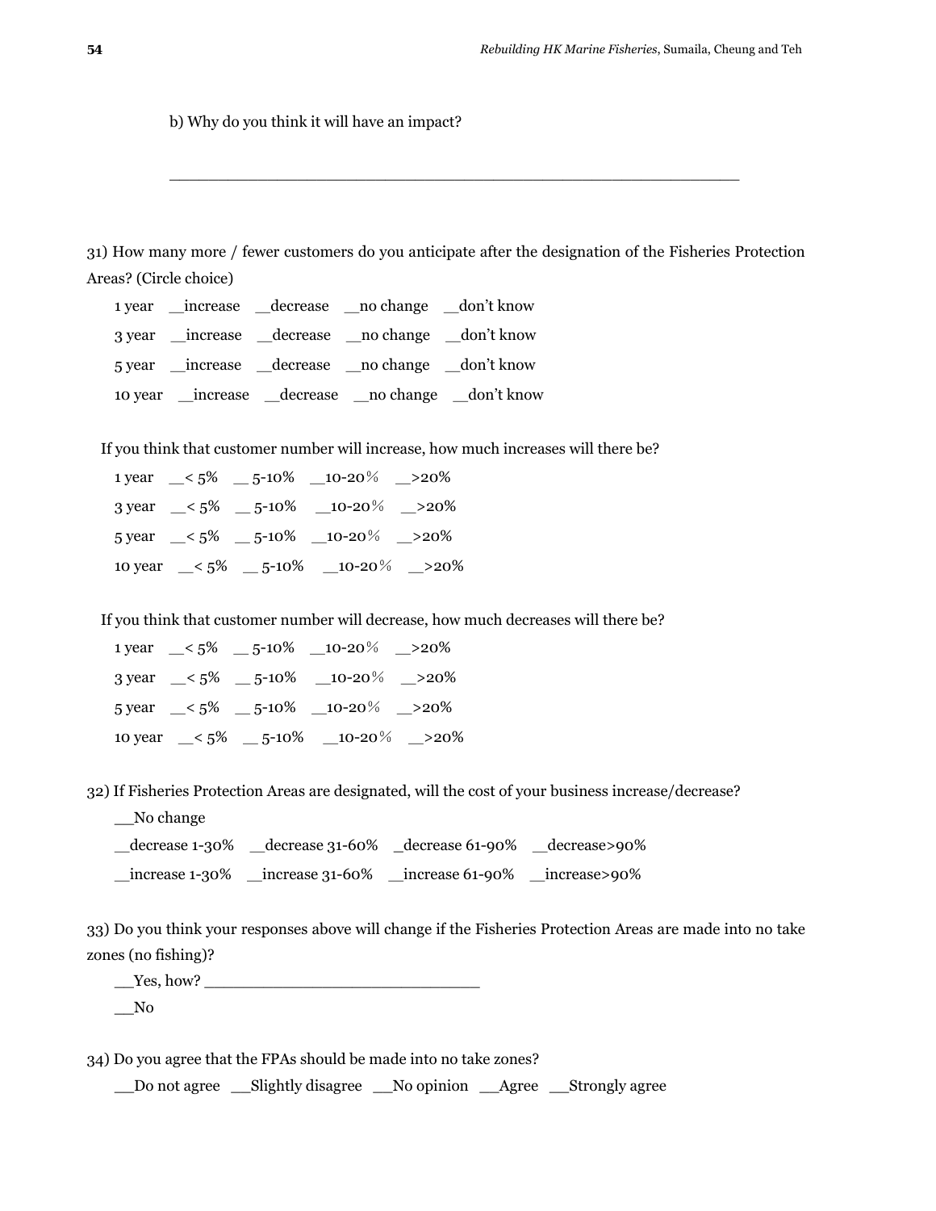b) Why do you think it will have an impact?

\_\_\_\_\_\_\_\_\_\_\_\_\_\_\_\_\_\_\_\_\_\_\_\_\_\_\_\_\_\_\_\_\_\_\_\_\_\_\_\_\_\_\_\_\_\_\_\_\_\_\_\_\_\_\_\_\_\_

31) How many more / fewer customers do you anticipate after the designation of the Fisheries Protection Areas? (Circle choice)

1 year \_\_increase \_\_decrease \_\_no change \_\_don't know

3 year \_\_increase \_\_decrease \_\_no change \_\_don't know

5 year \_\_increase \_\_decrease \_\_no change \_\_don't know

10 year \_\_increase \_\_decrease \_\_no change \_\_don't know

If you think that customer number will increase, how much increases will there be?

1 year \_\_< 5% \_\_ 5-10% \_\_10-20% \_\_>20%

3 year \_\_< 5% \_\_ 5-10% \_\_10-20% \_\_>20%

5 year \_\_< 5% \_\_ 5-10% \_\_10-20% \_\_>20%

10 year \_\_< 5% \_\_ 5-10% \_\_10-20% \_\_>20%

If you think that customer number will decrease, how much decreases will there be?

1 year \_\_< 5% \_\_ 5-10% \_\_10-20% \_\_>20%

3 year \_\_< 5% \_\_ 5-10% \_\_10-20% \_\_>20%

5 year \_\_< 5% \_\_ 5-10% \_\_10-20% \_\_>20%

10 year \_\_< 5% \_\_ 5-10% \_\_10-20% \_\_>20%

32) If Fisheries Protection Areas are designated, will the cost of your business increase/decrease?

\_\_No change

\_\_decrease 1-30% \_\_decrease 31-60% \_decrease 61-90% \_\_decrease>90%

\_\_increase 1-30% \_\_increase 31-60% \_\_increase 61-90% \_\_increase>90%

33) Do you think your responses above will change if the Fisheries Protection Areas are made into no take zones (no fishing)?

\_\_Yes, how? \_\_\_\_\_\_\_\_\_\_\_\_\_\_\_\_\_\_\_\_\_\_\_\_\_\_\_\_\_

\_\_No

34) Do you agree that the FPAs should be made into no take zones?

\_\_Do not agree \_\_Slightly disagree \_\_No opinion \_\_Agree \_\_Strongly agree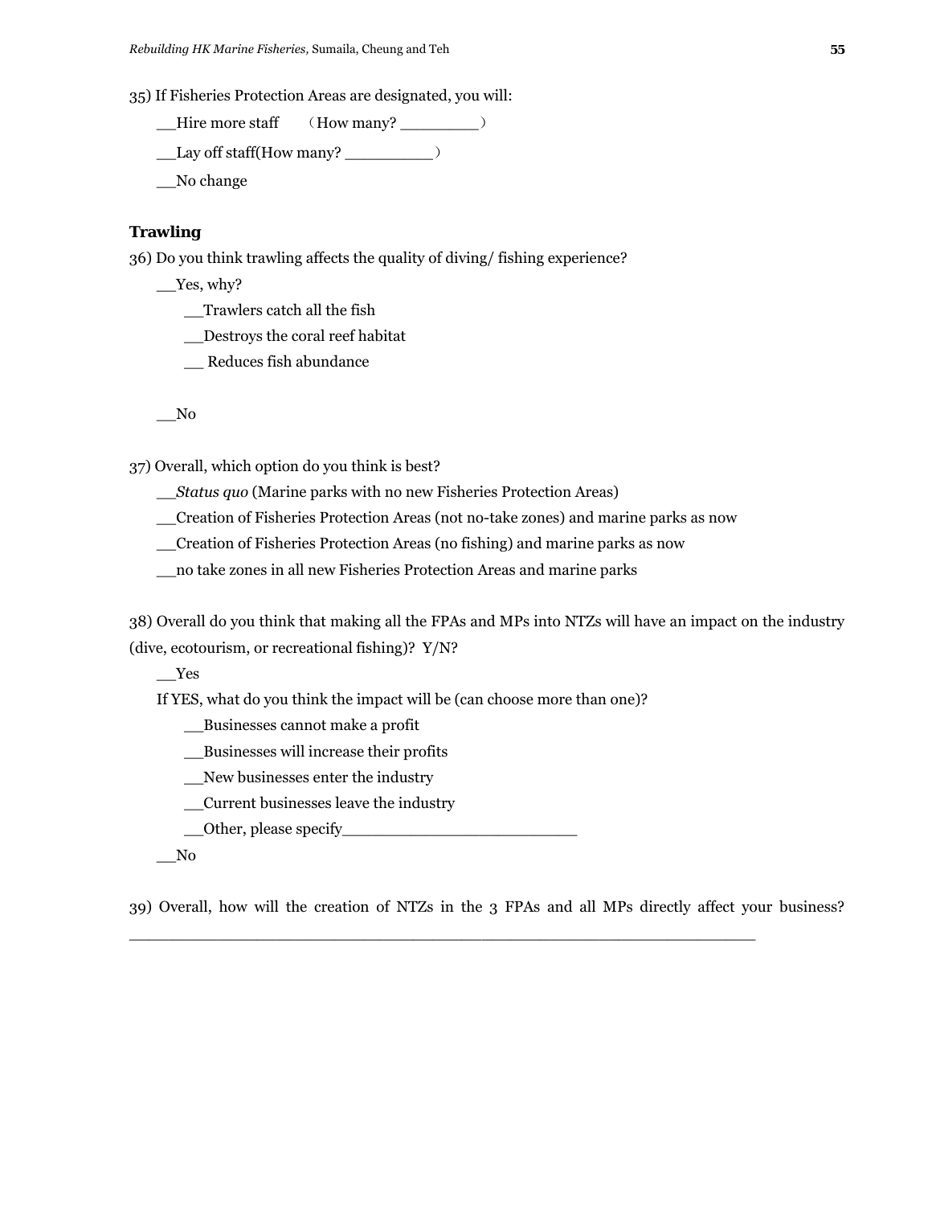35) If Fisheries Protection Areas are designated, you will:

__Hire more staff （How many? ________）

__Lay off staff(How many? _________）

__No change

**Trawling**

36) Do you think trawling affects the quality of diving/ fishing experience?

__Yes, why?

- __Trawlers catch all the fish
- __Destroys the coral reef habitat
- __ Reduces fish abundance

__No

37) Overall, which option do you think is best?

__*Status quo* (Marine parks with no new Fisheries Protection Areas)

__Creation of Fisheries Protection Areas (not no-take zones) and marine parks as now

__Creation of Fisheries Protection Areas (no fishing) and marine parks as now

__no take zones in all new Fisheries Protection Areas and marine parks

38) Overall do you think that making all the FPAs and MPs into NTZs will have an impact on the industry (dive, ecotourism, or recreational fishing)? Y/N?

__Yes

If YES, what do you think the impact will be (can choose more than one)?

- __Businesses cannot make a profit
- __Businesses will increase their profits
- __New businesses enter the industry
- __Current businesses leave the industry
- __Other, please specify_________________________

__No

39) Overall, how will the creation of NTZs in the 3 FPAs and all MPs directly affect your business? ____________________________________________________________________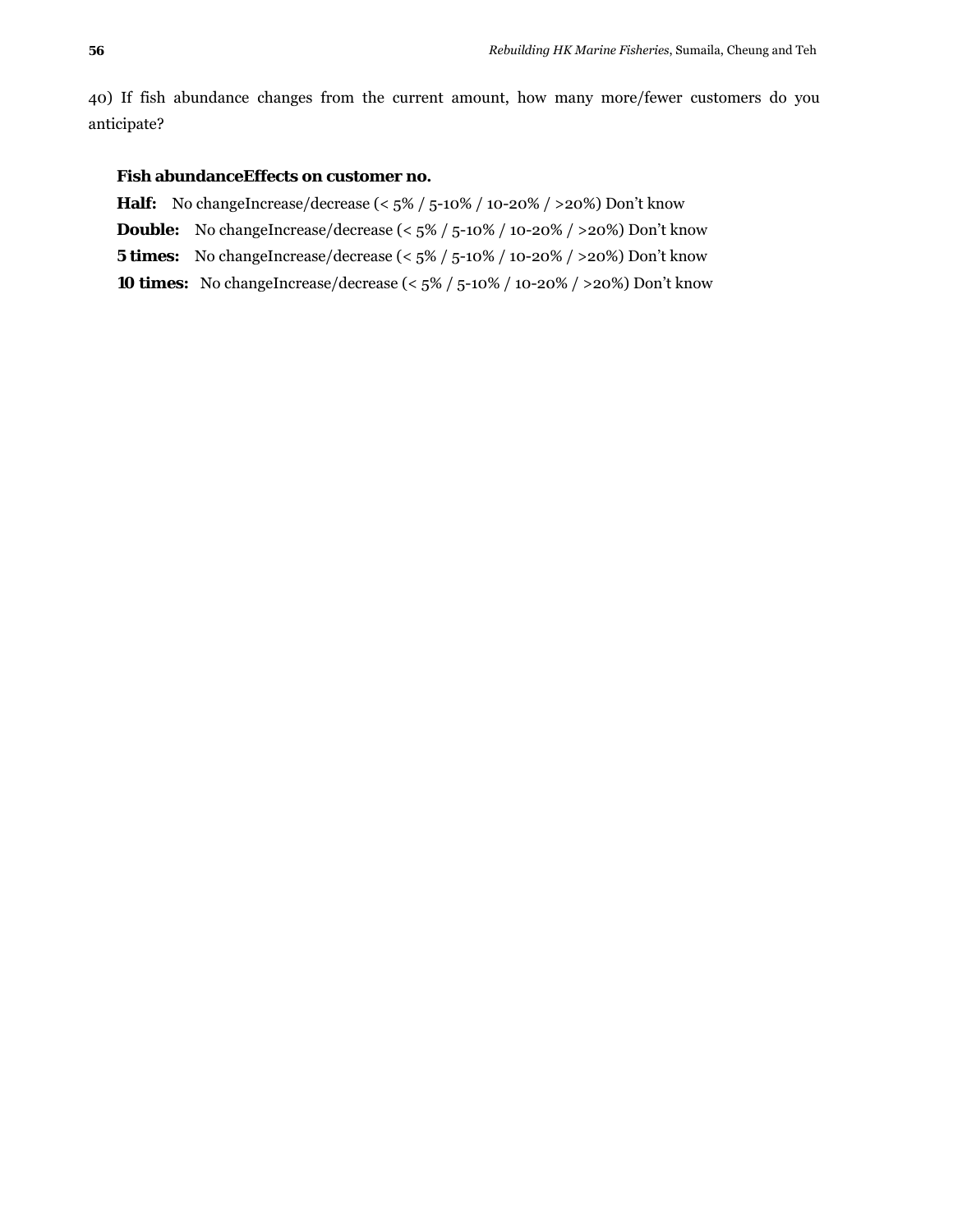40) If fish abundance changes from the current amount, how many more/fewer customers do you anticipate?

**Fish abundanceEffects on customer no.**

**Half:** No changeIncrease/decrease (< 5% / 5-10% / 10-20% / >20%) Don't know

**Double:** No changeIncrease/decrease (< 5% / 5-10% / 10-20% / >20%) Don't know

**5 times:** No changeIncrease/decrease (< 5% / 5-10% / 10-20% / >20%) Don't know

**10 times:** No changeIncrease/decrease (< 5% / 5-10% / 10-20% / >20%) Don't know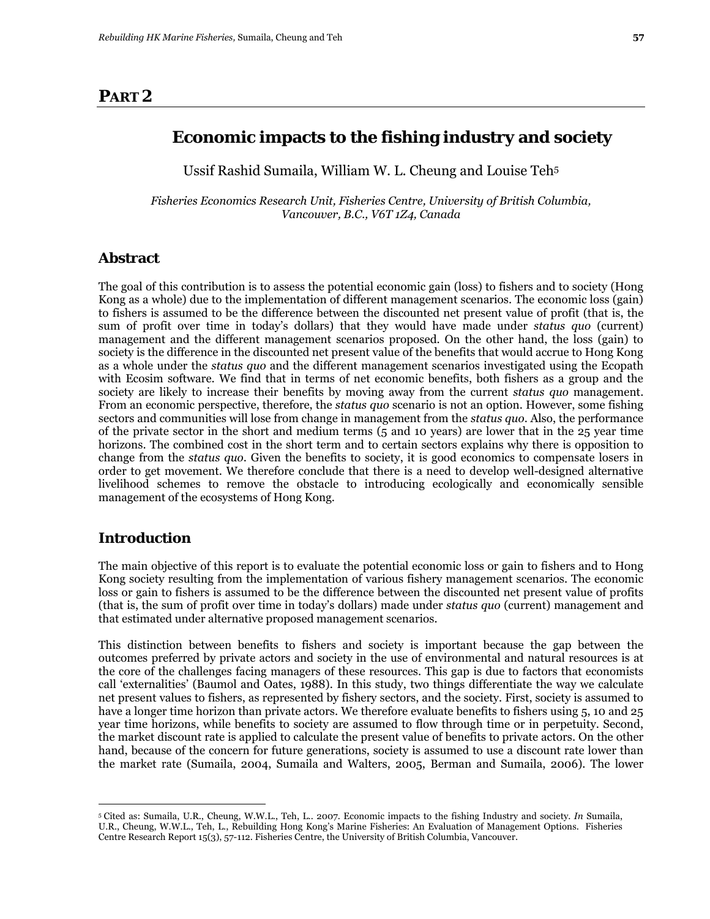# PART 2

## Economic impacts to the fishing industry and society

Ussif Rashid Sumaila, William W. L. Cheung and Louise Teh[5]

*Fisheries Economics Research Unit, Fisheries Centre, University of British Columbia, Vancouver, B.C., V6T 1Z4, Canada*

### Abstract

The goal of this contribution is to assess the potential economic gain (loss) to fishers and to society (Hong Kong as a whole) due to the implementation of different management scenarios. The economic loss (gain) to fishers is assumed to be the difference between the discounted net present value of profit (that is, the sum of profit over time in today's dollars) that they would have made under *status quo* (current) management and the different management scenarios proposed. On the other hand, the loss (gain) to society is the difference in the discounted net present value of the benefits that would accrue to Hong Kong as a whole under the *status quo* and the different management scenarios investigated using the Ecopath with Ecosim software. We find that in terms of net economic benefits, both fishers as a group and the society are likely to increase their benefits by moving away from the current *status quo* management. From an economic perspective, therefore, the *status quo* scenario is not an option. However, some fishing sectors and communities will lose from change in management from the *status quo*. Also, the performance of the private sector in the short and medium terms (5 and 10 years) are lower that in the 25 year time horizons. The combined cost in the short term and to certain sectors explains why there is opposition to change from the *status quo*. Given the benefits to society, it is good economics to compensate losers in order to get movement. We therefore conclude that there is a need to develop well-designed alternative livelihood schemes to remove the obstacle to introducing ecologically and economically sensible management of the ecosystems of Hong Kong.

### Introduction

The main objective of this report is to evaluate the potential economic loss or gain to fishers and to Hong Kong society resulting from the implementation of various fishery management scenarios. The economic loss or gain to fishers is assumed to be the difference between the discounted net present value of profits (that is, the sum of profit over time in today's dollars) made under *status quo* (current) management and that estimated under alternative proposed management scenarios.

This distinction between benefits to fishers and society is important because the gap between the outcomes preferred by private actors and society in the use of environmental and natural resources is at the core of the challenges facing managers of these resources. This gap is due to factors that economists call 'externalities' (Baumol and Oates, 1988). In this study, two things differentiate the way we calculate net present values to fishers, as represented by fishery sectors, and the society. First, society is assumed to have a longer time horizon than private actors. We therefore evaluate benefits to fishers using 5, 10 and 25 year time horizons, while benefits to society are assumed to flow through time or in perpetuity. Second, the market discount rate is applied to calculate the present value of benefits to private actors. On the other hand, because of the concern for future generations, society is assumed to use a discount rate lower than the market rate (Sumaila, 2004, Sumaila and Walters, 2005, Berman and Sumaila, 2006). The lower

---

[5] Cited as: Sumaila, U.R., Cheung, W.W.L., Teh, L.. 2007. Economic impacts to the fishing Industry and society. *In* Sumaila, U.R., Cheung, W.W.L., Teh, L., Rebuilding Hong Kong's Marine Fisheries: An Evaluation of Management Options. Fisheries Centre Research Report 15(3), 57-112. Fisheries Centre, the University of British Columbia, Vancouver.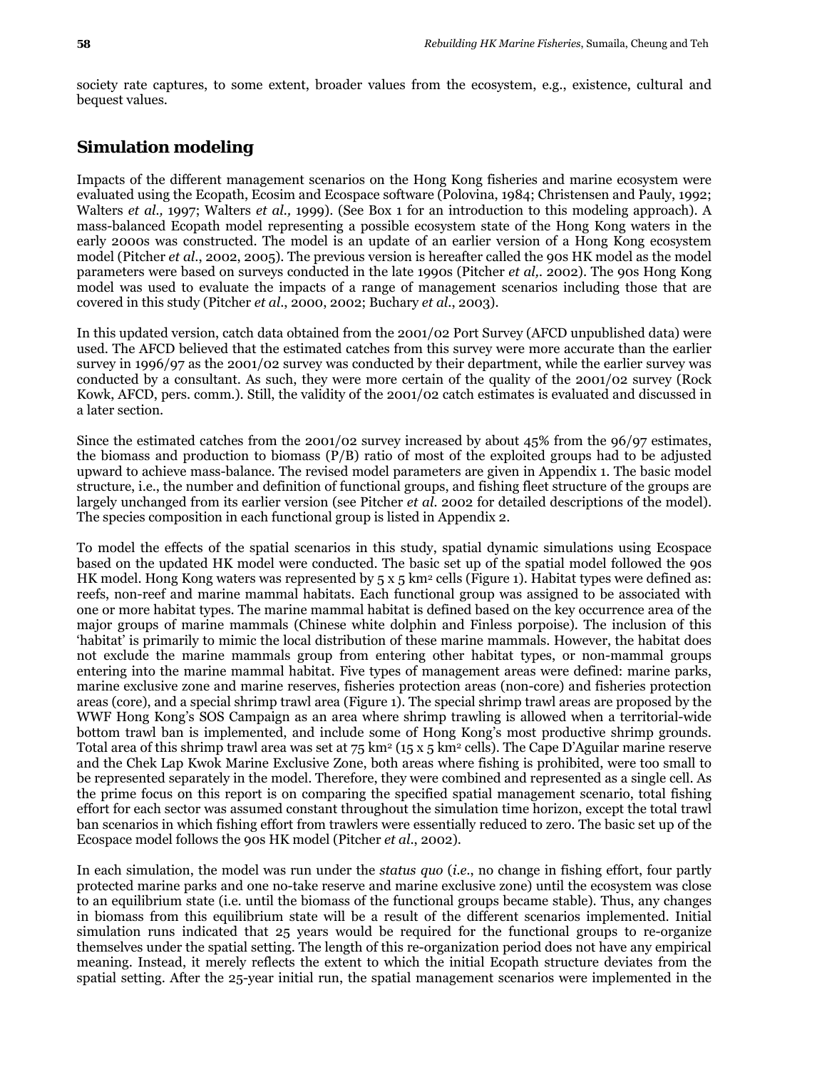society rate captures, to some extent, broader values from the ecosystem, e.g., existence, cultural and bequest values.

## Simulation modeling

Impacts of the different management scenarios on the Hong Kong fisheries and marine ecosystem were evaluated using the Ecopath, Ecosim and Ecospace software (Polovina, 1984; Christensen and Pauly, 1992; Walters *et al.,* 1997; Walters *et al.,* 1999). (See Box 1 for an introduction to this modeling approach). A mass-balanced Ecopath model representing a possible ecosystem state of the Hong Kong waters in the early 2000s was constructed. The model is an update of an earlier version of a Hong Kong ecosystem model (Pitcher *et al*., 2002, 2005). The previous version is hereafter called the 90s HK model as the model parameters were based on surveys conducted in the late 1990s (Pitcher *et al,*. 2002). The 90s Hong Kong model was used to evaluate the impacts of a range of management scenarios including those that are covered in this study (Pitcher *et al*., 2000, 2002; Buchary *et al*., 2003).

In this updated version, catch data obtained from the 2001/02 Port Survey (AFCD unpublished data) were used. The AFCD believed that the estimated catches from this survey were more accurate than the earlier survey in 1996/97 as the 2001/02 survey was conducted by their department, while the earlier survey was conducted by a consultant. As such, they were more certain of the quality of the 2001/02 survey (Rock Kowk, AFCD, pers. comm.). Still, the validity of the 2001/02 catch estimates is evaluated and discussed in a later section.

Since the estimated catches from the 2001/02 survey increased by about 45% from the 96/97 estimates, the biomass and production to biomass (P/B) ratio of most of the exploited groups had to be adjusted upward to achieve mass-balance. The revised model parameters are given in Appendix 1. The basic model structure, i.e., the number and definition of functional groups, and fishing fleet structure of the groups are largely unchanged from its earlier version (see Pitcher *et al.* 2002 for detailed descriptions of the model). The species composition in each functional group is listed in Appendix 2.

To model the effects of the spatial scenarios in this study, spatial dynamic simulations using Ecospace based on the updated HK model were conducted. The basic set up of the spatial model followed the 90s HK model. Hong Kong waters was represented by 5 x 5 km$^2$ cells (Figure 1). Habitat types were defined as: reefs, non-reef and marine mammal habitats. Each functional group was assigned to be associated with one or more habitat types. The marine mammal habitat is defined based on the key occurrence area of the major groups of marine mammals (Chinese white dolphin and Finless porpoise). The inclusion of this 'habitat' is primarily to mimic the local distribution of these marine mammals. However, the habitat does not exclude the marine mammals group from entering other habitat types, or non-mammal groups entering into the marine mammal habitat. Five types of management areas were defined: marine parks, marine exclusive zone and marine reserves, fisheries protection areas (non-core) and fisheries protection areas (core), and a special shrimp trawl area (Figure 1). The special shrimp trawl areas are proposed by the WWF Hong Kong's SOS Campaign as an area where shrimp trawling is allowed when a territorial-wide bottom trawl ban is implemented, and include some of Hong Kong's most productive shrimp grounds. Total area of this shrimp trawl area was set at 75 km$^2$ (15 x 5 km$^2$ cells). The Cape D'Aguilar marine reserve and the Chek Lap Kwok Marine Exclusive Zone, both areas where fishing is prohibited, were too small to be represented separately in the model. Therefore, they were combined and represented as a single cell. As the prime focus on this report is on comparing the specified spatial management scenario, total fishing effort for each sector was assumed constant throughout the simulation time horizon, except the total trawl ban scenarios in which fishing effort from trawlers were essentially reduced to zero. The basic set up of the Ecospace model follows the 90s HK model (Pitcher *et al*., 2002).

In each simulation, the model was run under the *status quo* (*i.e*., no change in fishing effort, four partly protected marine parks and one no-take reserve and marine exclusive zone) until the ecosystem was close to an equilibrium state (i.e. until the biomass of the functional groups became stable). Thus, any changes in biomass from this equilibrium state will be a result of the different scenarios implemented. Initial simulation runs indicated that 25 years would be required for the functional groups to re-organize themselves under the spatial setting. The length of this re-organization period does not have any empirical meaning. Instead, it merely reflects the extent to which the initial Ecopath structure deviates from the spatial setting. After the 25-year initial run, the spatial management scenarios were implemented in the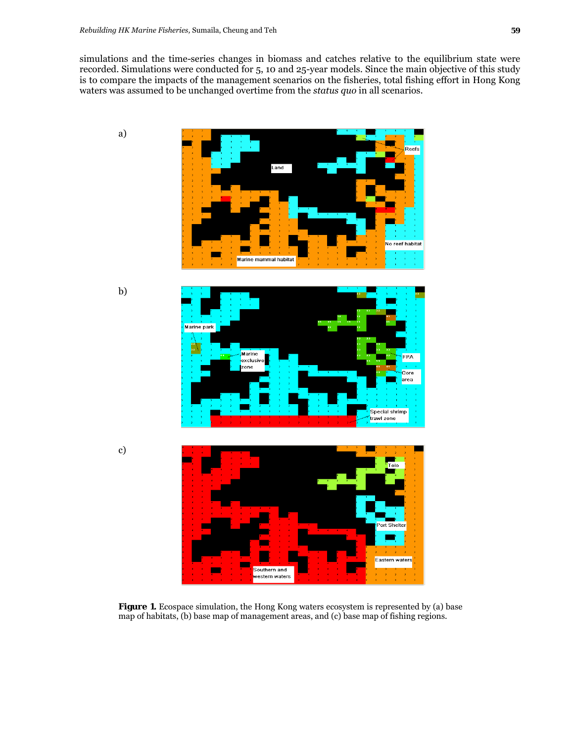simulations and the time-series changes in biomass and catches relative to the equilibrium state were recorded. Simulations were conducted for 5, 10 and 25-year models. Since the main objective of this study is to compare the impacts of the management scenarios on the fisheries, total fishing effort in Hong Kong waters was assumed to be unchanged overtime from the *status quo* in all scenarios.

a)

b)

c)

**Figure 1.** Ecospace simulation, the Hong Kong waters ecosystem is represented by (a) base map of habitats, (b) base map of management areas, and (c) base map of fishing regions.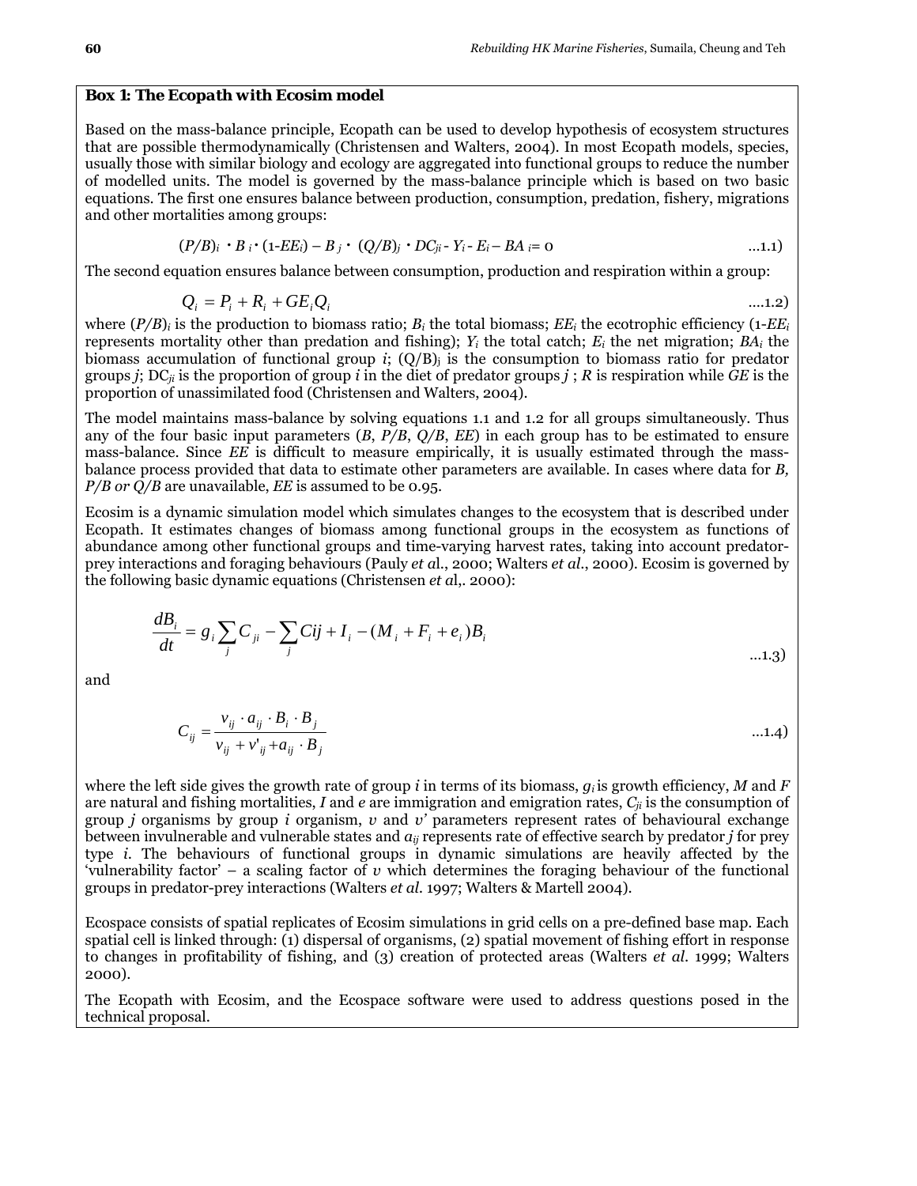### Box 1: *The Ecopath with Ecosim model*

Based on the mass-balance principle, Ecopath can be used to develop hypothesis of ecosystem structures that are possible thermodynamically (Christensen and Walters, 2004). In most Ecopath models, species, usually those with similar biology and ecology are aggregated into functional groups to reduce the number of modelled units. The model is governed by the mass-balance principle which is based on two basic equations. The first one ensures balance between production, consumption, predation, fishery, migrations and other mortalities among groups:

$$(P/B)_i \cdot B_i \cdot (1-EE_i) - B_j \cdot (Q/B)_j \cdot DC_{ji} - Y_i - E_i - BA_i = 0 \quad \text{...1.1)}$$

The second equation ensures balance between consumption, production and respiration within a group:

$$Q_i = P_i + R_i + GE_i Q_i \quad \text{....1.2)}$$

where $(P/B)_i$ is the production to biomass ratio; $B_i$ the total biomass; $EE_i$ the ecotrophic efficiency ($1\text{-}EE_i$ represents mortality other than predation and fishing); $Y_i$ the total catch; $E_i$ the net migration; $BA_i$ the biomass accumulation of functional group $i$; $(Q/B)_j$ is the consumption to biomass ratio for predator groups $j$; $DC_{ji}$ is the proportion of group $i$ in the diet of predator groups $j$ ; $R$ is respiration while $GE$ is the proportion of unassimilated food (Christensen and Walters, 2004).

The model maintains mass-balance by solving equations 1.1 and 1.2 for all groups simultaneously. Thus any of the four basic input parameters ($B$, $P/B$, $Q/B$, $EE$) in each group has to be estimated to ensure mass-balance. Since $EE$ is difficult to measure empirically, it is usually estimated through the mass-balance process provided that data to estimate other parameters are available. In cases where data for *B, P/B or Q/B* are unavailable, $EE$ is assumed to be 0.95.

Ecosim is a dynamic simulation model which simulates changes to the ecosystem that is described under Ecopath. It estimates changes of biomass among functional groups in the ecosystem as functions of abundance among other functional groups and time-varying harvest rates, taking into account predator-prey interactions and foraging behaviours (Pauly *et a*l., 2000; Walters *et al*., 2000). Ecosim is governed by the following basic dynamic equations (Christensen *et a*l,. 2000):

$$\frac{dB_i}{dt} = g_i \sum_j C_{ji} - \sum_j Cij + I_i - (M_i + F_i + e_i)B_i \quad \text{...1.3)}$$

and

$$C_{ij} = \frac{v_{ij} \cdot a_{ij} \cdot B_i \cdot B_j}{v_{ij} + v'_{ij} + a_{ij} \cdot B_j} \quad \text{...1.4)}$$

where the left side gives the growth rate of group $i$ in terms of its biomass, $g_i$ is growth efficiency, $M$ and $F$ are natural and fishing mortalities, $I$ and $e$ are immigration and emigration rates, $C_{ji}$ is the consumption of group $j$ organisms by group $i$ organism, $v$ and $v'$ parameters represent rates of behavioural exchange between invulnerable and vulnerable states and $a_{ij}$ represents rate of effective search by predator $j$ for prey type $i$. The behaviours of functional groups in dynamic simulations are heavily affected by the 'vulnerability factor' – a scaling factor of $v$ which determines the foraging behaviour of the functional groups in predator-prey interactions (Walters *et al.* 1997; Walters & Martell 2004).

Ecospace consists of spatial replicates of Ecosim simulations in grid cells on a pre-defined base map. Each spatial cell is linked through: (1) dispersal of organisms, (2) spatial movement of fishing effort in response to changes in profitability of fishing, and (3) creation of protected areas (Walters *et al.* 1999; Walters 2000).

The Ecopath with Ecosim, and the Ecospace software were used to address questions posed in the technical proposal.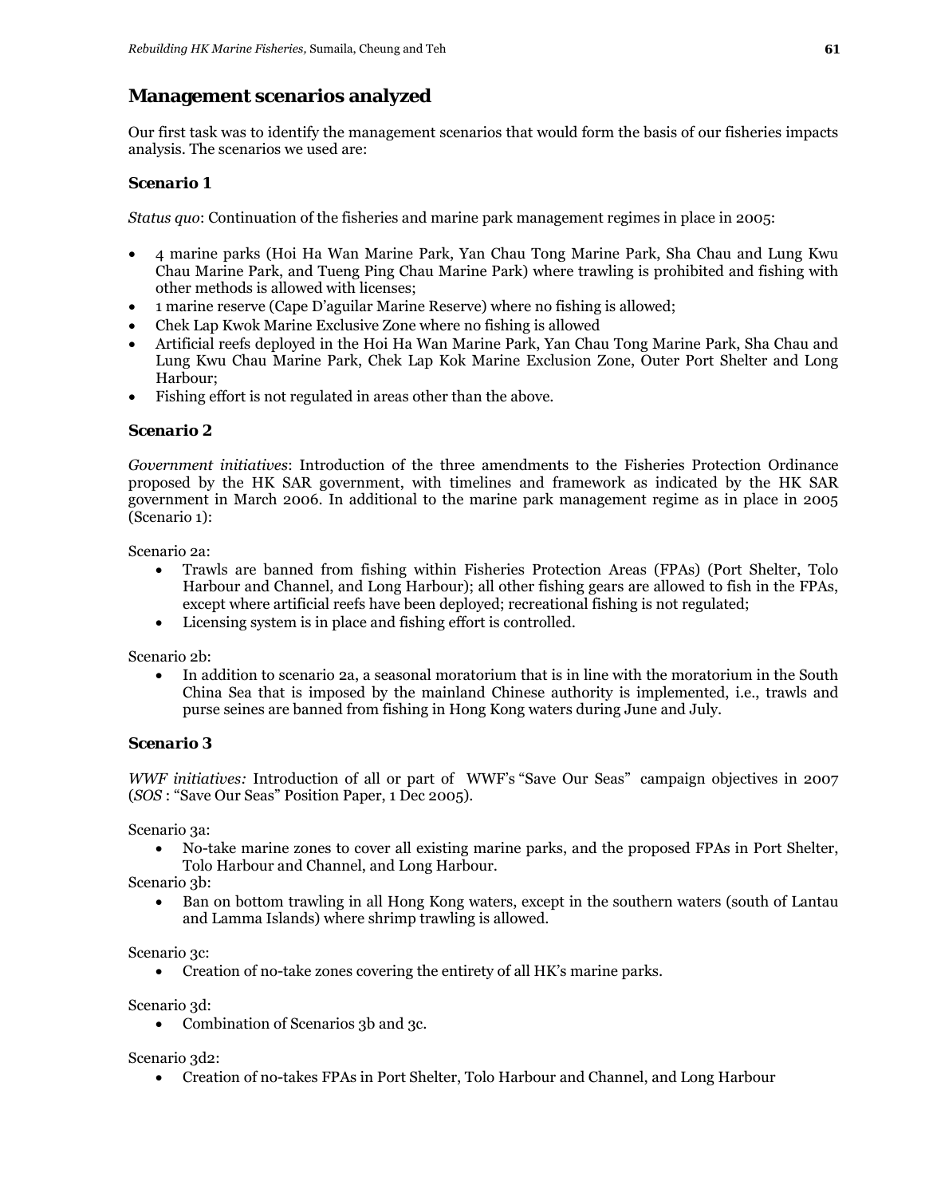## Management scenarios analyzed

Our first task was to identify the management scenarios that would form the basis of our fisheries impacts analysis. The scenarios we used are:

### *Scenario 1*

*Status quo*: Continuation of the fisheries and marine park management regimes in place in 2005:

- 4 marine parks (Hoi Ha Wan Marine Park, Yan Chau Tong Marine Park, Sha Chau and Lung Kwu Chau Marine Park, and Tueng Ping Chau Marine Park) where trawling is prohibited and fishing with other methods is allowed with licenses;
- 1 marine reserve (Cape D'aguilar Marine Reserve) where no fishing is allowed;
- Chek Lap Kwok Marine Exclusive Zone where no fishing is allowed
- Artificial reefs deployed in the Hoi Ha Wan Marine Park, Yan Chau Tong Marine Park, Sha Chau and Lung Kwu Chau Marine Park, Chek Lap Kok Marine Exclusion Zone, Outer Port Shelter and Long Harbour;
- Fishing effort is not regulated in areas other than the above.

### *Scenario 2*

*Government initiatives*: Introduction of the three amendments to the Fisheries Protection Ordinance proposed by the HK SAR government, with timelines and framework as indicated by the HK SAR government in March 2006. In additional to the marine park management regime as in place in 2005 (Scenario 1):

Scenario 2a:

- Trawls are banned from fishing within Fisheries Protection Areas (FPAs) (Port Shelter, Tolo Harbour and Channel, and Long Harbour); all other fishing gears are allowed to fish in the FPAs, except where artificial reefs have been deployed; recreational fishing is not regulated;
- Licensing system is in place and fishing effort is controlled.

Scenario 2b:

- In addition to scenario 2a, a seasonal moratorium that is in line with the moratorium in the South China Sea that is imposed by the mainland Chinese authority is implemented, i.e., trawls and purse seines are banned from fishing in Hong Kong waters during June and July.

### *Scenario 3*

*WWF initiatives:* Introduction of all or part of WWF's "Save Our Seas" campaign objectives in 2007 (*SOS* : "Save Our Seas" Position Paper, 1 Dec 2005).

Scenario 3a:

- No-take marine zones to cover all existing marine parks, and the proposed FPAs in Port Shelter, Tolo Harbour and Channel, and Long Harbour.

Scenario 3b:

- Ban on bottom trawling in all Hong Kong waters, except in the southern waters (south of Lantau and Lamma Islands) where shrimp trawling is allowed.

Scenario 3c:

- Creation of no-take zones covering the entirety of all HK's marine parks.

Scenario 3d:

- Combination of Scenarios 3b and 3c.

Scenario 3d2:

- Creation of no-takes FPAs in Port Shelter, Tolo Harbour and Channel, and Long Harbour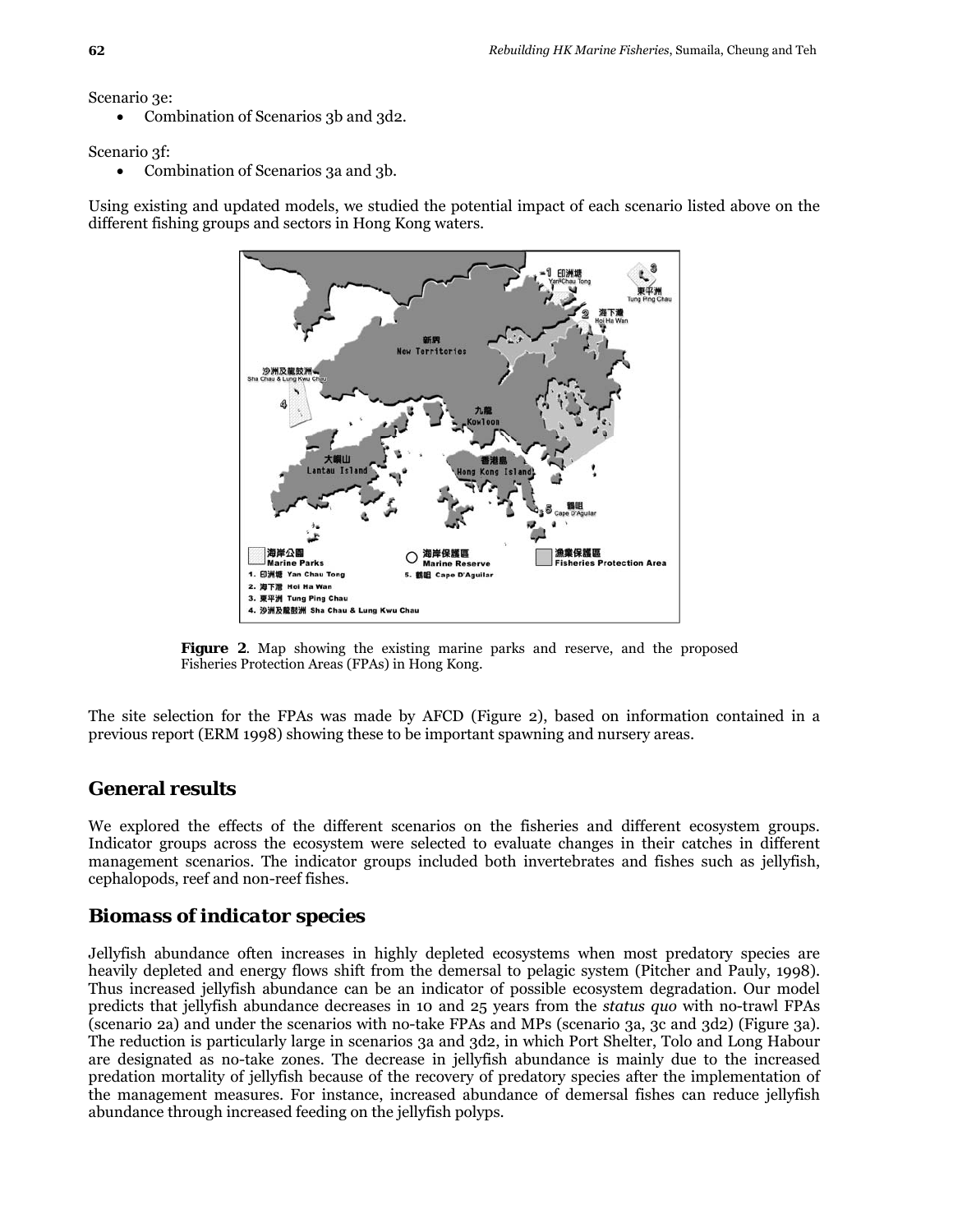Scenario 3e:

- Combination of Scenarios 3b and 3d2.

Scenario 3f:

- Combination of Scenarios 3a and 3b.

Using existing and updated models, we studied the potential impact of each scenario listed above on the different fishing groups and sectors in Hong Kong waters.

**Figure 2**. Map showing the existing marine parks and reserve, and the proposed Fisheries Protection Areas (FPAs) in Hong Kong.

The site selection for the FPAs was made by AFCD (Figure 2), based on information contained in a previous report (ERM 1998) showing these to be important spawning and nursery areas.

## General results

We explored the effects of the different scenarios on the fisheries and different ecosystem groups. Indicator groups across the ecosystem were selected to evaluate changes in their catches in different management scenarios. The indicator groups included both invertebrates and fishes such as jellyfish, cephalopods, reef and non-reef fishes.

## Biomass of indicator species

Jellyfish abundance often increases in highly depleted ecosystems when most predatory species are heavily depleted and energy flows shift from the demersal to pelagic system (Pitcher and Pauly, 1998). Thus increased jellyfish abundance can be an indicator of possible ecosystem degradation. Our model predicts that jellyfish abundance decreases in 10 and 25 years from the *status quo* with no-trawl FPAs (scenario 2a) and under the scenarios with no-take FPAs and MPs (scenario 3a, 3c and 3d2) (Figure 3a). The reduction is particularly large in scenarios 3a and 3d2, in which Port Shelter, Tolo and Long Habour are designated as no-take zones. The decrease in jellyfish abundance is mainly due to the increased predation mortality of jellyfish because of the recovery of predatory species after the implementation of the management measures. For instance, increased abundance of demersal fishes can reduce jellyfish abundance through increased feeding on the jellyfish polyps.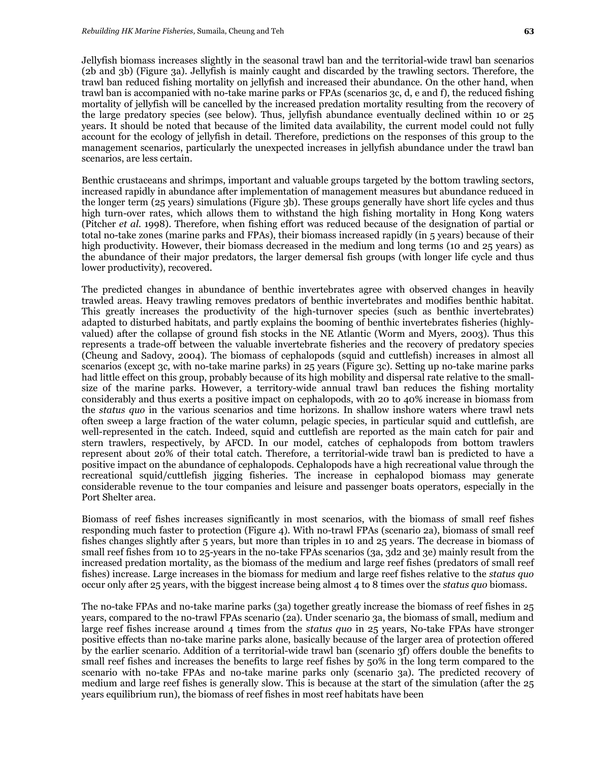Jellyfish biomass increases slightly in the seasonal trawl ban and the territorial-wide trawl ban scenarios (2b and 3b) (Figure 3a). Jellyfish is mainly caught and discarded by the trawling sectors. Therefore, the trawl ban reduced fishing mortality on jellyfish and increased their abundance. On the other hand, when trawl ban is accompanied with no-take marine parks or FPAs (scenarios 3c, d, e and f), the reduced fishing mortality of jellyfish will be cancelled by the increased predation mortality resulting from the recovery of the large predatory species (see below). Thus, jellyfish abundance eventually declined within 10 or 25 years. It should be noted that because of the limited data availability, the current model could not fully account for the ecology of jellyfish in detail. Therefore, predictions on the responses of this group to the management scenarios, particularly the unexpected increases in jellyfish abundance under the trawl ban scenarios, are less certain.

Benthic crustaceans and shrimps, important and valuable groups targeted by the bottom trawling sectors, increased rapidly in abundance after implementation of management measures but abundance reduced in the longer term (25 years) simulations (Figure 3b). These groups generally have short life cycles and thus high turn-over rates, which allows them to withstand the high fishing mortality in Hong Kong waters (Pitcher *et al.* 1998). Therefore, when fishing effort was reduced because of the designation of partial or total no-take zones (marine parks and FPAs), their biomass increased rapidly (in 5 years) because of their high productivity. However, their biomass decreased in the medium and long terms (10 and 25 years) as the abundance of their major predators, the larger demersal fish groups (with longer life cycle and thus lower productivity), recovered.

The predicted changes in abundance of benthic invertebrates agree with observed changes in heavily trawled areas. Heavy trawling removes predators of benthic invertebrates and modifies benthic habitat. This greatly increases the productivity of the high-turnover species (such as benthic invertebrates) adapted to disturbed habitats, and partly explains the booming of benthic invertebrates fisheries (highly-valued) after the collapse of ground fish stocks in the NE Atlantic (Worm and Myers, 2003). Thus this represents a trade-off between the valuable invertebrate fisheries and the recovery of predatory species (Cheung and Sadovy, 2004). The biomass of cephalopods (squid and cuttlefish) increases in almost all scenarios (except 3c, with no-take marine parks) in 25 years (Figure 3c). Setting up no-take marine parks had little effect on this group, probably because of its high mobility and dispersal rate relative to the small-size of the marine parks. However, a territory-wide annual trawl ban reduces the fishing mortality considerably and thus exerts a positive impact on cephalopods, with 20 to 40% increase in biomass from the *status quo* in the various scenarios and time horizons. In shallow inshore waters where trawl nets often sweep a large fraction of the water column, pelagic species, in particular squid and cuttlefish, are well-represented in the catch. Indeed, squid and cuttlefish are reported as the main catch for pair and stern trawlers, respectively, by AFCD. In our model, catches of cephalopods from bottom trawlers represent about 20% of their total catch. Therefore, a territorial-wide trawl ban is predicted to have a positive impact on the abundance of cephalopods. Cephalopods have a high recreational value through the recreational squid/cuttlefish jigging fisheries. The increase in cephalopod biomass may generate considerable revenue to the tour companies and leisure and passenger boats operators, especially in the Port Shelter area.

Biomass of reef fishes increases significantly in most scenarios, with the biomass of small reef fishes responding much faster to protection (Figure 4). With no-trawl FPAs (scenario 2a), biomass of small reef fishes changes slightly after 5 years, but more than triples in 10 and 25 years. The decrease in biomass of small reef fishes from 10 to 25-years in the no-take FPAs scenarios (3a, 3d2 and 3e) mainly result from the increased predation mortality, as the biomass of the medium and large reef fishes (predators of small reef fishes) increase. Large increases in the biomass for medium and large reef fishes relative to the *status quo* occur only after 25 years, with the biggest increase being almost 4 to 8 times over the *status quo* biomass.

The no-take FPAs and no-take marine parks (3a) together greatly increase the biomass of reef fishes in 25 years, compared to the no-trawl FPAs scenario (2a). Under scenario 3a, the biomass of small, medium and large reef fishes increase around 4 times from the *status quo* in 25 years, No-take FPAs have stronger positive effects than no-take marine parks alone, basically because of the larger area of protection offered by the earlier scenario. Addition of a territorial-wide trawl ban (scenario 3f) offers double the benefits to small reef fishes and increases the benefits to large reef fishes by 50% in the long term compared to the scenario with no-take FPAs and no-take marine parks only (scenario 3a). The predicted recovery of medium and large reef fishes is generally slow. This is because at the start of the simulation (after the 25 years equilibrium run), the biomass of reef fishes in most reef habitats have been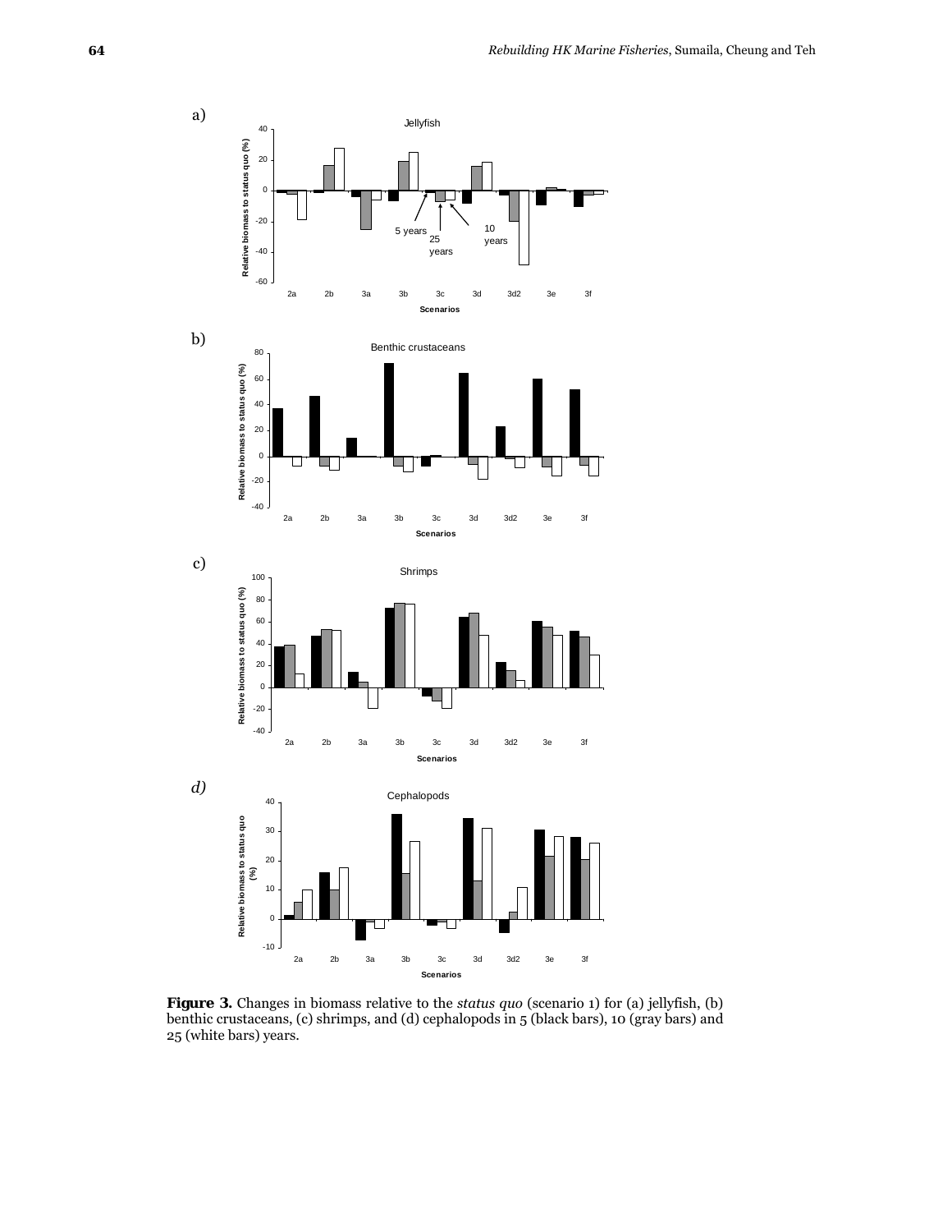**Figure 3.** Changes in biomass relative to the *status quo* (scenario 1) for (a) jellyfish, (b) benthic crustaceans, (c) shrimps, and (d) cephalopods in 5 (black bars), 10 (gray bars) and 25 (white bars) years.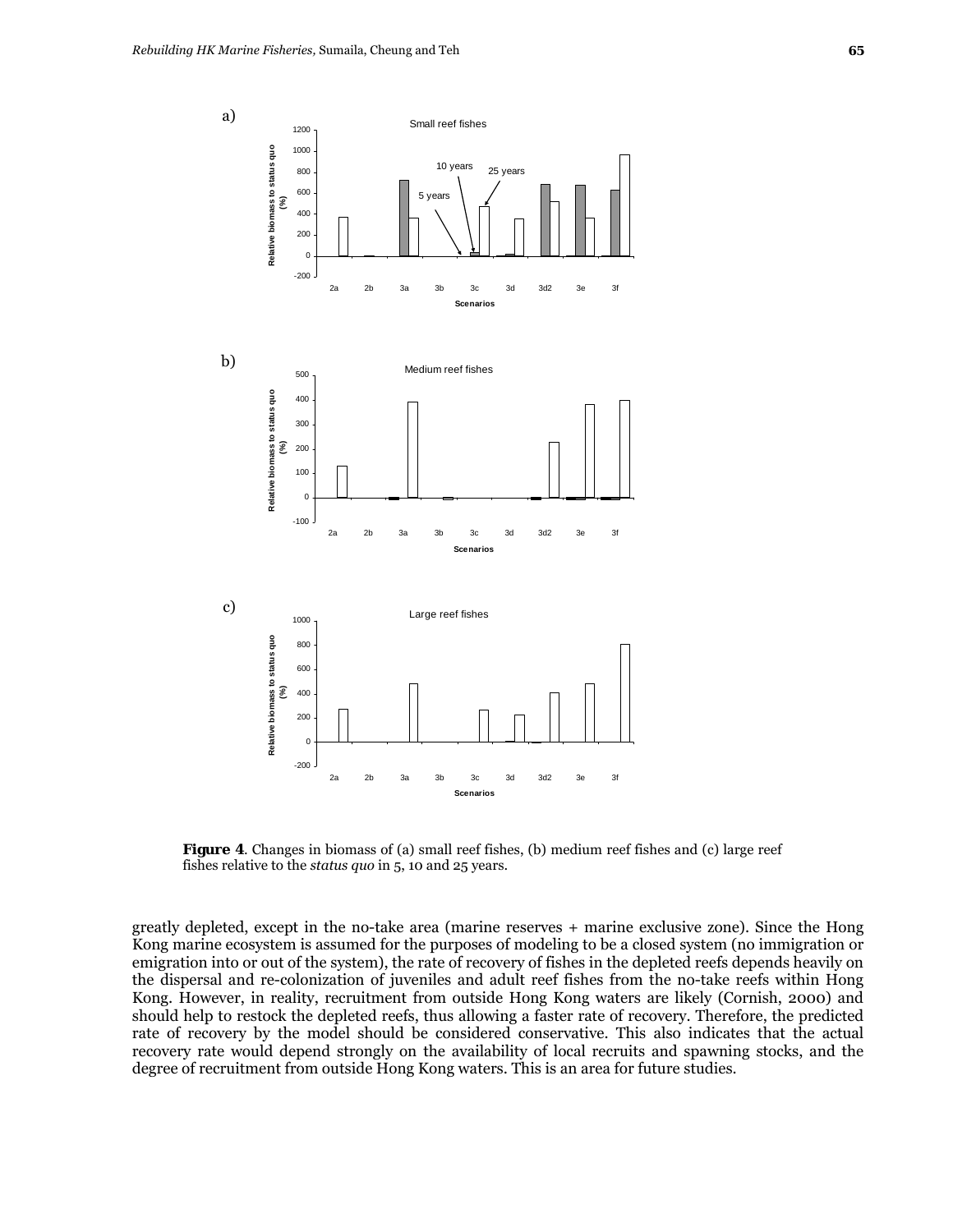**Figure 4**. Changes in biomass of (a) small reef fishes, (b) medium reef fishes and (c) large reef fishes relative to the *status quo* in 5, 10 and 25 years.

greatly depleted, except in the no-take area (marine reserves + marine exclusive zone). Since the Hong Kong marine ecosystem is assumed for the purposes of modeling to be a closed system (no immigration or emigration into or out of the system), the rate of recovery of fishes in the depleted reefs depends heavily on the dispersal and re-colonization of juveniles and adult reef fishes from the no-take reefs within Hong Kong. However, in reality, recruitment from outside Hong Kong waters are likely (Cornish, 2000) and should help to restock the depleted reefs, thus allowing a faster rate of recovery. Therefore, the predicted rate of recovery by the model should be considered conservative. This also indicates that the actual recovery rate would depend strongly on the availability of local recruits and spawning stocks, and the degree of recruitment from outside Hong Kong waters. This is an area for future studies.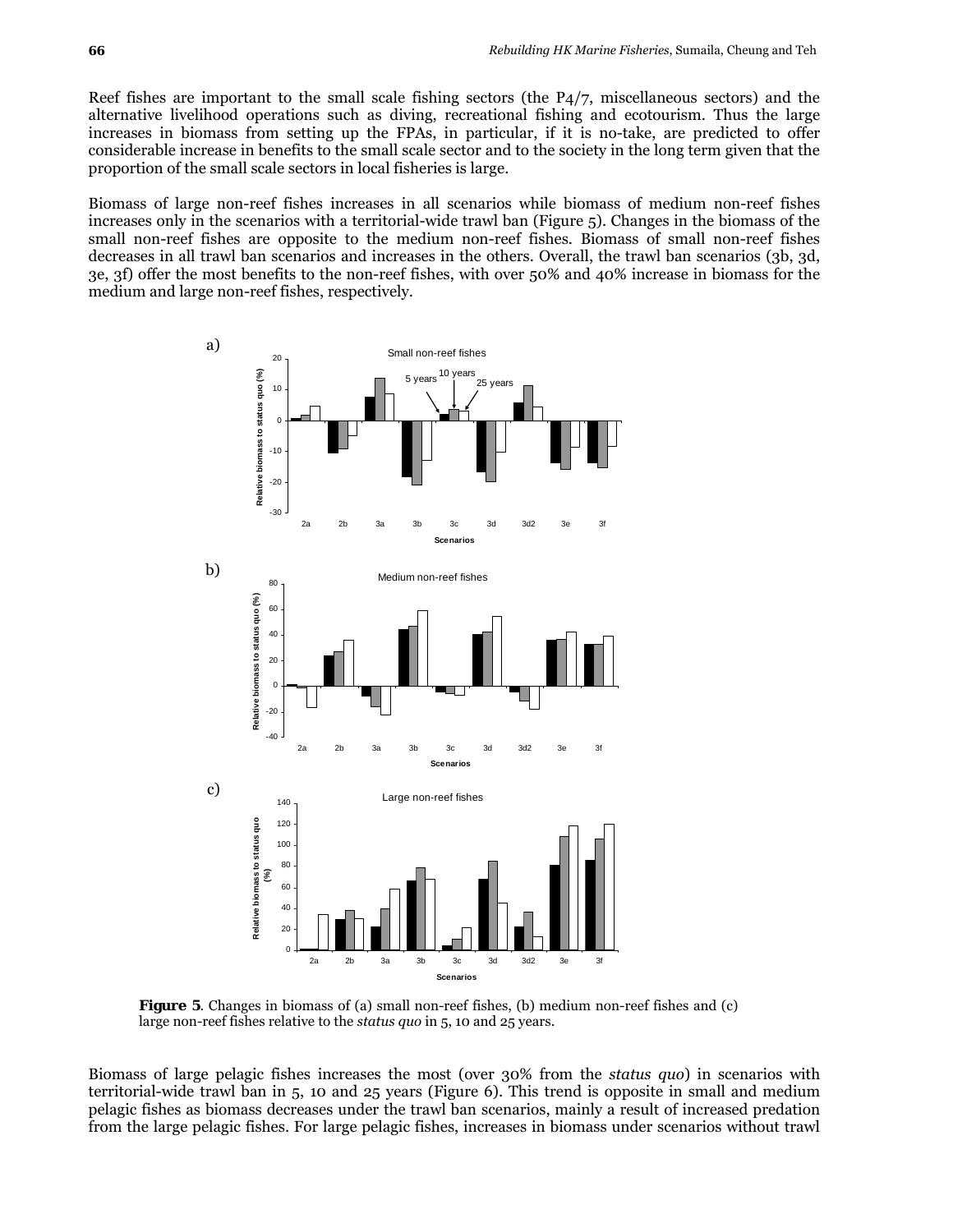Reef fishes are important to the small scale fishing sectors (the P4/7, miscellaneous sectors) and the alternative livelihood operations such as diving, recreational fishing and ecotourism. Thus the large increases in biomass from setting up the FPAs, in particular, if it is no-take, are predicted to offer considerable increase in benefits to the small scale sector and to the society in the long term given that the proportion of the small scale sectors in local fisheries is large.

Biomass of large non-reef fishes increases in all scenarios while biomass of medium non-reef fishes increases only in the scenarios with a territorial-wide trawl ban (Figure 5). Changes in the biomass of the small non-reef fishes are opposite to the medium non-reef fishes. Biomass of small non-reef fishes decreases in all trawl ban scenarios and increases in the others. Overall, the trawl ban scenarios (3b, 3d, 3e, 3f) offer the most benefits to the non-reef fishes, with over 50% and 40% increase in biomass for the medium and large non-reef fishes, respectively.

**Figure 5**. Changes in biomass of (a) small non-reef fishes, (b) medium non-reef fishes and (c) large non-reef fishes relative to the *status quo* in 5, 10 and 25 years.

Biomass of large pelagic fishes increases the most (over 30% from the *status quo*) in scenarios with territorial-wide trawl ban in 5, 10 and 25 years (Figure 6). This trend is opposite in small and medium pelagic fishes as biomass decreases under the trawl ban scenarios, mainly a result of increased predation from the large pelagic fishes. For large pelagic fishes, increases in biomass under scenarios without trawl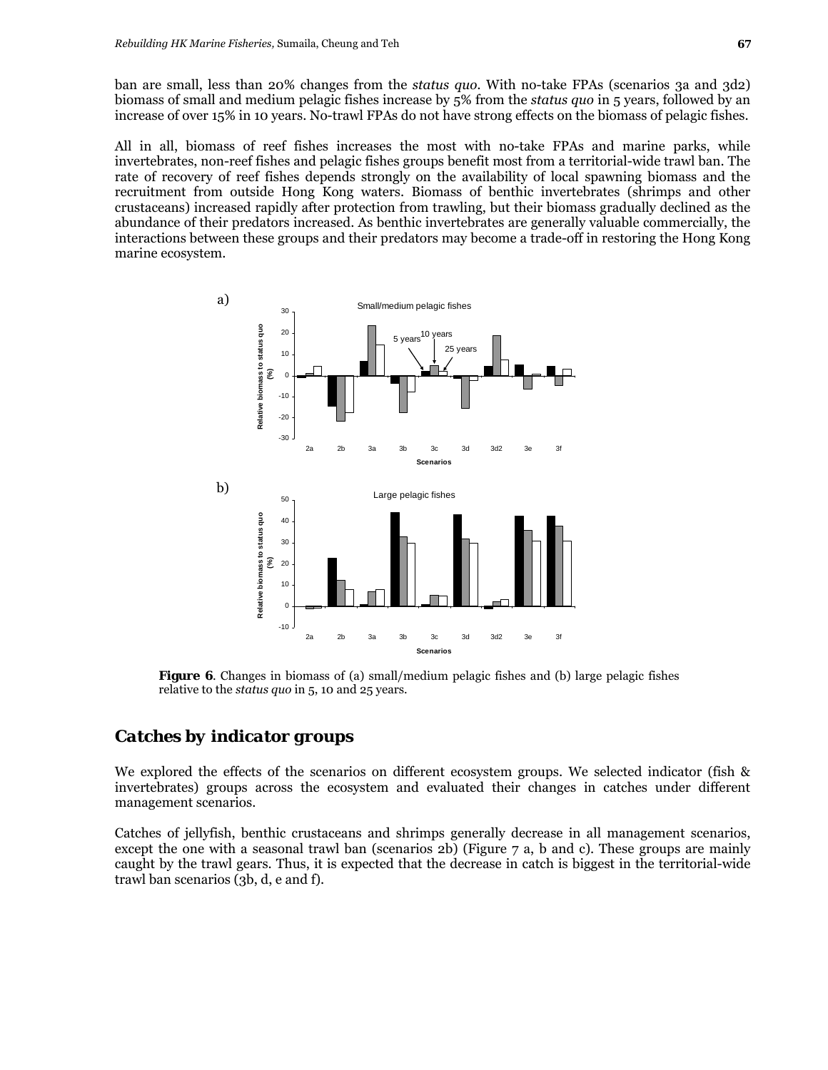ban are small, less than 20% changes from the *status quo*. With no-take FPAs (scenarios 3a and 3d2) biomass of small and medium pelagic fishes increase by 5% from the *status quo* in 5 years, followed by an increase of over 15% in 10 years. No-trawl FPAs do not have strong effects on the biomass of pelagic fishes.

All in all, biomass of reef fishes increases the most with no-take FPAs and marine parks, while invertebrates, non-reef fishes and pelagic fishes groups benefit most from a territorial-wide trawl ban. The rate of recovery of reef fishes depends strongly on the availability of local spawning biomass and the recruitment from outside Hong Kong waters. Biomass of benthic invertebrates (shrimps and other crustaceans) increased rapidly after protection from trawling, but their biomass gradually declined as the abundance of their predators increased. As benthic invertebrates are generally valuable commercially, the interactions between these groups and their predators may become a trade-off in restoring the Hong Kong marine ecosystem.

**Figure 6**. Changes in biomass of (a) small/medium pelagic fishes and (b) large pelagic fishes relative to the *status quo* in 5, 10 and 25 years.

## Catches by indicator groups

We explored the effects of the scenarios on different ecosystem groups. We selected indicator (fish & invertebrates) groups across the ecosystem and evaluated their changes in catches under different management scenarios.

Catches of jellyfish, benthic crustaceans and shrimps generally decrease in all management scenarios, except the one with a seasonal trawl ban (scenarios 2b) (Figure 7 a, b and c). These groups are mainly caught by the trawl gears. Thus, it is expected that the decrease in catch is biggest in the territorial-wide trawl ban scenarios (3b, d, e and f).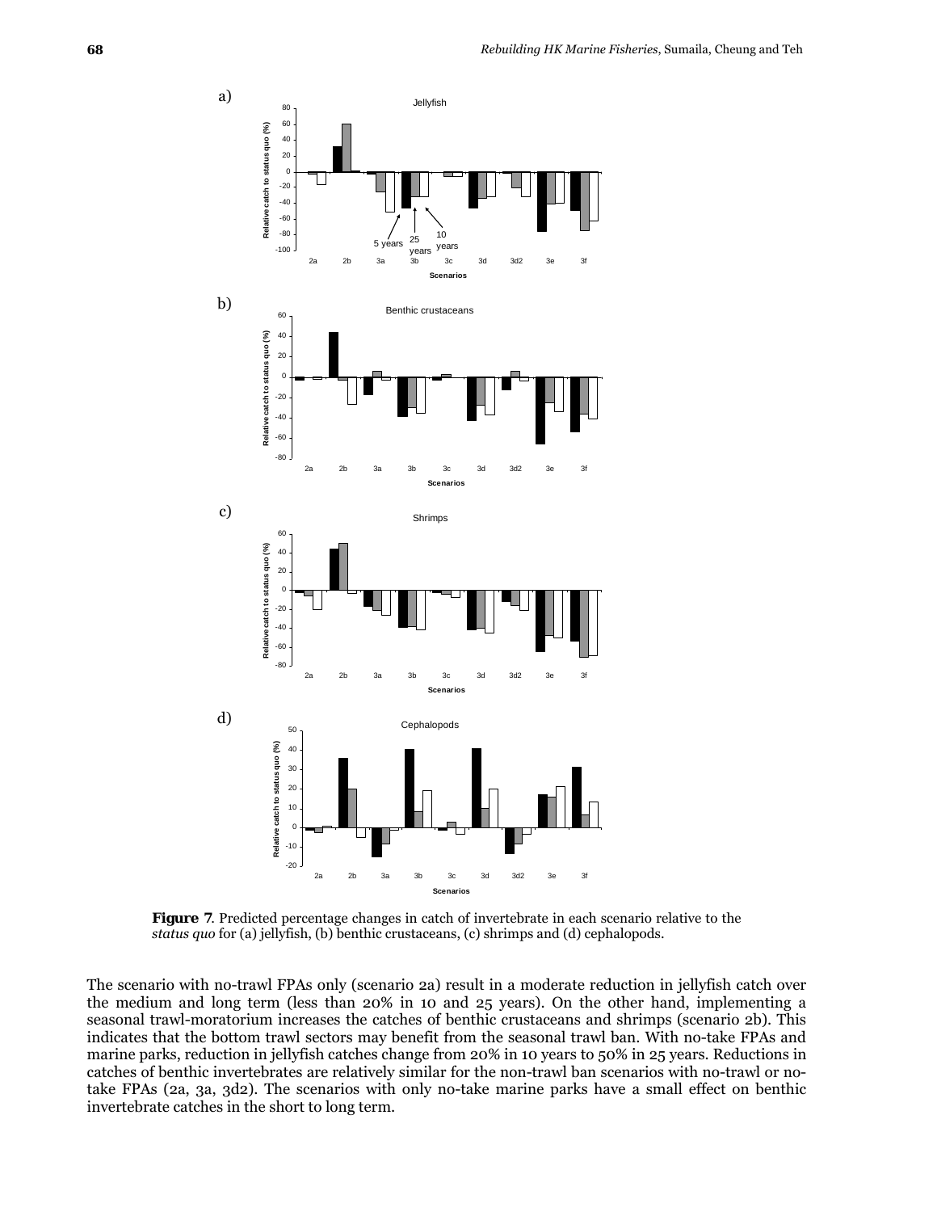**Figure 7**. Predicted percentage changes in catch of invertebrate in each scenario relative to the *status quo* for (a) jellyfish, (b) benthic crustaceans, (c) shrimps and (d) cephalopods.

The scenario with no-trawl FPAs only (scenario 2a) result in a moderate reduction in jellyfish catch over the medium and long term (less than 20% in 10 and 25 years). On the other hand, implementing a seasonal trawl-moratorium increases the catches of benthic crustaceans and shrimps (scenario 2b). This indicates that the bottom trawl sectors may benefit from the seasonal trawl ban. With no-take FPAs and marine parks, reduction in jellyfish catches change from 20% in 10 years to 50% in 25 years. Reductions in catches of benthic invertebrates are relatively similar for the non-trawl ban scenarios with no-trawl or no-take FPAs (2a, 3a, 3d2). The scenarios with only no-take marine parks have a small effect on benthic invertebrate catches in the short to long term.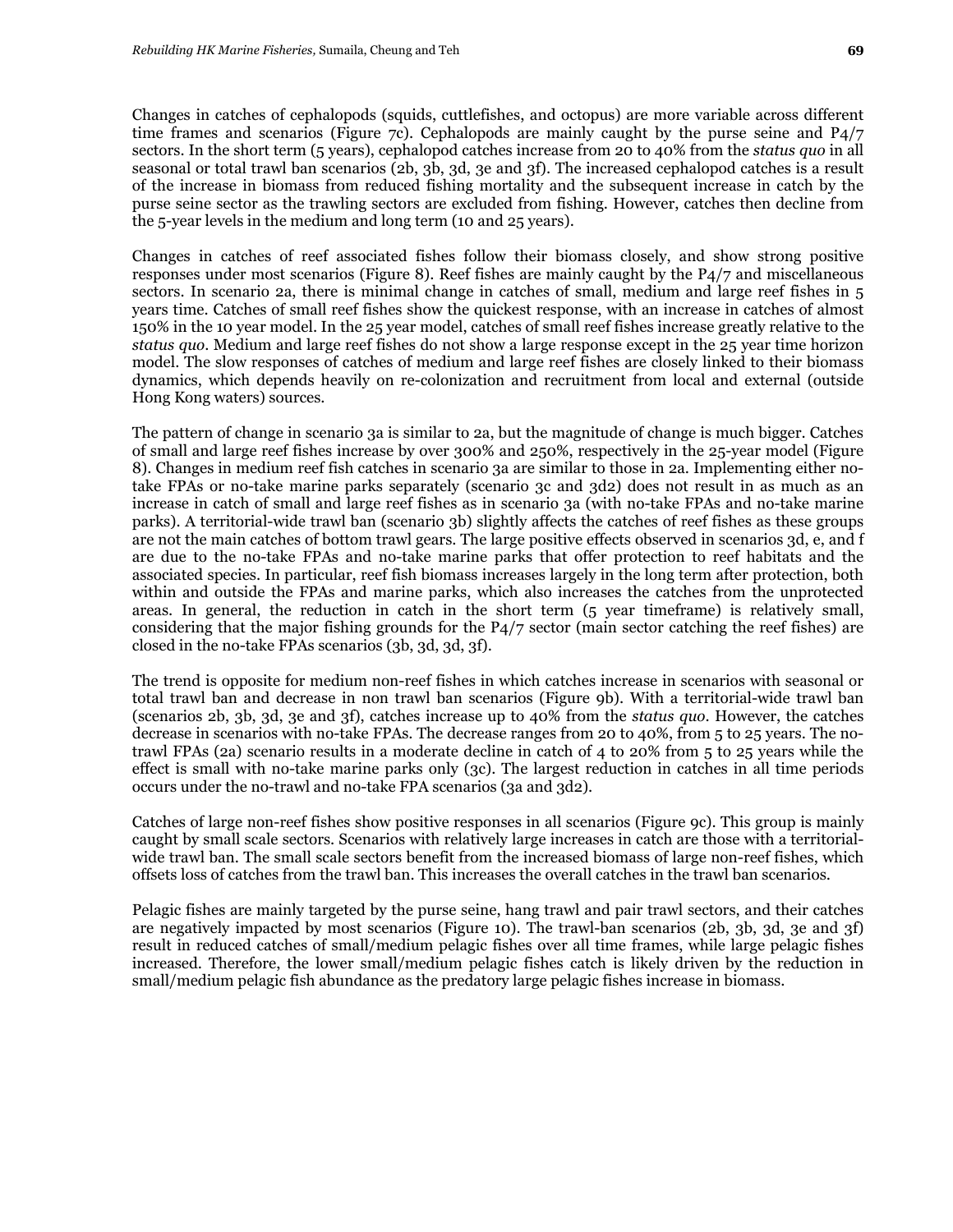Changes in catches of cephalopods (squids, cuttlefishes, and octopus) are more variable across different time frames and scenarios (Figure 7c). Cephalopods are mainly caught by the purse seine and P4/7 sectors. In the short term (5 years), cephalopod catches increase from 20 to 40% from the *status quo* in all seasonal or total trawl ban scenarios (2b, 3b, 3d, 3e and 3f). The increased cephalopod catches is a result of the increase in biomass from reduced fishing mortality and the subsequent increase in catch by the purse seine sector as the trawling sectors are excluded from fishing. However, catches then decline from the 5-year levels in the medium and long term (10 and 25 years).

Changes in catches of reef associated fishes follow their biomass closely, and show strong positive responses under most scenarios (Figure 8). Reef fishes are mainly caught by the P4/7 and miscellaneous sectors. In scenario 2a, there is minimal change in catches of small, medium and large reef fishes in 5 years time. Catches of small reef fishes show the quickest response, with an increase in catches of almost 150% in the 10 year model. In the 25 year model, catches of small reef fishes increase greatly relative to the *status quo*. Medium and large reef fishes do not show a large response except in the 25 year time horizon model. The slow responses of catches of medium and large reef fishes are closely linked to their biomass dynamics, which depends heavily on re-colonization and recruitment from local and external (outside Hong Kong waters) sources.

The pattern of change in scenario 3a is similar to 2a, but the magnitude of change is much bigger. Catches of small and large reef fishes increase by over 300% and 250%, respectively in the 25-year model (Figure 8). Changes in medium reef fish catches in scenario 3a are similar to those in 2a. Implementing either no-take FPAs or no-take marine parks separately (scenario 3c and 3d2) does not result in as much as an increase in catch of small and large reef fishes as in scenario 3a (with no-take FPAs and no-take marine parks). A territorial-wide trawl ban (scenario 3b) slightly affects the catches of reef fishes as these groups are not the main catches of bottom trawl gears. The large positive effects observed in scenarios 3d, e, and f are due to the no-take FPAs and no-take marine parks that offer protection to reef habitats and the associated species. In particular, reef fish biomass increases largely in the long term after protection, both within and outside the FPAs and marine parks, which also increases the catches from the unprotected areas. In general, the reduction in catch in the short term (5 year timeframe) is relatively small, considering that the major fishing grounds for the P4/7 sector (main sector catching the reef fishes) are closed in the no-take FPAs scenarios (3b, 3d, 3d, 3f).

The trend is opposite for medium non-reef fishes in which catches increase in scenarios with seasonal or total trawl ban and decrease in non trawl ban scenarios (Figure 9b). With a territorial-wide trawl ban (scenarios 2b, 3b, 3d, 3e and 3f), catches increase up to 40% from the *status quo*. However, the catches decrease in scenarios with no-take FPAs. The decrease ranges from 20 to 40%, from 5 to 25 years. The no-trawl FPAs (2a) scenario results in a moderate decline in catch of 4 to 20% from 5 to 25 years while the effect is small with no-take marine parks only (3c). The largest reduction in catches in all time periods occurs under the no-trawl and no-take FPA scenarios (3a and 3d2).

Catches of large non-reef fishes show positive responses in all scenarios (Figure 9c). This group is mainly caught by small scale sectors. Scenarios with relatively large increases in catch are those with a territorial-wide trawl ban. The small scale sectors benefit from the increased biomass of large non-reef fishes, which offsets loss of catches from the trawl ban. This increases the overall catches in the trawl ban scenarios.

Pelagic fishes are mainly targeted by the purse seine, hang trawl and pair trawl sectors, and their catches are negatively impacted by most scenarios (Figure 10). The trawl-ban scenarios (2b, 3b, 3d, 3e and 3f) result in reduced catches of small/medium pelagic fishes over all time frames, while large pelagic fishes increased. Therefore, the lower small/medium pelagic fishes catch is likely driven by the reduction in small/medium pelagic fish abundance as the predatory large pelagic fishes increase in biomass.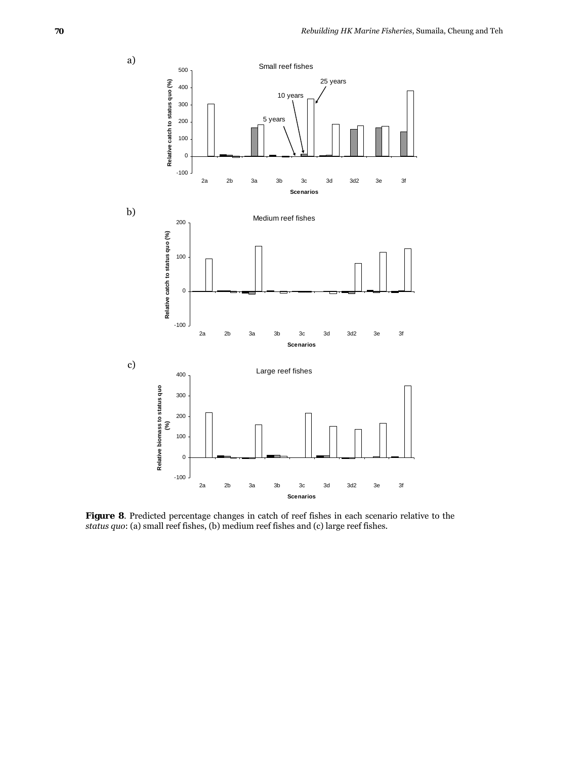a)

b)

c)

**Figure 8**. Predicted percentage changes in catch of reef fishes in each scenario relative to the *status quo*: (a) small reef fishes, (b) medium reef fishes and (c) large reef fishes.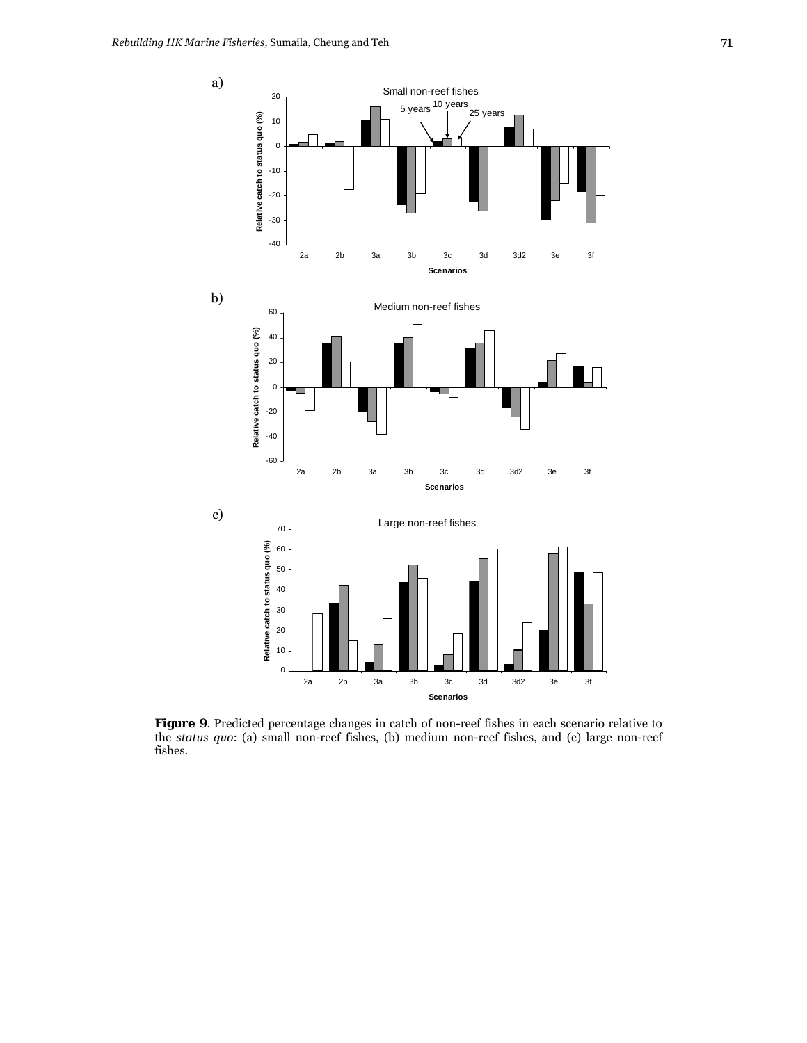a)

b)

c)

**Figure 9**. Predicted percentage changes in catch of non-reef fishes in each scenario relative to the *status quo*: (a) small non-reef fishes, (b) medium non-reef fishes, and (c) large non-reef fishes.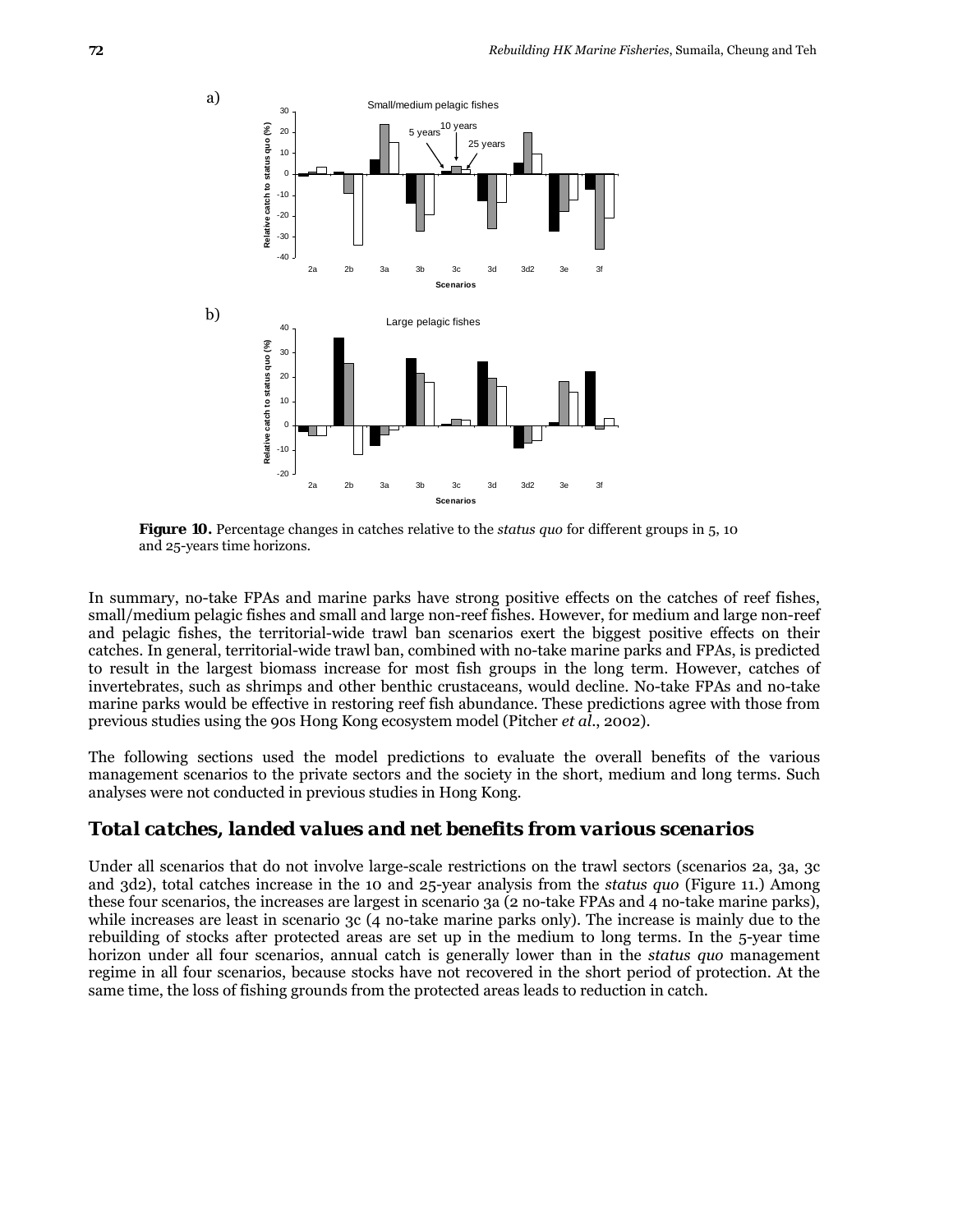Figure 10. Percentage changes in catches relative to the *status quo* for different groups in 5, 10 and 25-years time horizons.

In summary, no-take FPAs and marine parks have strong positive effects on the catches of reef fishes, small/medium pelagic fishes and small and large non-reef fishes. However, for medium and large non-reef and pelagic fishes, the territorial-wide trawl ban scenarios exert the biggest positive effects on their catches. In general, territorial-wide trawl ban, combined with no-take marine parks and FPAs, is predicted to result in the largest biomass increase for most fish groups in the long term. However, catches of invertebrates, such as shrimps and other benthic crustaceans, would decline. No-take FPAs and no-take marine parks would be effective in restoring reef fish abundance. These predictions agree with those from previous studies using the 90s Hong Kong ecosystem model (Pitcher *et al.*, 2002).

The following sections used the model predictions to evaluate the overall benefits of the various management scenarios to the private sectors and the society in the short, medium and long terms. Such analyses were not conducted in previous studies in Hong Kong.

## Total catches, landed values and net benefits from various scenarios

Under all scenarios that do not involve large-scale restrictions on the trawl sectors (scenarios 2a, 3a, 3c and 3d2), total catches increase in the 10 and 25-year analysis from the *status quo* (Figure 11.) Among these four scenarios, the increases are largest in scenario 3a (2 no-take FPAs and 4 no-take marine parks), while increases are least in scenario 3c (4 no-take marine parks only). The increase is mainly due to the rebuilding of stocks after protected areas are set up in the medium to long terms. In the 5-year time horizon under all four scenarios, annual catch is generally lower than in the *status quo* management regime in all four scenarios, because stocks have not recovered in the short period of protection. At the same time, the loss of fishing grounds from the protected areas leads to reduction in catch.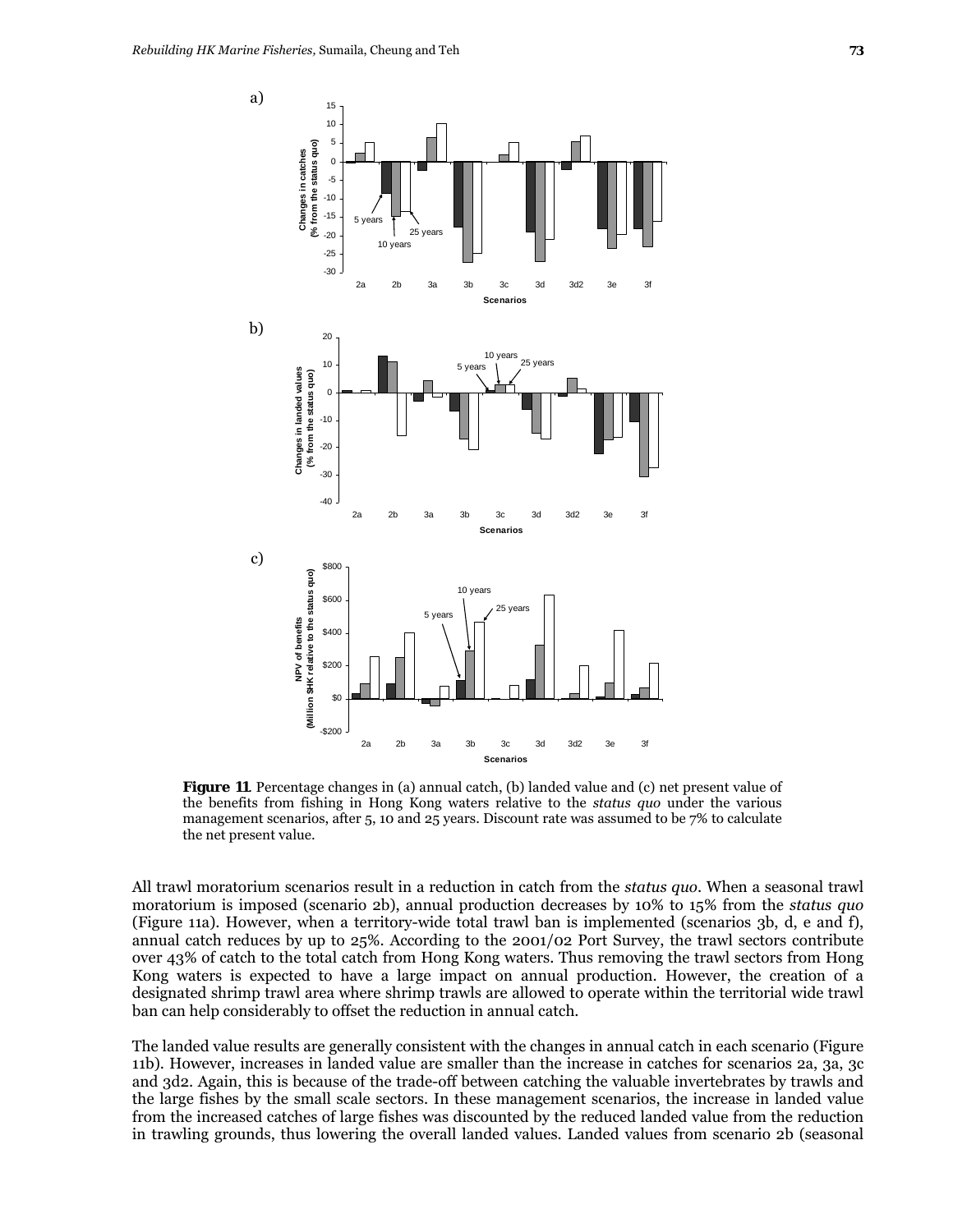**Figure 11**. Percentage changes in (a) annual catch, (b) landed value and (c) net present value of the benefits from fishing in Hong Kong waters relative to the *status quo* under the various management scenarios, after 5, 10 and 25 years. Discount rate was assumed to be 7% to calculate the net present value.

All trawl moratorium scenarios result in a reduction in catch from the *status quo*. When a seasonal trawl moratorium is imposed (scenario 2b), annual production decreases by 10% to 15% from the *status quo* (Figure 11a). However, when a territory-wide total trawl ban is implemented (scenarios 3b, d, e and f), annual catch reduces by up to 25%. According to the 2001/02 Port Survey, the trawl sectors contribute over 43% of catch to the total catch from Hong Kong waters. Thus removing the trawl sectors from Hong Kong waters is expected to have a large impact on annual production. However, the creation of a designated shrimp trawl area where shrimp trawls are allowed to operate within the territorial wide trawl ban can help considerably to offset the reduction in annual catch.

The landed value results are generally consistent with the changes in annual catch in each scenario (Figure 11b). However, increases in landed value are smaller than the increase in catches for scenarios 2a, 3a, 3c and 3d2. Again, this is because of the trade-off between catching the valuable invertebrates by trawls and the large fishes by the small scale sectors. In these management scenarios, the increase in landed value from the increased catches of large fishes was discounted by the reduced landed value from the reduction in trawling grounds, thus lowering the overall landed values. Landed values from scenario 2b (seasonal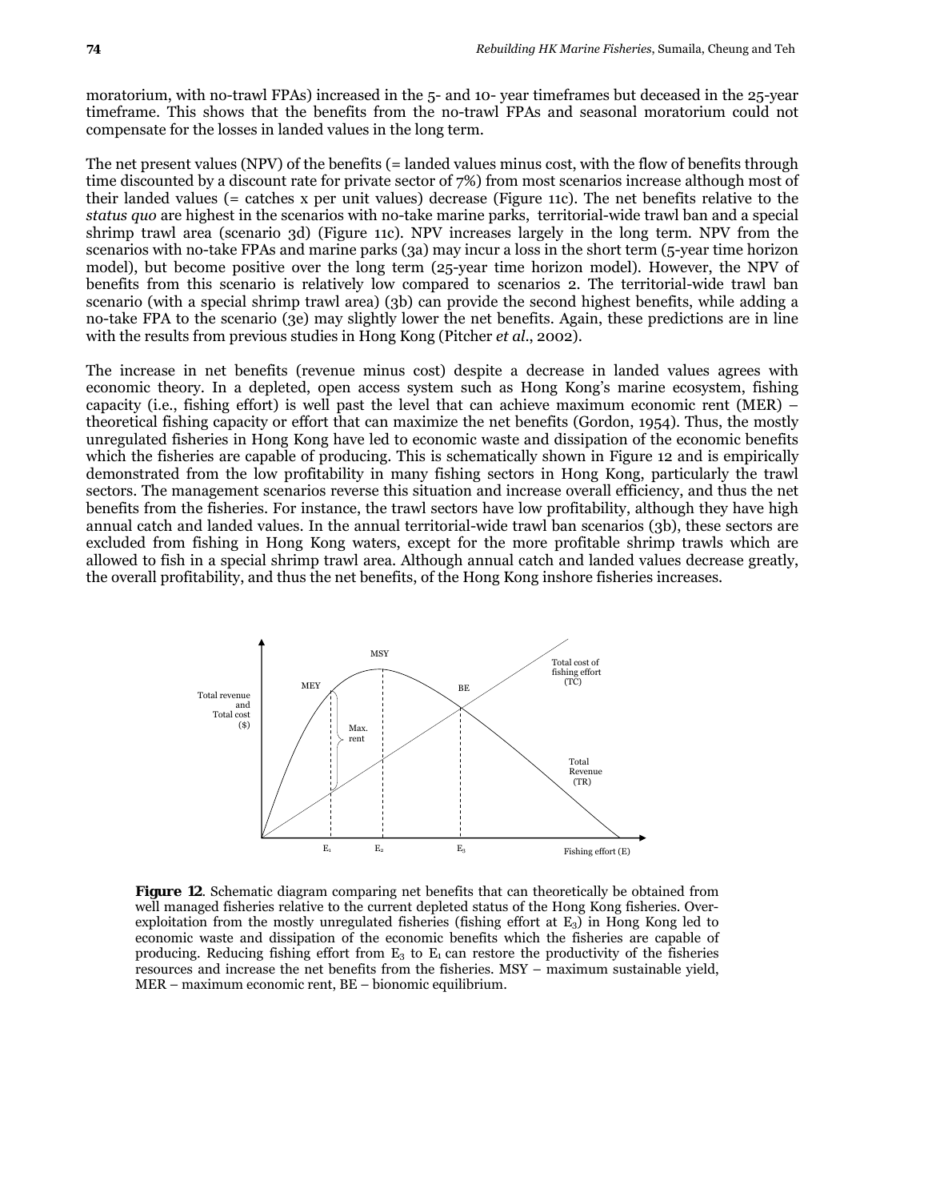moratorium, with no-trawl FPAs) increased in the 5- and 10- year timeframes but deceased in the 25-year timeframe. This shows that the benefits from the no-trawl FPAs and seasonal moratorium could not compensate for the losses in landed values in the long term.

The net present values (NPV) of the benefits (= landed values minus cost, with the flow of benefits through time discounted by a discount rate for private sector of 7%) from most scenarios increase although most of their landed values (= catches x per unit values) decrease (Figure 11c). The net benefits relative to the *status quo* are highest in the scenarios with no-take marine parks, territorial-wide trawl ban and a special shrimp trawl area (scenario 3d) (Figure 11c). NPV increases largely in the long term. NPV from the scenarios with no-take FPAs and marine parks (3a) may incur a loss in the short term (5-year time horizon model), but become positive over the long term (25-year time horizon model). However, the NPV of benefits from this scenario is relatively low compared to scenarios 2. The territorial-wide trawl ban scenario (with a special shrimp trawl area) (3b) can provide the second highest benefits, while adding a no-take FPA to the scenario (3e) may slightly lower the net benefits. Again, these predictions are in line with the results from previous studies in Hong Kong (Pitcher *et al.*, 2002).

The increase in net benefits (revenue minus cost) despite a decrease in landed values agrees with economic theory. In a depleted, open access system such as Hong Kong's marine ecosystem, fishing capacity (i.e., fishing effort) is well past the level that can achieve maximum economic rent (MER) – theoretical fishing capacity or effort that can maximize the net benefits (Gordon, 1954). Thus, the mostly unregulated fisheries in Hong Kong have led to economic waste and dissipation of the economic benefits which the fisheries are capable of producing. This is schematically shown in Figure 12 and is empirically demonstrated from the low profitability in many fishing sectors in Hong Kong, particularly the trawl sectors. The management scenarios reverse this situation and increase overall efficiency, and thus the net benefits from the fisheries. For instance, the trawl sectors have low profitability, although they have high annual catch and landed values. In the annual territorial-wide trawl ban scenarios (3b), these sectors are excluded from fishing in Hong Kong waters, except for the more profitable shrimp trawls which are allowed to fish in a special shrimp trawl area. Although annual catch and landed values decrease greatly, the overall profitability, and thus the net benefits, of the Hong Kong inshore fisheries increases.

**Figure 12**. Schematic diagram comparing net benefits that can theoretically be obtained from well managed fisheries relative to the current depleted status of the Hong Kong fisheries. Over-exploitation from the mostly unregulated fisheries (fishing effort at $E_3$) in Hong Kong led to economic waste and dissipation of the economic benefits which the fisheries are capable of producing. Reducing fishing effort from $E_3$ to $E_1$ can restore the productivity of the fisheries resources and increase the net benefits from the fisheries. MSY – maximum sustainable yield, MER – maximum economic rent, BE – bionomic equilibrium.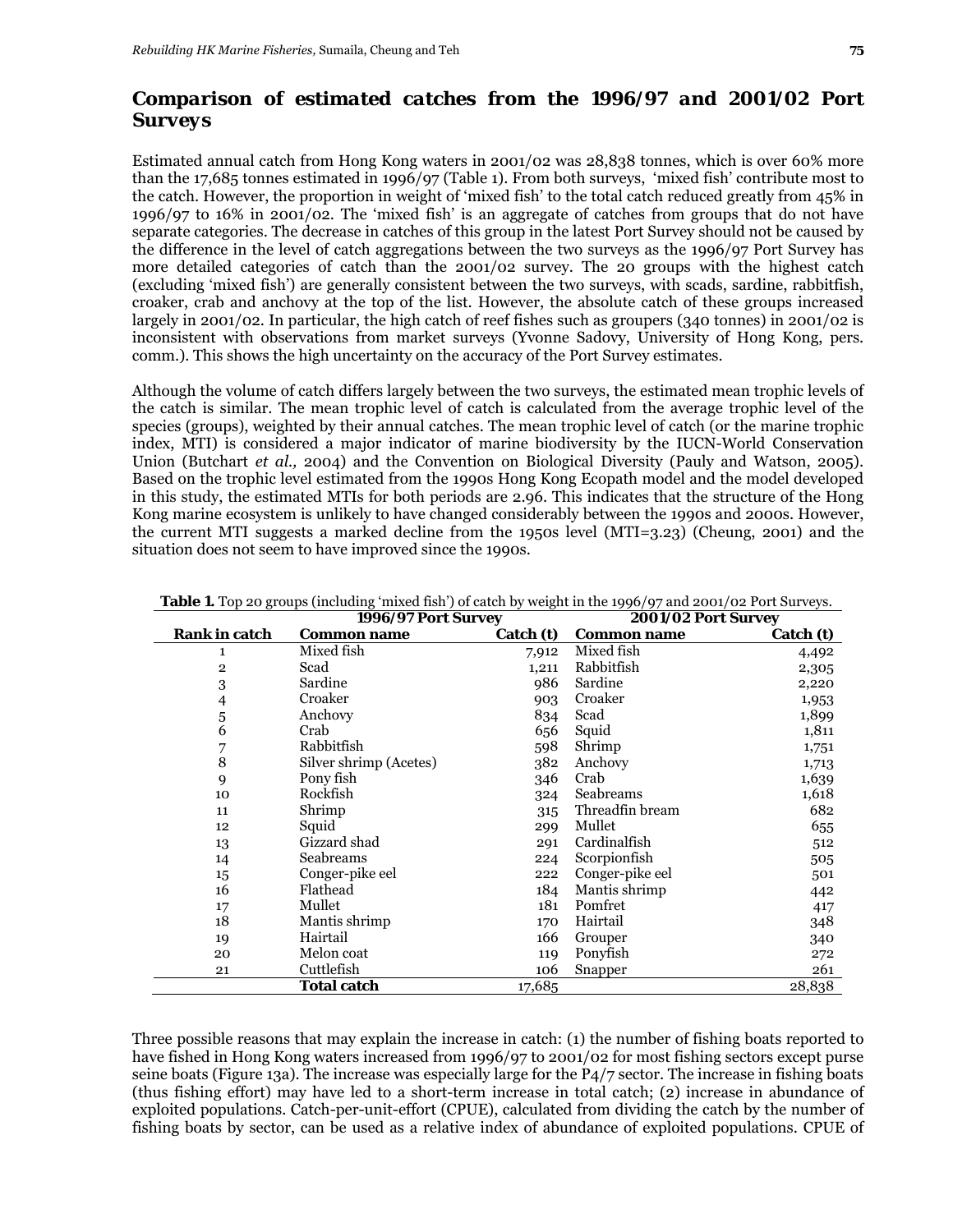## Comparison of estimated catches from the 1996/97 and 2001/02 Port Surveys

Estimated annual catch from Hong Kong waters in 2001/02 was 28,838 tonnes, which is over 60% more than the 17,685 tonnes estimated in 1996/97 (Table 1). From both surveys, 'mixed fish' contribute most to the catch. However, the proportion in weight of 'mixed fish' to the total catch reduced greatly from 45% in 1996/97 to 16% in 2001/02. The 'mixed fish' is an aggregate of catches from groups that do not have separate categories. The decrease in catches of this group in the latest Port Survey should not be caused by the difference in the level of catch aggregations between the two surveys as the 1996/97 Port Survey has more detailed categories of catch than the 2001/02 survey. The 20 groups with the highest catch (excluding 'mixed fish') are generally consistent between the two surveys, with scads, sardine, rabbitfish, croaker, crab and anchovy at the top of the list. However, the absolute catch of these groups increased largely in 2001/02. In particular, the high catch of reef fishes such as groupers (340 tonnes) in 2001/02 is inconsistent with observations from market surveys (Yvonne Sadovy, University of Hong Kong, pers. comm.). This shows the high uncertainty on the accuracy of the Port Survey estimates.

Although the volume of catch differs largely between the two surveys, the estimated mean trophic levels of the catch is similar. The mean trophic level of catch is calculated from the average trophic level of the species (groups), weighted by their annual catches. The mean trophic level of catch (or the marine trophic index, MTI) is considered a major indicator of marine biodiversity by the IUCN-World Conservation Union (Butchart *et al.,* 2004) and the Convention on Biological Diversity (Pauly and Watson, 2005). Based on the trophic level estimated from the 1990s Hong Kong Ecopath model and the model developed in this study, the estimated MTIs for both periods are 2.96. This indicates that the structure of the Hong Kong marine ecosystem is unlikely to have changed considerably between the 1990s and 2000s. However, the current MTI suggests a marked decline from the 1950s level (MTI=3.23) (Cheung, 2001) and the situation does not seem to have improved since the 1990s.

**Table 1.** Top 20 groups (including 'mixed fish') of catch by weight in the 1996/97 and 2001/02 Port Surveys.

| | 1996/97 Port Survey | | 2001/02 Port Survey | |
|---|---|---|---|---|
| **Rank in catch** | **Common name** | **Catch (t)** | **Common name** | **Catch (t)** |
| 1 | Mixed fish | 7,912 | Mixed fish | 4,492 |
| 2 | Scad | 1,211 | Rabbitfish | 2,305 |
| 3 | Sardine | 986 | Sardine | 2,220 |
| 4 | Croaker | 903 | Croaker | 1,953 |
| 5 | Anchovy | 834 | Scad | 1,899 |
| 6 | Crab | 656 | Squid | 1,811 |
| 7 | Rabbitfish | 598 | Shrimp | 1,751 |
| 8 | Silver shrimp (Acetes) | 382 | Anchovy | 1,713 |
| 9 | Pony fish | 346 | Crab | 1,639 |
| 10 | Rockfish | 324 | Seabreams | 1,618 |
| 11 | Shrimp | 315 | Threadfin bream | 682 |
| 12 | Squid | 299 | Mullet | 655 |
| 13 | Gizzard shad | 291 | Cardinalfish | 512 |
| 14 | Seabreams | 224 | Scorpionfish | 505 |
| 15 | Conger-pike eel | 222 | Conger-pike eel | 501 |
| 16 | Flathead | 184 | Mantis shrimp | 442 |
| 17 | Mullet | 181 | Pomfret | 417 |
| 18 | Mantis shrimp | 170 | Hairtail | 348 |
| 19 | Hairtail | 166 | Grouper | 340 |
| 20 | Melon coat | 119 | Ponyfish | 272 |
| 21 | Cuttlefish | 106 | Snapper | 261 |
| | **Total catch** | 17,685 | | 28,838 |

Three possible reasons that may explain the increase in catch: (1) the number of fishing boats reported to have fished in Hong Kong waters increased from 1996/97 to 2001/02 for most fishing sectors except purse seine boats (Figure 13a). The increase was especially large for the P4/7 sector. The increase in fishing boats (thus fishing effort) may have led to a short-term increase in total catch; (2) increase in abundance of exploited populations. Catch-per-unit-effort (CPUE), calculated from dividing the catch by the number of fishing boats by sector, can be used as a relative index of abundance of exploited populations. CPUE of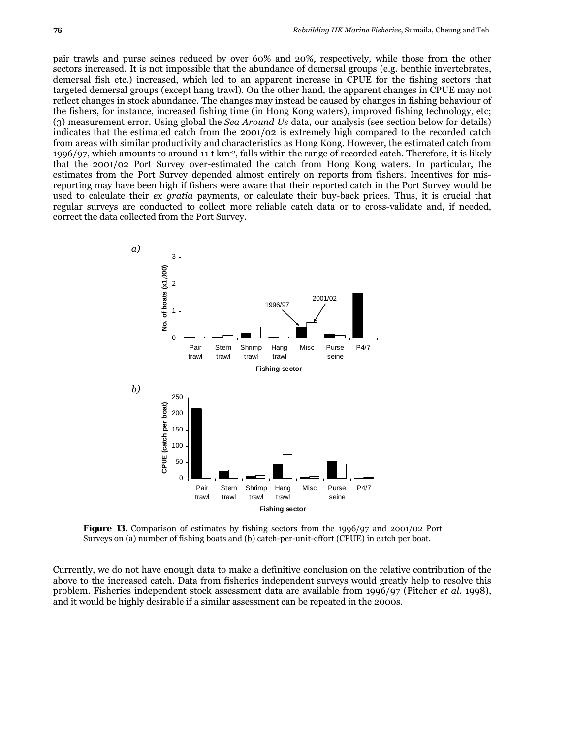pair trawls and purse seines reduced by over 60% and 20%, respectively, while those from the other sectors increased. It is not impossible that the abundance of demersal groups (e.g. benthic invertebrates, demersal fish etc.) increased, which led to an apparent increase in CPUE for the fishing sectors that targeted demersal groups (except hang trawl). On the other hand, the apparent changes in CPUE may not reflect changes in stock abundance. The changes may instead be caused by changes in fishing behaviour of the fishers, for instance, increased fishing time (in Hong Kong waters), improved fishing technology, etc; (3) measurement error. Using global the *Sea Around Us* data, our analysis (see section below for details) indicates that the estimated catch from the 2001/02 is extremely high compared to the recorded catch from areas with similar productivity and characteristics as Hong Kong. However, the estimated catch from 1996/97, which amounts to around 11 t km$^{-2}$, falls within the range of recorded catch. Therefore, it is likely that the 2001/02 Port Survey over-estimated the catch from Hong Kong waters. In particular, the estimates from the Port Survey depended almost entirely on reports from fishers. Incentives for mis-reporting may have been high if fishers were aware that their reported catch in the Port Survey would be used to calculate their *ex gratia* payments, or calculate their buy-back prices. Thus, it is crucial that regular surveys are conducted to collect more reliable catch data or to cross-validate and, if needed, correct the data collected from the Port Survey.

**Figure 13**. Comparison of estimates by fishing sectors from the 1996/97 and 2001/02 Port Surveys on (a) number of fishing boats and (b) catch-per-unit-effort (CPUE) in catch per boat.

Currently, we do not have enough data to make a definitive conclusion on the relative contribution of the above to the increased catch. Data from fisheries independent surveys would greatly help to resolve this problem. Fisheries independent stock assessment data are available from 1996/97 (Pitcher *et al.* 1998), and it would be highly desirable if a similar assessment can be repeated in the 2000s.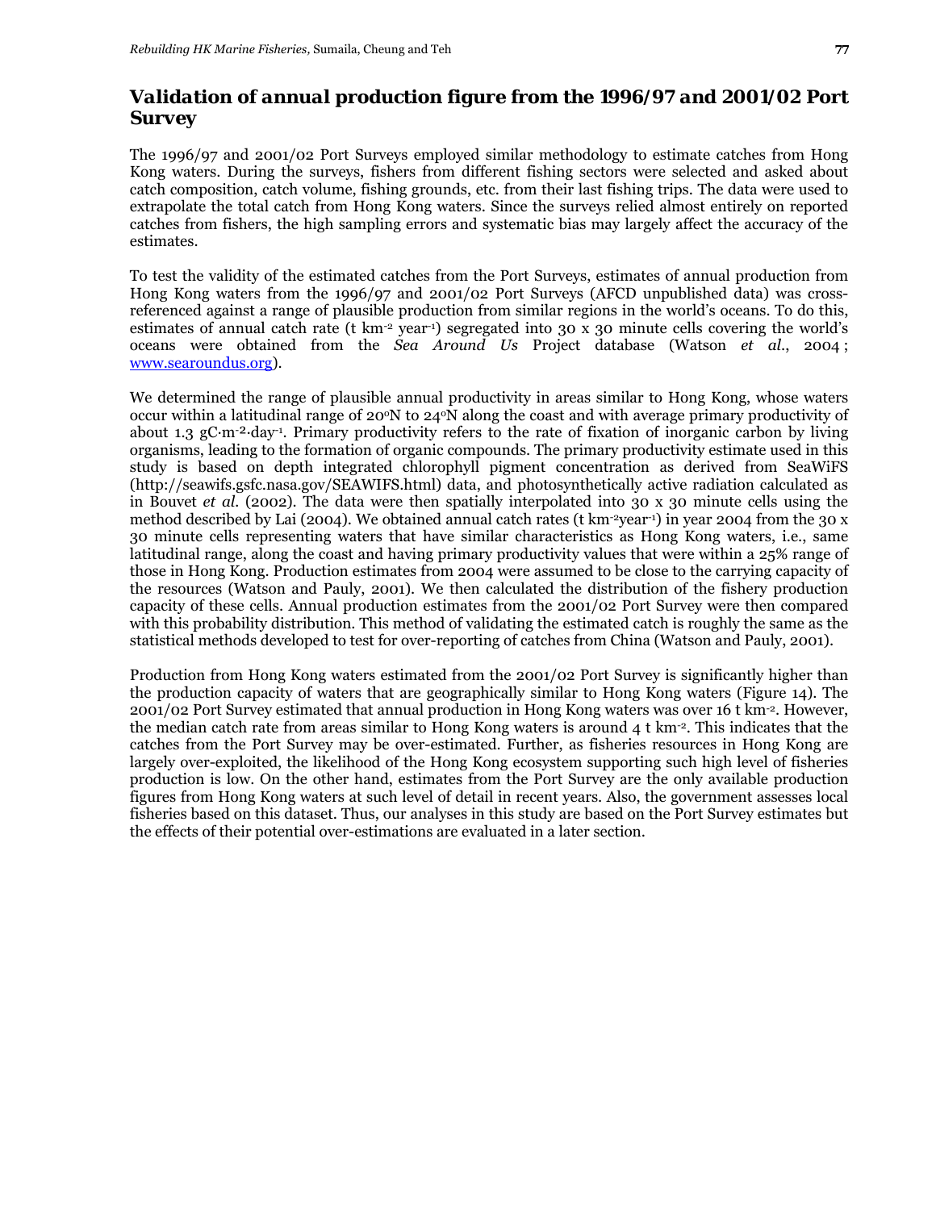## Validation of annual production figure from the 1996/97 and 2001/02 Port Survey

The 1996/97 and 2001/02 Port Surveys employed similar methodology to estimate catches from Hong Kong waters. During the surveys, fishers from different fishing sectors were selected and asked about catch composition, catch volume, fishing grounds, etc. from their last fishing trips. The data were used to extrapolate the total catch from Hong Kong waters. Since the surveys relied almost entirely on reported catches from fishers, the high sampling errors and systematic bias may largely affect the accuracy of the estimates.

To test the validity of the estimated catches from the Port Surveys, estimates of annual production from Hong Kong waters from the 1996/97 and 2001/02 Port Surveys (AFCD unpublished data) was cross-referenced against a range of plausible production from similar regions in the world's oceans. To do this, estimates of annual catch rate (t $km^{-2}$ $year^{-1}$) segregated into 30 x 30 minute cells covering the world's oceans were obtained from the *Sea Around Us* Project database (Watson *et al.*, 2004 ; www.searoundus.org).

We determined the range of plausible annual productivity in areas similar to Hong Kong, whose waters occur within a latitudinal range of 20°N to 24°N along the coast and with average primary productivity of about 1.3 $gC \cdot m^{-2} \cdot day^{-1}$. Primary productivity refers to the rate of fixation of inorganic carbon by living organisms, leading to the formation of organic compounds. The primary productivity estimate used in this study is based on depth integrated chlorophyll pigment concentration as derived from SeaWiFS (http://seawifs.gsfc.nasa.gov/SEAWIFS.html) data, and photosynthetically active radiation calculated as in Bouvet *et al.* (2002). The data were then spatially interpolated into 30 x 30 minute cells using the method described by Lai (2004). We obtained annual catch rates (t $km^{-2}year^{-1}$) in year 2004 from the 30 x 30 minute cells representing waters that have similar characteristics as Hong Kong waters, i.e., same latitudinal range, along the coast and having primary productivity values that were within a 25% range of those in Hong Kong. Production estimates from 2004 were assumed to be close to the carrying capacity of the resources (Watson and Pauly, 2001). We then calculated the distribution of the fishery production capacity of these cells. Annual production estimates from the 2001/02 Port Survey were then compared with this probability distribution. This method of validating the estimated catch is roughly the same as the statistical methods developed to test for over-reporting of catches from China (Watson and Pauly, 2001).

Production from Hong Kong waters estimated from the 2001/02 Port Survey is significantly higher than the production capacity of waters that are geographically similar to Hong Kong waters (Figure 14). The 2001/02 Port Survey estimated that annual production in Hong Kong waters was over 16 t $km^{-2}$. However, the median catch rate from areas similar to Hong Kong waters is around 4 t $km^{-2}$. This indicates that the catches from the Port Survey may be over-estimated. Further, as fisheries resources in Hong Kong are largely over-exploited, the likelihood of the Hong Kong ecosystem supporting such high level of fisheries production is low. On the other hand, estimates from the Port Survey are the only available production figures from Hong Kong waters at such level of detail in recent years. Also, the government assesses local fisheries based on this dataset. Thus, our analyses in this study are based on the Port Survey estimates but the effects of their potential over-estimations are evaluated in a later section.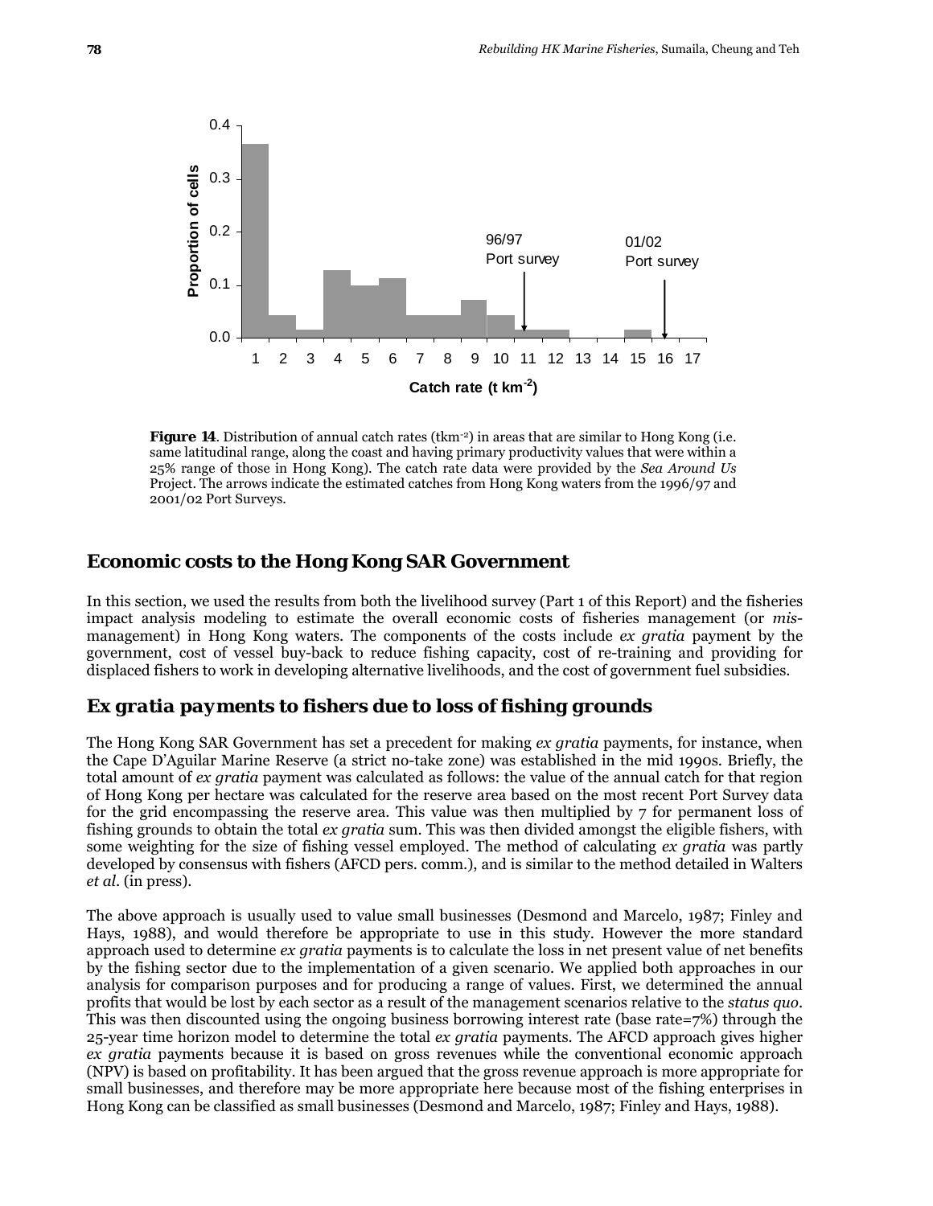**Figure 14**. Distribution of annual catch rates ($t km^{-2}$) in areas that are similar to Hong Kong (i.e. same latitudinal range, along the coast and having primary productivity values that were within a 25% range of those in Hong Kong). The catch rate data were provided by the *Sea Around Us* Project. The arrows indicate the estimated catches from Hong Kong waters from the 1996/97 and 2001/02 Port Surveys.

## Economic costs to the Hong Kong SAR Government

In this section, we used the results from both the livelihood survey (Part 1 of this Report) and the fisheries impact analysis modeling to estimate the overall economic costs of fisheries management (or *mis*-management) in Hong Kong waters. The components of the costs include *ex gratia* payment by the government, cost of vessel buy-back to reduce fishing capacity, cost of re-training and providing for displaced fishers to work in developing alternative livelihoods, and the cost of government fuel subsidies.

## *Ex gratia* payments to fishers due to loss of fishing grounds

The Hong Kong SAR Government has set a precedent for making *ex gratia* payments, for instance, when the Cape D'Aguilar Marine Reserve (a strict no-take zone) was established in the mid 1990s. Briefly, the total amount of *ex gratia* payment was calculated as follows: the value of the annual catch for that region of Hong Kong per hectare was calculated for the reserve area based on the most recent Port Survey data for the grid encompassing the reserve area. This value was then multiplied by 7 for permanent loss of fishing grounds to obtain the total *ex gratia* sum. This was then divided amongst the eligible fishers, with some weighting for the size of fishing vessel employed. The method of calculating *ex gratia* was partly developed by consensus with fishers (AFCD pers. comm.), and is similar to the method detailed in Walters *et al*. (in press).

The above approach is usually used to value small businesses (Desmond and Marcelo, 1987; Finley and Hays, 1988), and would therefore be appropriate to use in this study. However the more standard approach used to determine *ex gratia* payments is to calculate the loss in net present value of net benefits by the fishing sector due to the implementation of a given scenario. We applied both approaches in our analysis for comparison purposes and for producing a range of values. First, we determined the annual profits that would be lost by each sector as a result of the management scenarios relative to the *status quo*. This was then discounted using the ongoing business borrowing interest rate (base rate=7%) through the 25-year time horizon model to determine the total *ex gratia* payments. The AFCD approach gives higher *ex gratia* payments because it is based on gross revenues while the conventional economic approach (NPV) is based on profitability. It has been argued that the gross revenue approach is more appropriate for small businesses, and therefore may be more appropriate here because most of the fishing enterprises in Hong Kong can be classified as small businesses (Desmond and Marcelo, 1987; Finley and Hays, 1988).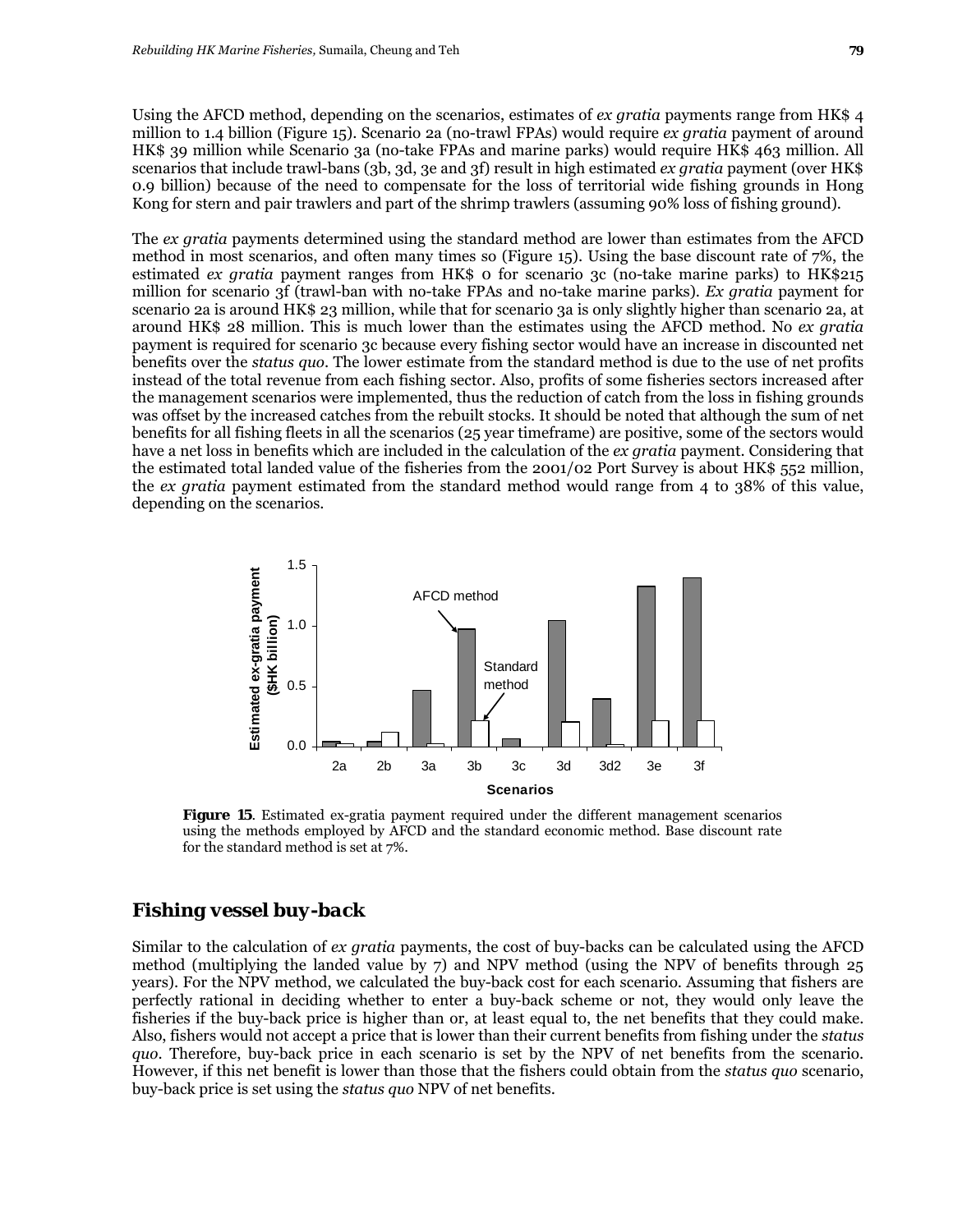Using the AFCD method, depending on the scenarios, estimates of *ex gratia* payments range from HK$ 4 million to 1.4 billion (Figure 15). Scenario 2a (no-trawl FPAs) would require *ex gratia* payment of around HK$ 39 million while Scenario 3a (no-take FPAs and marine parks) would require HK$ 463 million. All scenarios that include trawl-bans (3b, 3d, 3e and 3f) result in high estimated *ex gratia* payment (over HK$ 0.9 billion) because of the need to compensate for the loss of territorial wide fishing grounds in Hong Kong for stern and pair trawlers and part of the shrimp trawlers (assuming 90% loss of fishing ground).

The *ex gratia* payments determined using the standard method are lower than estimates from the AFCD method in most scenarios, and often many times so (Figure 15). Using the base discount rate of 7%, the estimated *ex gratia* payment ranges from HK$ 0 for scenario 3c (no-take marine parks) to HK$215 million for scenario 3f (trawl-ban with no-take FPAs and no-take marine parks). *Ex gratia* payment for scenario 2a is around HK$ 23 million, while that for scenario 3a is only slightly higher than scenario 2a, at around HK$ 28 million. This is much lower than the estimates using the AFCD method. No *ex gratia* payment is required for scenario 3c because every fishing sector would have an increase in discounted net benefits over the *status quo*. The lower estimate from the standard method is due to the use of net profits instead of the total revenue from each fishing sector. Also, profits of some fisheries sectors increased after the management scenarios were implemented, thus the reduction of catch from the loss in fishing grounds was offset by the increased catches from the rebuilt stocks. It should be noted that although the sum of net benefits for all fishing fleets in all the scenarios (25 year timeframe) are positive, some of the sectors would have a net loss in benefits which are included in the calculation of the *ex gratia* payment. Considering that the estimated total landed value of the fisheries from the 2001/02 Port Survey is about HK$ 552 million, the *ex gratia* payment estimated from the standard method would range from 4 to 38% of this value, depending on the scenarios.

**Figure 15**. Estimated ex-gratia payment required under the different management scenarios using the methods employed by AFCD and the standard economic method. Base discount rate for the standard method is set at 7%.

## Fishing vessel buy-back

Similar to the calculation of *ex gratia* payments, the cost of buy-backs can be calculated using the AFCD method (multiplying the landed value by 7) and NPV method (using the NPV of benefits through 25 years). For the NPV method, we calculated the buy-back cost for each scenario. Assuming that fishers are perfectly rational in deciding whether to enter a buy-back scheme or not, they would only leave the fisheries if the buy-back price is higher than or, at least equal to, the net benefits that they could make. Also, fishers would not accept a price that is lower than their current benefits from fishing under the *status quo*. Therefore, buy-back price in each scenario is set by the NPV of net benefits from the scenario. However, if this net benefit is lower than those that the fishers could obtain from the *status quo* scenario, buy-back price is set using the *status quo* NPV of net benefits.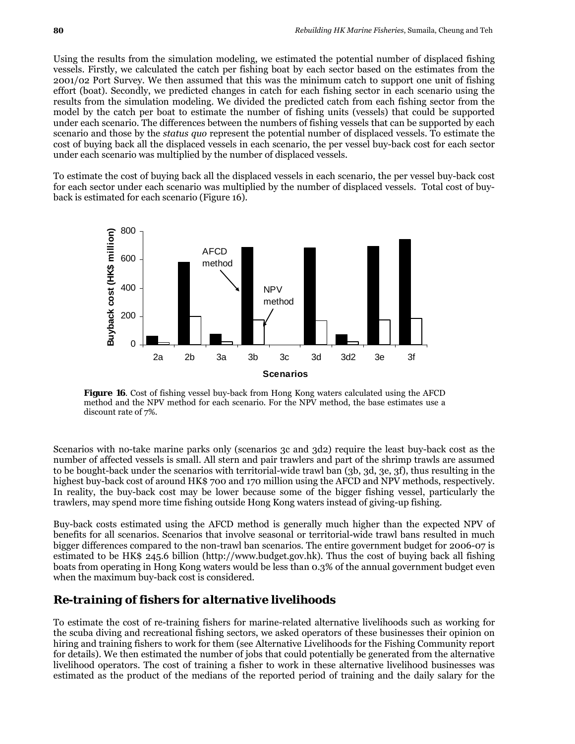Using the results from the simulation modeling, we estimated the potential number of displaced fishing vessels. Firstly, we calculated the catch per fishing boat by each sector based on the estimates from the 2001/02 Port Survey. We then assumed that this was the minimum catch to support one unit of fishing effort (boat). Secondly, we predicted changes in catch for each fishing sector in each scenario using the results from the simulation modeling. We divided the predicted catch from each fishing sector from the model by the catch per boat to estimate the number of fishing units (vessels) that could be supported under each scenario. The differences between the numbers of fishing vessels that can be supported by each scenario and those by the *status quo* represent the potential number of displaced vessels. To estimate the cost of buying back all the displaced vessels in each scenario, the per vessel buy-back cost for each sector under each scenario was multiplied by the number of displaced vessels.

To estimate the cost of buying back all the displaced vessels in each scenario, the per vessel buy-back cost for each sector under each scenario was multiplied by the number of displaced vessels. Total cost of buy-back is estimated for each scenario (Figure 16).

**Figure 16**. Cost of fishing vessel buy-back from Hong Kong waters calculated using the AFCD method and the NPV method for each scenario. For the NPV method, the base estimates use a discount rate of 7%.

Scenarios with no-take marine parks only (scenarios 3c and 3d2) require the least buy-back cost as the number of affected vessels is small. All stern and pair trawlers and part of the shrimp trawls are assumed to be bought-back under the scenarios with territorial-wide trawl ban (3b, 3d, 3e, 3f), thus resulting in the highest buy-back cost of around HK$ 700 and 170 million using the AFCD and NPV methods, respectively. In reality, the buy-back cost may be lower because some of the bigger fishing vessel, particularly the trawlers, may spend more time fishing outside Hong Kong waters instead of giving-up fishing.

Buy-back costs estimated using the AFCD method is generally much higher than the expected NPV of benefits for all scenarios. Scenarios that involve seasonal or territorial-wide trawl bans resulted in much bigger differences compared to the non-trawl ban scenarios. The entire government budget for 2006-07 is estimated to be HK$ 245.6 billion (http://www.budget.gov.hk). Thus the cost of buying back all fishing boats from operating in Hong Kong waters would be less than 0.3% of the annual government budget even when the maximum buy-back cost is considered.

## Re-training of fishers for alternative livelihoods

To estimate the cost of re-training fishers for marine-related alternative livelihoods such as working for the scuba diving and recreational fishing sectors, we asked operators of these businesses their opinion on hiring and training fishers to work for them (see Alternative Livelihoods for the Fishing Community report for details). We then estimated the number of jobs that could potentially be generated from the alternative livelihood operators. The cost of training a fisher to work in these alternative livelihood businesses was estimated as the product of the medians of the reported period of training and the daily salary for the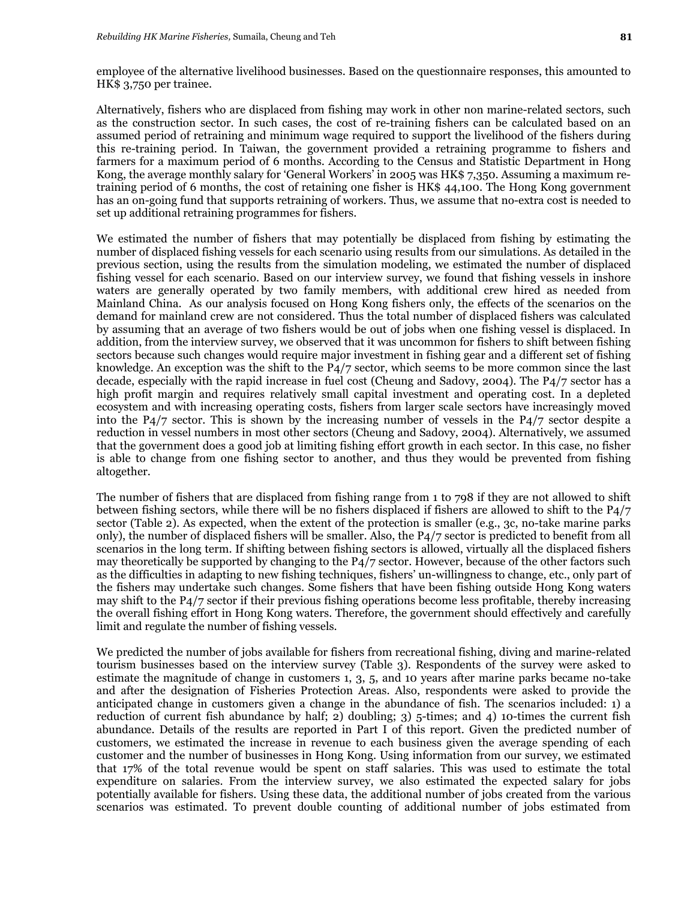employee of the alternative livelihood businesses. Based on the questionnaire responses, this amounted to HK$ 3,750 per trainee.

Alternatively, fishers who are displaced from fishing may work in other non marine-related sectors, such as the construction sector. In such cases, the cost of re-training fishers can be calculated based on an assumed period of retraining and minimum wage required to support the livelihood of the fishers during this re-training period. In Taiwan, the government provided a retraining programme to fishers and farmers for a maximum period of 6 months. According to the Census and Statistic Department in Hong Kong, the average monthly salary for 'General Workers' in 2005 was HK$ 7,350. Assuming a maximum re-training period of 6 months, the cost of retaining one fisher is HK$ 44,100. The Hong Kong government has an on-going fund that supports retraining of workers. Thus, we assume that no-extra cost is needed to set up additional retraining programmes for fishers.

We estimated the number of fishers that may potentially be displaced from fishing by estimating the number of displaced fishing vessels for each scenario using results from our simulations. As detailed in the previous section, using the results from the simulation modeling, we estimated the number of displaced fishing vessel for each scenario. Based on our interview survey, we found that fishing vessels in inshore waters are generally operated by two family members, with additional crew hired as needed from Mainland China. As our analysis focused on Hong Kong fishers only, the effects of the scenarios on the demand for mainland crew are not considered. Thus the total number of displaced fishers was calculated by assuming that an average of two fishers would be out of jobs when one fishing vessel is displaced. In addition, from the interview survey, we observed that it was uncommon for fishers to shift between fishing sectors because such changes would require major investment in fishing gear and a different set of fishing knowledge. An exception was the shift to the P4/7 sector, which seems to be more common since the last decade, especially with the rapid increase in fuel cost (Cheung and Sadovy, 2004). The P4/7 sector has a high profit margin and requires relatively small capital investment and operating cost. In a depleted ecosystem and with increasing operating costs, fishers from larger scale sectors have increasingly moved into the P4/7 sector. This is shown by the increasing number of vessels in the P4/7 sector despite a reduction in vessel numbers in most other sectors (Cheung and Sadovy, 2004). Alternatively, we assumed that the government does a good job at limiting fishing effort growth in each sector. In this case, no fisher is able to change from one fishing sector to another, and thus they would be prevented from fishing altogether.

The number of fishers that are displaced from fishing range from 1 to 798 if they are not allowed to shift between fishing sectors, while there will be no fishers displaced if fishers are allowed to shift to the P4/7 sector (Table 2). As expected, when the extent of the protection is smaller (e.g., 3c, no-take marine parks only), the number of displaced fishers will be smaller. Also, the P4/7 sector is predicted to benefit from all scenarios in the long term. If shifting between fishing sectors is allowed, virtually all the displaced fishers may theoretically be supported by changing to the P4/7 sector. However, because of the other factors such as the difficulties in adapting to new fishing techniques, fishers' un-willingness to change, etc., only part of the fishers may undertake such changes. Some fishers that have been fishing outside Hong Kong waters may shift to the P4/7 sector if their previous fishing operations become less profitable, thereby increasing the overall fishing effort in Hong Kong waters. Therefore, the government should effectively and carefully limit and regulate the number of fishing vessels.

We predicted the number of jobs available for fishers from recreational fishing, diving and marine-related tourism businesses based on the interview survey (Table 3). Respondents of the survey were asked to estimate the magnitude of change in customers 1, 3, 5, and 10 years after marine parks became no-take and after the designation of Fisheries Protection Areas. Also, respondents were asked to provide the anticipated change in customers given a change in the abundance of fish. The scenarios included: 1) a reduction of current fish abundance by half; 2) doubling; 3) 5-times; and 4) 10-times the current fish abundance. Details of the results are reported in Part I of this report. Given the predicted number of customers, we estimated the increase in revenue to each business given the average spending of each customer and the number of businesses in Hong Kong. Using information from our survey, we estimated that 17% of the total revenue would be spent on staff salaries. This was used to estimate the total expenditure on salaries. From the interview survey, we also estimated the expected salary for jobs potentially available for fishers. Using these data, the additional number of jobs created from the various scenarios was estimated. To prevent double counting of additional number of jobs estimated from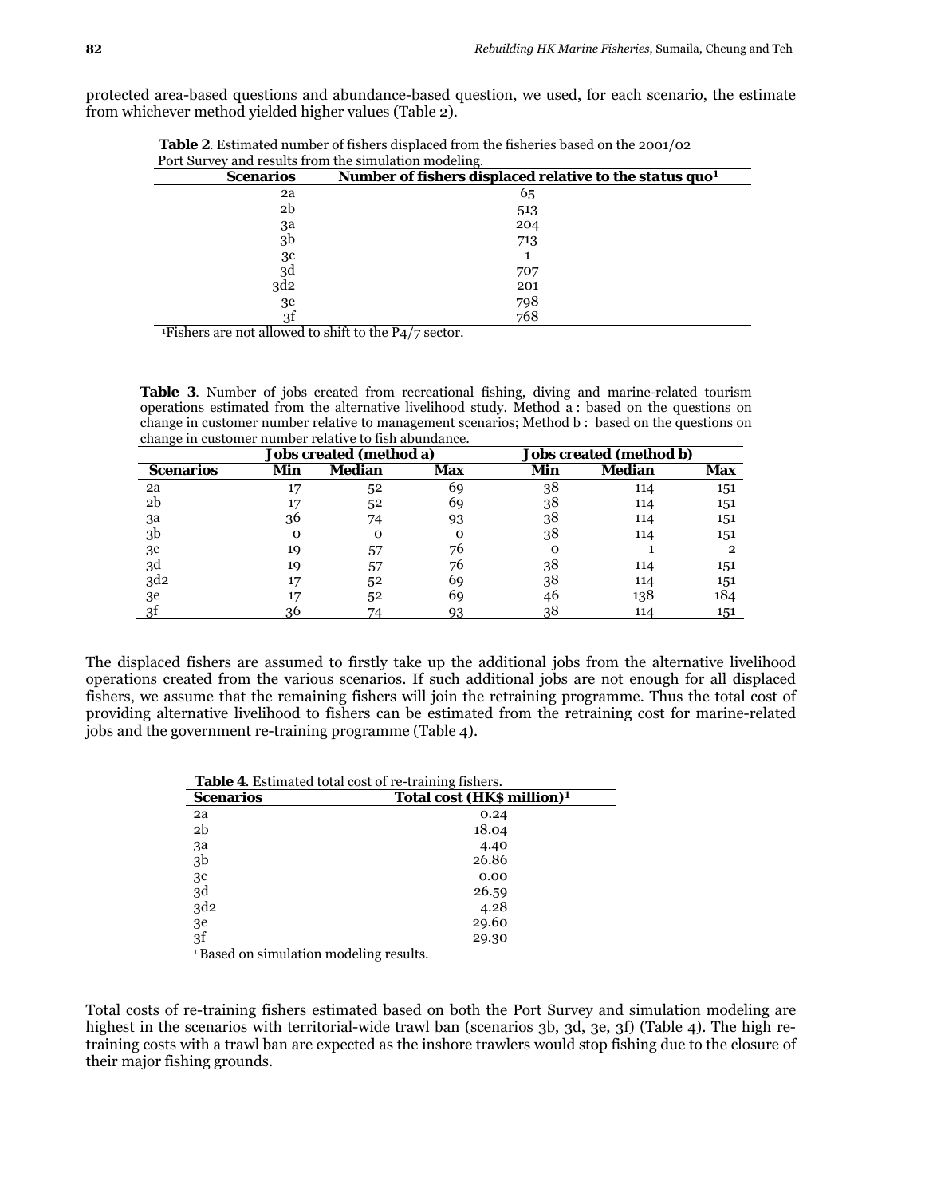protected area-based questions and abundance-based question, we used, for each scenario, the estimate from whichever method yielded higher values (Table 2).

**Table 2**. Estimated number of fishers displaced from the fisheries based on the 2001/02 Port Survey and results from the simulation modeling.

| Scenarios | Number of fishers displaced relative to the status quo[1] |
|---|---|
| 2a | 65 |
| 2b | 513 |
| 3a | 204 |
| 3b | 713 |
| 3c | 1 |
| 3d | 707 |
| 3d2 | 201 |
| 3e | 798 |
| 3f | 768 |

[1]Fishers are not allowed to shift to the P4/7 sector.

**Table 3**. Number of jobs created from recreational fishing, diving and marine-related tourism operations estimated from the alternative livelihood study. Method a : based on the questions on change in customer number relative to management scenarios; Method b : based on the questions on change in customer number relative to fish abundance.

| | Jobs created (method a) | | | Jobs created (method b) | | |
|---|---|---|---|---|---|---|
| Scenarios | Min | Median | Max | Min | Median | Max |
| 2a | 17 | 52 | 69 | 38 | 114 | 151 |
| 2b | 17 | 52 | 69 | 38 | 114 | 151 |
| 3a | 36 | 74 | 93 | 38 | 114 | 151 |
| 3b | 0 | 0 | 0 | 38 | 114 | 151 |
| 3c | 19 | 57 | 76 | 0 | 1 | 2 |
| 3d | 19 | 57 | 76 | 38 | 114 | 151 |
| 3d2 | 17 | 52 | 69 | 38 | 114 | 151 |
| 3e | 17 | 52 | 69 | 46 | 138 | 184 |
| 3f | 36 | 74 | 93 | 38 | 114 | 151 |

The displaced fishers are assumed to firstly take up the additional jobs from the alternative livelihood operations created from the various scenarios. If such additional jobs are not enough for all displaced fishers, we assume that the remaining fishers will join the retraining programme. Thus the total cost of providing alternative livelihood to fishers can be estimated from the retraining cost for marine-related jobs and the government re-training programme (Table 4).

**Table 4**. Estimated total cost of re-training fishers.

| Scenarios | Total cost (HK$ million)[1] |
|---|---|
| 2a | 0.24 |
| 2b | 18.04 |
| 3a | 4.40 |
| 3b | 26.86 |
| 3c | 0.00 |
| 3d | 26.59 |
| 3d2 | 4.28 |
| 3e | 29.60 |
| 3f | 29.30 |

[1] Based on simulation modeling results.

Total costs of re-training fishers estimated based on both the Port Survey and simulation modeling are highest in the scenarios with territorial-wide trawl ban (scenarios 3b, 3d, 3e, 3f) (Table 4). The high re-training costs with a trawl ban are expected as the inshore trawlers would stop fishing due to the closure of their major fishing grounds.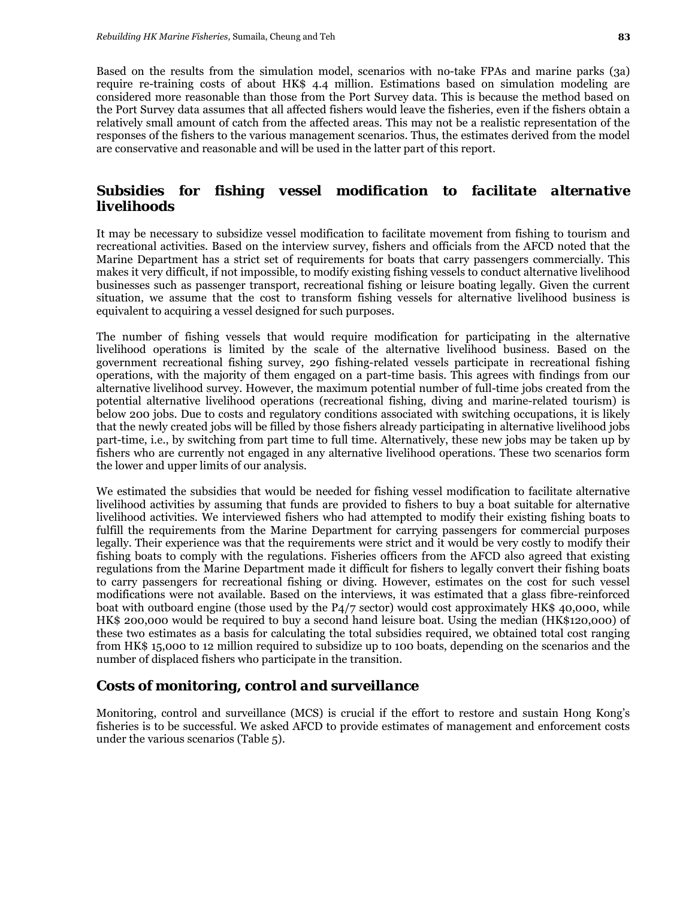Based on the results from the simulation model, scenarios with no-take FPAs and marine parks (3a) require re-training costs of about HK$ 4.4 million. Estimations based on simulation modeling are considered more reasonable than those from the Port Survey data. This is because the method based on the Port Survey data assumes that all affected fishers would leave the fisheries, even if the fishers obtain a relatively small amount of catch from the affected areas. This may not be a realistic representation of the responses of the fishers to the various management scenarios. Thus, the estimates derived from the model are conservative and reasonable and will be used in the latter part of this report.

## Subsidies for fishing vessel modification to facilitate alternative livelihoods

It may be necessary to subsidize vessel modification to facilitate movement from fishing to tourism and recreational activities. Based on the interview survey, fishers and officials from the AFCD noted that the Marine Department has a strict set of requirements for boats that carry passengers commercially. This makes it very difficult, if not impossible, to modify existing fishing vessels to conduct alternative livelihood businesses such as passenger transport, recreational fishing or leisure boating legally. Given the current situation, we assume that the cost to transform fishing vessels for alternative livelihood business is equivalent to acquiring a vessel designed for such purposes.

The number of fishing vessels that would require modification for participating in the alternative livelihood operations is limited by the scale of the alternative livelihood business. Based on the government recreational fishing survey, 290 fishing-related vessels participate in recreational fishing operations, with the majority of them engaged on a part-time basis. This agrees with findings from our alternative livelihood survey. However, the maximum potential number of full-time jobs created from the potential alternative livelihood operations (recreational fishing, diving and marine-related tourism) is below 200 jobs. Due to costs and regulatory conditions associated with switching occupations, it is likely that the newly created jobs will be filled by those fishers already participating in alternative livelihood jobs part-time, i.e., by switching from part time to full time. Alternatively, these new jobs may be taken up by fishers who are currently not engaged in any alternative livelihood operations. These two scenarios form the lower and upper limits of our analysis.

We estimated the subsidies that would be needed for fishing vessel modification to facilitate alternative livelihood activities by assuming that funds are provided to fishers to buy a boat suitable for alternative livelihood activities. We interviewed fishers who had attempted to modify their existing fishing boats to fulfill the requirements from the Marine Department for carrying passengers for commercial purposes legally. Their experience was that the requirements were strict and it would be very costly to modify their fishing boats to comply with the regulations. Fisheries officers from the AFCD also agreed that existing regulations from the Marine Department made it difficult for fishers to legally convert their fishing boats to carry passengers for recreational fishing or diving. However, estimates on the cost for such vessel modifications were not available. Based on the interviews, it was estimated that a glass fibre-reinforced boat with outboard engine (those used by the P4/7 sector) would cost approximately HK$ 40,000, while HK$ 200,000 would be required to buy a second hand leisure boat. Using the median (HK$120,000) of these two estimates as a basis for calculating the total subsidies required, we obtained total cost ranging from HK$ 15,000 to 12 million required to subsidize up to 100 boats, depending on the scenarios and the number of displaced fishers who participate in the transition.

## Costs of monitoring, control and surveillance

Monitoring, control and surveillance (MCS) is crucial if the effort to restore and sustain Hong Kong's fisheries is to be successful. We asked AFCD to provide estimates of management and enforcement costs under the various scenarios (Table 5).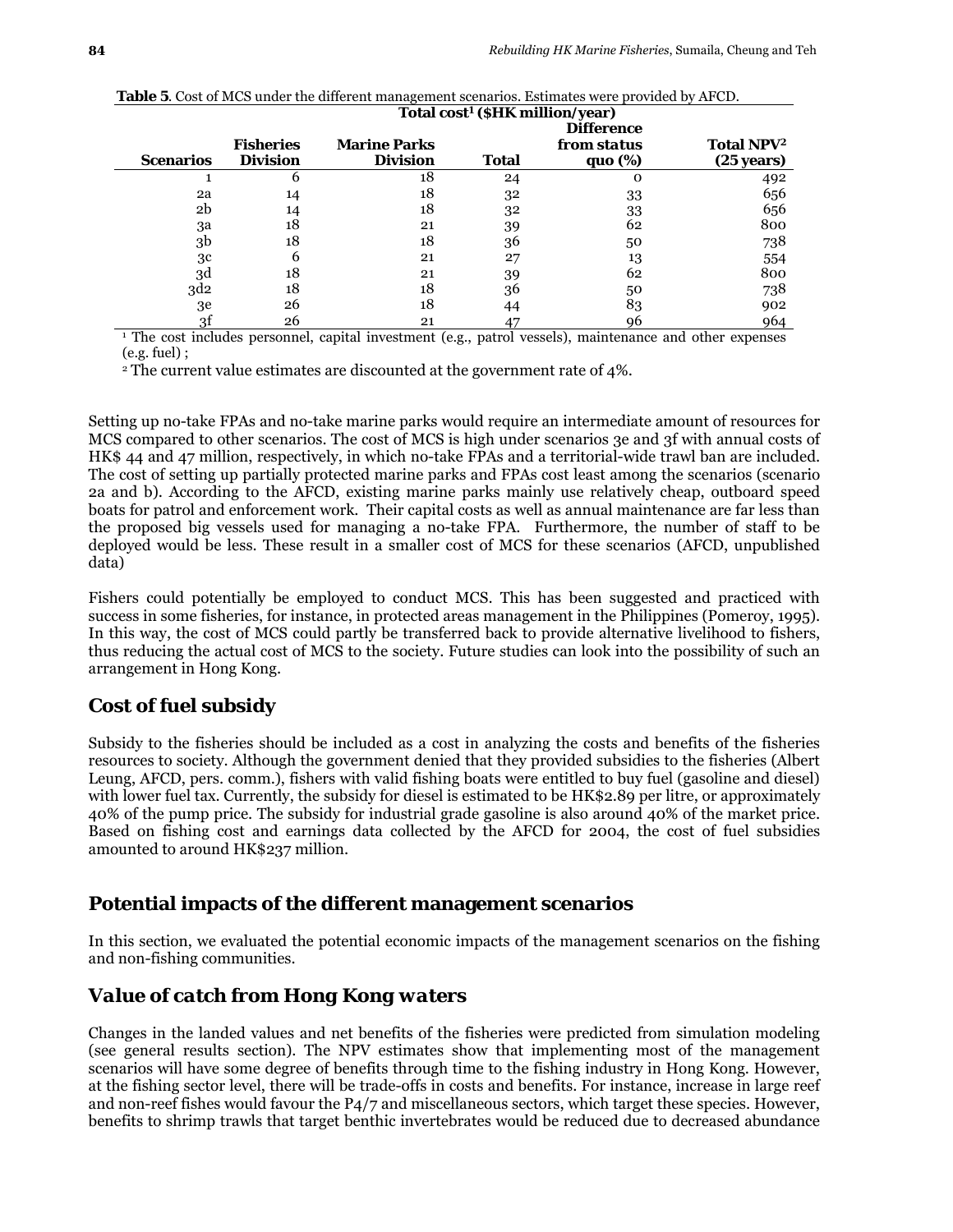**Table 5**. Cost of MCS under the different management scenarios. Estimates were provided by AFCD.

| | Total cost[1] ($HK million/year) | | | | |
|---|---|---|---|---|---|
| **Scenarios** | **Fisheries Division** | **Marine Parks Division** | **Total** | **Difference from status quo (%)** | **Total NPV[2] (25 years)** |
| 1 | 6 | 18 | 24 | 0 | 492 |
| 2a | 14 | 18 | 32 | 33 | 656 |
| 2b | 14 | 18 | 32 | 33 | 656 |
| 3a | 18 | 21 | 39 | 62 | 800 |
| 3b | 18 | 18 | 36 | 50 | 738 |
| 3c | 6 | 21 | 27 | 13 | 554 |
| 3d | 18 | 21 | 39 | 62 | 800 |
| 3d2 | 18 | 18 | 36 | 50 | 738 |
| 3e | 26 | 18 | 44 | 83 | 902 |
| 3f | 26 | 21 | 47 | 96 | 964 |

[1] The cost includes personnel, capital investment (e.g., patrol vessels), maintenance and other expenses (e.g. fuel) ;

[2] The current value estimates are discounted at the government rate of 4%.

Setting up no-take FPAs and no-take marine parks would require an intermediate amount of resources for MCS compared to other scenarios. The cost of MCS is high under scenarios 3e and 3f with annual costs of HK$ 44 and 47 million, respectively, in which no-take FPAs and a territorial-wide trawl ban are included. The cost of setting up partially protected marine parks and FPAs cost least among the scenarios (scenario 2a and b). According to the AFCD, existing marine parks mainly use relatively cheap, outboard speed boats for patrol and enforcement work. Their capital costs as well as annual maintenance are far less than the proposed big vessels used for managing a no-take FPA. Furthermore, the number of staff to be deployed would be less. These result in a smaller cost of MCS for these scenarios (AFCD, unpublished data)

Fishers could potentially be employed to conduct MCS. This has been suggested and practiced with success in some fisheries, for instance, in protected areas management in the Philippines (Pomeroy, 1995). In this way, the cost of MCS could partly be transferred back to provide alternative livelihood to fishers, thus reducing the actual cost of MCS to the society. Future studies can look into the possibility of such an arrangement in Hong Kong.

## Cost of fuel subsidy

Subsidy to the fisheries should be included as a cost in analyzing the costs and benefits of the fisheries resources to society. Although the government denied that they provided subsidies to the fisheries (Albert Leung, AFCD, pers. comm.), fishers with valid fishing boats were entitled to buy fuel (gasoline and diesel) with lower fuel tax. Currently, the subsidy for diesel is estimated to be HK$2.89 per litre, or approximately 40% of the pump price. The subsidy for industrial grade gasoline is also around 40% of the market price. Based on fishing cost and earnings data collected by the AFCD for 2004, the cost of fuel subsidies amounted to around HK$237 million.

## Potential impacts of the different management scenarios

In this section, we evaluated the potential economic impacts of the management scenarios on the fishing and non-fishing communities.

### *Value of catch from Hong Kong waters*

Changes in the landed values and net benefits of the fisheries were predicted from simulation modeling (see general results section). The NPV estimates show that implementing most of the management scenarios will have some degree of benefits through time to the fishing industry in Hong Kong. However, at the fishing sector level, there will be trade-offs in costs and benefits. For instance, increase in large reef and non-reef fishes would favour the P4/7 and miscellaneous sectors, which target these species. However, benefits to shrimp trawls that target benthic invertebrates would be reduced due to decreased abundance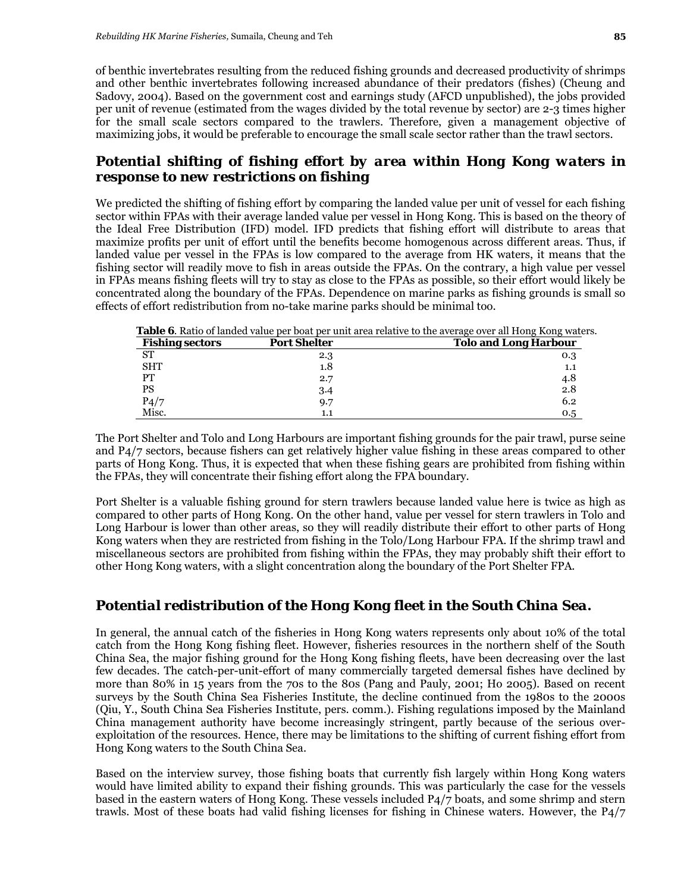of benthic invertebrates resulting from the reduced fishing grounds and decreased productivity of shrimps and other benthic invertebrates following increased abundance of their predators (fishes) (Cheung and Sadovy, 2004). Based on the government cost and earnings study (AFCD unpublished), the jobs provided per unit of revenue (estimated from the wages divided by the total revenue by sector) are 2-3 times higher for the small scale sectors compared to the trawlers. Therefore, given a management objective of maximizing jobs, it would be preferable to encourage the small scale sector rather than the trawl sectors.

## Potential shifting of fishing effort by area within Hong Kong waters in response to new restrictions on fishing

We predicted the shifting of fishing effort by comparing the landed value per unit of vessel for each fishing sector within FPAs with their average landed value per vessel in Hong Kong. This is based on the theory of the Ideal Free Distribution (IFD) model. IFD predicts that fishing effort will distribute to areas that maximize profits per unit of effort until the benefits become homogenous across different areas. Thus, if landed value per vessel in the FPAs is low compared to the average from HK waters, it means that the fishing sector will readily move to fish in areas outside the FPAs. On the contrary, a high value per vessel in FPAs means fishing fleets will try to stay as close to the FPAs as possible, so their effort would likely be concentrated along the boundary of the FPAs. Dependence on marine parks as fishing grounds is small so effects of effort redistribution from no-take marine parks should be minimal too.

**Table 6**. Ratio of landed value per boat per unit area relative to the average over all Hong Kong waters.

| Fishing sectors | Port Shelter | Tolo and Long Harbour |
|---|---|---|
| ST | 2.3 | 0.3 |
| SHT | 1.8 | 1.1 |
| PT | 2.7 | 4.8 |
| PS | 3.4 | 2.8 |
| P4/7 | 9.7 | 6.2 |
| Misc. | 1.1 | 0.5 |

The Port Shelter and Tolo and Long Harbours are important fishing grounds for the pair trawl, purse seine and P4/7 sectors, because fishers can get relatively higher value fishing in these areas compared to other parts of Hong Kong. Thus, it is expected that when these fishing gears are prohibited from fishing within the FPAs, they will concentrate their fishing effort along the FPA boundary.

Port Shelter is a valuable fishing ground for stern trawlers because landed value here is twice as high as compared to other parts of Hong Kong. On the other hand, value per vessel for stern trawlers in Tolo and Long Harbour is lower than other areas, so they will readily distribute their effort to other parts of Hong Kong waters when they are restricted from fishing in the Tolo/Long Harbour FPA. If the shrimp trawl and miscellaneous sectors are prohibited from fishing within the FPAs, they may probably shift their effort to other Hong Kong waters, with a slight concentration along the boundary of the Port Shelter FPA.

## Potential redistribution of the Hong Kong fleet in the South China Sea.

In general, the annual catch of the fisheries in Hong Kong waters represents only about 10% of the total catch from the Hong Kong fishing fleet. However, fisheries resources in the northern shelf of the South China Sea, the major fishing ground for the Hong Kong fishing fleets, have been decreasing over the last few decades. The catch-per-unit-effort of many commercially targeted demersal fishes have declined by more than 80% in 15 years from the 70s to the 80s (Pang and Pauly, 2001; Ho 2005). Based on recent surveys by the South China Sea Fisheries Institute, the decline continued from the 1980s to the 2000s (Qiu, Y., South China Sea Fisheries Institute, pers. comm.). Fishing regulations imposed by the Mainland China management authority have become increasingly stringent, partly because of the serious over-exploitation of the resources. Hence, there may be limitations to the shifting of current fishing effort from Hong Kong waters to the South China Sea.

Based on the interview survey, those fishing boats that currently fish largely within Hong Kong waters would have limited ability to expand their fishing grounds. This was particularly the case for the vessels based in the eastern waters of Hong Kong. These vessels included P4/7 boats, and some shrimp and stern trawls. Most of these boats had valid fishing licenses for fishing in Chinese waters. However, the P4/7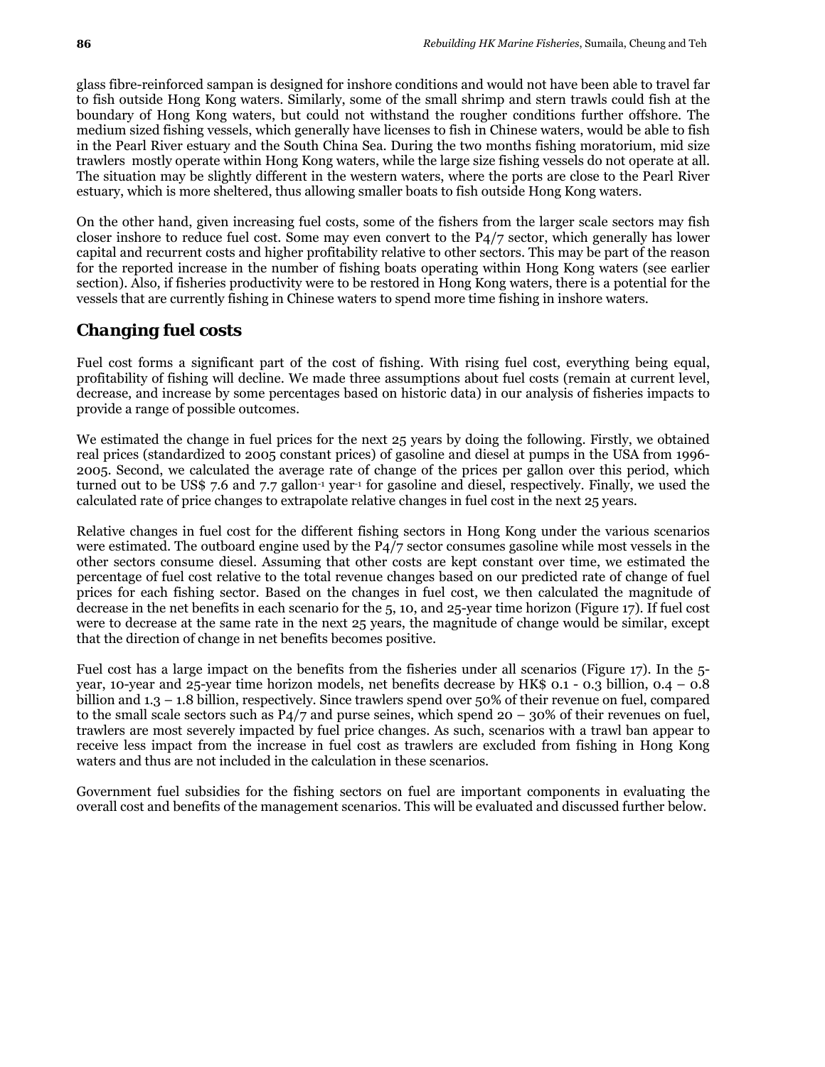glass fibre-reinforced sampan is designed for inshore conditions and would not have been able to travel far to fish outside Hong Kong waters. Similarly, some of the small shrimp and stern trawls could fish at the boundary of Hong Kong waters, but could not withstand the rougher conditions further offshore. The medium sized fishing vessels, which generally have licenses to fish in Chinese waters, would be able to fish in the Pearl River estuary and the South China Sea. During the two months fishing moratorium, mid size trawlers mostly operate within Hong Kong waters, while the large size fishing vessels do not operate at all. The situation may be slightly different in the western waters, where the ports are close to the Pearl River estuary, which is more sheltered, thus allowing smaller boats to fish outside Hong Kong waters.

On the other hand, given increasing fuel costs, some of the fishers from the larger scale sectors may fish closer inshore to reduce fuel cost. Some may even convert to the P4/7 sector, which generally has lower capital and recurrent costs and higher profitability relative to other sectors. This may be part of the reason for the reported increase in the number of fishing boats operating within Hong Kong waters (see earlier section). Also, if fisheries productivity were to be restored in Hong Kong waters, there is a potential for the vessels that are currently fishing in Chinese waters to spend more time fishing in inshore waters.

## Changing fuel costs

Fuel cost forms a significant part of the cost of fishing. With rising fuel cost, everything being equal, profitability of fishing will decline. We made three assumptions about fuel costs (remain at current level, decrease, and increase by some percentages based on historic data) in our analysis of fisheries impacts to provide a range of possible outcomes.

We estimated the change in fuel prices for the next 25 years by doing the following. Firstly, we obtained real prices (standardized to 2005 constant prices) of gasoline and diesel at pumps in the USA from 1996-2005. Second, we calculated the average rate of change of the prices per gallon over this period, which turned out to be US$ 7.6 and 7.7 gallon$^{-1}$ year$^{-1}$ for gasoline and diesel, respectively. Finally, we used the calculated rate of price changes to extrapolate relative changes in fuel cost in the next 25 years.

Relative changes in fuel cost for the different fishing sectors in Hong Kong under the various scenarios were estimated. The outboard engine used by the P4/7 sector consumes gasoline while most vessels in the other sectors consume diesel. Assuming that other costs are kept constant over time, we estimated the percentage of fuel cost relative to the total revenue changes based on our predicted rate of change of fuel prices for each fishing sector. Based on the changes in fuel cost, we then calculated the magnitude of decrease in the net benefits in each scenario for the 5, 10, and 25-year time horizon (Figure 17). If fuel cost were to decrease at the same rate in the next 25 years, the magnitude of change would be similar, except that the direction of change in net benefits becomes positive.

Fuel cost has a large impact on the benefits from the fisheries under all scenarios (Figure 17). In the 5-year, 10-year and 25-year time horizon models, net benefits decrease by HK$ 0.1 - 0.3 billion, 0.4 – 0.8 billion and 1.3 – 1.8 billion, respectively. Since trawlers spend over 50% of their revenue on fuel, compared to the small scale sectors such as P4/7 and purse seines, which spend 20 – 30% of their revenues on fuel, trawlers are most severely impacted by fuel price changes. As such, scenarios with a trawl ban appear to receive less impact from the increase in fuel cost as trawlers are excluded from fishing in Hong Kong waters and thus are not included in the calculation in these scenarios.

Government fuel subsidies for the fishing sectors on fuel are important components in evaluating the overall cost and benefits of the management scenarios. This will be evaluated and discussed further below.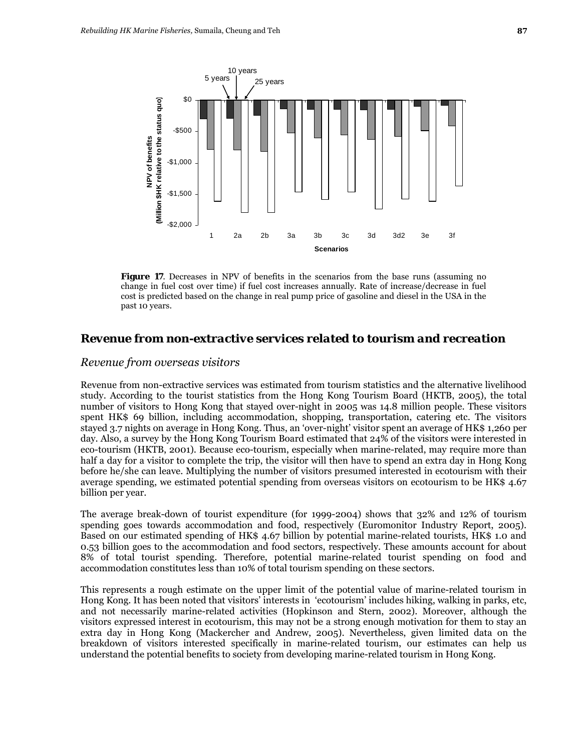**Figure 17**. Decreases in NPV of benefits in the scenarios from the base runs (assuming no change in fuel cost over time) if fuel cost increases annually. Rate of increase/decrease in fuel cost is predicted based on the change in real pump price of gasoline and diesel in the USA in the past 10 years.

## Revenue from non-extractive services related to tourism and recreation

### Revenue from overseas visitors

Revenue from non-extractive services was estimated from tourism statistics and the alternative livelihood study. According to the tourist statistics from the Hong Kong Tourism Board (HKTB, 2005), the total number of visitors to Hong Kong that stayed over-night in 2005 was 14.8 million people. These visitors spent HK$ 69 billion, including accommodation, shopping, transportation, catering etc. The visitors stayed 3.7 nights on average in Hong Kong. Thus, an 'over-night' visitor spent an average of HK$ 1,260 per day. Also, a survey by the Hong Kong Tourism Board estimated that 24% of the visitors were interested in eco-tourism (HKTB, 2001). Because eco-tourism, especially when marine-related, may require more than half a day for a visitor to complete the trip, the visitor will then have to spend an extra day in Hong Kong before he/she can leave. Multiplying the number of visitors presumed interested in ecotourism with their average spending, we estimated potential spending from overseas visitors on ecotourism to be HK$ 4.67 billion per year.

The average break-down of tourist expenditure (for 1999-2004) shows that 32% and 12% of tourism spending goes towards accommodation and food, respectively (Euromonitor Industry Report, 2005). Based on our estimated spending of HK$ 4.67 billion by potential marine-related tourists, HK$ 1.0 and 0.53 billion goes to the accommodation and food sectors, respectively. These amounts account for about 8% of total tourist spending. Therefore, potential marine-related tourist spending on food and accommodation constitutes less than 10% of total tourism spending on these sectors.

This represents a rough estimate on the upper limit of the potential value of marine-related tourism in Hong Kong. It has been noted that visitors' interests in 'ecotourism' includes hiking, walking in parks, etc, and not necessarily marine-related activities (Hopkinson and Stern, 2002). Moreover, although the visitors expressed interest in ecotourism, this may not be a strong enough motivation for them to stay an extra day in Hong Kong (Mackercher and Andrew, 2005). Nevertheless, given limited data on the breakdown of visitors interested specifically in marine-related tourism, our estimates can help us understand the potential benefits to society from developing marine-related tourism in Hong Kong.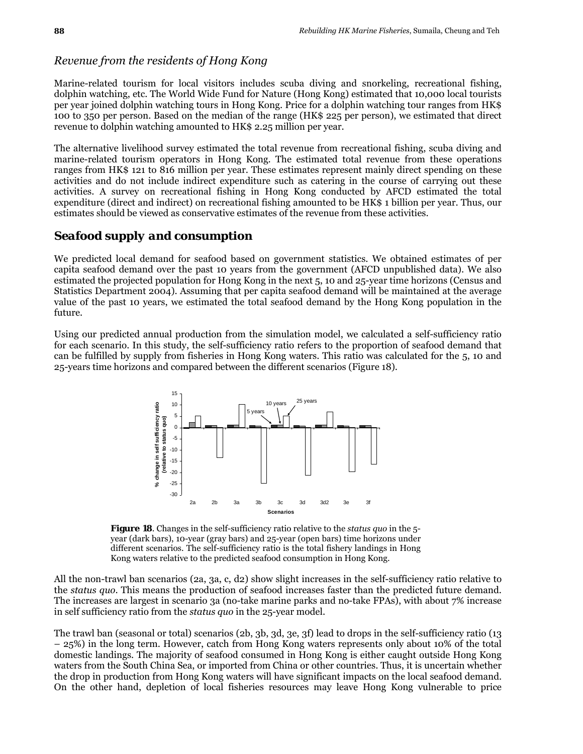## *Revenue from the residents of Hong Kong*

Marine-related tourism for local visitors includes scuba diving and snorkeling, recreational fishing, dolphin watching, etc. The World Wide Fund for Nature (Hong Kong) estimated that 10,000 local tourists per year joined dolphin watching tours in Hong Kong. Price for a dolphin watching tour ranges from HK$ 100 to 350 per person. Based on the median of the range (HK$ 225 per person), we estimated that direct revenue to dolphin watching amounted to HK$ 2.25 million per year.

The alternative livelihood survey estimated the total revenue from recreational fishing, scuba diving and marine-related tourism operators in Hong Kong. The estimated total revenue from these operations ranges from HK$ 121 to 816 million per year. These estimates represent mainly direct spending on these activities and do not include indirect expenditure such as catering in the course of carrying out these activities. A survey on recreational fishing in Hong Kong conducted by AFCD estimated the total expenditure (direct and indirect) on recreational fishing amounted to be HK$ 1 billion per year. Thus, our estimates should be viewed as conservative estimates of the revenue from these activities.

## Seafood supply and consumption

We predicted local demand for seafood based on government statistics. We obtained estimates of per capita seafood demand over the past 10 years from the government (AFCD unpublished data). We also estimated the projected population for Hong Kong in the next 5, 10 and 25-year time horizons (Census and Statistics Department 2004). Assuming that per capita seafood demand will be maintained at the average value of the past 10 years, we estimated the total seafood demand by the Hong Kong population in the future.

Using our predicted annual production from the simulation model, we calculated a self-sufficiency ratio for each scenario. In this study, the self-sufficiency ratio refers to the proportion of seafood demand that can be fulfilled by supply from fisheries in Hong Kong waters. This ratio was calculated for the 5, 10 and 25-years time horizons and compared between the different scenarios (Figure 18).

**Figure 18**. Changes in the self-sufficiency ratio relative to the *status quo* in the 5-year (dark bars), 10-year (gray bars) and 25-year (open bars) time horizons under different scenarios. The self-sufficiency ratio is the total fishery landings in Hong Kong waters relative to the predicted seafood consumption in Hong Kong.

All the non-trawl ban scenarios (2a, 3a, c, d2) show slight increases in the self-sufficiency ratio relative to the *status quo*. This means the production of seafood increases faster than the predicted future demand. The increases are largest in scenario 3a (no-take marine parks and no-take FPAs), with about 7% increase in self sufficiency ratio from the *status quo* in the 25-year model.

The trawl ban (seasonal or total) scenarios (2b, 3b, 3d, 3e, 3f) lead to drops in the self-sufficiency ratio (13 – 25%) in the long term. However, catch from Hong Kong waters represents only about 10% of the total domestic landings. The majority of seafood consumed in Hong Kong is either caught outside Hong Kong waters from the South China Sea, or imported from China or other countries. Thus, it is uncertain whether the drop in production from Hong Kong waters will have significant impacts on the local seafood demand. On the other hand, depletion of local fisheries resources may leave Hong Kong vulnerable to price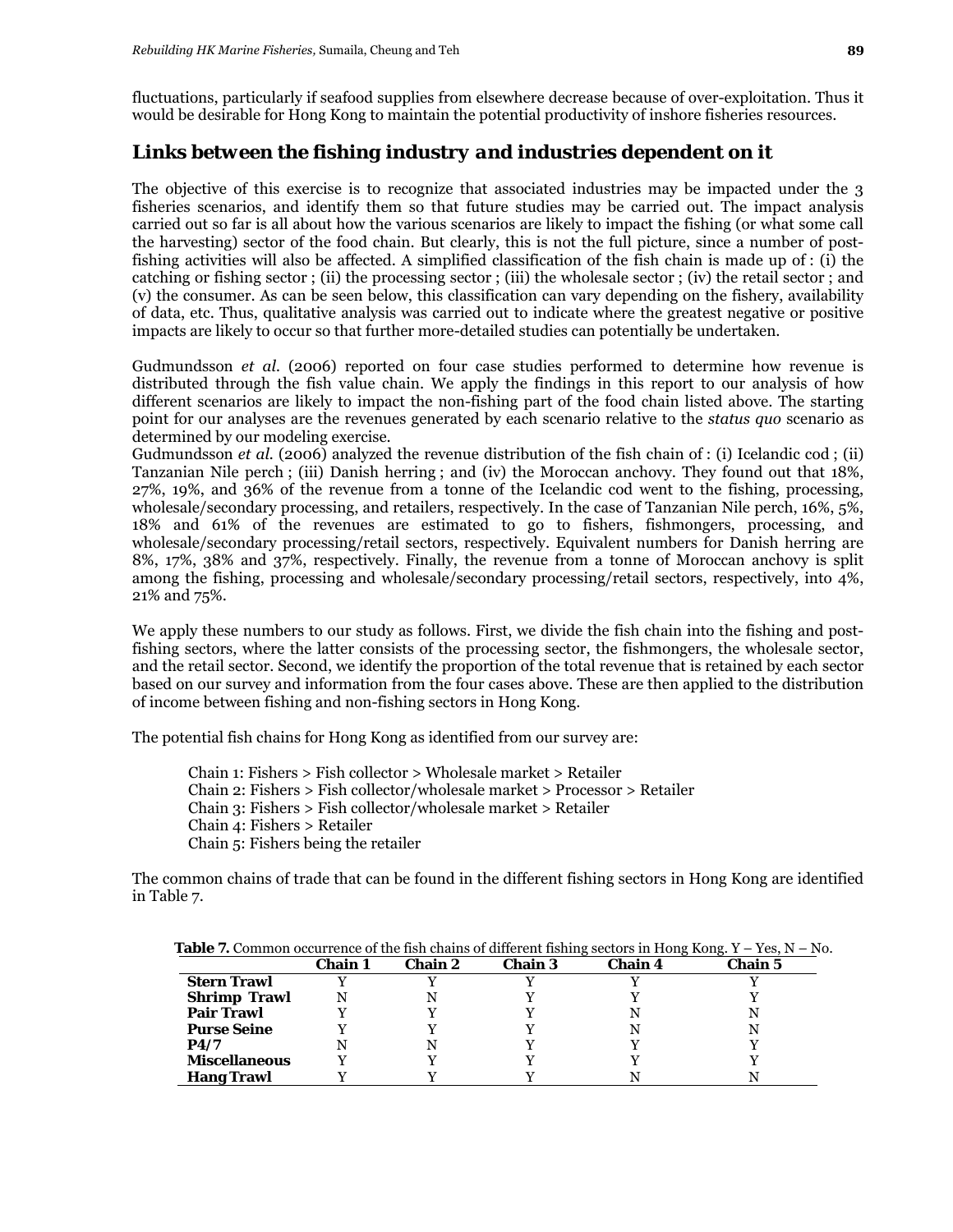fluctuations, particularly if seafood supplies from elsewhere decrease because of over-exploitation. Thus it would be desirable for Hong Kong to maintain the potential productivity of inshore fisheries resources.

## Links between the fishing industry and industries dependent on it

The objective of this exercise is to recognize that associated industries may be impacted under the 3 fisheries scenarios, and identify them so that future studies may be carried out. The impact analysis carried out so far is all about how the various scenarios are likely to impact the fishing (or what some call the harvesting) sector of the food chain. But clearly, this is not the full picture, since a number of post-fishing activities will also be affected. A simplified classification of the fish chain is made up of : (i) the catching or fishing sector ; (ii) the processing sector ; (iii) the wholesale sector ; (iv) the retail sector ; and (v) the consumer. As can be seen below, this classification can vary depending on the fishery, availability of data, etc. Thus, qualitative analysis was carried out to indicate where the greatest negative or positive impacts are likely to occur so that further more-detailed studies can potentially be undertaken.

Gudmundsson *et al.* (2006) reported on four case studies performed to determine how revenue is distributed through the fish value chain. We apply the findings in this report to our analysis of how different scenarios are likely to impact the non-fishing part of the food chain listed above. The starting point for our analyses are the revenues generated by each scenario relative to the *status quo* scenario as determined by our modeling exercise.
Gudmundsson *et al.* (2006) analyzed the revenue distribution of the fish chain of : (i) Icelandic cod ; (ii) Tanzanian Nile perch ; (iii) Danish herring ; and (iv) the Moroccan anchovy. They found out that 18%, 27%, 19%, and 36% of the revenue from a tonne of the Icelandic cod went to the fishing, processing, wholesale/secondary processing, and retailers, respectively. In the case of Tanzanian Nile perch, 16%, 5%, 18% and 61% of the revenues are estimated to go to fishers, fishmongers, processing, and wholesale/secondary processing/retail sectors, respectively. Equivalent numbers for Danish herring are 8%, 17%, 38% and 37%, respectively. Finally, the revenue from a tonne of Moroccan anchovy is split among the fishing, processing and wholesale/secondary processing/retail sectors, respectively, into 4%, 21% and 75%.

We apply these numbers to our study as follows. First, we divide the fish chain into the fishing and post-fishing sectors, where the latter consists of the processing sector, the fishmongers, the wholesale sector, and the retail sector. Second, we identify the proportion of the total revenue that is retained by each sector based on our survey and information from the four cases above. These are then applied to the distribution of income between fishing and non-fishing sectors in Hong Kong.

The potential fish chains for Hong Kong as identified from our survey are:

Chain 1: Fishers > Fish collector > Wholesale market > Retailer
Chain 2: Fishers > Fish collector/wholesale market > Processor > Retailer
Chain 3: Fishers > Fish collector/wholesale market > Retailer
Chain 4: Fishers > Retailer
Chain 5: Fishers being the retailer

The common chains of trade that can be found in the different fishing sectors in Hong Kong are identified in Table 7.

**Table 7.** Common occurrence of the fish chains of different fishing sectors in Hong Kong. Y – Yes, N – No.

| | Chain 1 | Chain 2 | Chain 3 | Chain 4 | Chain 5 |
|---|---|---|---|---|---|
| **Stern Trawl** | Y | Y | Y | Y | Y |
| **Shrimp Trawl** | N | N | Y | Y | Y |
| **Pair Trawl** | Y | Y | Y | N | N |
| **Purse Seine** | Y | Y | Y | N | N |
| **P4/7** | N | N | Y | Y | Y |
| **Miscellaneous** | Y | Y | Y | Y | Y |
| **Hang Trawl** | Y | Y | Y | N | N |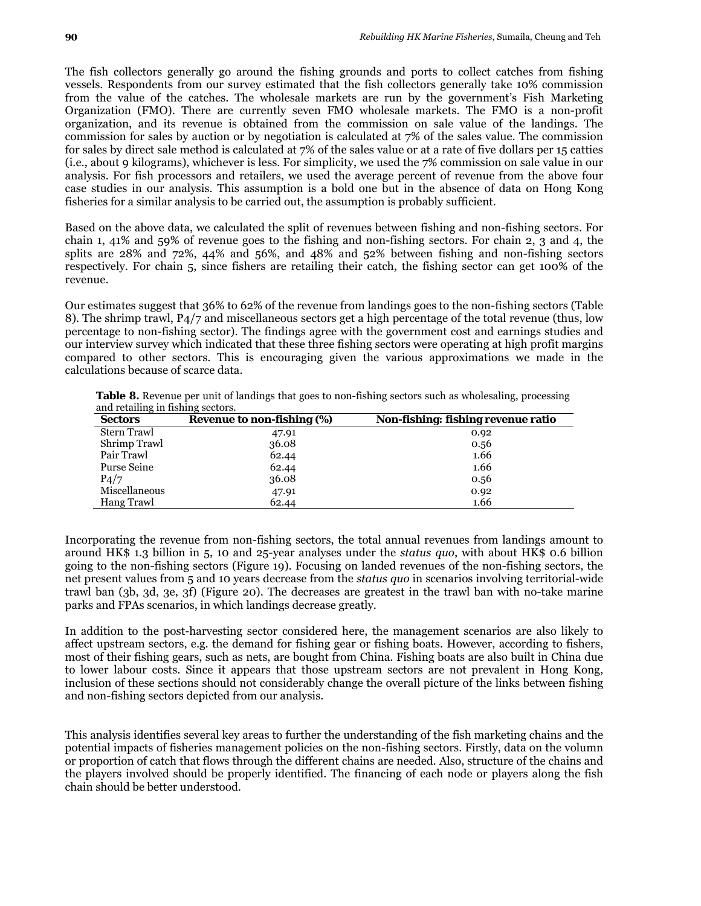The fish collectors generally go around the fishing grounds and ports to collect catches from fishing vessels. Respondents from our survey estimated that the fish collectors generally take 10% commission from the value of the catches. The wholesale markets are run by the government's Fish Marketing Organization (FMO). There are currently seven FMO wholesale markets. The FMO is a non-profit organization, and its revenue is obtained from the commission on sale value of the landings. The commission for sales by auction or by negotiation is calculated at 7% of the sales value. The commission for sales by direct sale method is calculated at 7% of the sales value or at a rate of five dollars per 15 catties (i.e., about 9 kilograms), whichever is less. For simplicity, we used the 7% commission on sale value in our analysis. For fish processors and retailers, we used the average percent of revenue from the above four case studies in our analysis. This assumption is a bold one but in the absence of data on Hong Kong fisheries for a similar analysis to be carried out, the assumption is probably sufficient.

Based on the above data, we calculated the split of revenues between fishing and non-fishing sectors. For chain 1, 41% and 59% of revenue goes to the fishing and non-fishing sectors. For chain 2, 3 and 4, the splits are 28% and 72%, 44% and 56%, and 48% and 52% between fishing and non-fishing sectors respectively. For chain 5, since fishers are retailing their catch, the fishing sector can get 100% of the revenue.

Our estimates suggest that 36% to 62% of the revenue from landings goes to the non-fishing sectors (Table 8). The shrimp trawl, P4/7 and miscellaneous sectors get a high percentage of the total revenue (thus, low percentage to non-fishing sector). The findings agree with the government cost and earnings studies and our interview survey which indicated that these three fishing sectors were operating at high profit margins compared to other sectors. This is encouraging given the various approximations we made in the calculations because of scarce data.

**Table 8.** Revenue per unit of landings that goes to non-fishing sectors such as wholesaling, processing and retailing in fishing sectors.

| Sectors | Revenue to non-fishing (%) | Non-fishing: fishing revenue ratio |
|---|---|---|
| Stern Trawl | 47.91 | 0.92 |
| Shrimp Trawl | 36.08 | 0.56 |
| Pair Trawl | 62.44 | 1.66 |
| Purse Seine | 62.44 | 1.66 |
| P4/7 | 36.08 | 0.56 |
| Miscellaneous | 47.91 | 0.92 |
| Hang Trawl | 62.44 | 1.66 |

Incorporating the revenue from non-fishing sectors, the total annual revenues from landings amount to around HK$ 1.3 billion in 5, 10 and 25-year analyses under the *status quo*, with about HK$ 0.6 billion going to the non-fishing sectors (Figure 19). Focusing on landed revenues of the non-fishing sectors, the net present values from 5 and 10 years decrease from the *status quo* in scenarios involving territorial-wide trawl ban (3b, 3d, 3e, 3f) (Figure 20). The decreases are greatest in the trawl ban with no-take marine parks and FPAs scenarios, in which landings decrease greatly.

In addition to the post-harvesting sector considered here, the management scenarios are also likely to affect upstream sectors, e.g. the demand for fishing gear or fishing boats. However, according to fishers, most of their fishing gears, such as nets, are bought from China. Fishing boats are also built in China due to lower labour costs. Since it appears that those upstream sectors are not prevalent in Hong Kong, inclusion of these sections should not considerably change the overall picture of the links between fishing and non-fishing sectors depicted from our analysis.

This analysis identifies several key areas to further the understanding of the fish marketing chains and the potential impacts of fisheries management policies on the non-fishing sectors. Firstly, data on the volumn or proportion of catch that flows through the different chains are needed. Also, structure of the chains and the players involved should be properly identified. The financing of each node or players along the fish chain should be better understood.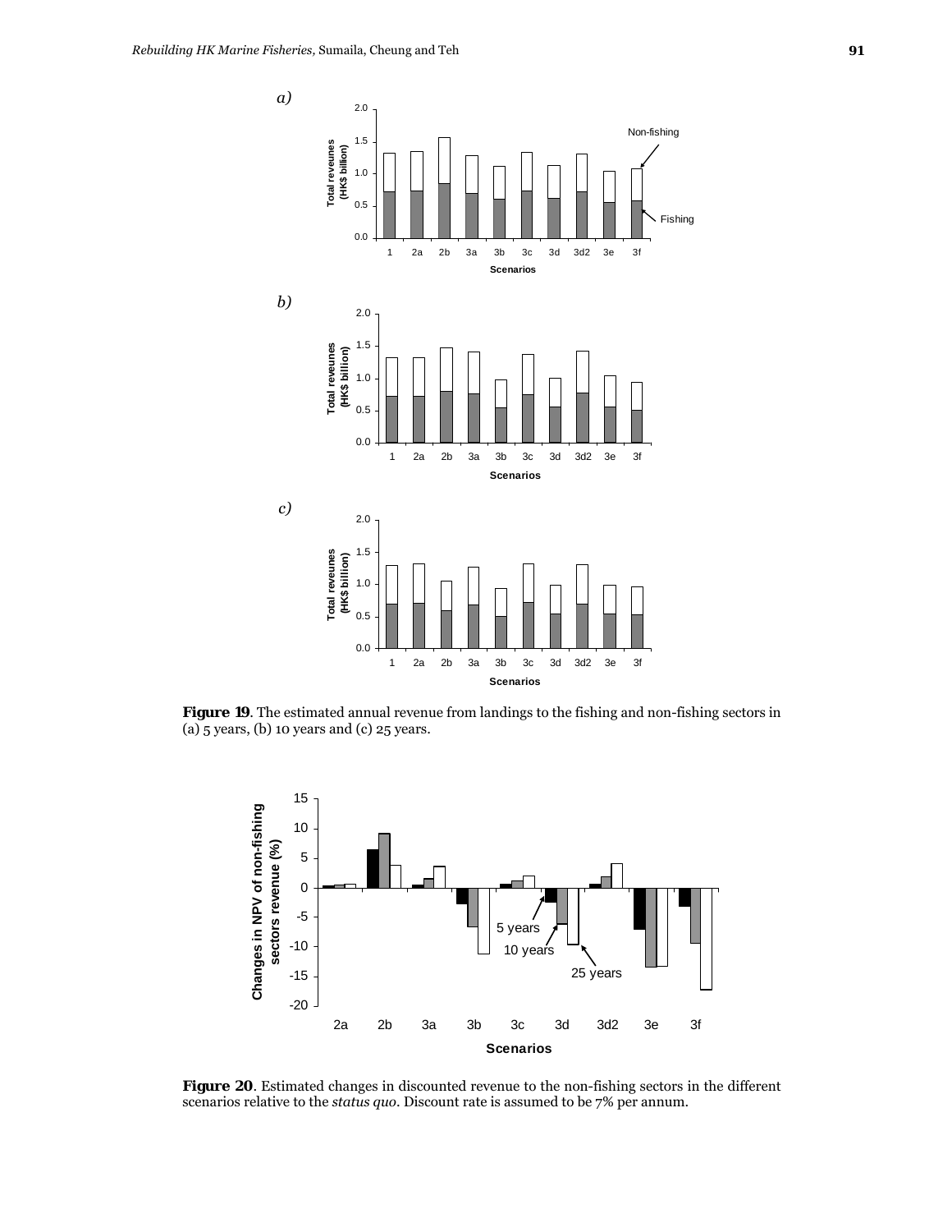**Figure 19**. The estimated annual revenue from landings to the fishing and non-fishing sectors in (a) 5 years, (b) 10 years and (c) 25 years.

**Figure 20**. Estimated changes in discounted revenue to the non-fishing sectors in the different scenarios relative to the *status quo*. Discount rate is assumed to be 7% per annum.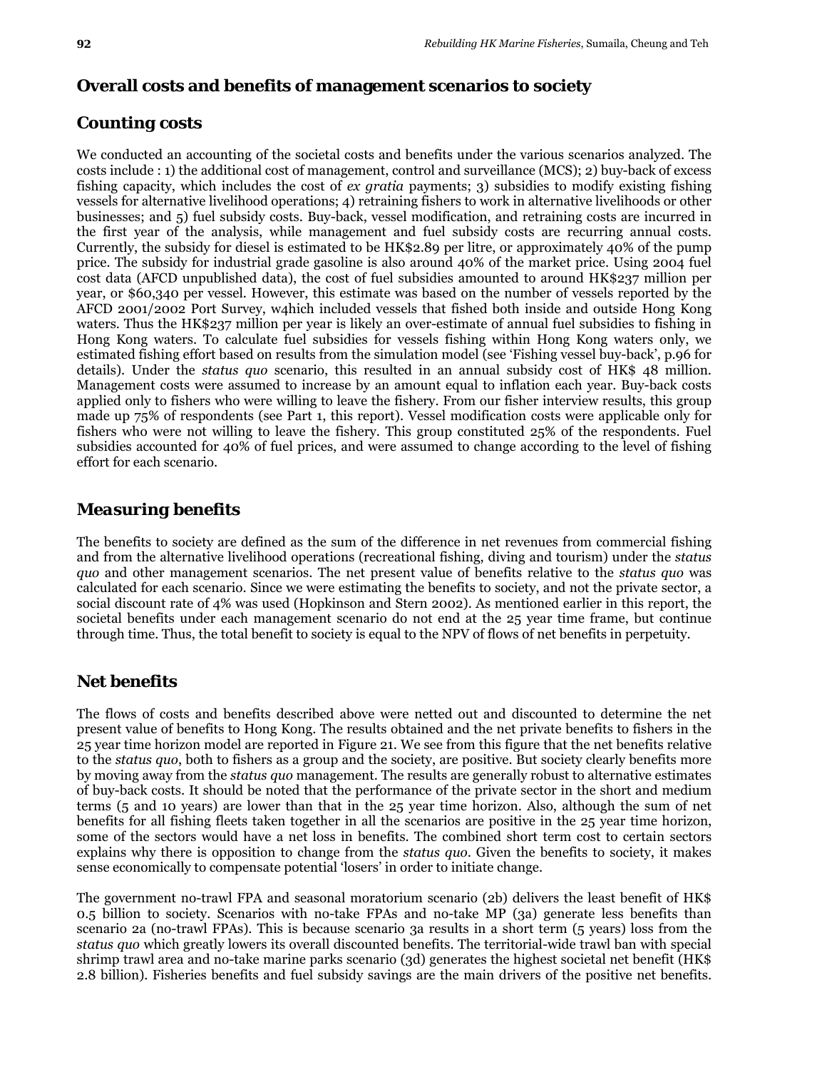## Overall costs and benefits of management scenarios to society

### Counting costs

We conducted an accounting of the societal costs and benefits under the various scenarios analyzed. The costs include : 1) the additional cost of management, control and surveillance (MCS); 2) buy-back of excess fishing capacity, which includes the cost of *ex gratia* payments; 3) subsidies to modify existing fishing vessels for alternative livelihood operations; 4) retraining fishers to work in alternative livelihoods or other businesses; and 5) fuel subsidy costs. Buy-back, vessel modification, and retraining costs are incurred in the first year of the analysis, while management and fuel subsidy costs are recurring annual costs. Currently, the subsidy for diesel is estimated to be HK$2.89 per litre, or approximately 40% of the pump price. The subsidy for industrial grade gasoline is also around 40% of the market price. Using 2004 fuel cost data (AFCD unpublished data), the cost of fuel subsidies amounted to around HK$237 million per year, or $60,340 per vessel. However, this estimate was based on the number of vessels reported by the AFCD 2001/2002 Port Survey, w4hich included vessels that fished both inside and outside Hong Kong waters. Thus the HK$237 million per year is likely an over-estimate of annual fuel subsidies to fishing in Hong Kong waters. To calculate fuel subsidies for vessels fishing within Hong Kong waters only, we estimated fishing effort based on results from the simulation model (see 'Fishing vessel buy-back', p.96 for details). Under the *status quo* scenario, this resulted in an annual subsidy cost of HK$ 48 million. Management costs were assumed to increase by an amount equal to inflation each year. Buy-back costs applied only to fishers who were willing to leave the fishery. From our fisher interview results, this group made up 75% of respondents (see Part 1, this report). Vessel modification costs were applicable only for fishers who were not willing to leave the fishery. This group constituted 25% of the respondents. Fuel subsidies accounted for 40% of fuel prices, and were assumed to change according to the level of fishing effort for each scenario.

### Measuring benefits

The benefits to society are defined as the sum of the difference in net revenues from commercial fishing and from the alternative livelihood operations (recreational fishing, diving and tourism) under the *status quo* and other management scenarios. The net present value of benefits relative to the *status quo* was calculated for each scenario. Since we were estimating the benefits to society, and not the private sector, a social discount rate of 4% was used (Hopkinson and Stern 2002). As mentioned earlier in this report, the societal benefits under each management scenario do not end at the 25 year time frame, but continue through time. Thus, the total benefit to society is equal to the NPV of flows of net benefits in perpetuity.

### Net benefits

The flows of costs and benefits described above were netted out and discounted to determine the net present value of benefits to Hong Kong. The results obtained and the net private benefits to fishers in the 25 year time horizon model are reported in Figure 21. We see from this figure that the net benefits relative to the *status quo*, both to fishers as a group and the society, are positive. But society clearly benefits more by moving away from the *status quo* management. The results are generally robust to alternative estimates of buy-back costs. It should be noted that the performance of the private sector in the short and medium terms (5 and 10 years) are lower than that in the 25 year time horizon. Also, although the sum of net benefits for all fishing fleets taken together in all the scenarios are positive in the 25 year time horizon, some of the sectors would have a net loss in benefits. The combined short term cost to certain sectors explains why there is opposition to change from the *status quo*. Given the benefits to society, it makes sense economically to compensate potential 'losers' in order to initiate change.

The government no-trawl FPA and seasonal moratorium scenario (2b) delivers the least benefit of HK$ 0.5 billion to society. Scenarios with no-take FPAs and no-take MP (3a) generate less benefits than scenario 2a (no-trawl FPAs). This is because scenario 3a results in a short term (5 years) loss from the *status quo* which greatly lowers its overall discounted benefits. The territorial-wide trawl ban with special shrimp trawl area and no-take marine parks scenario (3d) generates the highest societal net benefit (HK$ 2.8 billion). Fisheries benefits and fuel subsidy savings are the main drivers of the positive net benefits.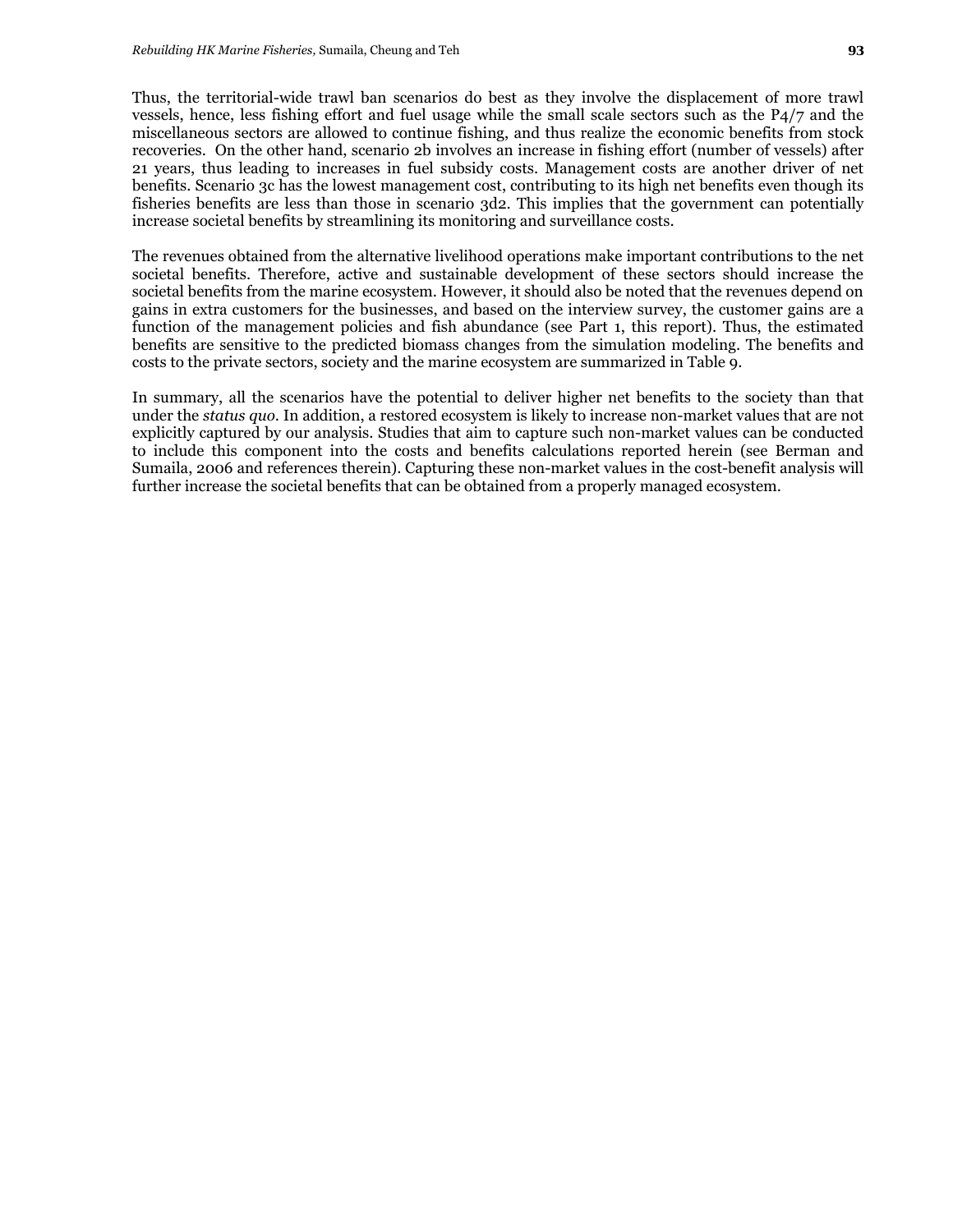Thus, the territorial-wide trawl ban scenarios do best as they involve the displacement of more trawl vessels, hence, less fishing effort and fuel usage while the small scale sectors such as the P4/7 and the miscellaneous sectors are allowed to continue fishing, and thus realize the economic benefits from stock recoveries. On the other hand, scenario 2b involves an increase in fishing effort (number of vessels) after 21 years, thus leading to increases in fuel subsidy costs. Management costs are another driver of net benefits. Scenario 3c has the lowest management cost, contributing to its high net benefits even though its fisheries benefits are less than those in scenario 3d2. This implies that the government can potentially increase societal benefits by streamlining its monitoring and surveillance costs.

The revenues obtained from the alternative livelihood operations make important contributions to the net societal benefits. Therefore, active and sustainable development of these sectors should increase the societal benefits from the marine ecosystem. However, it should also be noted that the revenues depend on gains in extra customers for the businesses, and based on the interview survey, the customer gains are a function of the management policies and fish abundance (see Part 1, this report). Thus, the estimated benefits are sensitive to the predicted biomass changes from the simulation modeling. The benefits and costs to the private sectors, society and the marine ecosystem are summarized in Table 9.

In summary, all the scenarios have the potential to deliver higher net benefits to the society than that under the *status quo*. In addition, a restored ecosystem is likely to increase non-market values that are not explicitly captured by our analysis. Studies that aim to capture such non-market values can be conducted to include this component into the costs and benefits calculations reported herein (see Berman and Sumaila, 2006 and references therein). Capturing these non-market values in the cost-benefit analysis will further increase the societal benefits that can be obtained from a properly managed ecosystem.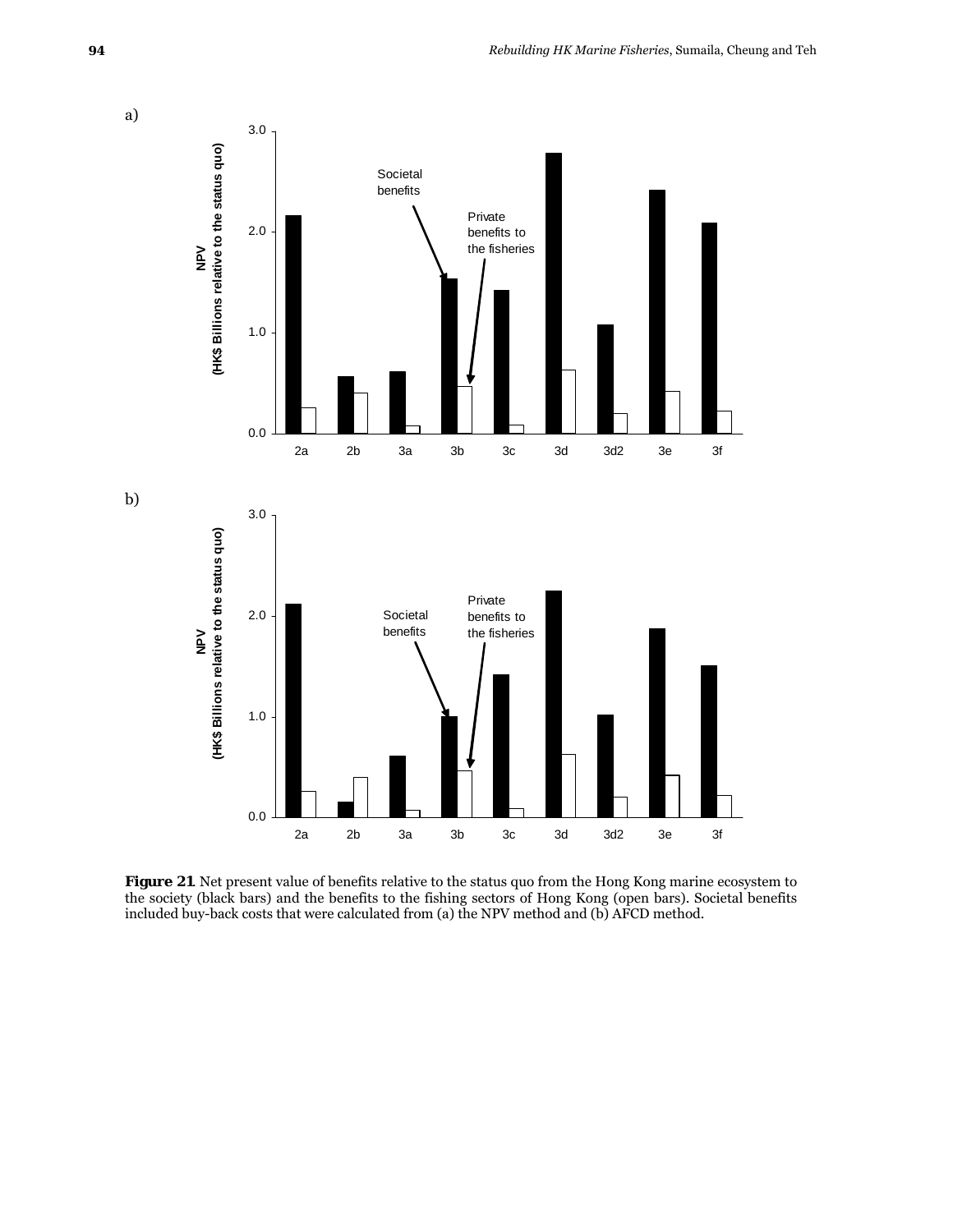a)

b)

**Figure 21**. Net present value of benefits relative to the status quo from the Hong Kong marine ecosystem to the society (black bars) and the benefits to the fishing sectors of Hong Kong (open bars). Societal benefits included buy-back costs that were calculated from (a) the NPV method and (b) AFCD method.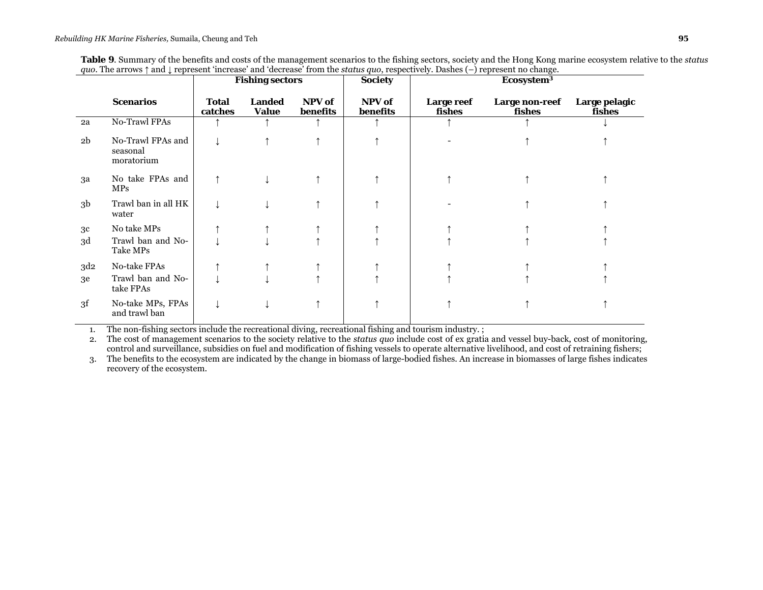**Table 9**. Summary of the benefits and costs of the management scenarios to the fishing sectors, society and the Hong Kong marine ecosystem relative to the *status quo*. The arrows ↑ and ↓ represent 'increase' and 'decrease' from the *status quo*, respectively. Dashes (–) represent no change.

| | | Fishing sectors | | | Society | Ecosystem[3] | | |
|---|---|---|---|---|---|---|---|---|
| | **Scenarios** | **Total catches** | **Landed Value** | **NPV of benefits** | **NPV of benefits** | **Large reef fishes** | **Large non-reef fishes** | **Large pelagic fishes** |
| 2a | No-Trawl FPAs | ↑ | ↑ | ↑ | ↑ | ↑ | ↑ | ↓ |
| 2b | No-Trawl FPAs and seasonal moratorium | ↓ | ↑ | ↑ | ↑ | - | ↑ | ↑ |
| 3a | No take FPAs and MPs | ↑ | ↓ | ↑ | ↑ | ↑ | ↑ | ↑ |
| 3b | Trawl ban in all HK water | ↓ | ↓ | ↑ | ↑ | - | ↑ | ↑ |
| 3c | No take MPs | ↑ | ↑ | ↑ | ↑ | ↑ | ↑ | ↑ |
| 3d | Trawl ban and No-Take MPs | ↓ | ↓ | ↑ | ↑ | ↑ | ↑ | ↑ |
| 3d2 | No-take FPAs | ↑ | ↑ | ↑ | ↑ | ↑ | ↑ | ↑ |
| 3e | Trawl ban and No-take FPAs | ↓ | ↓ | ↑ | ↑ | ↑ | ↑ | ↑ |
| 3f | No-take MPs, FPAs and trawl ban | ↓ | ↓ | ↑ | ↑ | ↑ | ↑ | ↑ |

1. The non-fishing sectors include the recreational diving, recreational fishing and tourism industry. ;
2. The cost of management scenarios to the society relative to the *status quo* include cost of ex gratia and vessel buy-back, cost of monitoring, control and surveillance, subsidies on fuel and modification of fishing vessels to operate alternative livelihood, and cost of retraining fishers;
3. The benefits to the ecosystem are indicated by the change in biomass of large-bodied fishes. An increase in biomasses of large fishes indicates recovery of the ecosystem.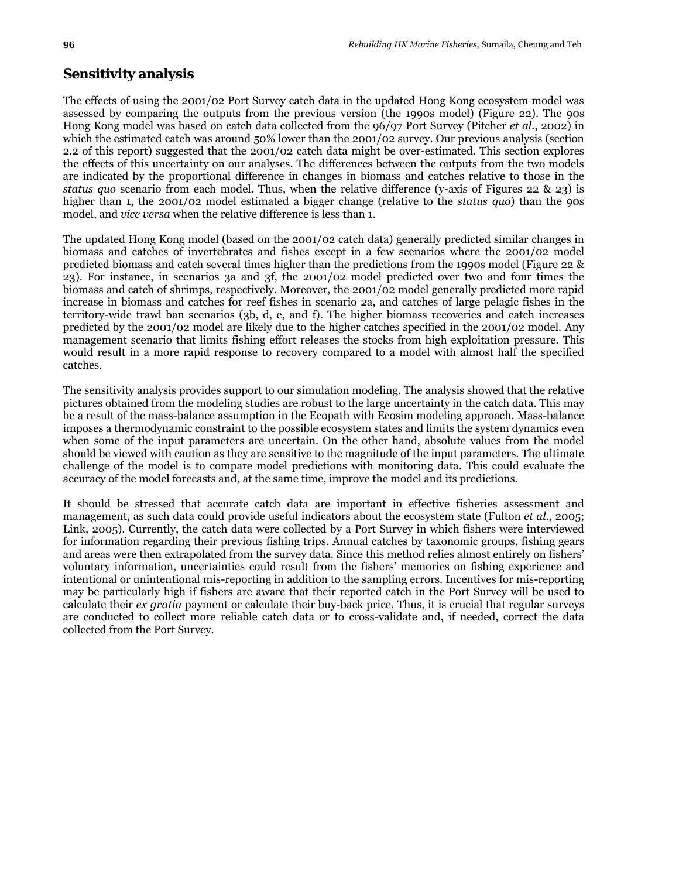## Sensitivity analysis

The effects of using the 2001/02 Port Survey catch data in the updated Hong Kong ecosystem model was assessed by comparing the outputs from the previous version (the 1990s model) (Figure 22). The 90s Hong Kong model was based on catch data collected from the 96/97 Port Survey (Pitcher *et al.*, 2002) in which the estimated catch was around 50% lower than the 2001/02 survey. Our previous analysis (section 2.2 of this report) suggested that the 2001/02 catch data might be over-estimated. This section explores the effects of this uncertainty on our analyses. The differences between the outputs from the two models are indicated by the proportional difference in changes in biomass and catches relative to those in the *status quo* scenario from each model. Thus, when the relative difference (y-axis of Figures 22 & 23) is higher than 1, the 2001/02 model estimated a bigger change (relative to the *status quo*) than the 90s model, and *vice versa* when the relative difference is less than 1.

The updated Hong Kong model (based on the 2001/02 catch data) generally predicted similar changes in biomass and catches of invertebrates and fishes except in a few scenarios where the 2001/02 model predicted biomass and catch several times higher than the predictions from the 1990s model (Figure 22 & 23). For instance, in scenarios 3a and 3f, the 2001/02 model predicted over two and four times the biomass and catch of shrimps, respectively. Moreover, the 2001/02 model generally predicted more rapid increase in biomass and catches for reef fishes in scenario 2a, and catches of large pelagic fishes in the territory-wide trawl ban scenarios (3b, d, e, and f). The higher biomass recoveries and catch increases predicted by the 2001/02 model are likely due to the higher catches specified in the 2001/02 model. Any management scenario that limits fishing effort releases the stocks from high exploitation pressure. This would result in a more rapid response to recovery compared to a model with almost half the specified catches.

The sensitivity analysis provides support to our simulation modeling. The analysis showed that the relative pictures obtained from the modeling studies are robust to the large uncertainty in the catch data. This may be a result of the mass-balance assumption in the Ecopath with Ecosim modeling approach. Mass-balance imposes a thermodynamic constraint to the possible ecosystem states and limits the system dynamics even when some of the input parameters are uncertain. On the other hand, absolute values from the model should be viewed with caution as they are sensitive to the magnitude of the input parameters. The ultimate challenge of the model is to compare model predictions with monitoring data. This could evaluate the accuracy of the model forecasts and, at the same time, improve the model and its predictions.

It should be stressed that accurate catch data are important in effective fisheries assessment and management, as such data could provide useful indicators about the ecosystem state (Fulton *et al.*, 2005; Link, 2005). Currently, the catch data were collected by a Port Survey in which fishers were interviewed for information regarding their previous fishing trips. Annual catches by taxonomic groups, fishing gears and areas were then extrapolated from the survey data. Since this method relies almost entirely on fishers' voluntary information, uncertainties could result from the fishers' memories on fishing experience and intentional or unintentional mis-reporting in addition to the sampling errors. Incentives for mis-reporting may be particularly high if fishers are aware that their reported catch in the Port Survey will be used to calculate their *ex gratia* payment or calculate their buy-back price. Thus, it is crucial that regular surveys are conducted to collect more reliable catch data or to cross-validate and, if needed, correct the data collected from the Port Survey.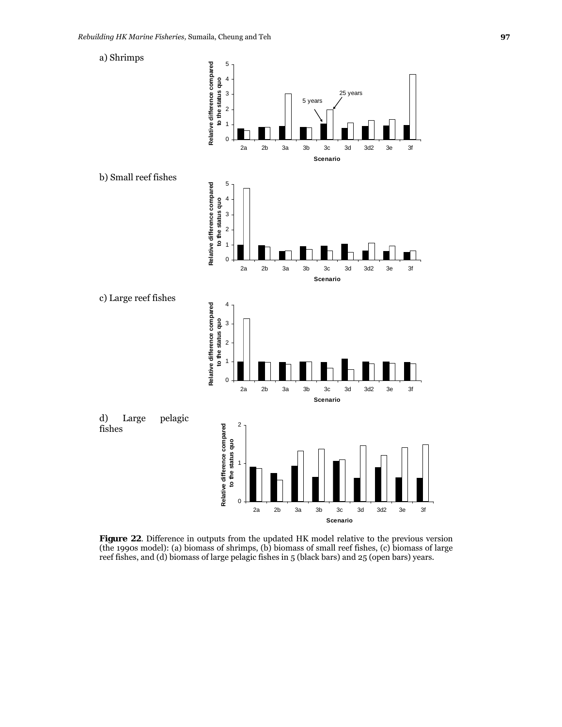a) Shrimps

b) Small reef fishes

c) Large reef fishes

d) Large pelagic fishes

**Figure 22**. Difference in outputs from the updated HK model relative to the previous version (the 1990s model): (a) biomass of shrimps, (b) biomass of small reef fishes, (c) biomass of large reef fishes, and (d) biomass of large pelagic fishes in 5 (black bars) and 25 (open bars) years.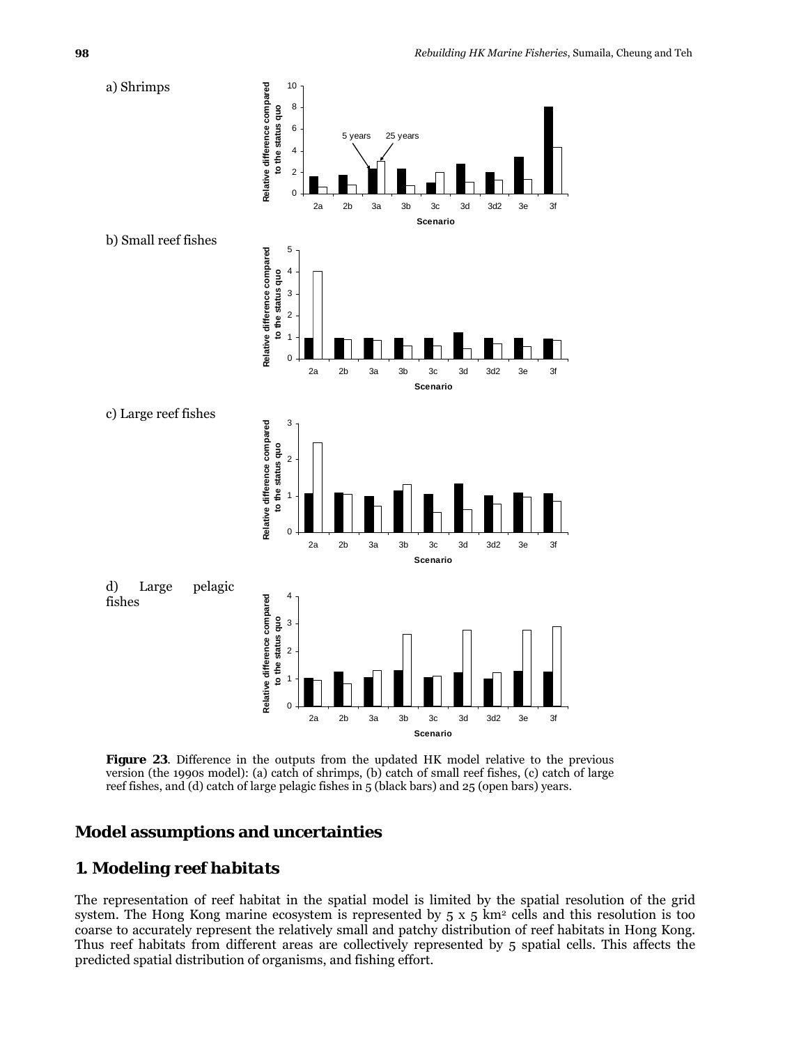a) Shrimps

b) Small reef fishes

c) Large reef fishes

d) Large pelagic fishes

**Figure 23**. Difference in the outputs from the updated HK model relative to the previous version (the 1990s model): (a) catch of shrimps, (b) catch of small reef fishes, (c) catch of large reef fishes, and (d) catch of large pelagic fishes in 5 (black bars) and 25 (open bars) years.

## Model assumptions and uncertainties

### *1. Modeling reef habitats*

The representation of reef habitat in the spatial model is limited by the spatial resolution of the grid system. The Hong Kong marine ecosystem is represented by 5 x 5 $km^2$ cells and this resolution is too coarse to accurately represent the relatively small and patchy distribution of reef habitats in Hong Kong. Thus reef habitats from different areas are collectively represented by 5 spatial cells. This affects the predicted spatial distribution of organisms, and fishing effort.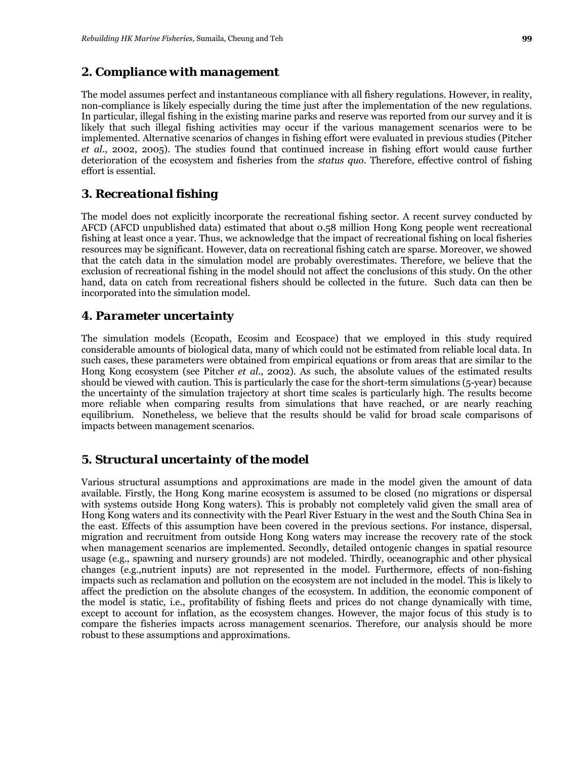## 2. Compliance with management

The model assumes perfect and instantaneous compliance with all fishery regulations. However, in reality, non-compliance is likely especially during the time just after the implementation of the new regulations. In particular, illegal fishing in the existing marine parks and reserve was reported from our survey and it is likely that such illegal fishing activities may occur if the various management scenarios were to be implemented. Alternative scenarios of changes in fishing effort were evaluated in previous studies (Pitcher *et al.*, 2002, 2005). The studies found that continued increase in fishing effort would cause further deterioration of the ecosystem and fisheries from the *status quo*. Therefore, effective control of fishing effort is essential.

## 3. Recreational fishing

The model does not explicitly incorporate the recreational fishing sector. A recent survey conducted by AFCD (AFCD unpublished data) estimated that about 0.58 million Hong Kong people went recreational fishing at least once a year. Thus, we acknowledge that the impact of recreational fishing on local fisheries resources may be significant. However, data on recreational fishing catch are sparse. Moreover, we showed that the catch data in the simulation model are probably overestimates. Therefore, we believe that the exclusion of recreational fishing in the model should not affect the conclusions of this study. On the other hand, data on catch from recreational fishers should be collected in the future. Such data can then be incorporated into the simulation model.

## 4. Parameter uncertainty

The simulation models (Ecopath, Ecosim and Ecospace) that we employed in this study required considerable amounts of biological data, many of which could not be estimated from reliable local data. In such cases, these parameters were obtained from empirical equations or from areas that are similar to the Hong Kong ecosystem (see Pitcher *et al.*, 2002). As such, the absolute values of the estimated results should be viewed with caution. This is particularly the case for the short-term simulations (5-year) because the uncertainty of the simulation trajectory at short time scales is particularly high. The results become more reliable when comparing results from simulations that have reached, or are nearly reaching equilibrium. Nonetheless, we believe that the results should be valid for broad scale comparisons of impacts between management scenarios.

## 5. Structural uncertainty of the model

Various structural assumptions and approximations are made in the model given the amount of data available. Firstly, the Hong Kong marine ecosystem is assumed to be closed (no migrations or dispersal with systems outside Hong Kong waters). This is probably not completely valid given the small area of Hong Kong waters and its connectivity with the Pearl River Estuary in the west and the South China Sea in the east. Effects of this assumption have been covered in the previous sections. For instance, dispersal, migration and recruitment from outside Hong Kong waters may increase the recovery rate of the stock when management scenarios are implemented. Secondly, detailed ontogenic changes in spatial resource usage (e.g., spawning and nursery grounds) are not modeled. Thirdly, oceanographic and other physical changes (e.g.,nutrient inputs) are not represented in the model. Furthermore, effects of non-fishing impacts such as reclamation and pollution on the ecosystem are not included in the model. This is likely to affect the prediction on the absolute changes of the ecosystem. In addition, the economic component of the model is static, i.e., profitability of fishing fleets and prices do not change dynamically with time, except to account for inflation, as the ecosystem changes. However, the major focus of this study is to compare the fisheries impacts across management scenarios. Therefore, our analysis should be more robust to these assumptions and approximations.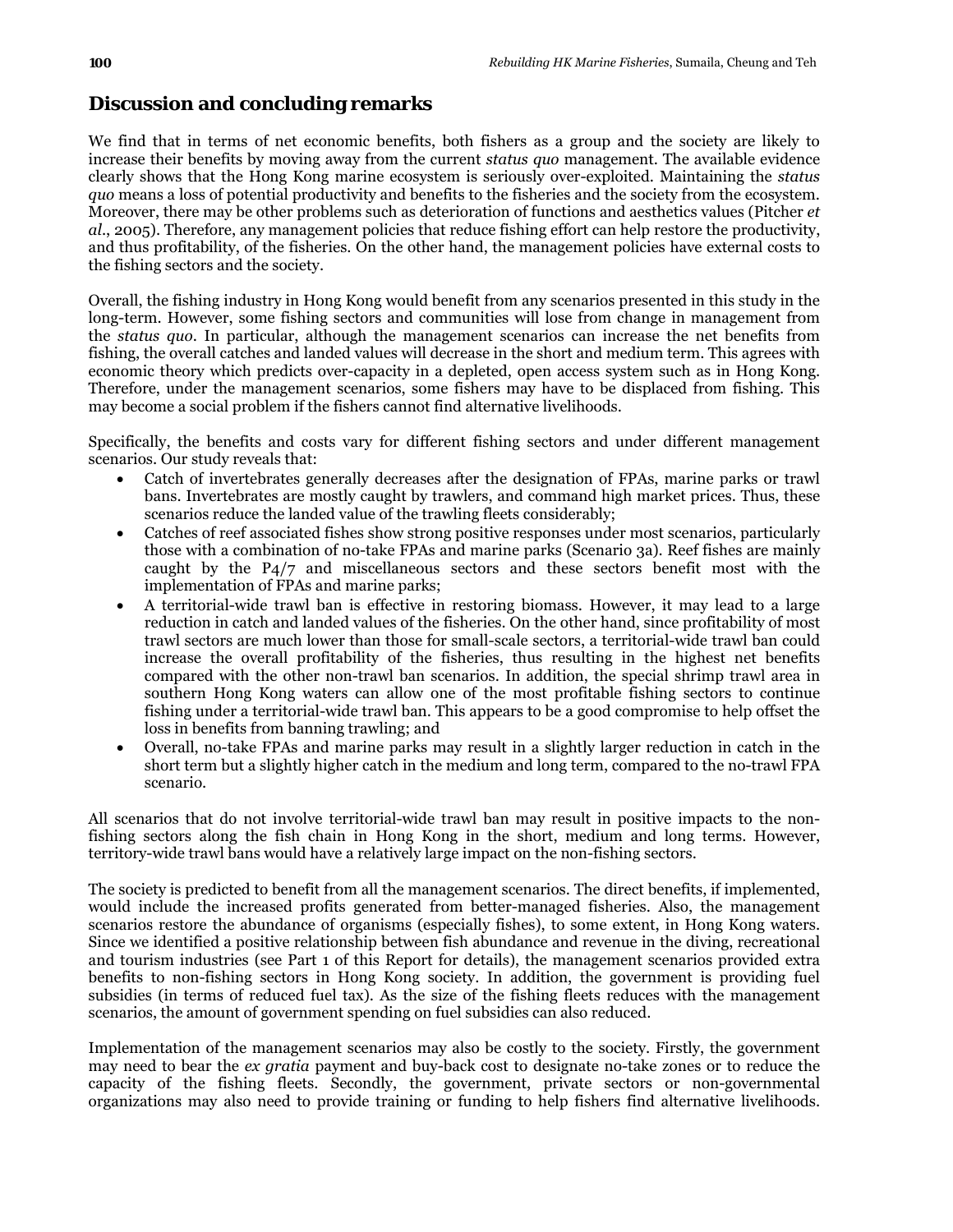## Discussion and concluding remarks

We find that in terms of net economic benefits, both fishers as a group and the society are likely to increase their benefits by moving away from the current *status quo* management. The available evidence clearly shows that the Hong Kong marine ecosystem is seriously over-exploited. Maintaining the *status quo* means a loss of potential productivity and benefits to the fisheries and the society from the ecosystem. Moreover, there may be other problems such as deterioration of functions and aesthetics values (Pitcher *et al.*, 2005). Therefore, any management policies that reduce fishing effort can help restore the productivity, and thus profitability, of the fisheries. On the other hand, the management policies have external costs to the fishing sectors and the society.

Overall, the fishing industry in Hong Kong would benefit from any scenarios presented in this study in the long-term. However, some fishing sectors and communities will lose from change in management from the *status quo*. In particular, although the management scenarios can increase the net benefits from fishing, the overall catches and landed values will decrease in the short and medium term. This agrees with economic theory which predicts over-capacity in a depleted, open access system such as in Hong Kong. Therefore, under the management scenarios, some fishers may have to be displaced from fishing. This may become a social problem if the fishers cannot find alternative livelihoods.

Specifically, the benefits and costs vary for different fishing sectors and under different management scenarios. Our study reveals that:

- Catch of invertebrates generally decreases after the designation of FPAs, marine parks or trawl bans. Invertebrates are mostly caught by trawlers, and command high market prices. Thus, these scenarios reduce the landed value of the trawling fleets considerably;
- Catches of reef associated fishes show strong positive responses under most scenarios, particularly those with a combination of no-take FPAs and marine parks (Scenario 3a). Reef fishes are mainly caught by the P4/7 and miscellaneous sectors and these sectors benefit most with the implementation of FPAs and marine parks;
- A territorial-wide trawl ban is effective in restoring biomass. However, it may lead to a large reduction in catch and landed values of the fisheries. On the other hand, since profitability of most trawl sectors are much lower than those for small-scale sectors, a territorial-wide trawl ban could increase the overall profitability of the fisheries, thus resulting in the highest net benefits compared with the other non-trawl ban scenarios. In addition, the special shrimp trawl area in southern Hong Kong waters can allow one of the most profitable fishing sectors to continue fishing under a territorial-wide trawl ban. This appears to be a good compromise to help offset the loss in benefits from banning trawling; and
- Overall, no-take FPAs and marine parks may result in a slightly larger reduction in catch in the short term but a slightly higher catch in the medium and long term, compared to the no-trawl FPA scenario.

All scenarios that do not involve territorial-wide trawl ban may result in positive impacts to the non-fishing sectors along the fish chain in Hong Kong in the short, medium and long terms. However, territory-wide trawl bans would have a relatively large impact on the non-fishing sectors.

The society is predicted to benefit from all the management scenarios. The direct benefits, if implemented, would include the increased profits generated from better-managed fisheries. Also, the management scenarios restore the abundance of organisms (especially fishes), to some extent, in Hong Kong waters. Since we identified a positive relationship between fish abundance and revenue in the diving, recreational and tourism industries (see Part 1 of this Report for details), the management scenarios provided extra benefits to non-fishing sectors in Hong Kong society. In addition, the government is providing fuel subsidies (in terms of reduced fuel tax). As the size of the fishing fleets reduces with the management scenarios, the amount of government spending on fuel subsidies can also reduced.

Implementation of the management scenarios may also be costly to the society. Firstly, the government may need to bear the *ex gratia* payment and buy-back cost to designate no-take zones or to reduce the capacity of the fishing fleets. Secondly, the government, private sectors or non-governmental organizations may also need to provide training or funding to help fishers find alternative livelihoods.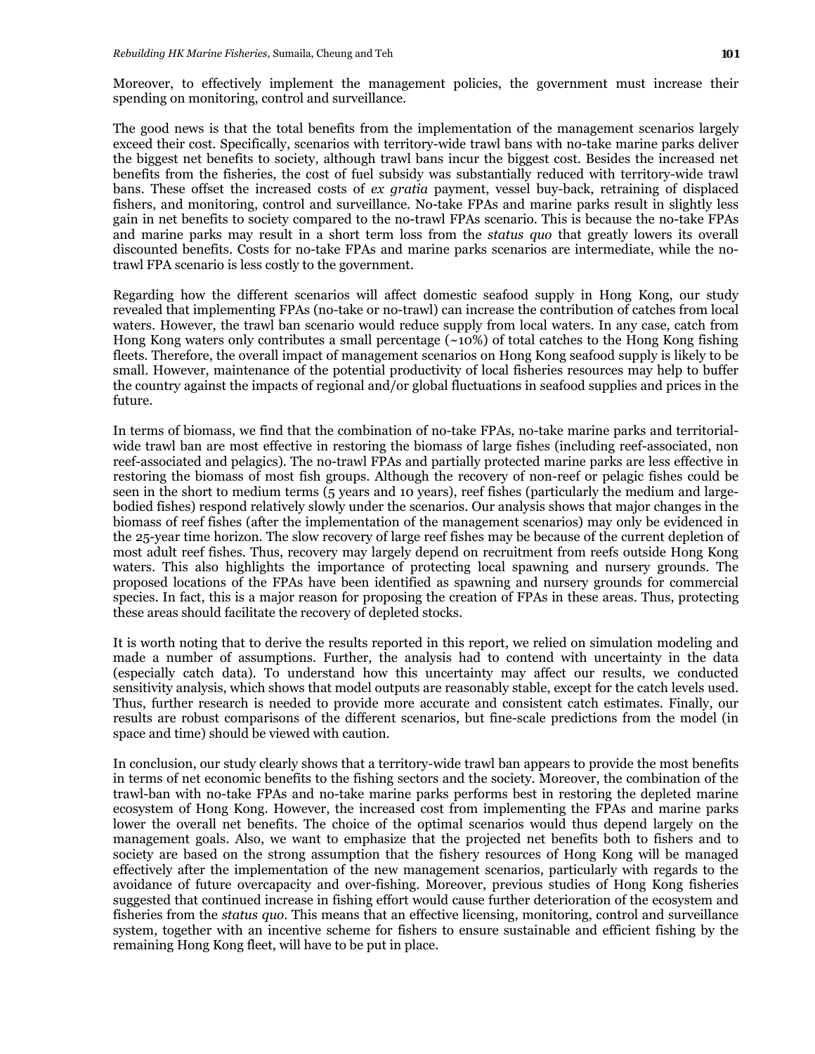Moreover, to effectively implement the management policies, the government must increase their spending on monitoring, control and surveillance.

The good news is that the total benefits from the implementation of the management scenarios largely exceed their cost. Specifically, scenarios with territory-wide trawl bans with no-take marine parks deliver the biggest net benefits to society, although trawl bans incur the biggest cost. Besides the increased net benefits from the fisheries, the cost of fuel subsidy was substantially reduced with territory-wide trawl bans. These offset the increased costs of *ex gratia* payment, vessel buy-back, retraining of displaced fishers, and monitoring, control and surveillance. No-take FPAs and marine parks result in slightly less gain in net benefits to society compared to the no-trawl FPAs scenario. This is because the no-take FPAs and marine parks may result in a short term loss from the *status quo* that greatly lowers its overall discounted benefits. Costs for no-take FPAs and marine parks scenarios are intermediate, while the no-trawl FPA scenario is less costly to the government.

Regarding how the different scenarios will affect domestic seafood supply in Hong Kong, our study revealed that implementing FPAs (no-take or no-trawl) can increase the contribution of catches from local waters. However, the trawl ban scenario would reduce supply from local waters. In any case, catch from Hong Kong waters only contributes a small percentage (~10%) of total catches to the Hong Kong fishing fleets. Therefore, the overall impact of management scenarios on Hong Kong seafood supply is likely to be small. However, maintenance of the potential productivity of local fisheries resources may help to buffer the country against the impacts of regional and/or global fluctuations in seafood supplies and prices in the future.

In terms of biomass, we find that the combination of no-take FPAs, no-take marine parks and territorial-wide trawl ban are most effective in restoring the biomass of large fishes (including reef-associated, non reef-associated and pelagics). The no-trawl FPAs and partially protected marine parks are less effective in restoring the biomass of most fish groups. Although the recovery of non-reef or pelagic fishes could be seen in the short to medium terms (5 years and 10 years), reef fishes (particularly the medium and large-bodied fishes) respond relatively slowly under the scenarios. Our analysis shows that major changes in the biomass of reef fishes (after the implementation of the management scenarios) may only be evidenced in the 25-year time horizon. The slow recovery of large reef fishes may be because of the current depletion of most adult reef fishes. Thus, recovery may largely depend on recruitment from reefs outside Hong Kong waters. This also highlights the importance of protecting local spawning and nursery grounds. The proposed locations of the FPAs have been identified as spawning and nursery grounds for commercial species. In fact, this is a major reason for proposing the creation of FPAs in these areas. Thus, protecting these areas should facilitate the recovery of depleted stocks.

It is worth noting that to derive the results reported in this report, we relied on simulation modeling and made a number of assumptions. Further, the analysis had to contend with uncertainty in the data (especially catch data). To understand how this uncertainty may affect our results, we conducted sensitivity analysis, which shows that model outputs are reasonably stable, except for the catch levels used. Thus, further research is needed to provide more accurate and consistent catch estimates. Finally, our results are robust comparisons of the different scenarios, but fine-scale predictions from the model (in space and time) should be viewed with caution.

In conclusion, our study clearly shows that a territory-wide trawl ban appears to provide the most benefits in terms of net economic benefits to the fishing sectors and the society. Moreover, the combination of the trawl-ban with no-take FPAs and no-take marine parks performs best in restoring the depleted marine ecosystem of Hong Kong. However, the increased cost from implementing the FPAs and marine parks lower the overall net benefits. The choice of the optimal scenarios would thus depend largely on the management goals. Also, we want to emphasize that the projected net benefits both to fishers and to society are based on the strong assumption that the fishery resources of Hong Kong will be managed effectively after the implementation of the new management scenarios, particularly with regards to the avoidance of future overcapacity and over-fishing. Moreover, previous studies of Hong Kong fisheries suggested that continued increase in fishing effort would cause further deterioration of the ecosystem and fisheries from the *status quo*. This means that an effective licensing, monitoring, control and surveillance system, together with an incentive scheme for fishers to ensure sustainable and efficient fishing by the remaining Hong Kong fleet, will have to be put in place.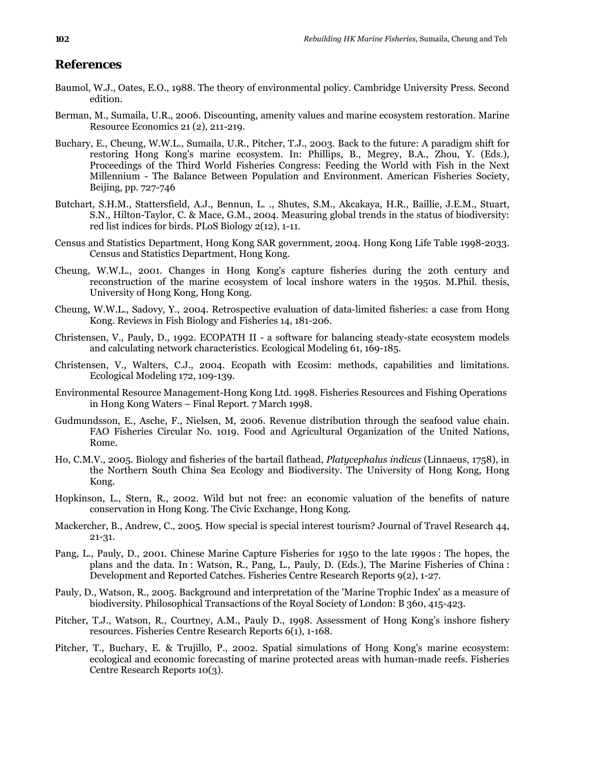## References

Baumol, W.J., Oates, E.O., 1988. The theory of environmental policy. Cambridge University Press. Second edition.

Berman, M., Sumaila, U.R., 2006. Discounting, amenity values and marine ecosystem restoration. Marine Resource Economics 21 (2), 211-219.

Buchary, E., Cheung, W.W.L., Sumaila, U.R., Pitcher, T.J., 2003. Back to the future: A paradigm shift for restoring Hong Kong's marine ecosystem. In: Phillips, B., Megrey, B.A., Zhou, Y. (Eds.), Proceedings of the Third World Fisheries Congress: Feeding the World with Fish in the Next Millennium - The Balance Between Population and Environment. American Fisheries Society, Beijing, pp. 727-746

Butchart, S.H.M., Stattersfield, A.J., Bennun, L. ., Shutes, S.M., Akcakaya, H.R., Baillie, J.E.M., Stuart, S.N., Hilton-Taylor, C. & Mace, G.M., 2004. Measuring global trends in the status of biodiversity: red list indices for birds. PLoS Biology 2(12), 1-11.

Census and Statistics Department, Hong Kong SAR government, 2004. Hong Kong Life Table 1998-2033. Census and Statistics Department, Hong Kong.

Cheung, W.W.L., 2001. Changes in Hong Kong's capture fisheries during the 20th century and reconstruction of the marine ecosystem of local inshore waters in the 1950s. M.Phil. thesis, University of Hong Kong, Hong Kong.

Cheung, W.W.L., Sadovy, Y., 2004. Retrospective evaluation of data-limited fisheries: a case from Hong Kong. Reviews in Fish Biology and Fisheries 14, 181-206.

Christensen, V., Pauly, D., 1992. ECOPATH II - a software for balancing steady-state ecosystem models and calculating network characteristics. Ecological Modeling 61, 169-185.

Christensen, V., Walters, C.J., 2004. Ecopath with Ecosim: methods, capabilities and limitations. Ecological Modeling 172, 109-139.

Environmental Resource Management-Hong Kong Ltd. 1998. Fisheries Resources and Fishing Operations in Hong Kong Waters – Final Report. 7 March 1998.

Gudmundsson, E., Asche, F., Nielsen, M, 2006. Revenue distribution through the seafood value chain. FAO Fisheries Circular No. 1019. Food and Agricultural Organization of the United Nations, Rome.

Ho, C.M.V., 2005. Biology and fisheries of the bartail flathead, *Platycephalus indicus* (Linnaeus, 1758), in the Northern South China Sea Ecology and Biodiversity. The University of Hong Kong, Hong Kong.

Hopkinson, L., Stern, R., 2002. Wild but not free: an economic valuation of the benefits of nature conservation in Hong Kong. The Civic Exchange, Hong Kong.

Mackercher, B., Andrew, C., 2005. How special is special interest tourism? Journal of Travel Research 44, 21-31.

Pang, L., Pauly, D., 2001. Chinese Marine Capture Fisheries for 1950 to the late 1990s : The hopes, the plans and the data. In : Watson, R., Pang, L., Pauly, D. (Eds.), The Marine Fisheries of China : Development and Reported Catches. Fisheries Centre Research Reports 9(2), 1-27.

Pauly, D., Watson, R., 2005. Background and interpretation of the 'Marine Trophic Index' as a measure of biodiversity. Philosophical Transactions of the Royal Society of London: B 360, 415-423.

Pitcher, T.J., Watson, R., Courtney, A.M., Pauly D., 1998. Assessment of Hong Kong's inshore fishery resources. Fisheries Centre Research Reports 6(1), 1-168.

Pitcher, T., Buchary, E. & Trujillo, P., 2002. Spatial simulations of Hong Kong's marine ecosystem: ecological and economic forecasting of marine protected areas with human-made reefs. Fisheries Centre Research Reports 10(3).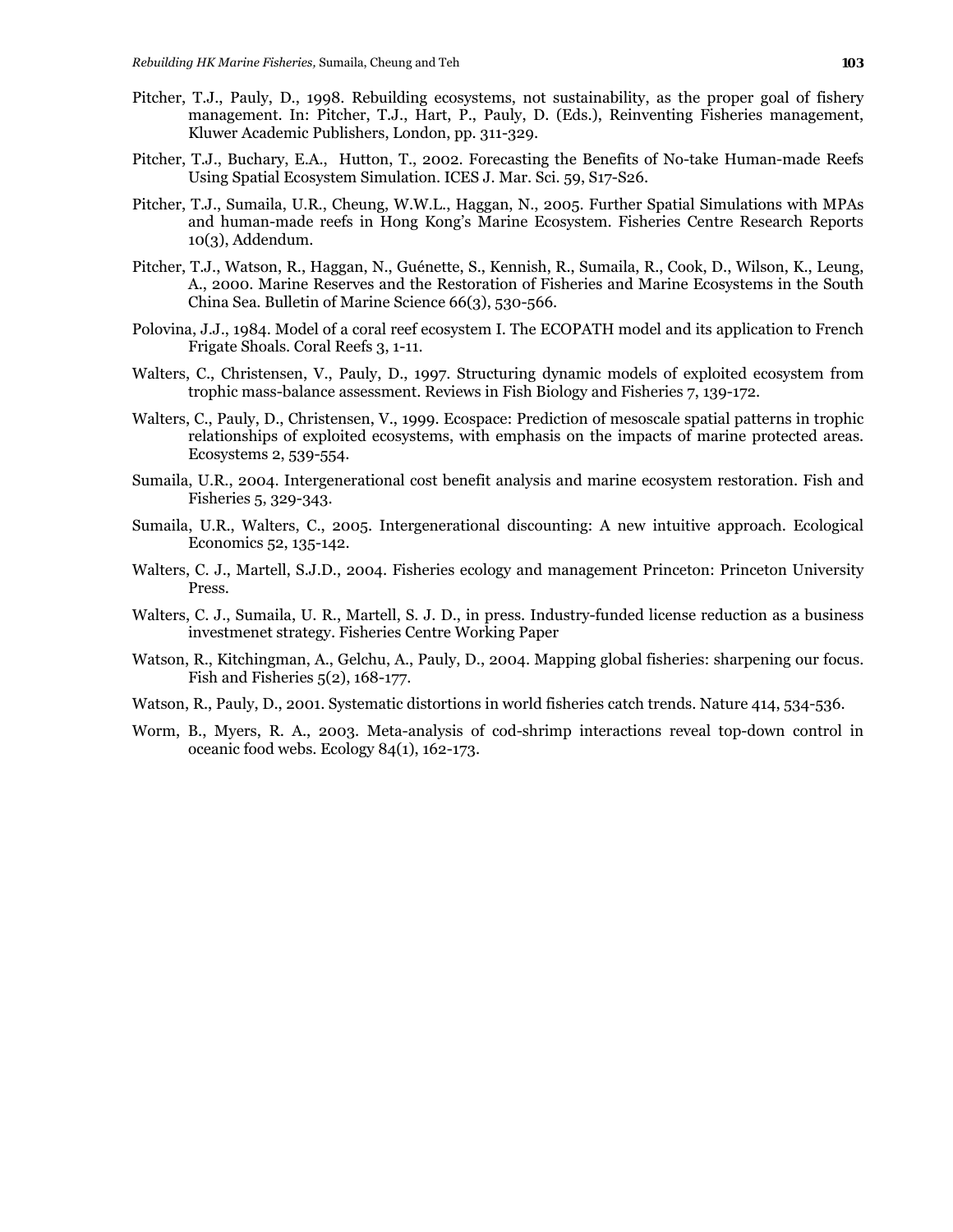Pitcher, T.J., Pauly, D., 1998. Rebuilding ecosystems, not sustainability, as the proper goal of fishery management. In: Pitcher, T.J., Hart, P., Pauly, D. (Eds.), Reinventing Fisheries management, Kluwer Academic Publishers, London, pp. 311-329.

Pitcher, T.J., Buchary, E.A., Hutton, T., 2002. Forecasting the Benefits of No-take Human-made Reefs Using Spatial Ecosystem Simulation. ICES J. Mar. Sci. 59, S17-S26.

Pitcher, T.J., Sumaila, U.R., Cheung, W.W.L., Haggan, N., 2005. Further Spatial Simulations with MPAs and human-made reefs in Hong Kong's Marine Ecosystem. Fisheries Centre Research Reports 10(3), Addendum.

Pitcher, T.J., Watson, R., Haggan, N., Guénette, S., Kennish, R., Sumaila, R., Cook, D., Wilson, K., Leung, A., 2000. Marine Reserves and the Restoration of Fisheries and Marine Ecosystems in the South China Sea. Bulletin of Marine Science 66(3), 530-566.

Polovina, J.J., 1984. Model of a coral reef ecosystem I. The ECOPATH model and its application to French Frigate Shoals. Coral Reefs 3, 1-11.

Walters, C., Christensen, V., Pauly, D., 1997. Structuring dynamic models of exploited ecosystem from trophic mass-balance assessment. Reviews in Fish Biology and Fisheries 7, 139-172.

Walters, C., Pauly, D., Christensen, V., 1999. Ecospace: Prediction of mesoscale spatial patterns in trophic relationships of exploited ecosystems, with emphasis on the impacts of marine protected areas. Ecosystems 2, 539-554.

Sumaila, U.R., 2004. Intergenerational cost benefit analysis and marine ecosystem restoration. Fish and Fisheries 5, 329-343.

Sumaila, U.R., Walters, C., 2005. Intergenerational discounting: A new intuitive approach. Ecological Economics 52, 135-142.

Walters, C. J., Martell, S.J.D., 2004. Fisheries ecology and management Princeton: Princeton University Press.

Walters, C. J., Sumaila, U. R., Martell, S. J. D., in press. Industry-funded license reduction as a business investmenet strategy. Fisheries Centre Working Paper

Watson, R., Kitchingman, A., Gelchu, A., Pauly, D., 2004. Mapping global fisheries: sharpening our focus. Fish and Fisheries 5(2), 168-177.

Watson, R., Pauly, D., 2001. Systematic distortions in world fisheries catch trends. Nature 414, 534-536.

Worm, B., Myers, R. A., 2003. Meta-analysis of cod-shrimp interactions reveal top-down control in oceanic food webs. Ecology 84(1), 162-173.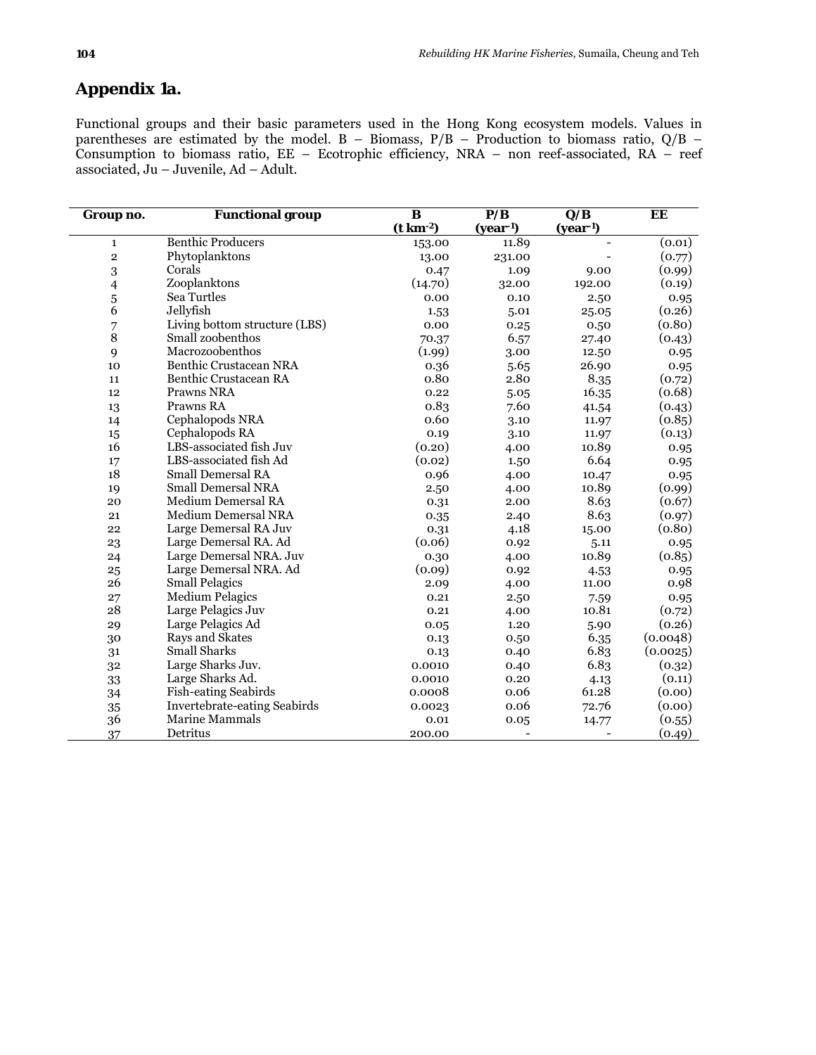## Appendix 1a.

Functional groups and their basic parameters used in the Hong Kong ecosystem models. Values in parentheses are estimated by the model. B – Biomass, P/B – Production to biomass ratio, Q/B – Consumption to biomass ratio, EE – Ecotrophic efficiency, NRA – non reef-associated, RA – reef associated, Ju – Juvenile, Ad – Adult.

| Group no. | Functional group | B ($t\ km^{-2}$) | P/B ($year^{-1}$) | Q/B ($year^{-1}$) | EE |
|---|---|---|---|---|---|
| 1 | Benthic Producers | 153.00 | 11.89 | - | (0.01) |
| 2 | Phytoplanktons | 13.00 | 231.00 | - | (0.77) |
| 3 | Corals | 0.47 | 1.09 | 9.00 | (0.99) |
| 4 | Zooplanktons | (14.70) | 32.00 | 192.00 | (0.19) |
| 5 | Sea Turtles | 0.00 | 0.10 | 2.50 | 0.95 |
| 6 | Jellyfish | 1.53 | 5.01 | 25.05 | (0.26) |
| 7 | Living bottom structure (LBS) | 0.00 | 0.25 | 0.50 | (0.80) |
| 8 | Small zoobenthos | 70.37 | 6.57 | 27.40 | (0.43) |
| 9 | Macrozoobenthos | (1.99) | 3.00 | 12.50 | 0.95 |
| 10 | Benthic Crustacean NRA | 0.36 | 5.65 | 26.90 | 0.95 |
| 11 | Benthic Crustacean RA | 0.80 | 2.80 | 8.35 | (0.72) |
| 12 | Prawns NRA | 0.22 | 5.05 | 16.35 | (0.68) |
| 13 | Prawns RA | 0.83 | 7.60 | 41.54 | (0.43) |
| 14 | Cephalopods NRA | 0.60 | 3.10 | 11.97 | (0.85) |
| 15 | Cephalopods RA | 0.19 | 3.10 | 11.97 | (0.13) |
| 16 | LBS-associated fish Juv | (0.20) | 4.00 | 10.89 | 0.95 |
| 17 | LBS-associated fish Ad | (0.02) | 1.50 | 6.64 | 0.95 |
| 18 | Small Demersal RA | 0.96 | 4.00 | 10.47 | 0.95 |
| 19 | Small Demersal NRA | 2.50 | 4.00 | 10.89 | (0.99) |
| 20 | Medium Demersal RA | 0.31 | 2.00 | 8.63 | (0.67) |
| 21 | Medium Demersal NRA | 0.35 | 2.40 | 8.63 | (0.97) |
| 22 | Large Demersal RA Juv | 0.31 | 4.18 | 15.00 | (0.80) |
| 23 | Large Demersal RA. Ad | (0.06) | 0.92 | 5.11 | 0.95 |
| 24 | Large Demersal NRA. Juv | 0.30 | 4.00 | 10.89 | (0.85) |
| 25 | Large Demersal NRA. Ad | (0.09) | 0.92 | 4.53 | 0.95 |
| 26 | Small Pelagics | 2.09 | 4.00 | 11.00 | 0.98 |
| 27 | Medium Pelagics | 0.21 | 2.50 | 7.59 | 0.95 |
| 28 | Large Pelagics Juv | 0.21 | 4.00 | 10.81 | (0.72) |
| 29 | Large Pelagics Ad | 0.05 | 1.20 | 5.90 | (0.26) |
| 30 | Rays and Skates | 0.13 | 0.50 | 6.35 | (0.0048) |
| 31 | Small Sharks | 0.13 | 0.40 | 6.83 | (0.0025) |
| 32 | Large Sharks Juv. | 0.0010 | 0.40 | 6.83 | (0.32) |
| 33 | Large Sharks Ad. | 0.0010 | 0.20 | 4.13 | (0.11) |
| 34 | Fish-eating Seabirds | 0.0008 | 0.06 | 61.28 | (0.00) |
| 35 | Invertebrate-eating Seabirds | 0.0023 | 0.06 | 72.76 | (0.00) |
| 36 | Marine Mammals | 0.01 | 0.05 | 14.77 | (0.55) |
| 37 | Detritus | 200.00 | - | - | (0.49) |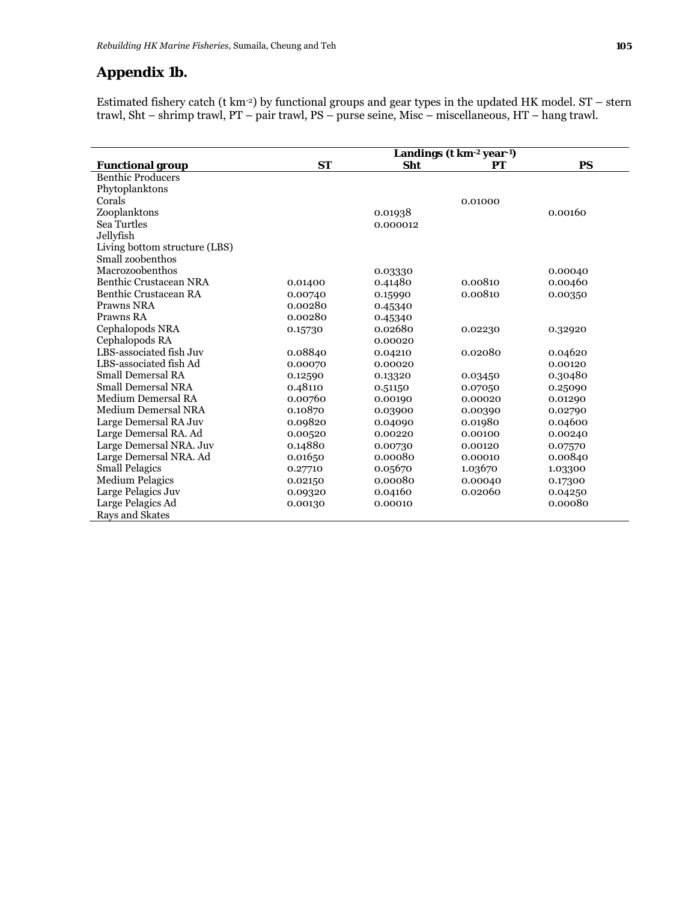## Appendix 1b.

Estimated fishery catch (t km$^{-2}$) by functional groups and gear types in the updated HK model. ST – stern trawl, Sht – shrimp trawl, PT – pair trawl, PS – purse seine, Misc – miscellaneous, HT – hang trawl.

| | Landings (t km$^{-2}$ year$^{-1}$) | | | |
|---|---|---|---|---|
| **Functional group** | **ST** | **Sht** | **PT** | **PS** |
| Benthic Producers | | | | |
| Phytoplanktons | | | | |
| Corals | | | 0.01000 | |
| Zooplanktons | | 0.01938 | | 0.00160 |
| Sea Turtles | | 0.000012 | | |
| Jellyfish | | | | |
| Living bottom structure (LBS) | | | | |
| Small zoobenthos | | | | |
| Macrozoobenthos | | 0.03330 | | 0.00040 |
| Benthic Crustacean NRA | 0.01400 | 0.41480 | 0.00810 | 0.00460 |
| Benthic Crustacean RA | 0.00740 | 0.15990 | 0.00810 | 0.00350 |
| Prawns NRA | 0.00280 | 0.45340 | | |
| Prawns RA | 0.00280 | 0.45340 | | |
| Cephalopods NRA | 0.15730 | 0.02680 | 0.02230 | 0.32920 |
| Cephalopods RA | | 0.00020 | | |
| LBS-associated fish Juv | 0.08840 | 0.04210 | 0.02080 | 0.04620 |
| LBS-associated fish Ad | 0.00070 | 0.00020 | | 0.00120 |
| Small Demersal RA | 0.12590 | 0.13320 | 0.03450 | 0.30480 |
| Small Demersal NRA | 0.48110 | 0.51150 | 0.07050 | 0.25090 |
| Medium Demersal RA | 0.00760 | 0.00190 | 0.00020 | 0.01290 |
| Medium Demersal NRA | 0.10870 | 0.03900 | 0.00390 | 0.02790 |
| Large Demersal RA Juv | 0.09820 | 0.04090 | 0.01980 | 0.04600 |
| Large Demersal RA. Ad | 0.00520 | 0.00220 | 0.00100 | 0.00240 |
| Large Demersal NRA. Juv | 0.14880 | 0.00730 | 0.00120 | 0.07570 |
| Large Demersal NRA. Ad | 0.01650 | 0.00080 | 0.00010 | 0.00840 |
| Small Pelagics | 0.27710 | 0.05670 | 1.03670 | 1.03300 |
| Medium Pelagics | 0.02150 | 0.00080 | 0.00040 | 0.17300 |
| Large Pelagics Juv | 0.09320 | 0.04160 | 0.02060 | 0.04250 |
| Large Pelagics Ad | 0.00130 | 0.00010 | | 0.00080 |
| Rays and Skates | | | | |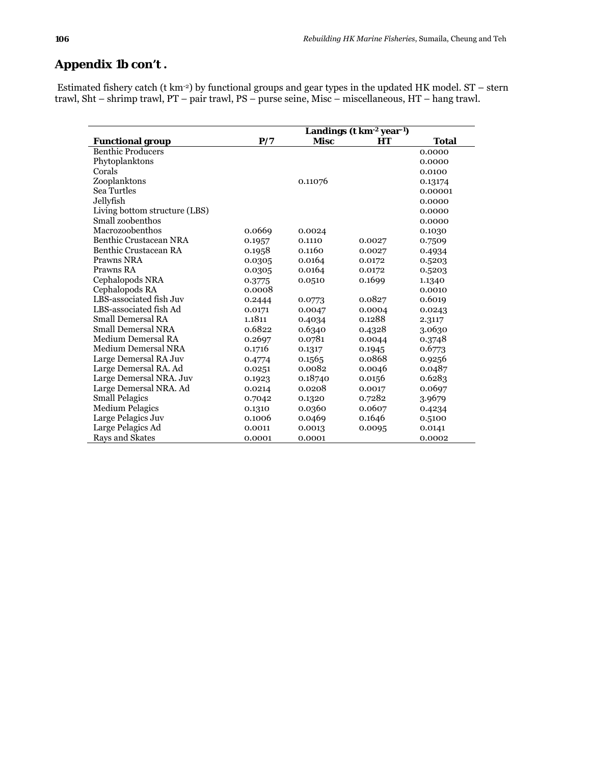## Appendix 1b con't .

Estimated fishery catch (t km-2) by functional groups and gear types in the updated HK model. ST – stern trawl, Sht – shrimp trawl, PT – pair trawl, PS – purse seine, Misc – miscellaneous, HT – hang trawl.

| | Landings (t km$^{-2}$ year$^{-1}$) | | | |
|---|---|---|---|---|
| **Functional group** | **P/7** | **Misc** | **HT** | **Total** |
| Benthic Producers | | | | 0.0000 |
| Phytoplanktons | | | | 0.0000 |
| Corals | | | | 0.0100 |
| Zooplanktons | | 0.11076 | | 0.13174 |
| Sea Turtles | | | | 0.00001 |
| Jellyfish | | | | 0.0000 |
| Living bottom structure (LBS) | | | | 0.0000 |
| Small zoobenthos | | | | 0.0000 |
| Macrozoobenthos | 0.0669 | 0.0024 | | 0.1030 |
| Benthic Crustacean NRA | 0.1957 | 0.1110 | 0.0027 | 0.7509 |
| Benthic Crustacean RA | 0.1958 | 0.1160 | 0.0027 | 0.4934 |
| Prawns NRA | 0.0305 | 0.0164 | 0.0172 | 0.5203 |
| Prawns RA | 0.0305 | 0.0164 | 0.0172 | 0.5203 |
| Cephalopods NRA | 0.3775 | 0.0510 | 0.1699 | 1.1340 |
| Cephalopods RA | 0.0008 | | | 0.0010 |
| LBS-associated fish Juv | 0.2444 | 0.0773 | 0.0827 | 0.6019 |
| LBS-associated fish Ad | 0.0171 | 0.0047 | 0.0004 | 0.0243 |
| Small Demersal RA | 1.1811 | 0.4034 | 0.1288 | 2.3117 |
| Small Demersal NRA | 0.6822 | 0.6340 | 0.4328 | 3.0630 |
| Medium Demersal RA | 0.2697 | 0.0781 | 0.0044 | 0.3748 |
| Medium Demersal NRA | 0.1716 | 0.1317 | 0.1945 | 0.6773 |
| Large Demersal RA Juv | 0.4774 | 0.1565 | 0.0868 | 0.9256 |
| Large Demersal RA. Ad | 0.0251 | 0.0082 | 0.0046 | 0.0487 |
| Large Demersal NRA. Juv | 0.1923 | 0.18740 | 0.0156 | 0.6283 |
| Large Demersal NRA. Ad | 0.0214 | 0.0208 | 0.0017 | 0.0697 |
| Small Pelagics | 0.7042 | 0.1320 | 0.7282 | 3.9679 |
| Medium Pelagics | 0.1310 | 0.0360 | 0.0607 | 0.4234 |
| Large Pelagics Juv | 0.1006 | 0.0469 | 0.1646 | 0.5100 |
| Large Pelagics Ad | 0.0011 | 0.0013 | 0.0095 | 0.0141 |
| Rays and Skates | 0.0001 | 0.0001 | | 0.0002 |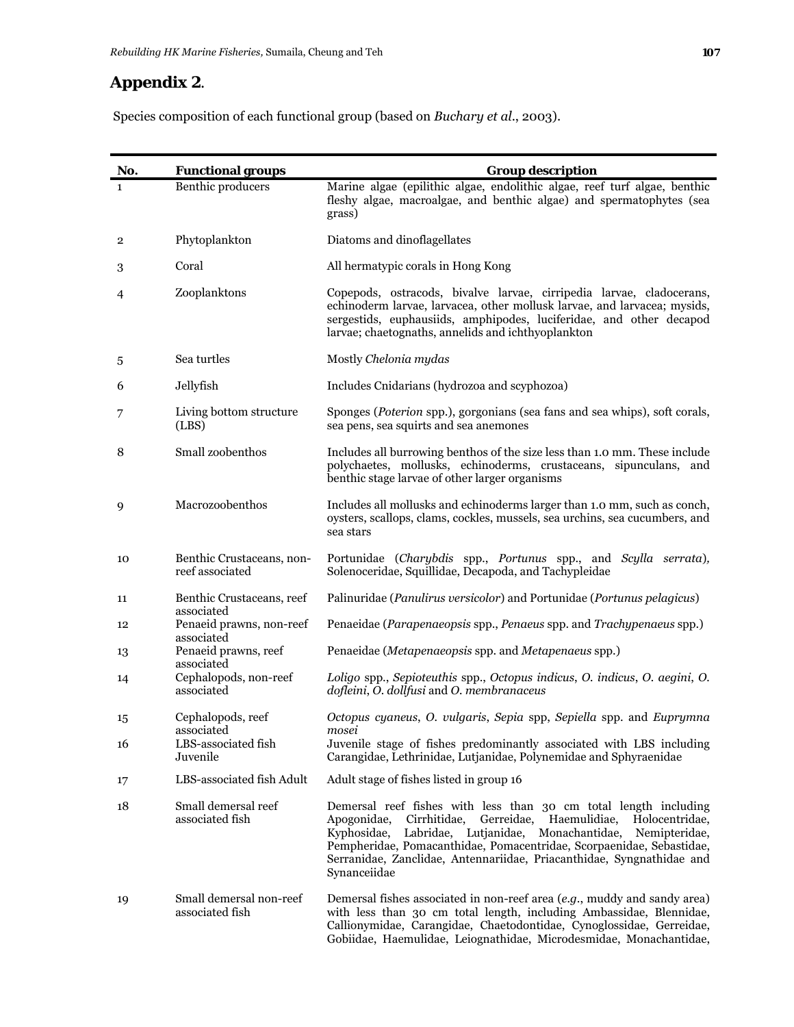## Appendix 2.

Species composition of each functional group (based on *Buchary et al*., 2003).

| No. | Functional groups | Group description |
|---|---|---|
| 1 | Benthic producers | Marine algae (epilithic algae, endolithic algae, reef turf algae, benthic fleshy algae, macroalgae, and benthic algae) and spermatophytes (sea grass) |
| 2 | Phytoplankton | Diatoms and dinoflagellates |
| 3 | Coral | All hermatypic corals in Hong Kong |
| 4 | Zooplanktons | Copepods, ostracods, bivalve larvae, cirripedia larvae, cladocerans, echinoderm larvae, larvacea, other mollusk larvae, and larvacea; mysids, sergestids, euphausiids, amphipodes, luciferidae, and other decapod larvae; chaetognaths, annelids and ichthyoplankton |
| 5 | Sea turtles | Mostly *Chelonia mydas* |
| 6 | Jellyfish | Includes Cnidarians (hydrozoa and scyphozoa) |
| 7 | Living bottom structure (LBS) | Sponges (*Poterion* spp.), gorgonians (sea fans and sea whips), soft corals, sea pens, sea squirts and sea anemones |
| 8 | Small zoobenthos | Includes all burrowing benthos of the size less than 1.0 mm. These include polychaetes, mollusks, echinoderms, crustaceans, sipunculans, and benthic stage larvae of other larger organisms |
| 9 | Macrozoobenthos | Includes all mollusks and echinoderms larger than 1.0 mm, such as conch, oysters, scallops, clams, cockles, mussels, sea urchins, sea cucumbers, and sea stars |
| 10 | Benthic Crustaceans, non-reef associated | Portunidae (*Charybdis* spp., *Portunus* spp., and *Scylla serrata*), Solenoceridae, Squillidae, Decapoda, and Tachypleidae |
| 11 | Benthic Crustaceans, reef associated | Palinuridae (*Panulirus versicolor*) and Portunidae (*Portunus pelagicus*) |
| 12 | Penaeid prawns, non-reef associated | Penaeidae (*Parapenaeopsis* spp., *Penaeus* spp. and *Trachypenaeus* spp.) |
| 13 | Penaeid prawns, reef associated | Penaeidae (*Metapenaeopsis* spp. and *Metapenaeus* spp.) |
| 14 | Cephalopods, non-reef associated | *Loligo* spp., *Sepioteuthis* spp., *Octopus indicus*, *O. indicus*, *O. aegini*, *O. dofleini*, *O. dollfusi* and *O. membranaceus* |
| 15 | Cephalopods, reef associated | *Octopus cyaneus*, *O. vulgaris*, *Sepia* spp, *Sepiella* spp. and *Euprymna mosei* |
| 16 | LBS-associated fish Juvenile | Juvenile stage of fishes predominantly associated with LBS including Carangidae, Lethrinidae, Lutjanidae, Polynemidae and Sphyraenidae |
| 17 | LBS-associated fish Adult | Adult stage of fishes listed in group 16 |
| 18 | Small demersal reef associated fish | Demersal reef fishes with less than 30 cm total length including Apogonidae, Cirrhitidae, Gerreidae, Haemulidiae, Holocentridae, Kyphosidae, Labridae, Lutjanidae, Monachantidae, Nemipteridae, Pempheridae, Pomacanthidae, Pomacentridae, Scorpaenidae, Sebastidae, Serranidae, Zanclidae, Antennariidae, Priacanthidae, Syngnathidae and Synanceiidae |
| 19 | Small demersal non-reef associated fish | Demersal fishes associated in non-reef area (*e.g.*, muddy and sandy area) with less than 30 cm total length, including Ambassidae, Blennidae, Callionymidae, Carangidae, Chaetodontidae, Cynoglossidae, Gerreidae, Gobiidae, Haemulidae, Leiognathidae, Microdesmidae, Monachantidae, |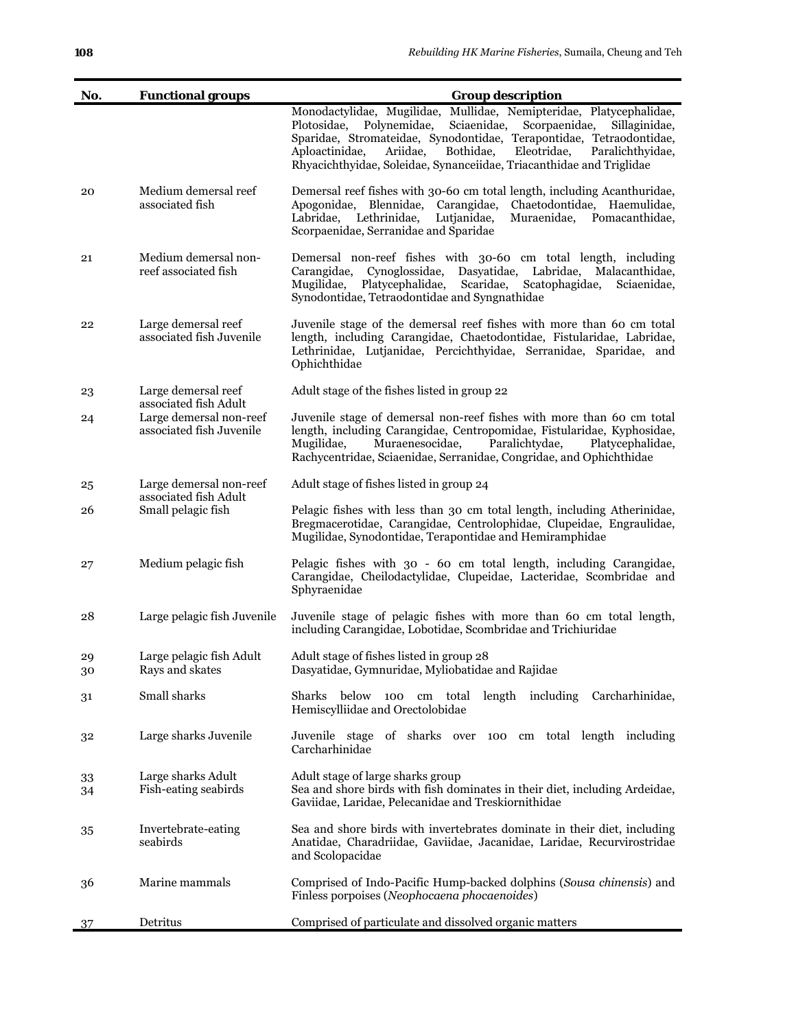| No. | Functional groups | Group description |
|---|---|---|
| | | Monodactylidae, Mugilidae, Mullidae, Nemipteridae, Platycephalidae, Plotosidae, Polynemidae, Sciaenidae, Scorpaenidae, Sillaginidae, Sparidae, Stromateidae, Synodontidae, Terapontidae, Tetraodontidae, Aploactinidae, Ariidae, Bothidae, Eleotridae, Paralichthyidae, Rhyacichthyidae, Soleidae, Synanceiidae, Triacanthidae and Triglidae |
| 20 | Medium demersal reef associated fish | Demersal reef fishes with 30-60 cm total length, including Acanthuridae, Apogonidae, Blennidae, Carangidae, Chaetodontidae, Haemulidae, Labridae, Lethrinidae, Lutjanidae, Muraenidae, Pomacanthidae, Scorpaenidae, Serranidae and Sparidae |
| 21 | Medium demersal non-reef associated fish | Demersal non-reef fishes with 30-60 cm total length, including Carangidae, Cynoglossidae, Dasyatidae, Labridae, Malacanthidae, Mugilidae, Platycephalidae, Scaridae, Scatophagidae, Sciaenidae, Synodontidae, Tetraodontidae and Syngnathidae |
| 22 | Large demersal reef associated fish Juvenile | Juvenile stage of the demersal reef fishes with more than 60 cm total length, including Carangidae, Chaetodontidae, Fistularidae, Labridae, Lethrinidae, Lutjanidae, Percichthyidae, Serranidae, Sparidae, and Ophichthidae |
| 23 | Large demersal reef associated fish Adult | Adult stage of the fishes listed in group 22 |
| 24 | Large demersal non-reef associated fish Juvenile | Juvenile stage of demersal non-reef fishes with more than 60 cm total length, including Carangidae, Centropomidae, Fistularidae, Kyphosidae, Mugilidae, Muraenesocidae, Paralichtydae, Platycephalidae, Rachycentridae, Sciaenidae, Serranidae, Congridae, and Ophichthidae |
| 25 | Large demersal non-reef associated fish Adult | Adult stage of fishes listed in group 24 |
| 26 | Small pelagic fish | Pelagic fishes with less than 30 cm total length, including Atherinidae, Bregmacerotidae, Carangidae, Centrolophidae, Clupeidae, Engraulidae, Mugilidae, Synodontidae, Terapontidae and Hemiramphidae |
| 27 | Medium pelagic fish | Pelagic fishes with 30 - 60 cm total length, including Carangidae, Carangidae, Cheilodactylidae, Clupeidae, Lacteridae, Scombridae and Sphyraenidae |
| 28 | Large pelagic fish Juvenile | Juvenile stage of pelagic fishes with more than 60 cm total length, including Carangidae, Lobotidae, Scombridae and Trichiuridae |
| 29 | Large pelagic fish Adult | Adult stage of fishes listed in group 28 |
| 30 | Rays and skates | Dasyatidae, Gymnuridae, Myliobatidae and Rajidae |
| 31 | Small sharks | Sharks below 100 cm total length including Carcharhinidae, Hemiscylliidae and Orectolobidae |
| 32 | Large sharks Juvenile | Juvenile stage of sharks over 100 cm total length including Carcharhinidae |
| 33 | Large sharks Adult | Adult stage of large sharks group |
| 34 | Fish-eating seabirds | Sea and shore birds with fish dominates in their diet, including Ardeidae, Gaviidae, Laridae, Pelecanidae and Treskiornithidae |
| 35 | Invertebrate-eating seabirds | Sea and shore birds with invertebrates dominate in their diet, including Anatidae, Charadriidae, Gaviidae, Jacanidae, Laridae, Recurvirostridae and Scolopacidae |
| 36 | Marine mammals | Comprised of Indo-Pacific Hump-backed dolphins (*Sousa chinensis*) and Finless porpoises (*Neophocaena phocaenoides*) |
| 37 | Detritus | Comprised of particulate and dissolved organic matters |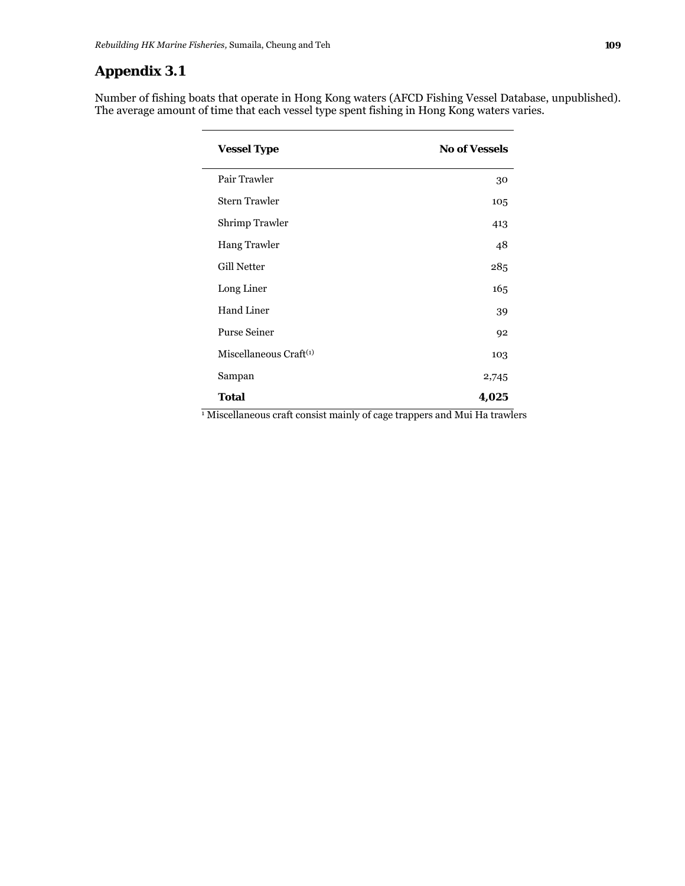# Appendix 3.1

Number of fishing boats that operate in Hong Kong waters (AFCD Fishing Vessel Database, unpublished). The average amount of time that each vessel type spent fishing in Hong Kong waters varies.

| Vessel Type | No of Vessels |
|---|---:|
| Pair Trawler | 30 |
| Stern Trawler | 105 |
| Shrimp Trawler | 413 |
| Hang Trawler | 48 |
| Gill Netter | 285 |
| Long Liner | 165 |
| Hand Liner | 39 |
| Purse Seiner | 92 |
| Miscellaneous Craft(1) | 103 |
| Sampan | 2,745 |
| **Total** | **4,025** |

[1] Miscellaneous craft consist mainly of cage trappers and Mui Ha trawlers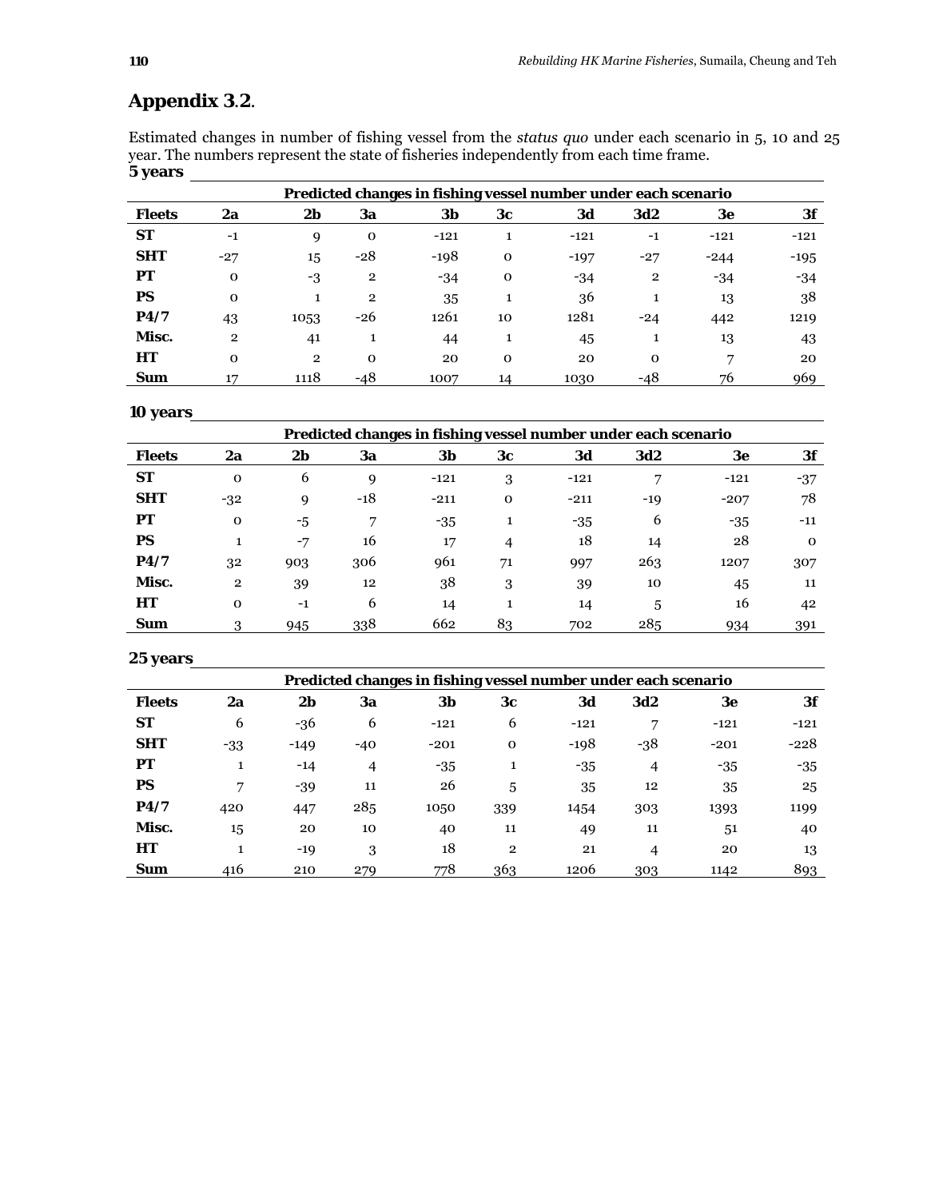## Appendix 3.2.

Estimated changes in number of fishing vessel from the *status quo* under each scenario in 5, 10 and 25 year. The numbers represent the state of fisheries independently from each time frame.

**5 years**

| | Predicted changes in fishing vessel number under each scenario | | | | | | | | |
|---|---|---|---|---|---|---|---|---|---|
| **Fleets** | **2a** | **2b** | **3a** | **3b** | **3c** | **3d** | **3d2** | **3e** | **3f** |
| **ST** | -1 | 9 | 0 | -121 | 1 | -121 | -1 | -121 | -121 |
| **SHT** | -27 | 15 | -28 | -198 | 0 | -197 | -27 | -244 | -195 |
| **PT** | 0 | -3 | 2 | -34 | 0 | -34 | 2 | -34 | -34 |
| **PS** | 0 | 1 | 2 | 35 | 1 | 36 | 1 | 13 | 38 |
| **P4/7** | 43 | 1053 | -26 | 1261 | 10 | 1281 | -24 | 442 | 1219 |
| **Misc.** | 2 | 41 | 1 | 44 | 1 | 45 | 1 | 13 | 43 |
| **HT** | 0 | 2 | 0 | 20 | 0 | 20 | 0 | 7 | 20 |
| **Sum** | 17 | 1118 | -48 | 1007 | 14 | 1030 | -48 | 76 | 969 |

**10 years**

| | Predicted changes in fishing vessel number under each scenario | | | | | | | | |
|---|---|---|---|---|---|---|---|---|---|
| **Fleets** | **2a** | **2b** | **3a** | **3b** | **3c** | **3d** | **3d2** | **3e** | **3f** |
| **ST** | 0 | 6 | 9 | -121 | 3 | -121 | 7 | -121 | -37 |
| **SHT** | -32 | 9 | -18 | -211 | 0 | -211 | -19 | -207 | 78 |
| **PT** | 0 | -5 | 7 | -35 | 1 | -35 | 6 | -35 | -11 |
| **PS** | 1 | -7 | 16 | 17 | 4 | 18 | 14 | 28 | 0 |
| **P4/7** | 32 | 903 | 306 | 961 | 71 | 997 | 263 | 1207 | 307 |
| **Misc.** | 2 | 39 | 12 | 38 | 3 | 39 | 10 | 45 | 11 |
| **HT** | 0 | -1 | 6 | 14 | 1 | 14 | 5 | 16 | 42 |
| **Sum** | 3 | 945 | 338 | 662 | 83 | 702 | 285 | 934 | 391 |

**25 years**

| | Predicted changes in fishing vessel number under each scenario | | | | | | | | |
|---|---|---|---|---|---|---|---|---|---|
| **Fleets** | **2a** | **2b** | **3a** | **3b** | **3c** | **3d** | **3d2** | **3e** | **3f** |
| **ST** | 6 | -36 | 6 | -121 | 6 | -121 | 7 | -121 | -121 |
| **SHT** | -33 | -149 | -40 | -201 | 0 | -198 | -38 | -201 | -228 |
| **PT** | 1 | -14 | 4 | -35 | 1 | -35 | 4 | -35 | -35 |
| **PS** | 7 | -39 | 11 | 26 | 5 | 35 | 12 | 35 | 25 |
| **P4/7** | 420 | 447 | 285 | 1050 | 339 | 1454 | 303 | 1393 | 1199 |
| **Misc.** | 15 | 20 | 10 | 40 | 11 | 49 | 11 | 51 | 40 |
| **HT** | 1 | -19 | 3 | 18 | 2 | 21 | 4 | 20 | 13 |
| **Sum** | 416 | 210 | 279 | 778 | 363 | 1206 | 303 | 1142 | 893 |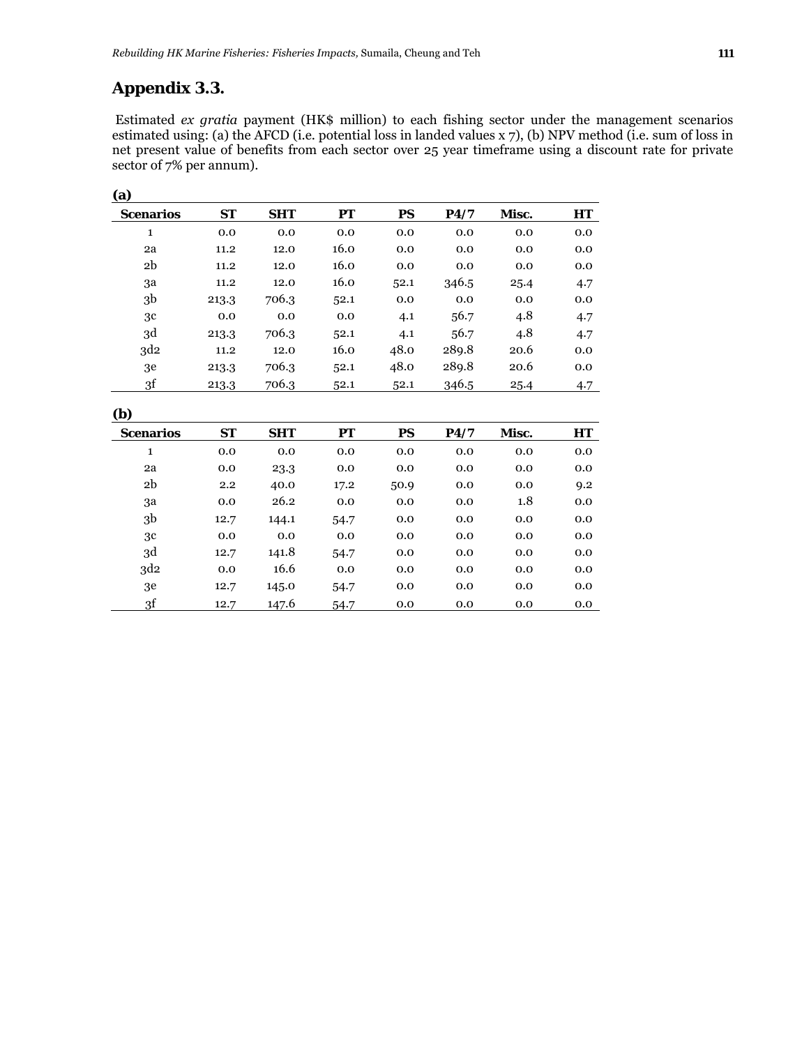## Appendix 3.3.

Estimated *ex gratia* payment (HK$ million) to each fishing sector under the management scenarios estimated using: (a) the AFCD (i.e. potential loss in landed values x 7), (b) NPV method (i.e. sum of loss in net present value of benefits from each sector over 25 year timeframe using a discount rate for private sector of 7% per annum).

**(a)**

| Scenarios | ST | SHT | PT | PS | P4/7 | Misc. | HT |
|---|---|---|---|---|---|---|---|
| 1 | 0.0 | 0.0 | 0.0 | 0.0 | 0.0 | 0.0 | 0.0 |
| 2a | 11.2 | 12.0 | 16.0 | 0.0 | 0.0 | 0.0 | 0.0 |
| 2b | 11.2 | 12.0 | 16.0 | 0.0 | 0.0 | 0.0 | 0.0 |
| 3a | 11.2 | 12.0 | 16.0 | 52.1 | 346.5 | 25.4 | 4.7 |
| 3b | 213.3 | 706.3 | 52.1 | 0.0 | 0.0 | 0.0 | 0.0 |
| 3c | 0.0 | 0.0 | 0.0 | 4.1 | 56.7 | 4.8 | 4.7 |
| 3d | 213.3 | 706.3 | 52.1 | 4.1 | 56.7 | 4.8 | 4.7 |
| 3d2 | 11.2 | 12.0 | 16.0 | 48.0 | 289.8 | 20.6 | 0.0 |
| 3e | 213.3 | 706.3 | 52.1 | 48.0 | 289.8 | 20.6 | 0.0 |
| 3f | 213.3 | 706.3 | 52.1 | 52.1 | 346.5 | 25.4 | 4.7 |

**(b)**

| Scenarios | ST | SHT | PT | PS | P4/7 | Misc. | HT |
|---|---|---|---|---|---|---|---|
| 1 | 0.0 | 0.0 | 0.0 | 0.0 | 0.0 | 0.0 | 0.0 |
| 2a | 0.0 | 23.3 | 0.0 | 0.0 | 0.0 | 0.0 | 0.0 |
| 2b | 2.2 | 40.0 | 17.2 | 50.9 | 0.0 | 0.0 | 9.2 |
| 3a | 0.0 | 26.2 | 0.0 | 0.0 | 0.0 | 1.8 | 0.0 |
| 3b | 12.7 | 144.1 | 54.7 | 0.0 | 0.0 | 0.0 | 0.0 |
| 3c | 0.0 | 0.0 | 0.0 | 0.0 | 0.0 | 0.0 | 0.0 |
| 3d | 12.7 | 141.8 | 54.7 | 0.0 | 0.0 | 0.0 | 0.0 |
| 3d2 | 0.0 | 16.6 | 0.0 | 0.0 | 0.0 | 0.0 | 0.0 |
| 3e | 12.7 | 145.0 | 54.7 | 0.0 | 0.0 | 0.0 | 0.0 |
| 3f | 12.7 | 147.6 | 54.7 | 0.0 | 0.0 | 0.0 | 0.0 |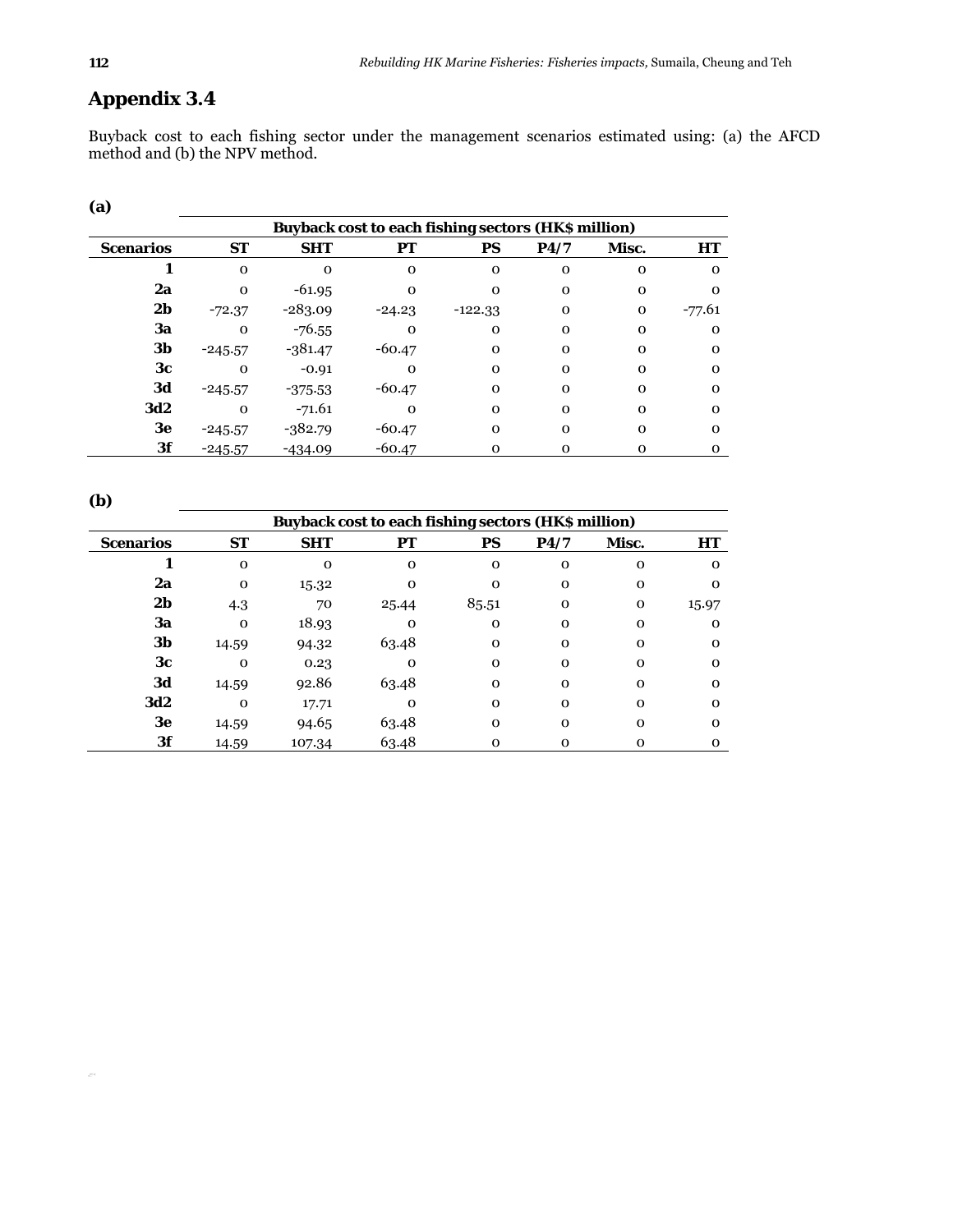## Appendix 3.4

Buyback cost to each fishing sector under the management scenarios estimated using: (a) the AFCD method and (b) the NPV method.

**(a)**

| | Buyback cost to each fishing sectors (HK$ million) | | | | | | |
|---|---|---|---|---|---|---|---|
| **Scenarios** | **ST** | **SHT** | **PT** | **PS** | **P4/7** | **Misc.** | **HT** |
| **1** | 0 | 0 | 0 | 0 | 0 | 0 | 0 |
| **2a** | 0 | -61.95 | 0 | 0 | 0 | 0 | 0 |
| **2b** | -72.37 | -283.09 | -24.23 | -122.33 | 0 | 0 | -77.61 |
| **3a** | 0 | -76.55 | 0 | 0 | 0 | 0 | 0 |
| **3b** | -245.57 | -381.47 | -60.47 | 0 | 0 | 0 | 0 |
| **3c** | 0 | -0.91 | 0 | 0 | 0 | 0 | 0 |
| **3d** | -245.57 | -375.53 | -60.47 | 0 | 0 | 0 | 0 |
| **3d2** | 0 | -71.61 | 0 | 0 | 0 | 0 | 0 |
| **3e** | -245.57 | -382.79 | -60.47 | 0 | 0 | 0 | 0 |
| **3f** | -245.57 | -434.09 | -60.47 | 0 | 0 | 0 | 0 |

**(b)**

| | Buyback cost to each fishing sectors (HK$ million) | | | | | | |
|---|---|---|---|---|---|---|---|
| **Scenarios** | **ST** | **SHT** | **PT** | **PS** | **P4/7** | **Misc.** | **HT** |
| **1** | 0 | 0 | 0 | 0 | 0 | 0 | 0 |
| **2a** | 0 | 15.32 | 0 | 0 | 0 | 0 | 0 |
| **2b** | 4.3 | 70 | 25.44 | 85.51 | 0 | 0 | 15.97 |
| **3a** | 0 | 18.93 | 0 | 0 | 0 | 0 | 0 |
| **3b** | 14.59 | 94.32 | 63.48 | 0 | 0 | 0 | 0 |
| **3c** | 0 | 0.23 | 0 | 0 | 0 | 0 | 0 |
| **3d** | 14.59 | 92.86 | 63.48 | 0 | 0 | 0 | 0 |
| **3d2** | 0 | 17.71 | 0 | 0 | 0 | 0 | 0 |
| **3e** | 14.59 | 94.65 | 63.48 | 0 | 0 | 0 | 0 |
| **3f** | 14.59 | 107.34 | 63.48 | 0 | 0 | 0 | 0 |